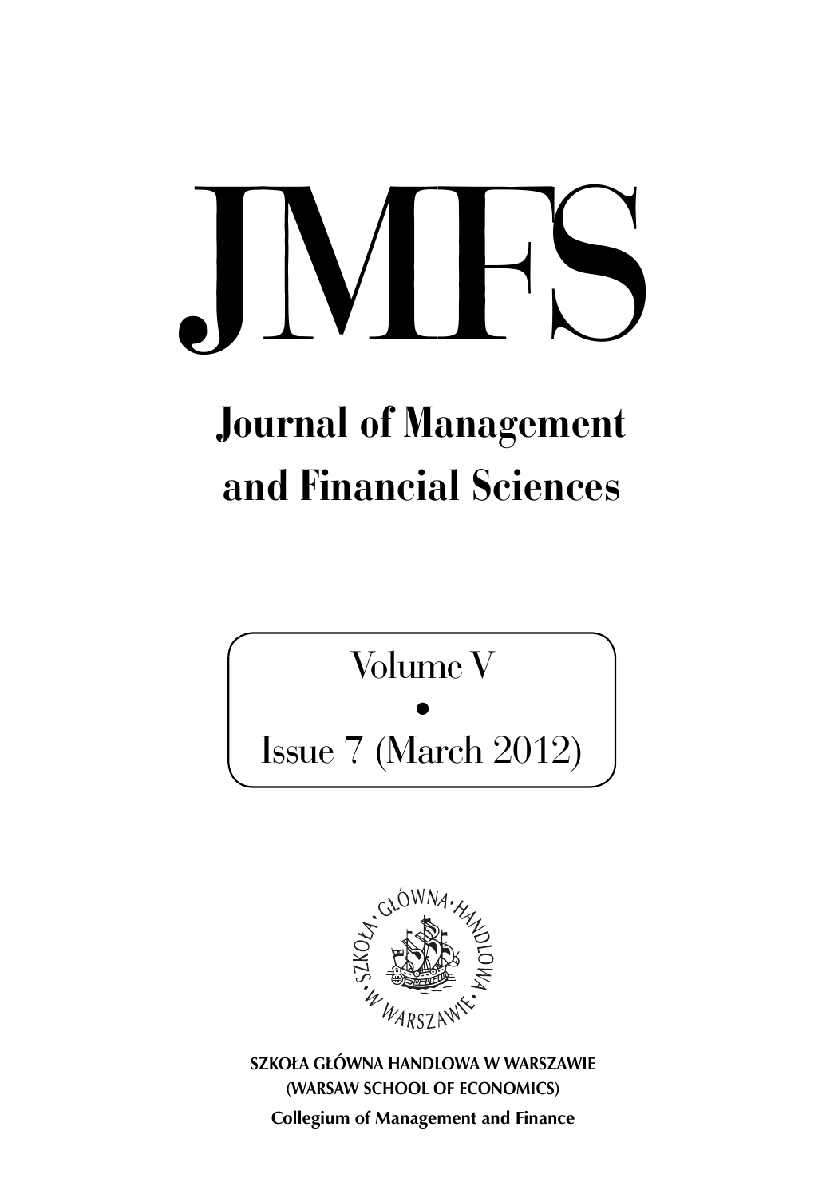# JMFS

## Journal of Management and Financial Sciences

Volume V

•

Issue 7 (March 2012)

SZKOŁA GŁÓWNA HANDLOWA W WARSZAWIE

(WARSAW SCHOOL OF ECONOMICS)

Collegium of Management and Finance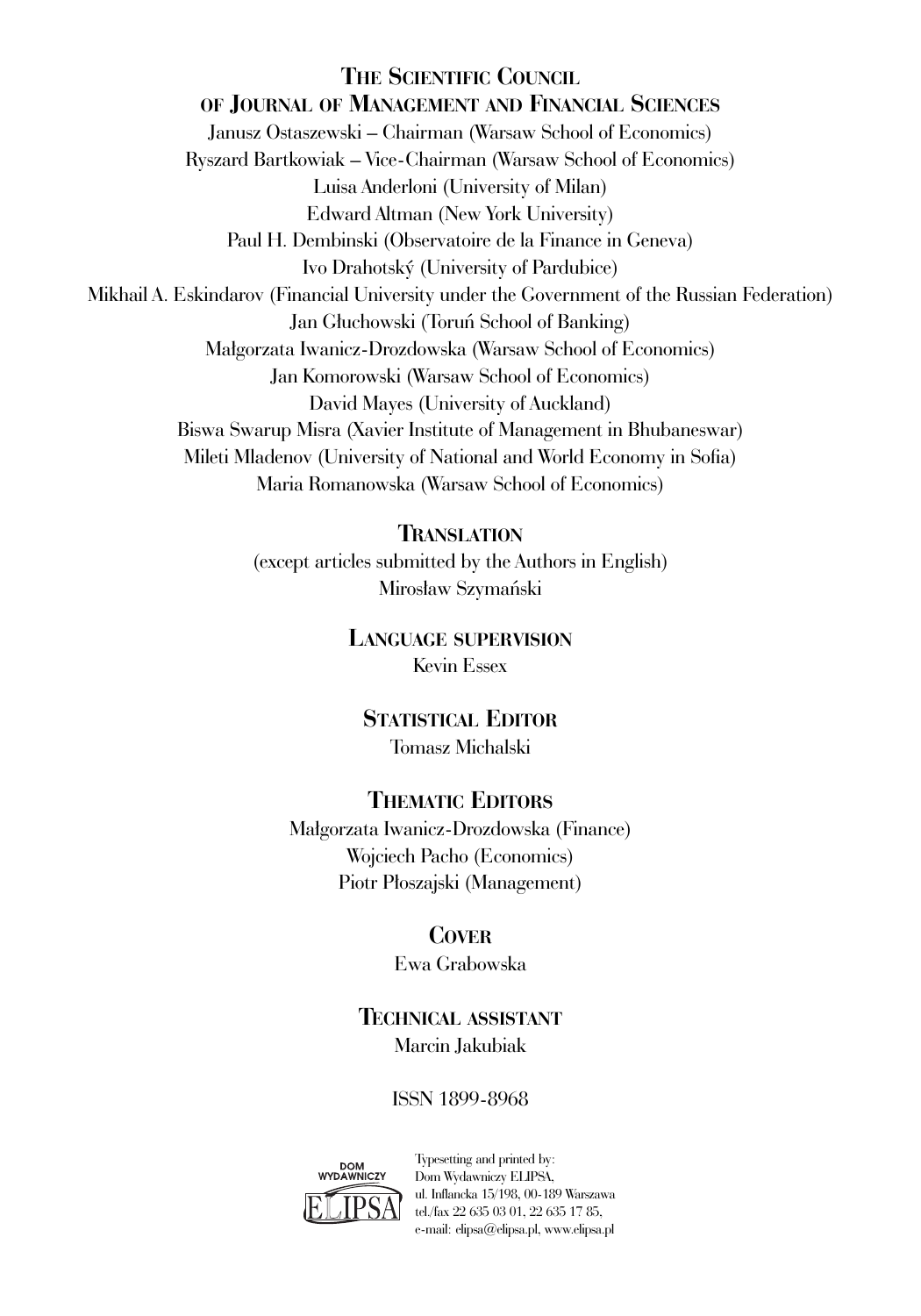## The Scientific Council of Journal of Management and Financial Sciences

Janusz Ostaszewski – Chairman (Warsaw School of Economics)
Ryszard Bartkowiak – Vice-Chairman (Warsaw School of Economics)
Luisa Anderloni (University of Milan)
Edward Altman (New York University)
Paul H. Dembinski (Observatoire de la Finance in Geneva)
Ivo Drahotský (University of Pardubice)
Mikhail A. Eskindarov (Financial University under the Government of the Russian Federation)
Jan Głuchowski (Toruń School of Banking)
Małgorzata Iwanicz-Drozdowska (Warsaw School of Economics)
Jan Komorowski (Warsaw School of Economics)
David Mayes (University of Auckland)
Biswa Swarup Misra (Xavier Institute of Management in Bhubaneswar)
Mileti Mladenov (University of National and World Economy in Sofia)
Maria Romanowska (Warsaw School of Economics)

## Translation

(except articles submitted by the Authors in English)
Mirosław Szymański

## Language supervision

Kevin Essex

## Statistical Editor

Tomasz Michalski

## Thematic Editors

Małgorzata Iwanicz-Drozdowska (Finance)
Wojciech Pacho (Economics)
Piotr Płoszajski (Management)

## Cover

Ewa Grabowska

## Technical assistant

Marcin Jakubiak

ISSN 1899-8968

Typesetting and printed by:
Dom Wydawniczy ELIPSA,
ul. Inflancka 15/198, 00-189 Warszawa
tel./fax 22 635 03 01, 22 635 17 85,
e-mail: elipsa@elipsa.pl, www.elipsa.pl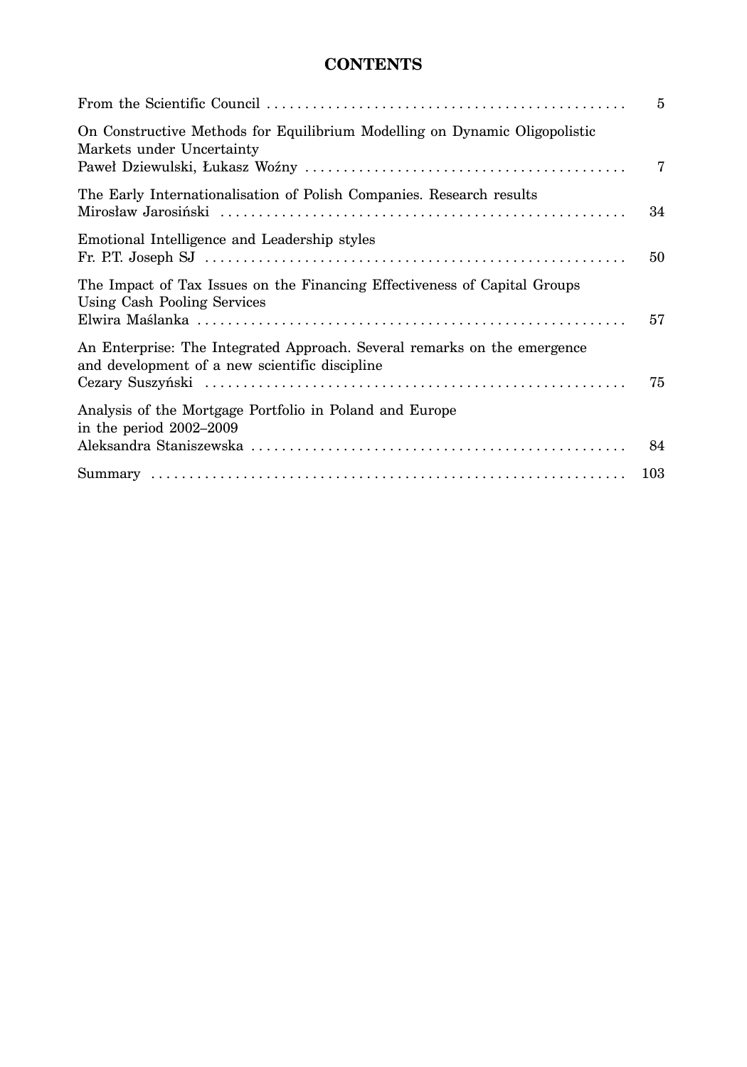# CONTENTS

| | |
|---|---|
| From the Scientific Council | 5 |
| On Constructive Methods for Equilibrium Modelling on Dynamic Oligopolistic Markets under Uncertainty<br>Paweł Dziewulski, Łukasz Woźny | 7 |
| The Early Internationalisation of Polish Companies. Research results<br>Mirosław Jarosiński | 34 |
| Emotional Intelligence and Leadership styles<br>Fr. P.T. Joseph SJ | 50 |
| The Impact of Tax Issues on the Financing Effectiveness of Capital Groups Using Cash Pooling Services<br>Elwira Maślanka | 57 |
| An Enterprise: The Integrated Approach. Several remarks on the emergence and development of a new scientific discipline<br>Cezary Suszyński | 75 |
| Analysis of the Mortgage Portfolio in Poland and Europe in the period 2002–2009<br>Aleksandra Staniszewska | 84 |
| Summary | 103 |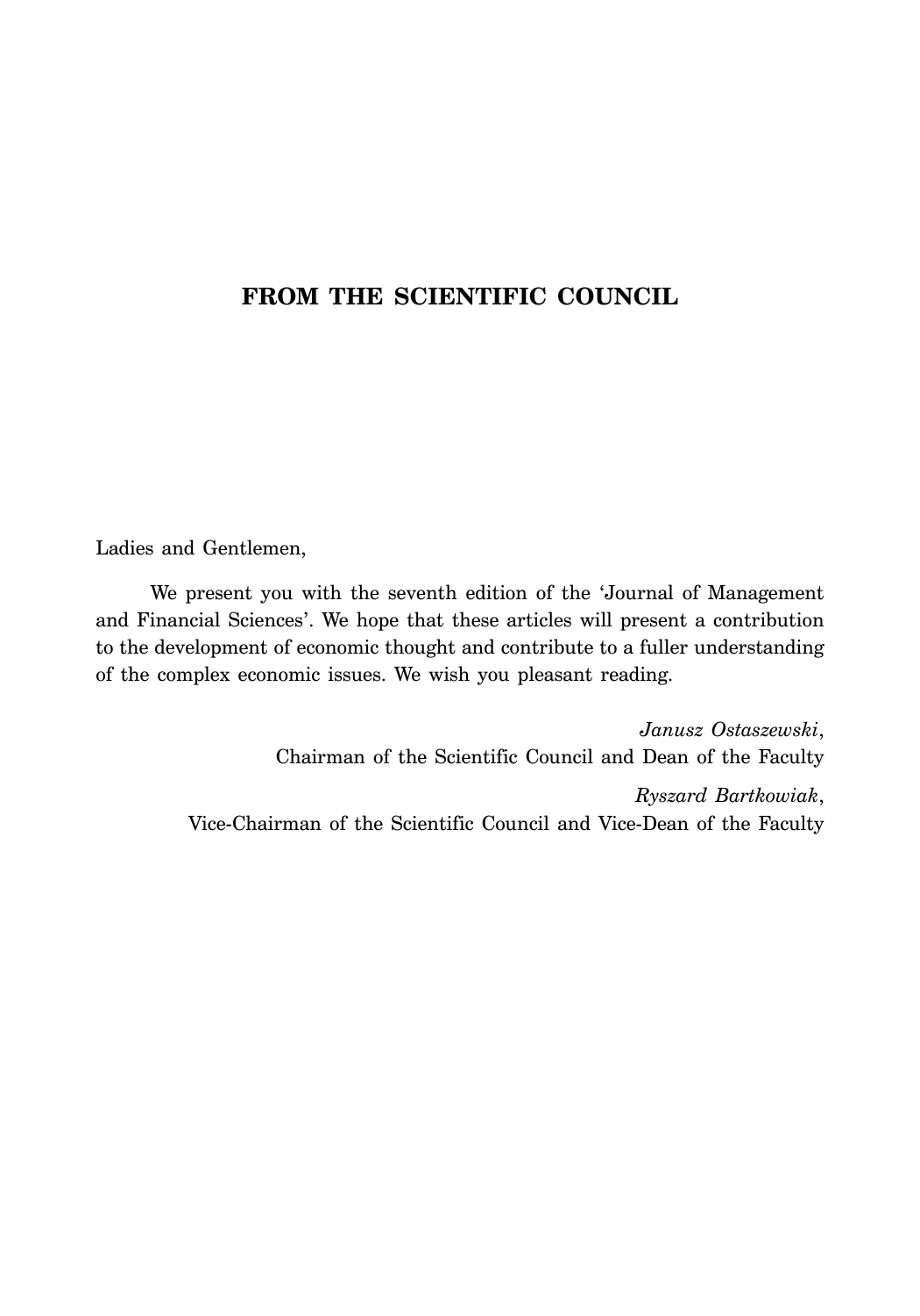# FROM THE SCIENTIFIC COUNCIL

Ladies and Gentlemen,

We present you with the seventh edition of the 'Journal of Management and Financial Sciences'. We hope that these articles will present a contribution to the development of economic thought and contribute to a fuller understanding of the complex economic issues. We wish you pleasant reading.

*Janusz Ostaszewski*,
Chairman of the Scientific Council and Dean of the Faculty

*Ryszard Bartkowiak*,
Vice-Chairman of the Scientific Council and Vice-Dean of the Faculty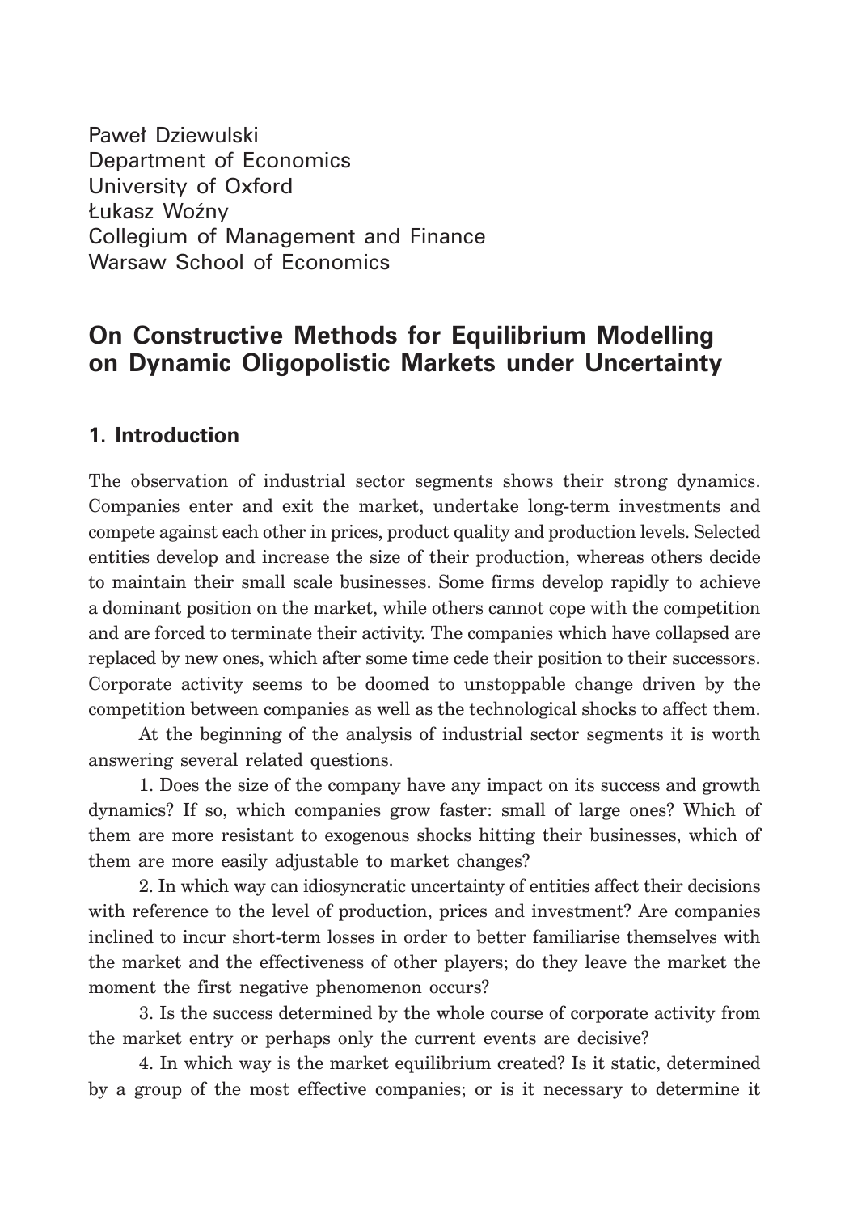Paweł Dziewulski
Department of Economics
University of Oxford
Łukasz Woźny
Collegium of Management and Finance
Warsaw School of Economics

# On Constructive Methods for Equilibrium Modelling on Dynamic Oligopolistic Markets under Uncertainty

## 1. Introduction

The observation of industrial sector segments shows their strong dynamics. Companies enter and exit the market, undertake long-term investments and compete against each other in prices, product quality and production levels. Selected entities develop and increase the size of their production, whereas others decide to maintain their small scale businesses. Some firms develop rapidly to achieve a dominant position on the market, while others cannot cope with the competition and are forced to terminate their activity. The companies which have collapsed are replaced by new ones, which after some time cede their position to their successors. Corporate activity seems to be doomed to unstoppable change driven by the competition between companies as well as the technological shocks to affect them.

At the beginning of the analysis of industrial sector segments it is worth answering several related questions.

1. Does the size of the company have any impact on its success and growth dynamics? If so, which companies grow faster: small of large ones? Which of them are more resistant to exogenous shocks hitting their businesses, which of them are more easily adjustable to market changes?

2. In which way can idiosyncratic uncertainty of entities affect their decisions with reference to the level of production, prices and investment? Are companies inclined to incur short-term losses in order to better familiarise themselves with the market and the effectiveness of other players; do they leave the market the moment the first negative phenomenon occurs?

3. Is the success determined by the whole course of corporate activity from the market entry or perhaps only the current events are decisive?

4. In which way is the market equilibrium created? Is it static, determined by a group of the most effective companies; or is it necessary to determine it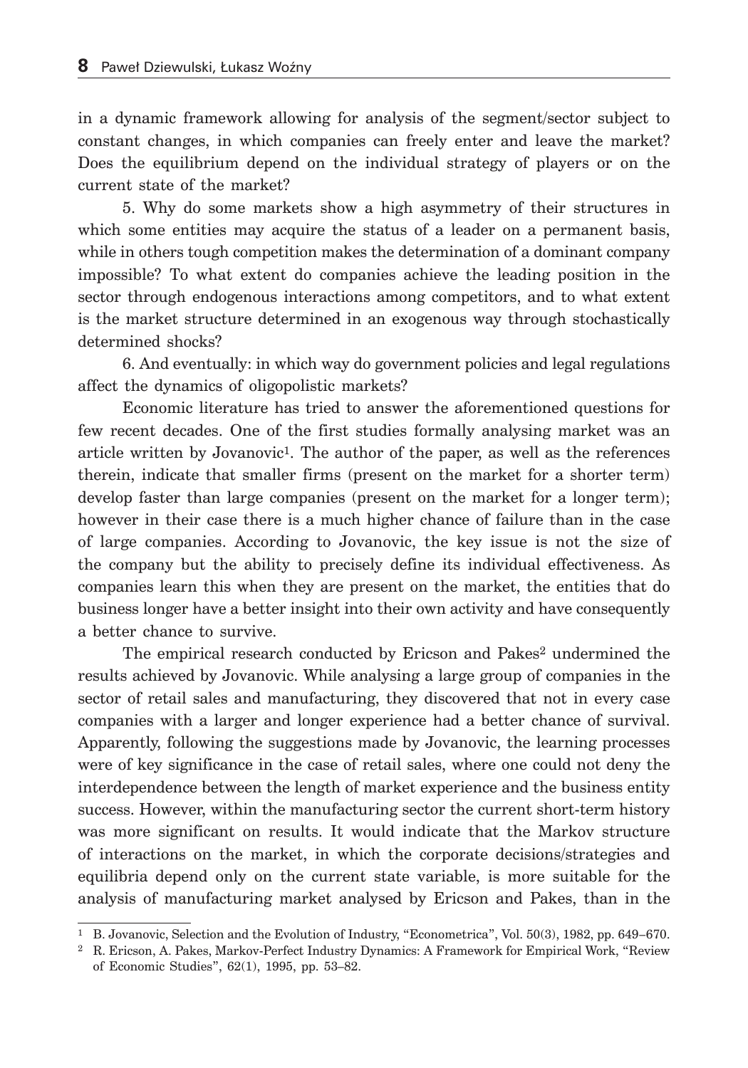in a dynamic framework allowing for analysis of the segment/sector subject to constant changes, in which companies can freely enter and leave the market? Does the equilibrium depend on the individual strategy of players or on the current state of the market?

5. Why do some markets show a high asymmetry of their structures in which some entities may acquire the status of a leader on a permanent basis, while in others tough competition makes the determination of a dominant company impossible? To what extent do companies achieve the leading position in the sector through endogenous interactions among competitors, and to what extent is the market structure determined in an exogenous way through stochastically determined shocks?

6. And eventually: in which way do government policies and legal regulations affect the dynamics of oligopolistic markets?

Economic literature has tried to answer the aforementioned questions for few recent decades. One of the first studies formally analysing market was an article written by Jovanovic[1]. The author of the paper, as well as the references therein, indicate that smaller firms (present on the market for a shorter term) develop faster than large companies (present on the market for a longer term); however in their case there is a much higher chance of failure than in the case of large companies. According to Jovanovic, the key issue is not the size of the company but the ability to precisely define its individual effectiveness. As companies learn this when they are present on the market, the entities that do business longer have a better insight into their own activity and have consequently a better chance to survive.

The empirical research conducted by Ericson and Pakes[2] undermined the results achieved by Jovanovic. While analysing a large group of companies in the sector of retail sales and manufacturing, they discovered that not in every case companies with a larger and longer experience had a better chance of survival. Apparently, following the suggestions made by Jovanovic, the learning processes were of key significance in the case of retail sales, where one could not deny the interdependence between the length of market experience and the business entity success. However, within the manufacturing sector the current short-term history was more significant on results. It would indicate that the Markov structure of interactions on the market, in which the corporate decisions/strategies and equilibria depend only on the current state variable, is more suitable for the analysis of manufacturing market analysed by Ericson and Pakes, than in the

---

[1] B. Jovanovic, Selection and the Evolution of Industry, "Econometrica", Vol. 50(3), 1982, pp. 649–670.

[2] R. Ericson, A. Pakes, Markov-Perfect Industry Dynamics: A Framework for Empirical Work, "Review of Economic Studies", 62(1), 1995, pp. 53–82.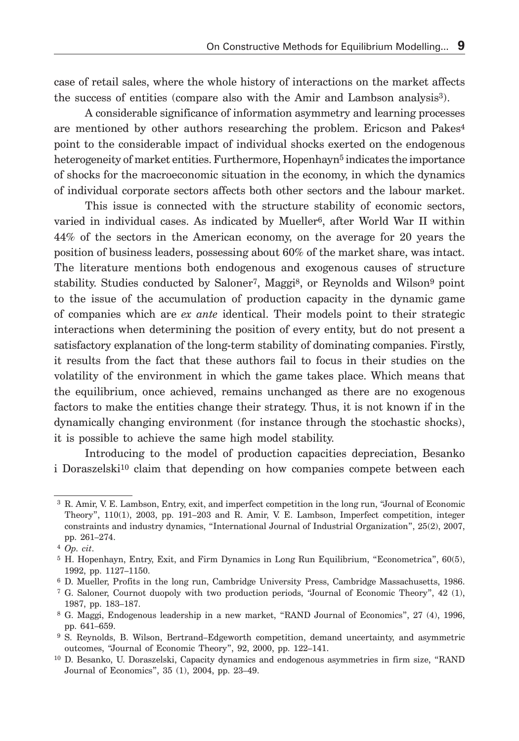case of retail sales, where the whole history of interactions on the market affects the success of entities (compare also with the Amir and Lambson analysis[3]).

A considerable significance of information asymmetry and learning processes are mentioned by other authors researching the problem. Ericson and Pakes[4] point to the considerable impact of individual shocks exerted on the endogenous heterogeneity of market entities. Furthermore, Hopenhayn[5] indicates the importance of shocks for the macroeconomic situation in the economy, in which the dynamics of individual corporate sectors affects both other sectors and the labour market.

This issue is connected with the structure stability of economic sectors, varied in individual cases. As indicated by Mueller[6], after World War II within 44% of the sectors in the American economy, on the average for 20 years the position of business leaders, possessing about 60% of the market share, was intact. The literature mentions both endogenous and exogenous causes of structure stability. Studies conducted by Saloner[7], Maggi[8], or Reynolds and Wilson[9] point to the issue of the accumulation of production capacity in the dynamic game of companies which are *ex ante* identical. Their models point to their strategic interactions when determining the position of every entity, but do not present a satisfactory explanation of the long-term stability of dominating companies. Firstly, it results from the fact that these authors fail to focus in their studies on the volatility of the environment in which the game takes place. Which means that the equilibrium, once achieved, remains unchanged as there are no exogenous factors to make the entities change their strategy. Thus, it is not known if in the dynamically changing environment (for instance through the stochastic shocks), it is possible to achieve the same high model stability.

Introducing to the model of production capacities depreciation, Besanko i Doraszelski[10] claim that depending on how companies compete between each

---

[3] R. Amir, V. E. Lambson, Entry, exit, and imperfect competition in the long run, "Journal of Economic Theory", 110(1), 2003, pp. 191–203 and R. Amir, V. E. Lambson, Imperfect competition, integer constraints and industry dynamics, "International Journal of Industrial Organization", 25(2), 2007, pp. 261–274.

[4] *Op. cit*.

[5] H. Hopenhayn, Entry, Exit, and Firm Dynamics in Long Run Equilibrium, "Econometrica", 60(5), 1992, pp. 1127–1150.

[6] D. Mueller, Profits in the long run, Cambridge University Press, Cambridge Massachusetts, 1986.

[7] G. Saloner, Cournot duopoly with two production periods, "Journal of Economic Theory", 42 (1), 1987, pp. 183–187.

[8] G. Maggi, Endogenous leadership in a new market, "RAND Journal of Economics", 27 (4), 1996, pp. 641–659.

[9] S. Reynolds, B. Wilson, Bertrand–Edgeworth competition, demand uncertainty, and asymmetric outcomes, "Journal of Economic Theory", 92, 2000, pp. 122–141.

[10] D. Besanko, U. Doraszelski, Capacity dynamics and endogenous asymmetries in firm size, "RAND Journal of Economics", 35 (1), 2004, pp. 23–49.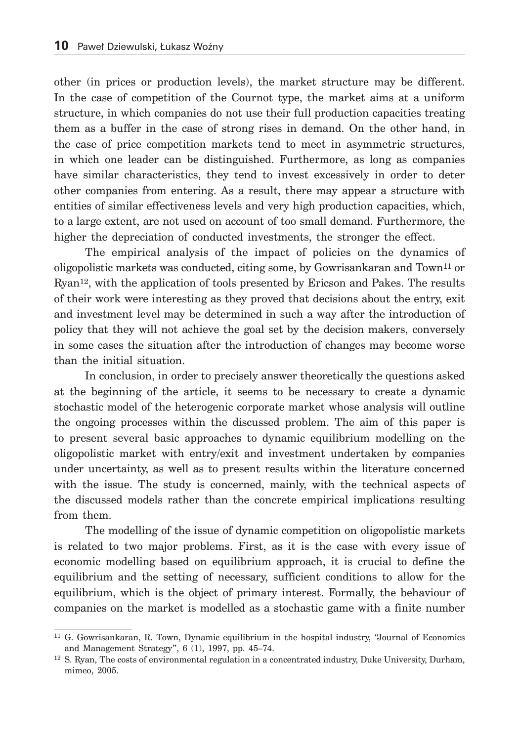other (in prices or production levels), the market structure may be different. In the case of competition of the Cournot type, the market aims at a uniform structure, in which companies do not use their full production capacities treating them as a buffer in the case of strong rises in demand. On the other hand, in the case of price competition markets tend to meet in asymmetric structures, in which one leader can be distinguished. Furthermore, as long as companies have similar characteristics, they tend to invest excessively in order to deter other companies from entering. As a result, there may appear a structure with entities of similar effectiveness levels and very high production capacities, which, to a large extent, are not used on account of too small demand. Furthermore, the higher the depreciation of conducted investments, the stronger the effect.

The empirical analysis of the impact of policies on the dynamics of oligopolistic markets was conducted, citing some, by Gowrisankaran and Town[11] or Ryan[12], with the application of tools presented by Ericson and Pakes. The results of their work were interesting as they proved that decisions about the entry, exit and investment level may be determined in such a way after the introduction of policy that they will not achieve the goal set by the decision makers, conversely in some cases the situation after the introduction of changes may become worse than the initial situation.

In conclusion, in order to precisely answer theoretically the questions asked at the beginning of the article, it seems to be necessary to create a dynamic stochastic model of the heterogenic corporate market whose analysis will outline the ongoing processes within the discussed problem. The aim of this paper is to present several basic approaches to dynamic equilibrium modelling on the oligopolistic market with entry/exit and investment undertaken by companies under uncertainty, as well as to present results within the literature concerned with the issue. The study is concerned, mainly, with the technical aspects of the discussed models rather than the concrete empirical implications resulting from them.

The modelling of the issue of dynamic competition on oligopolistic markets is related to two major problems. First, as it is the case with every issue of economic modelling based on equilibrium approach, it is crucial to define the equilibrium and the setting of necessary, sufficient conditions to allow for the equilibrium, which is the object of primary interest. Formally, the behaviour of companies on the market is modelled as a stochastic game with a finite number

---

[11] G. Gowrisankaran, R. Town, Dynamic equilibrium in the hospital industry, "Journal of Economics and Management Strategy", 6 (1), 1997, pp. 45–74.

[12] S. Ryan, The costs of environmental regulation in a concentrated industry, Duke University, Durham, mimeo, 2005.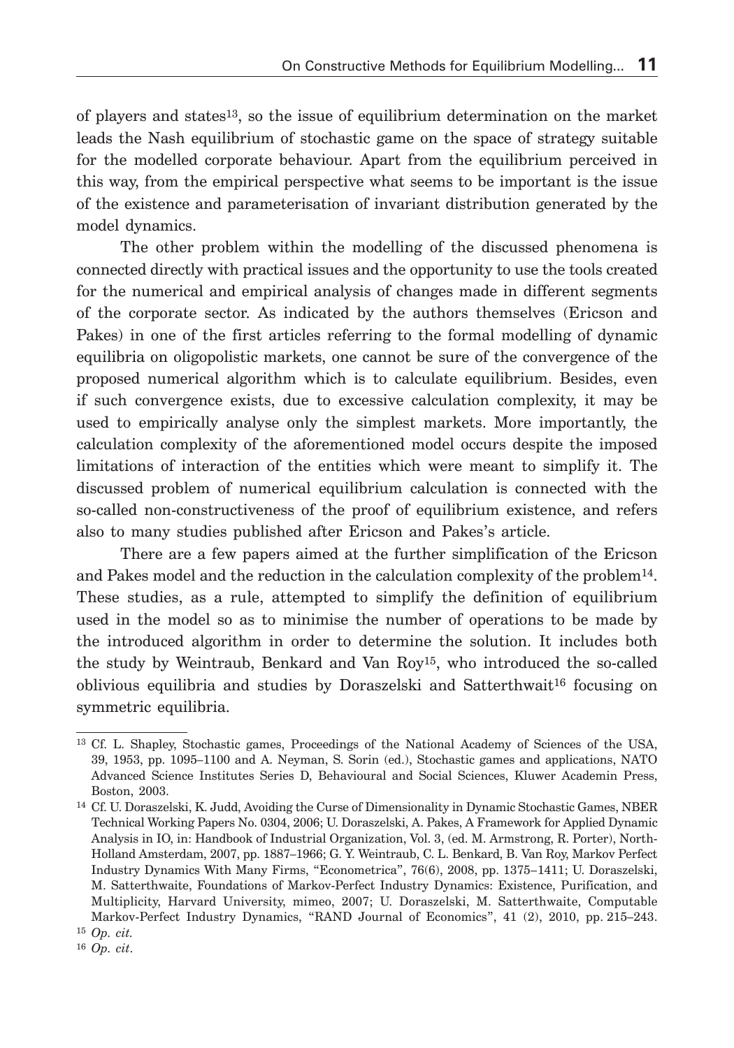of players and states[13], so the issue of equilibrium determination on the market leads the Nash equilibrium of stochastic game on the space of strategy suitable for the modelled corporate behaviour. Apart from the equilibrium perceived in this way, from the empirical perspective what seems to be important is the issue of the existence and parameterisation of invariant distribution generated by the model dynamics.

The other problem within the modelling of the discussed phenomena is connected directly with practical issues and the opportunity to use the tools created for the numerical and empirical analysis of changes made in different segments of the corporate sector. As indicated by the authors themselves (Ericson and Pakes) in one of the first articles referring to the formal modelling of dynamic equilibria on oligopolistic markets, one cannot be sure of the convergence of the proposed numerical algorithm which is to calculate equilibrium. Besides, even if such convergence exists, due to excessive calculation complexity, it may be used to empirically analyse only the simplest markets. More importantly, the calculation complexity of the aforementioned model occurs despite the imposed limitations of interaction of the entities which were meant to simplify it. The discussed problem of numerical equilibrium calculation is connected with the so-called non-constructiveness of the proof of equilibrium existence, and refers also to many studies published after Ericson and Pakes's article.

There are a few papers aimed at the further simplification of the Ericson and Pakes model and the reduction in the calculation complexity of the problem[14]. These studies, as a rule, attempted to simplify the definition of equilibrium used in the model so as to minimise the number of operations to be made by the introduced algorithm in order to determine the solution. It includes both the study by Weintraub, Benkard and Van Roy[15], who introduced the so-called oblivious equilibria and studies by Doraszelski and Satterthwait[16] focusing on symmetric equilibria.

---

[13] Cf. L. Shapley, Stochastic games, Proceedings of the National Academy of Sciences of the USA, 39, 1953, pp. 1095–1100 and A. Neyman, S. Sorin (ed.), Stochastic games and applications, NATO Advanced Science Institutes Series D, Behavioural and Social Sciences, Kluwer Academin Press, Boston, 2003.

[14] Cf. U. Doraszelski, K. Judd, Avoiding the Curse of Dimensionality in Dynamic Stochastic Games, NBER Technical Working Papers No. 0304, 2006; U. Doraszelski, A. Pakes, A Framework for Applied Dynamic Analysis in IO, in: Handbook of Industrial Organization, Vol. 3, (ed. M. Armstrong, R. Porter), North-Holland Amsterdam, 2007, pp. 1887–1966; G. Y. Weintraub, C. L. Benkard, B. Van Roy, Markov Perfect Industry Dynamics With Many Firms, "Econometrica", 76(6), 2008, pp. 1375–1411; U. Doraszelski, M. Satterthwaite, Foundations of Markov-Perfect Industry Dynamics: Existence, Purification, and Multiplicity, Harvard University, mimeo, 2007; U. Doraszelski, M. Satterthwaite, Computable Markov-Perfect Industry Dynamics, "RAND Journal of Economics", 41 (2), 2010, pp. 215–243.

[15] *Op. cit.*

[16] *Op. cit*.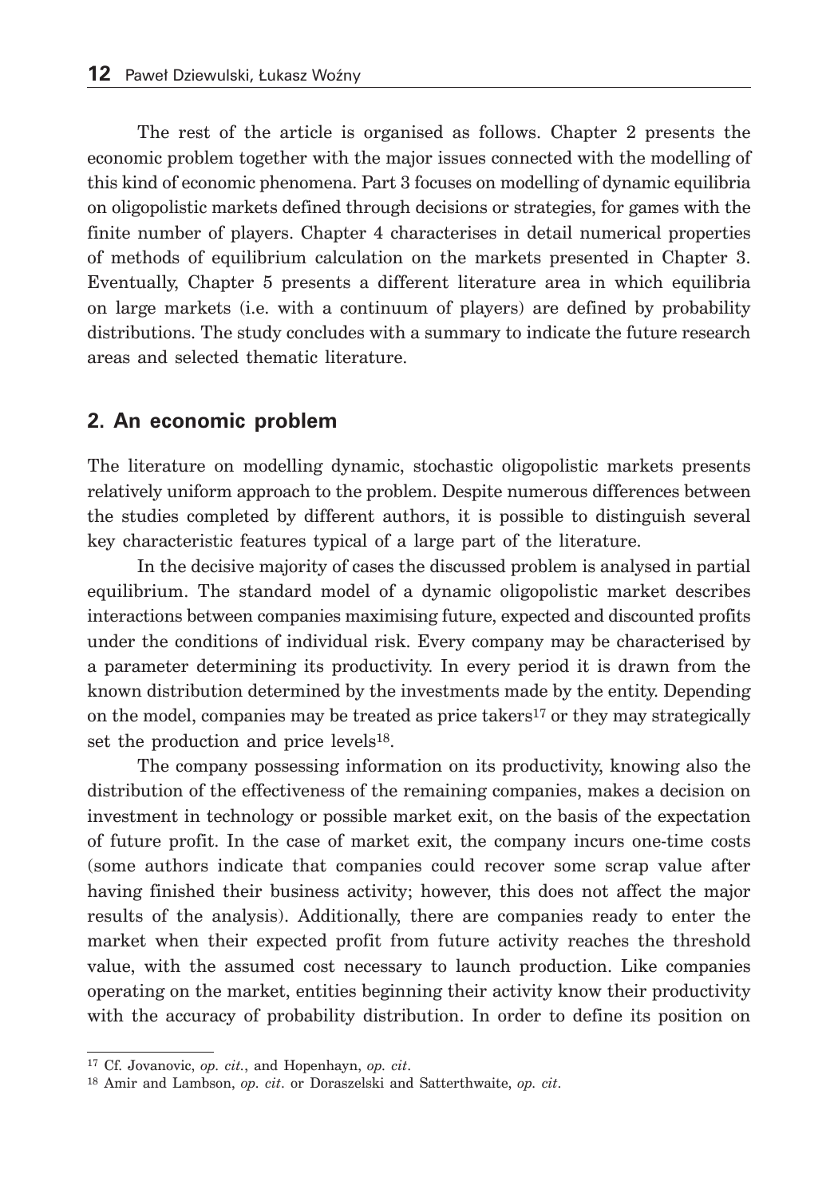The rest of the article is organised as follows. Chapter 2 presents the economic problem together with the major issues connected with the modelling of this kind of economic phenomena. Part 3 focuses on modelling of dynamic equilibria on oligopolistic markets defined through decisions or strategies, for games with the finite number of players. Chapter 4 characterises in detail numerical properties of methods of equilibrium calculation on the markets presented in Chapter 3. Eventually, Chapter 5 presents a different literature area in which equilibria on large markets (i.e. with a continuum of players) are defined by probability distributions. The study concludes with a summary to indicate the future research areas and selected thematic literature.

## 2. An economic problem

The literature on modelling dynamic, stochastic oligopolistic markets presents relatively uniform approach to the problem. Despite numerous differences between the studies completed by different authors, it is possible to distinguish several key characteristic features typical of a large part of the literature.

In the decisive majority of cases the discussed problem is analysed in partial equilibrium. The standard model of a dynamic oligopolistic market describes interactions between companies maximising future, expected and discounted profits under the conditions of individual risk. Every company may be characterised by a parameter determining its productivity. In every period it is drawn from the known distribution determined by the investments made by the entity. Depending on the model, companies may be treated as price takers[17] or they may strategically set the production and price levels[18].

The company possessing information on its productivity, knowing also the distribution of the effectiveness of the remaining companies, makes a decision on investment in technology or possible market exit, on the basis of the expectation of future profit. In the case of market exit, the company incurs one-time costs (some authors indicate that companies could recover some scrap value after having finished their business activity; however, this does not affect the major results of the analysis). Additionally, there are companies ready to enter the market when their expected profit from future activity reaches the threshold value, with the assumed cost necessary to launch production. Like companies operating on the market, entities beginning their activity know their productivity with the accuracy of probability distribution. In order to define its position on

---

[17] Cf. Jovanovic, *op. cit.*, and Hopenhayn, *op. cit*.

[18] Amir and Lambson, *op. cit*. or Doraszelski and Satterthwaite, *op. cit*.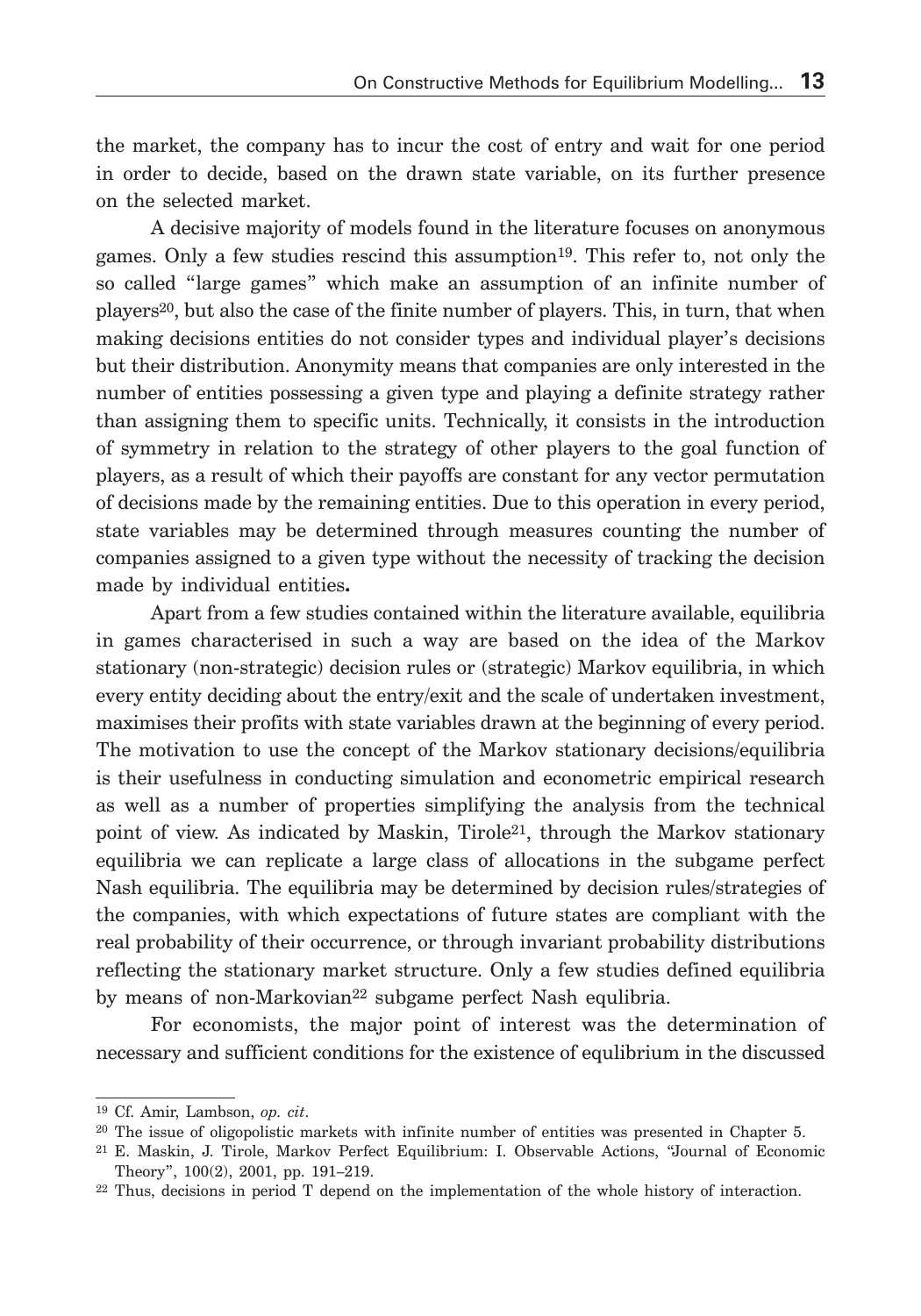the market, the company has to incur the cost of entry and wait for one period in order to decide, based on the drawn state variable, on its further presence on the selected market.

A decisive majority of models found in the literature focuses on anonymous games. Only a few studies rescind this assumption[19]. This refer to, not only the so called "large games" which make an assumption of an infinite number of players[20], but also the case of the finite number of players. This, in turn, that when making decisions entities do not consider types and individual player's decisions but their distribution. Anonymity means that companies are only interested in the number of entities possessing a given type and playing a definite strategy rather than assigning them to specific units. Technically, it consists in the introduction of symmetry in relation to the strategy of other players to the goal function of players, as a result of which their payoffs are constant for any vector permutation of decisions made by the remaining entities. Due to this operation in every period, state variables may be determined through measures counting the number of companies assigned to a given type without the necessity of tracking the decision made by individual entities**.**

Apart from a few studies contained within the literature available, equilibria in games characterised in such a way are based on the idea of the Markov stationary (non-strategic) decision rules or (strategic) Markov equilibria, in which every entity deciding about the entry/exit and the scale of undertaken investment, maximises their profits with state variables drawn at the beginning of every period. The motivation to use the concept of the Markov stationary decisions/equilibria is their usefulness in conducting simulation and econometric empirical research as well as a number of properties simplifying the analysis from the technical point of view. As indicated by Maskin, Tirole[21], through the Markov stationary equilibria we can replicate a large class of allocations in the subgame perfect Nash equilibria. The equilibria may be determined by decision rules/strategies of the companies, with which expectations of future states are compliant with the real probability of their occurrence, or through invariant probability distributions reflecting the stationary market structure. Only a few studies defined equilibria by means of non-Markovian[22] subgame perfect Nash equlibria.

For economists, the major point of interest was the determination of necessary and sufficient conditions for the existence of equlibrium in the discussed

---

[19] Cf. Amir, Lambson, *op. cit*.

[20] The issue of oligopolistic markets with infinite number of entities was presented in Chapter 5.

[21] E. Maskin, J. Tirole, Markov Perfect Equilibrium: I. Observable Actions, "Journal of Economic Theory", 100(2), 2001, pp. 191–219.

[22] Thus, decisions in period T depend on the implementation of the whole history of interaction.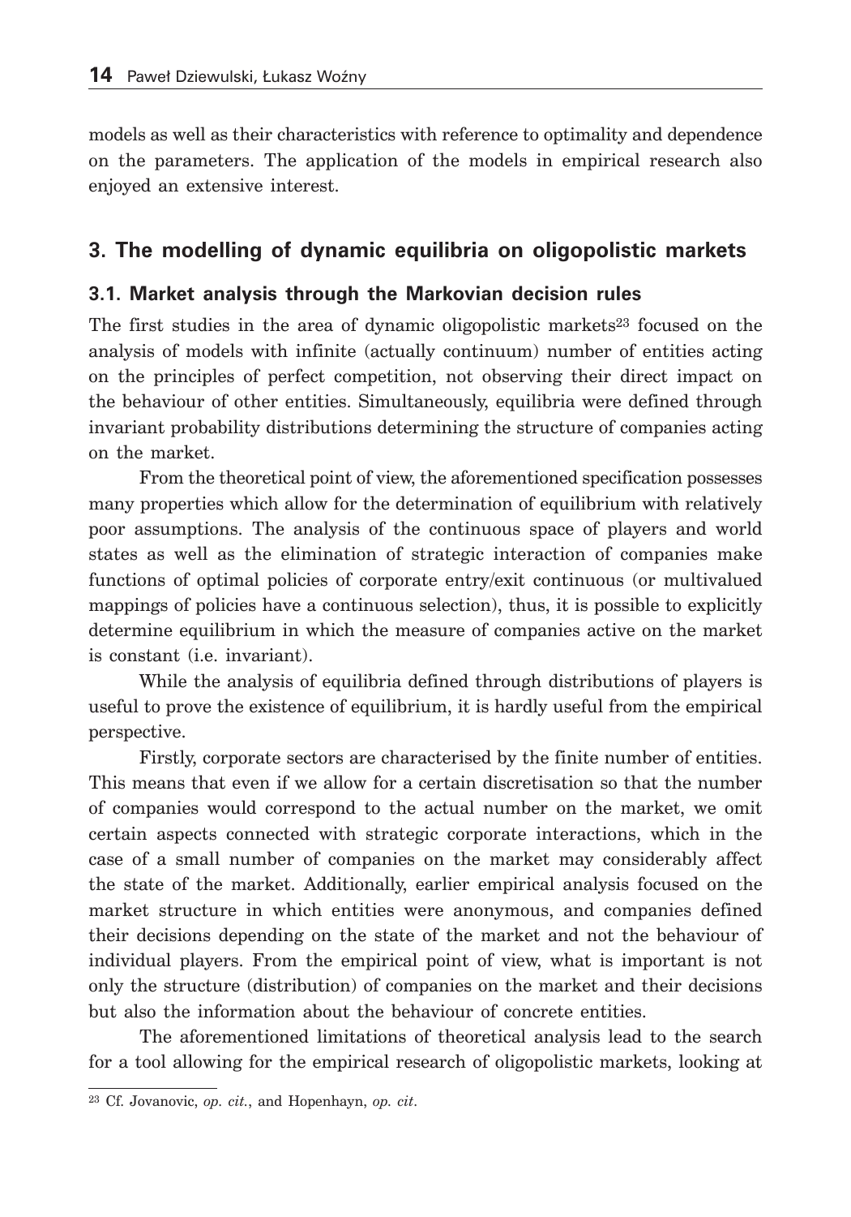models as well as their characteristics with reference to optimality and dependence on the parameters. The application of the models in empirical research also enjoyed an extensive interest.

## 3. The modelling of dynamic equilibria on oligopolistic markets

### 3.1. Market analysis through the Markovian decision rules

The first studies in the area of dynamic oligopolistic markets[23] focused on the analysis of models with infinite (actually continuum) number of entities acting on the principles of perfect competition, not observing their direct impact on the behaviour of other entities. Simultaneously, equilibria were defined through invariant probability distributions determining the structure of companies acting on the market.

From the theoretical point of view, the aforementioned specification possesses many properties which allow for the determination of equilibrium with relatively poor assumptions. The analysis of the continuous space of players and world states as well as the elimination of strategic interaction of companies make functions of optimal policies of corporate entry/exit continuous (or multivalued mappings of policies have a continuous selection), thus, it is possible to explicitly determine equilibrium in which the measure of companies active on the market is constant (i.e. invariant).

While the analysis of equilibria defined through distributions of players is useful to prove the existence of equilibrium, it is hardly useful from the empirical perspective.

Firstly, corporate sectors are characterised by the finite number of entities. This means that even if we allow for a certain discretisation so that the number of companies would correspond to the actual number on the market, we omit certain aspects connected with strategic corporate interactions, which in the case of a small number of companies on the market may considerably affect the state of the market. Additionally, earlier empirical analysis focused on the market structure in which entities were anonymous, and companies defined their decisions depending on the state of the market and not the behaviour of individual players. From the empirical point of view, what is important is not only the structure (distribution) of companies on the market and their decisions but also the information about the behaviour of concrete entities.

The aforementioned limitations of theoretical analysis lead to the search for a tool allowing for the empirical research of oligopolistic markets, looking at

[23] Cf. Jovanovic, *op. cit.*, and Hopenhayn, *op. cit*.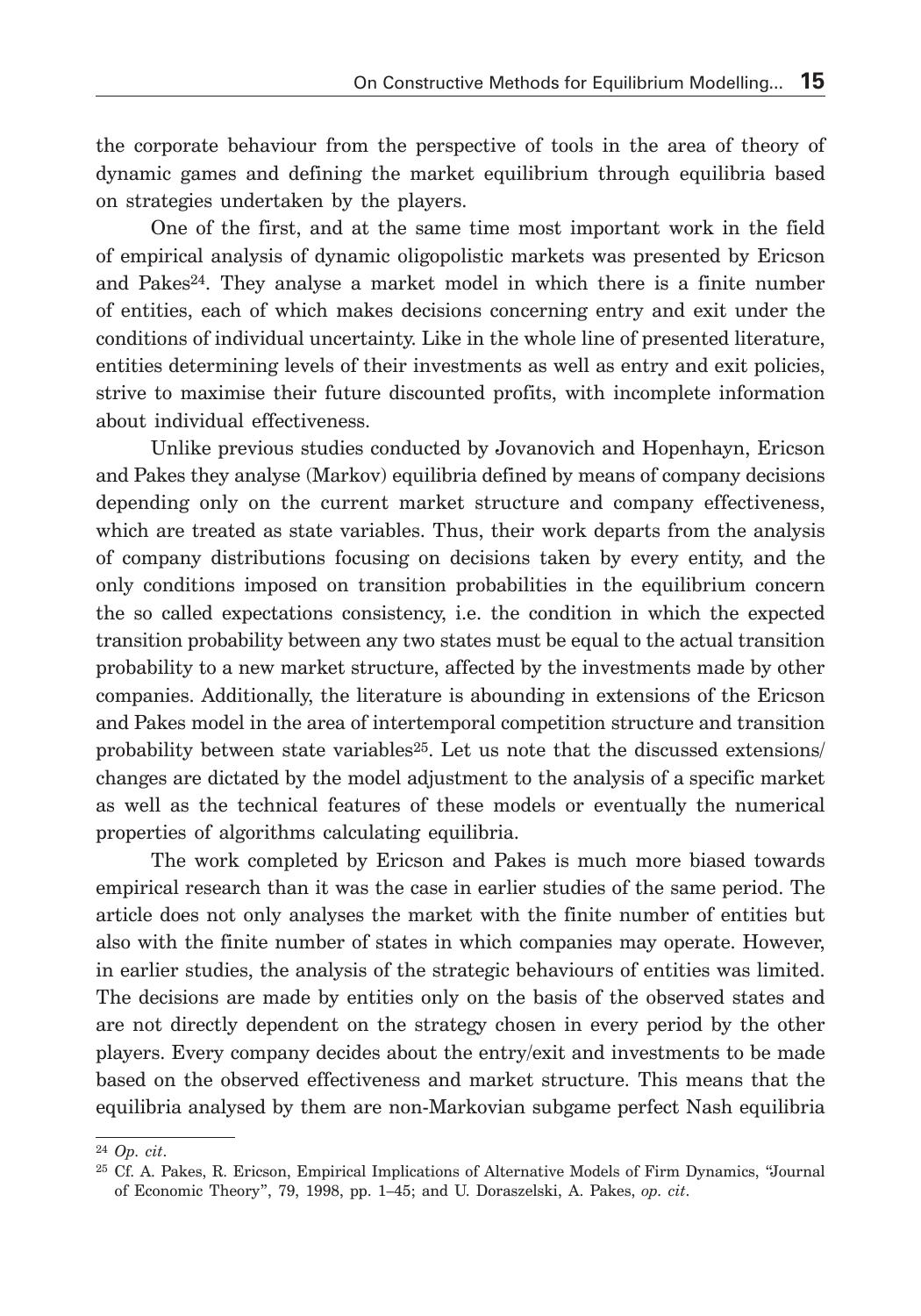the corporate behaviour from the perspective of tools in the area of theory of dynamic games and defining the market equilibrium through equilibria based on strategies undertaken by the players.

One of the first, and at the same time most important work in the field of empirical analysis of dynamic oligopolistic markets was presented by Ericson and Pakes[24]. They analyse a market model in which there is a finite number of entities, each of which makes decisions concerning entry and exit under the conditions of individual uncertainty. Like in the whole line of presented literature, entities determining levels of their investments as well as entry and exit policies, strive to maximise their future discounted profits, with incomplete information about individual effectiveness.

Unlike previous studies conducted by Jovanovich and Hopenhayn, Ericson and Pakes they analyse (Markov) equilibria defined by means of company decisions depending only on the current market structure and company effectiveness, which are treated as state variables. Thus, their work departs from the analysis of company distributions focusing on decisions taken by every entity, and the only conditions imposed on transition probabilities in the equilibrium concern the so called expectations consistency, i.e. the condition in which the expected transition probability between any two states must be equal to the actual transition probability to a new market structure, affected by the investments made by other companies. Additionally, the literature is abounding in extensions of the Ericson and Pakes model in the area of intertemporal competition structure and transition probability between state variables[25]. Let us note that the discussed extensions/changes are dictated by the model adjustment to the analysis of a specific market as well as the technical features of these models or eventually the numerical properties of algorithms calculating equilibria.

The work completed by Ericson and Pakes is much more biased towards empirical research than it was the case in earlier studies of the same period. The article does not only analyses the market with the finite number of entities but also with the finite number of states in which companies may operate. However, in earlier studies, the analysis of the strategic behaviours of entities was limited. The decisions are made by entities only on the basis of the observed states and are not directly dependent on the strategy chosen in every period by the other players. Every company decides about the entry/exit and investments to be made based on the observed effectiveness and market structure. This means that the equilibria analysed by them are non-Markovian subgame perfect Nash equilibria

---

[24] *Op. cit*.

[25] Cf. A. Pakes, R. Ericson, Empirical Implications of Alternative Models of Firm Dynamics, "Journal of Economic Theory", 79, 1998, pp. 1–45; and U. Doraszelski, A. Pakes, *op. cit*.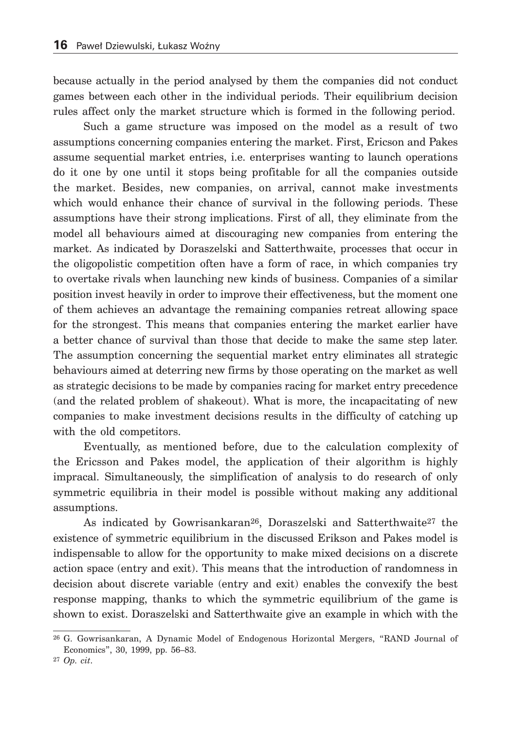because actually in the period analysed by them the companies did not conduct games between each other in the individual periods. Their equilibrium decision rules affect only the market structure which is formed in the following period.

Such a game structure was imposed on the model as a result of two assumptions concerning companies entering the market. First, Ericson and Pakes assume sequential market entries, i.e. enterprises wanting to launch operations do it one by one until it stops being profitable for all the companies outside the market. Besides, new companies, on arrival, cannot make investments which would enhance their chance of survival in the following periods. These assumptions have their strong implications. First of all, they eliminate from the model all behaviours aimed at discouraging new companies from entering the market. As indicated by Doraszelski and Satterthwaite, processes that occur in the oligopolistic competition often have a form of race, in which companies try to overtake rivals when launching new kinds of business. Companies of a similar position invest heavily in order to improve their effectiveness, but the moment one of them achieves an advantage the remaining companies retreat allowing space for the strongest. This means that companies entering the market earlier have a better chance of survival than those that decide to make the same step later. The assumption concerning the sequential market entry eliminates all strategic behaviours aimed at deterring new firms by those operating on the market as well as strategic decisions to be made by companies racing for market entry precedence (and the related problem of shakeout). What is more, the incapacitating of new companies to make investment decisions results in the difficulty of catching up with the old competitors.

Eventually, as mentioned before, due to the calculation complexity of the Ericsson and Pakes model, the application of their algorithm is highly impracal. Simultaneously, the simplification of analysis to do research of only symmetric equilibria in their model is possible without making any additional assumptions.

As indicated by Gowrisankaran[26], Doraszelski and Satterthwaite[27] the existence of symmetric equilibrium in the discussed Erikson and Pakes model is indispensable to allow for the opportunity to make mixed decisions on a discrete action space (entry and exit). This means that the introduction of randomness in decision about discrete variable (entry and exit) enables the convexify the best response mapping, thanks to which the symmetric equilibrium of the game is shown to exist. Doraszelski and Satterthwaite give an example in which with the

[26] G. Gowrisankaran, A Dynamic Model of Endogenous Horizontal Mergers, "RAND Journal of Economics", 30, 1999, pp. 56–83.

[27] *Op. cit*.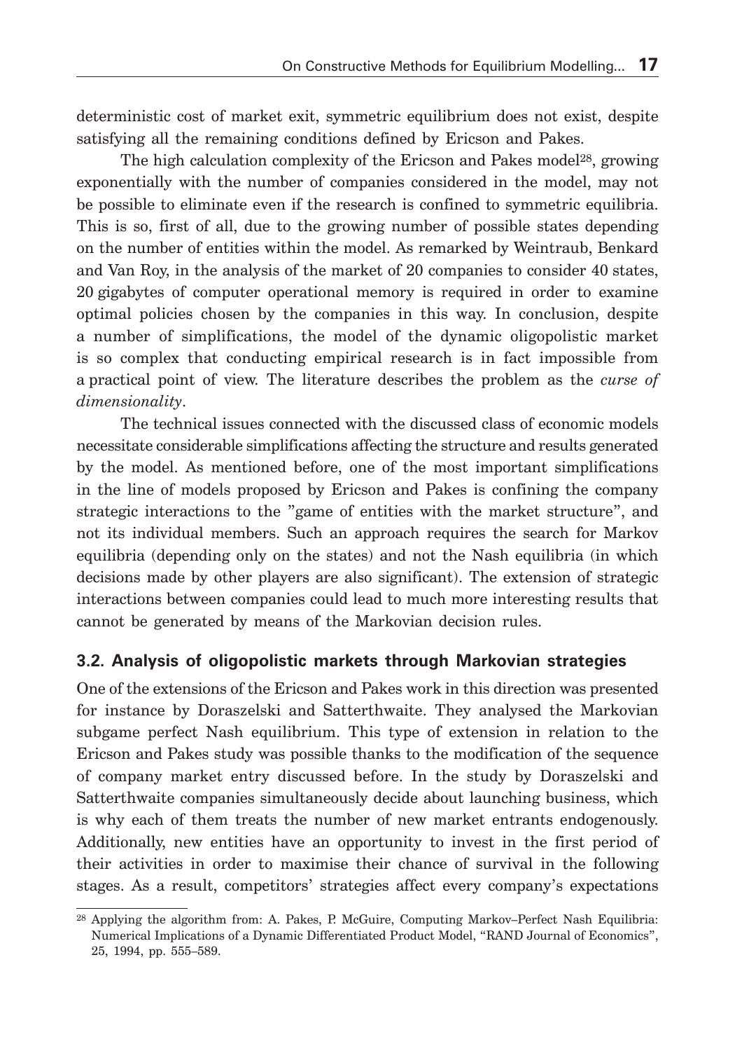deterministic cost of market exit, symmetric equilibrium does not exist, despite satisfying all the remaining conditions defined by Ericson and Pakes.

The high calculation complexity of the Ericson and Pakes model[28], growing exponentially with the number of companies considered in the model, may not be possible to eliminate even if the research is confined to symmetric equilibria. This is so, first of all, due to the growing number of possible states depending on the number of entities within the model. As remarked by Weintraub, Benkard and Van Roy, in the analysis of the market of 20 companies to consider 40 states, 20 gigabytes of computer operational memory is required in order to examine optimal policies chosen by the companies in this way. In conclusion, despite a number of simplifications, the model of the dynamic oligopolistic market is so complex that conducting empirical research is in fact impossible from a practical point of view. The literature describes the problem as the *curse of dimensionality*.

The technical issues connected with the discussed class of economic models necessitate considerable simplifications affecting the structure and results generated by the model. As mentioned before, one of the most important simplifications in the line of models proposed by Ericson and Pakes is confining the company strategic interactions to the "game of entities with the market structure", and not its individual members. Such an approach requires the search for Markov equilibria (depending only on the states) and not the Nash equilibria (in which decisions made by other players are also significant). The extension of strategic interactions between companies could lead to much more interesting results that cannot be generated by means of the Markovian decision rules.

### 3.2. Analysis of oligopolistic markets through Markovian strategies

One of the extensions of the Ericson and Pakes work in this direction was presented for instance by Doraszelski and Satterthwaite. They analysed the Markovian subgame perfect Nash equilibrium. This type of extension in relation to the Ericson and Pakes study was possible thanks to the modification of the sequence of company market entry discussed before. In the study by Doraszelski and Satterthwaite companies simultaneously decide about launching business, which is why each of them treats the number of new market entrants endogenously. Additionally, new entities have an opportunity to invest in the first period of their activities in order to maximise their chance of survival in the following stages. As a result, competitors' strategies affect every company's expectations

---

[28] Applying the algorithm from: A. Pakes, P. McGuire, Computing Markov–Perfect Nash Equilibria: Numerical Implications of a Dynamic Differentiated Product Model, "RAND Journal of Economics", 25, 1994, pp. 555–589.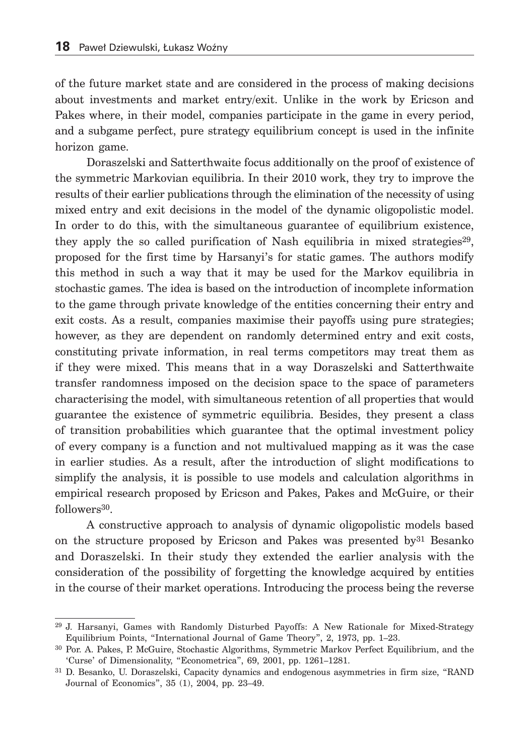of the future market state and are considered in the process of making decisions about investments and market entry/exit. Unlike in the work by Ericson and Pakes where, in their model, companies participate in the game in every period, and a subgame perfect, pure strategy equilibrium concept is used in the infinite horizon game.

Doraszelski and Satterthwaite focus additionally on the proof of existence of the symmetric Markovian equilibria. In their 2010 work, they try to improve the results of their earlier publications through the elimination of the necessity of using mixed entry and exit decisions in the model of the dynamic oligopolistic model. In order to do this, with the simultaneous guarantee of equilibrium existence, they apply the so called purification of Nash equilibria in mixed strategies[29], proposed for the first time by Harsanyi's for static games. The authors modify this method in such a way that it may be used for the Markov equilibria in stochastic games. The idea is based on the introduction of incomplete information to the game through private knowledge of the entities concerning their entry and exit costs. As a result, companies maximise their payoffs using pure strategies; however, as they are dependent on randomly determined entry and exit costs, constituting private information, in real terms competitors may treat them as if they were mixed. This means that in a way Doraszelski and Satterthwaite transfer randomness imposed on the decision space to the space of parameters characterising the model, with simultaneous retention of all properties that would guarantee the existence of symmetric equilibria. Besides, they present a class of transition probabilities which guarantee that the optimal investment policy of every company is a function and not multivalued mapping as it was the case in earlier studies. As a result, after the introduction of slight modifications to simplify the analysis, it is possible to use models and calculation algorithms in empirical research proposed by Ericson and Pakes, Pakes and McGuire, or their followers[30].

A constructive approach to analysis of dynamic oligopolistic models based on the structure proposed by Ericson and Pakes was presented by[31] Besanko and Doraszelski. In their study they extended the earlier analysis with the consideration of the possibility of forgetting the knowledge acquired by entities in the course of their market operations. Introducing the process being the reverse

---

[29] J. Harsanyi, Games with Randomly Disturbed Payoffs: A New Rationale for Mixed-Strategy Equilibrium Points, "International Journal of Game Theory", 2, 1973, pp. 1–23.

[30] Por. A. Pakes, P. McGuire, Stochastic Algorithms, Symmetric Markov Perfect Equilibrium, and the 'Curse' of Dimensionality, "Econometrica", 69, 2001, pp. 1261–1281.

[31] D. Besanko, U. Doraszelski, Capacity dynamics and endogenous asymmetries in firm size, "RAND Journal of Economics", 35 (1), 2004, pp. 23–49.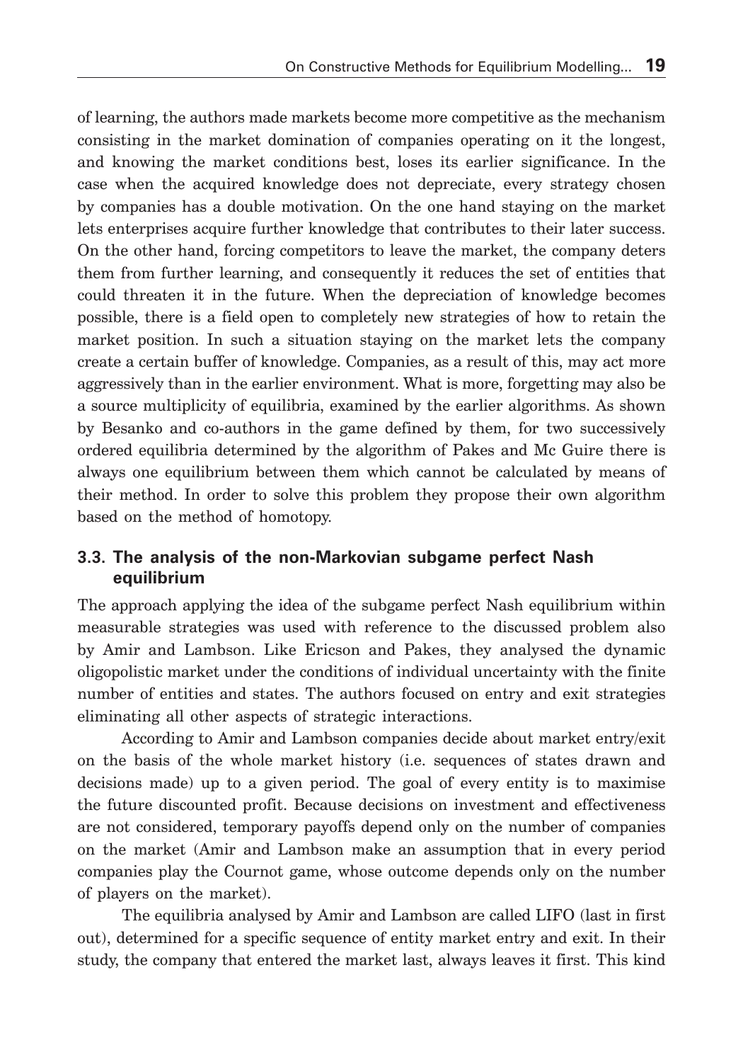of learning, the authors made markets become more competitive as the mechanism consisting in the market domination of companies operating on it the longest, and knowing the market conditions best, loses its earlier significance. In the case when the acquired knowledge does not depreciate, every strategy chosen by companies has a double motivation. On the one hand staying on the market lets enterprises acquire further knowledge that contributes to their later success. On the other hand, forcing competitors to leave the market, the company deters them from further learning, and consequently it reduces the set of entities that could threaten it in the future. When the depreciation of knowledge becomes possible, there is a field open to completely new strategies of how to retain the market position. In such a situation staying on the market lets the company create a certain buffer of knowledge. Companies, as a result of this, may act more aggressively than in the earlier environment. What is more, forgetting may also be a source multiplicity of equilibria, examined by the earlier algorithms. As shown by Besanko and co-authors in the game defined by them, for two successively ordered equilibria determined by the algorithm of Pakes and Mc Guire there is always one equilibrium between them which cannot be calculated by means of their method. In order to solve this problem they propose their own algorithm based on the method of homotopy.

### 3.3. The analysis of the non-Markovian subgame perfect Nash equilibrium

The approach applying the idea of the subgame perfect Nash equilibrium within measurable strategies was used with reference to the discussed problem also by Amir and Lambson. Like Ericson and Pakes, they analysed the dynamic oligopolistic market under the conditions of individual uncertainty with the finite number of entities and states. The authors focused on entry and exit strategies eliminating all other aspects of strategic interactions.

According to Amir and Lambson companies decide about market entry/exit on the basis of the whole market history (i.e. sequences of states drawn and decisions made) up to a given period. The goal of every entity is to maximise the future discounted profit. Because decisions on investment and effectiveness are not considered, temporary payoffs depend only on the number of companies on the market (Amir and Lambson make an assumption that in every period companies play the Cournot game, whose outcome depends only on the number of players on the market).

The equilibria analysed by Amir and Lambson are called LIFO (last in first out), determined for a specific sequence of entity market entry and exit. In their study, the company that entered the market last, always leaves it first. This kind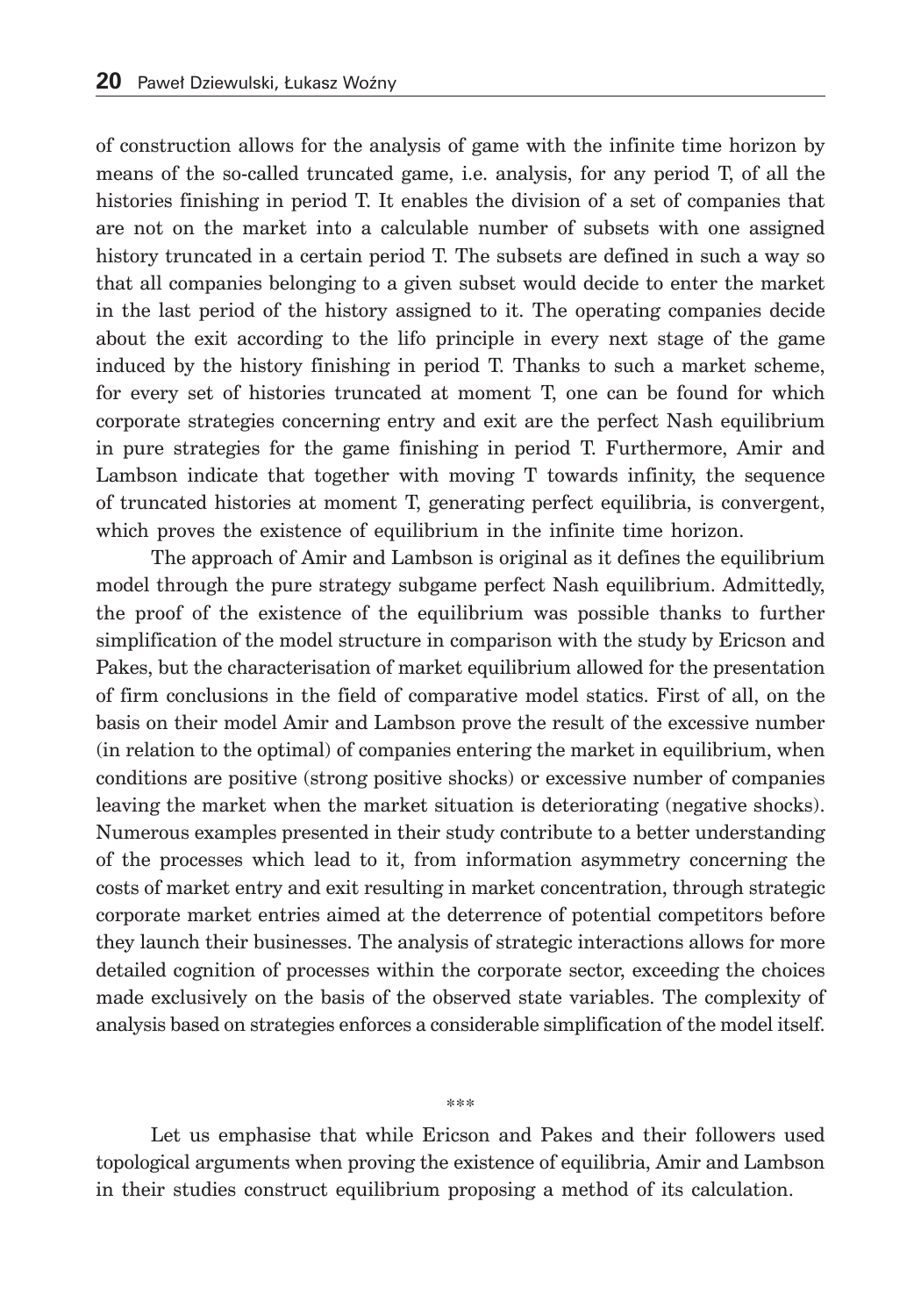of construction allows for the analysis of game with the infinite time horizon by means of the so-called truncated game, i.e. analysis, for any period T, of all the histories finishing in period T. It enables the division of a set of companies that are not on the market into a calculable number of subsets with one assigned history truncated in a certain period T. The subsets are defined in such a way so that all companies belonging to a given subset would decide to enter the market in the last period of the history assigned to it. The operating companies decide about the exit according to the lifo principle in every next stage of the game induced by the history finishing in period T. Thanks to such a market scheme, for every set of histories truncated at moment T, one can be found for which corporate strategies concerning entry and exit are the perfect Nash equilibrium in pure strategies for the game finishing in period T. Furthermore, Amir and Lambson indicate that together with moving T towards infinity, the sequence of truncated histories at moment T, generating perfect equilibria, is convergent, which proves the existence of equilibrium in the infinite time horizon.

The approach of Amir and Lambson is original as it defines the equilibrium model through the pure strategy subgame perfect Nash equilibrium. Admittedly, the proof of the existence of the equilibrium was possible thanks to further simplification of the model structure in comparison with the study by Ericson and Pakes, but the characterisation of market equilibrium allowed for the presentation of firm conclusions in the field of comparative model statics. First of all, on the basis on their model Amir and Lambson prove the result of the excessive number (in relation to the optimal) of companies entering the market in equilibrium, when conditions are positive (strong positive shocks) or excessive number of companies leaving the market when the market situation is deteriorating (negative shocks). Numerous examples presented in their study contribute to a better understanding of the processes which lead to it, from information asymmetry concerning the costs of market entry and exit resulting in market concentration, through strategic corporate market entries aimed at the deterrence of potential competitors before they launch their businesses. The analysis of strategic interactions allows for more detailed cognition of processes within the corporate sector, exceeding the choices made exclusively on the basis of the observed state variables. The complexity of analysis based on strategies enforces a considerable simplification of the model itself.

***

Let us emphasise that while Ericson and Pakes and their followers used topological arguments when proving the existence of equilibria, Amir and Lambson in their studies construct equilibrium proposing a method of its calculation.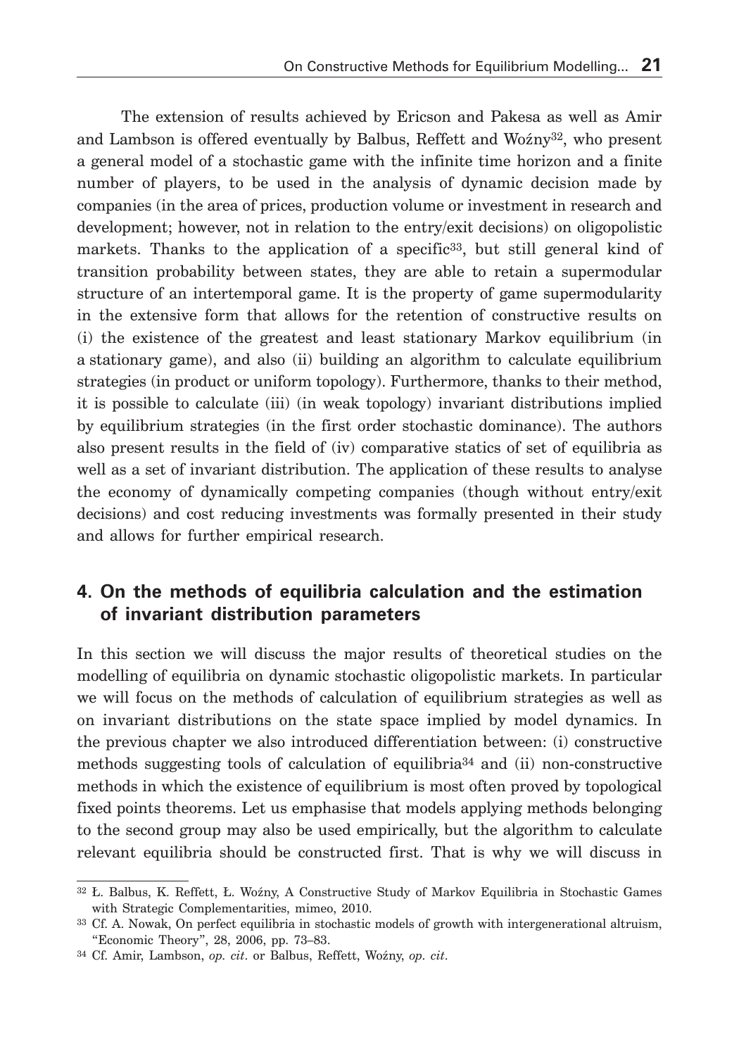The extension of results achieved by Ericson and Pakesa as well as Amir and Lambson is offered eventually by Balbus, Reffett and Woźny[32], who present a general model of a stochastic game with the infinite time horizon and a finite number of players, to be used in the analysis of dynamic decision made by companies (in the area of prices, production volume or investment in research and development; however, not in relation to the entry/exit decisions) on oligopolistic markets. Thanks to the application of a specific[33], but still general kind of transition probability between states, they are able to retain a supermodular structure of an intertemporal game. It is the property of game supermodularity in the extensive form that allows for the retention of constructive results on (i) the existence of the greatest and least stationary Markov equilibrium (in a stationary game), and also (ii) building an algorithm to calculate equilibrium strategies (in product or uniform topology). Furthermore, thanks to their method, it is possible to calculate (iii) (in weak topology) invariant distributions implied by equilibrium strategies (in the first order stochastic dominance). The authors also present results in the field of (iv) comparative statics of set of equilibria as well as a set of invariant distribution. The application of these results to analyse the economy of dynamically competing companies (though without entry/exit decisions) and cost reducing investments was formally presented in their study and allows for further empirical research.

## 4. On the methods of equilibria calculation and the estimation of invariant distribution parameters

In this section we will discuss the major results of theoretical studies on the modelling of equilibria on dynamic stochastic oligopolistic markets. In particular we will focus on the methods of calculation of equilibrium strategies as well as on invariant distributions on the state space implied by model dynamics. In the previous chapter we also introduced differentiation between: (i) constructive methods suggesting tools of calculation of equilibria[34] and (ii) non-constructive methods in which the existence of equilibrium is most often proved by topological fixed points theorems. Let us emphasise that models applying methods belonging to the second group may also be used empirically, but the algorithm to calculate relevant equilibria should be constructed first. That is why we will discuss in

---

[32] Ł. Balbus, K. Reffett, Ł. Woźny, A Constructive Study of Markov Equilibria in Stochastic Games with Strategic Complementarities, mimeo, 2010.

[33] Cf. A. Nowak, On perfect equilibria in stochastic models of growth with intergenerational altruism, "Economic Theory", 28, 2006, pp. 73–83.

[34] Cf. Amir, Lambson, *op. cit*. or Balbus, Reffett, Woźny, *op. cit*.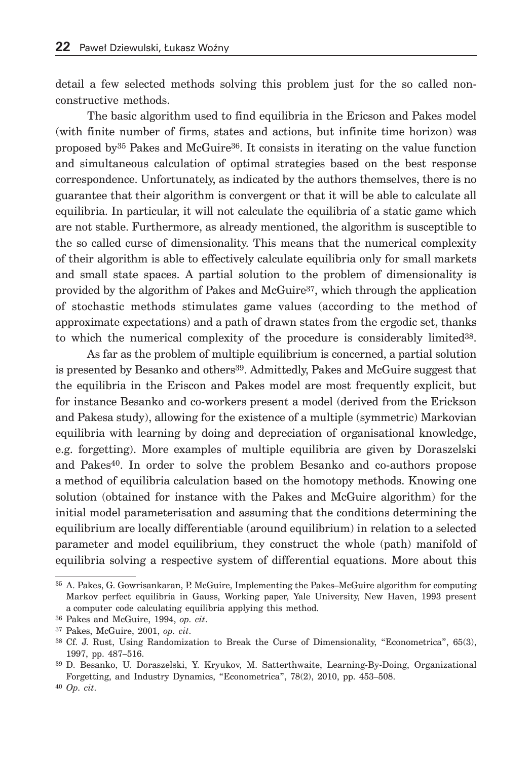detail a few selected methods solving this problem just for the so called non-constructive methods.

The basic algorithm used to find equilibria in the Ericson and Pakes model (with finite number of firms, states and actions, but infinite time horizon) was proposed by[35] Pakes and McGuire[36]. It consists in iterating on the value function and simultaneous calculation of optimal strategies based on the best response correspondence. Unfortunately, as indicated by the authors themselves, there is no guarantee that their algorithm is convergent or that it will be able to calculate all equilibria. In particular, it will not calculate the equilibria of a static game which are not stable. Furthermore, as already mentioned, the algorithm is susceptible to the so called curse of dimensionality. This means that the numerical complexity of their algorithm is able to effectively calculate equilibria only for small markets and small state spaces. A partial solution to the problem of dimensionality is provided by the algorithm of Pakes and McGuire[37], which through the application of stochastic methods stimulates game values (according to the method of approximate expectations) and a path of drawn states from the ergodic set, thanks to which the numerical complexity of the procedure is considerably limited[38].

As far as the problem of multiple equilibrium is concerned, a partial solution is presented by Besanko and others[39]. Admittedly, Pakes and McGuire suggest that the equilibria in the Eriscon and Pakes model are most frequently explicit, but for instance Besanko and co-workers present a model (derived from the Erickson and Pakesa study), allowing for the existence of a multiple (symmetric) Markovian equilibria with learning by doing and depreciation of organisational knowledge, e.g. forgetting). More examples of multiple equilibria are given by Doraszelski and Pakes[40]. In order to solve the problem Besanko and co-authors propose a method of equilibria calculation based on the homotopy methods. Knowing one solution (obtained for instance with the Pakes and McGuire algorithm) for the initial model parameterisation and assuming that the conditions determining the equilibrium are locally differentiable (around equilibrium) in relation to a selected parameter and model equilibrium, they construct the whole (path) manifold of equilibria solving a respective system of differential equations. More about this

---

[35] A. Pakes, G. Gowrisankaran, P. McGuire, Implementing the Pakes–McGuire algorithm for computing Markov perfect equilibria in Gauss, Working paper, Yale University, New Haven, 1993 present a computer code calculating equilibria applying this method.

[36] Pakes and McGuire, 1994, *op. cit*.

[37] Pakes, McGuire, 2001, *op. cit*.

[38] Cf. J. Rust, Using Randomization to Break the Curse of Dimensionality, "Econometrica", 65(3), 1997, pp. 487–516.

[39] D. Besanko, U. Doraszelski, Y. Kryukov, M. Satterthwaite, Learning-By-Doing, Organizational Forgetting, and Industry Dynamics, "Econometrica", 78(2), 2010, pp. 453–508.

[40] *Op. cit*.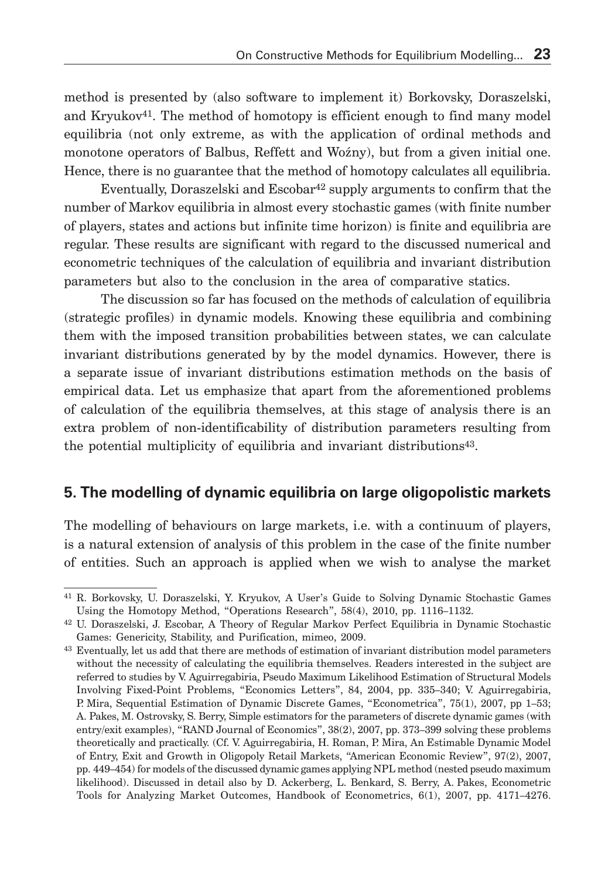method is presented by (also software to implement it) Borkovsky, Doraszelski, and Kryukov[41]. The method of homotopy is efficient enough to find many model equilibria (not only extreme, as with the application of ordinal methods and monotone operators of Balbus, Reffett and Woźny), but from a given initial one. Hence, there is no guarantee that the method of homotopy calculates all equilibria.

Eventually, Doraszelski and Escobar[42] supply arguments to confirm that the number of Markov equilibria in almost every stochastic games (with finite number of players, states and actions but infinite time horizon) is finite and equilibria are regular. These results are significant with regard to the discussed numerical and econometric techniques of the calculation of equilibria and invariant distribution parameters but also to the conclusion in the area of comparative statics.

The discussion so far has focused on the methods of calculation of equilibria (strategic profiles) in dynamic models. Knowing these equilibria and combining them with the imposed transition probabilities between states, we can calculate invariant distributions generated by by the model dynamics. However, there is a separate issue of invariant distributions estimation methods on the basis of empirical data. Let us emphasize that apart from the aforementioned problems of calculation of the equilibria themselves, at this stage of analysis there is an extra problem of non-identificability of distribution parameters resulting from the potential multiplicity of equilibria and invariant distributions[43].

## 5. The modelling of dynamic equilibria on large oligopolistic markets

The modelling of behaviours on large markets, i.e. with a continuum of players, is a natural extension of analysis of this problem in the case of the finite number of entities. Such an approach is applied when we wish to analyse the market

---

[41] R. Borkovsky, U. Doraszelski, Y. Kryukov, A User's Guide to Solving Dynamic Stochastic Games Using the Homotopy Method, "Operations Research", 58(4), 2010, pp. 1116–1132.

[42] U. Doraszelski, J. Escobar, A Theory of Regular Markov Perfect Equilibria in Dynamic Stochastic Games: Genericity, Stability, and Purification, mimeo, 2009.

[43] Eventually, let us add that there are methods of estimation of invariant distribution model parameters without the necessity of calculating the equilibria themselves. Readers interested in the subject are referred to studies by V. Aguirregabiria, Pseudo Maximum Likelihood Estimation of Structural Models Involving Fixed-Point Problems, "Economics Letters", 84, 2004, pp. 335–340; V. Aguirregabiria, P. Mira, Sequential Estimation of Dynamic Discrete Games, "Econometrica", 75(1), 2007, pp 1–53; A. Pakes, M. Ostrovsky, S. Berry, Simple estimators for the parameters of discrete dynamic games (with entry/exit examples), "RAND Journal of Economics", 38(2), 2007, pp. 373–399 solving these problems theoretically and practically. (Cf. V. Aguirregabiria, H. Roman, P. Mira, An Estimable Dynamic Model of Entry, Exit and Growth in Oligopoly Retail Markets, "American Economic Review", 97(2), 2007, pp. 449–454) for models of the discussed dynamic games applying NPL method (nested pseudo maximum likelihood). Discussed in detail also by D. Ackerberg, L. Benkard, S. Berry, A. Pakes, Econometric Tools for Analyzing Market Outcomes, Handbook of Econometrics, 6(1), 2007, pp. 4171–4276.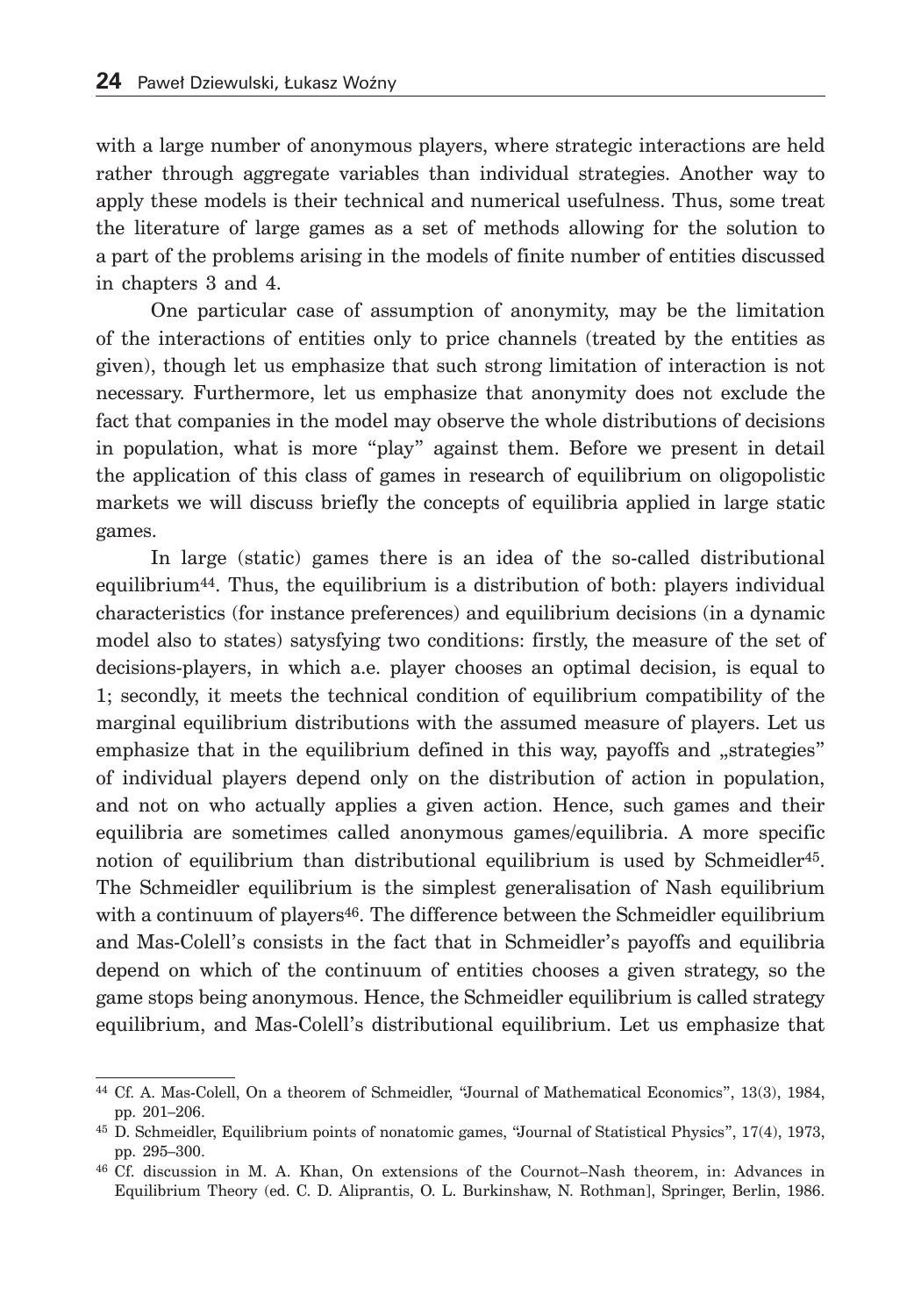with a large number of anonymous players, where strategic interactions are held rather through aggregate variables than individual strategies. Another way to apply these models is their technical and numerical usefulness. Thus, some treat the literature of large games as a set of methods allowing for the solution to a part of the problems arising in the models of finite number of entities discussed in chapters 3 and 4.

One particular case of assumption of anonymity, may be the limitation of the interactions of entities only to price channels (treated by the entities as given), though let us emphasize that such strong limitation of interaction is not necessary. Furthermore, let us emphasize that anonymity does not exclude the fact that companies in the model may observe the whole distributions of decisions in population, what is more "play" against them. Before we present in detail the application of this class of games in research of equilibrium on oligopolistic markets we will discuss briefly the concepts of equilibria applied in large static games.

In large (static) games there is an idea of the so-called distributional equilibrium[44]. Thus, the equilibrium is a distribution of both: players individual characteristics (for instance preferences) and equilibrium decisions (in a dynamic model also to states) satysfying two conditions: firstly, the measure of the set of decisions-players, in which a.e. player chooses an optimal decision, is equal to 1; secondly, it meets the technical condition of equilibrium compatibility of the marginal equilibrium distributions with the assumed measure of players. Let us emphasize that in the equilibrium defined in this way, payoffs and „strategies" of individual players depend only on the distribution of action in population, and not on who actually applies a given action. Hence, such games and their equilibria are sometimes called anonymous games/equilibria. A more specific notion of equilibrium than distributional equilibrium is used by Schmeidler[45]. The Schmeidler equilibrium is the simplest generalisation of Nash equilibrium with a continuum of players[46]. The difference between the Schmeidler equilibrium and Mas-Colell's consists in the fact that in Schmeidler's payoffs and equilibria depend on which of the continuum of entities chooses a given strategy, so the game stops being anonymous. Hence, the Schmeidler equilibrium is called strategy equilibrium, and Mas-Colell's distributional equilibrium. Let us emphasize that

---

[44] Cf. A. Mas-Colell, On a theorem of Schmeidler, "Journal of Mathematical Economics", 13(3), 1984, pp. 201–206.

[45] D. Schmeidler, Equilibrium points of nonatomic games, "Journal of Statistical Physics", 17(4), 1973, pp. 295–300.

[46] Cf. discussion in M. A. Khan, On extensions of the Cournot–Nash theorem, in: Advances in Equilibrium Theory (ed. C. D. Aliprantis, O. L. Burkinshaw, N. Rothman], Springer, Berlin, 1986.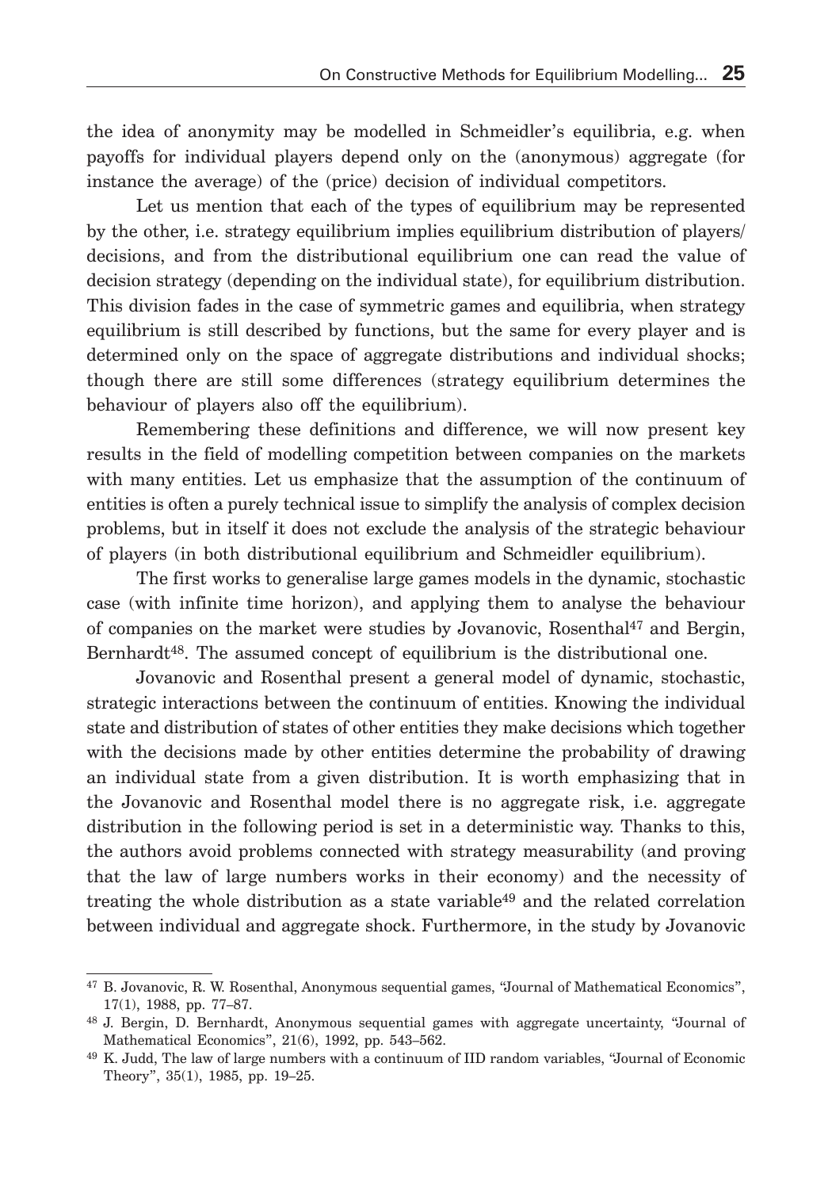the idea of anonymity may be modelled in Schmeidler's equilibria, e.g. when payoffs for individual players depend only on the (anonymous) aggregate (for instance the average) of the (price) decision of individual competitors.

Let us mention that each of the types of equilibrium may be represented by the other, i.e. strategy equilibrium implies equilibrium distribution of players/decisions, and from the distributional equilibrium one can read the value of decision strategy (depending on the individual state), for equilibrium distribution. This division fades in the case of symmetric games and equilibria, when strategy equilibrium is still described by functions, but the same for every player and is determined only on the space of aggregate distributions and individual shocks; though there are still some differences (strategy equilibrium determines the behaviour of players also off the equilibrium).

Remembering these definitions and difference, we will now present key results in the field of modelling competition between companies on the markets with many entities. Let us emphasize that the assumption of the continuum of entities is often a purely technical issue to simplify the analysis of complex decision problems, but in itself it does not exclude the analysis of the strategic behaviour of players (in both distributional equilibrium and Schmeidler equilibrium).

The first works to generalise large games models in the dynamic, stochastic case (with infinite time horizon), and applying them to analyse the behaviour of companies on the market were studies by Jovanovic, Rosenthal[47] and Bergin, Bernhardt[48]. The assumed concept of equilibrium is the distributional one.

Jovanovic and Rosenthal present a general model of dynamic, stochastic, strategic interactions between the continuum of entities. Knowing the individual state and distribution of states of other entities they make decisions which together with the decisions made by other entities determine the probability of drawing an individual state from a given distribution. It is worth emphasizing that in the Jovanovic and Rosenthal model there is no aggregate risk, i.e. aggregate distribution in the following period is set in a deterministic way. Thanks to this, the authors avoid problems connected with strategy measurability (and proving that the law of large numbers works in their economy) and the necessity of treating the whole distribution as a state variable[49] and the related correlation between individual and aggregate shock. Furthermore, in the study by Jovanovic

---

[47] B. Jovanovic, R. W. Rosenthal, Anonymous sequential games, "Journal of Mathematical Economics", 17(1), 1988, pp. 77–87.

[48] J. Bergin, D. Bernhardt, Anonymous sequential games with aggregate uncertainty, "Journal of Mathematical Economics", 21(6), 1992, pp. 543–562.

[49] K. Judd, The law of large numbers with a continuum of IID random variables, "Journal of Economic Theory", 35(1), 1985, pp. 19–25.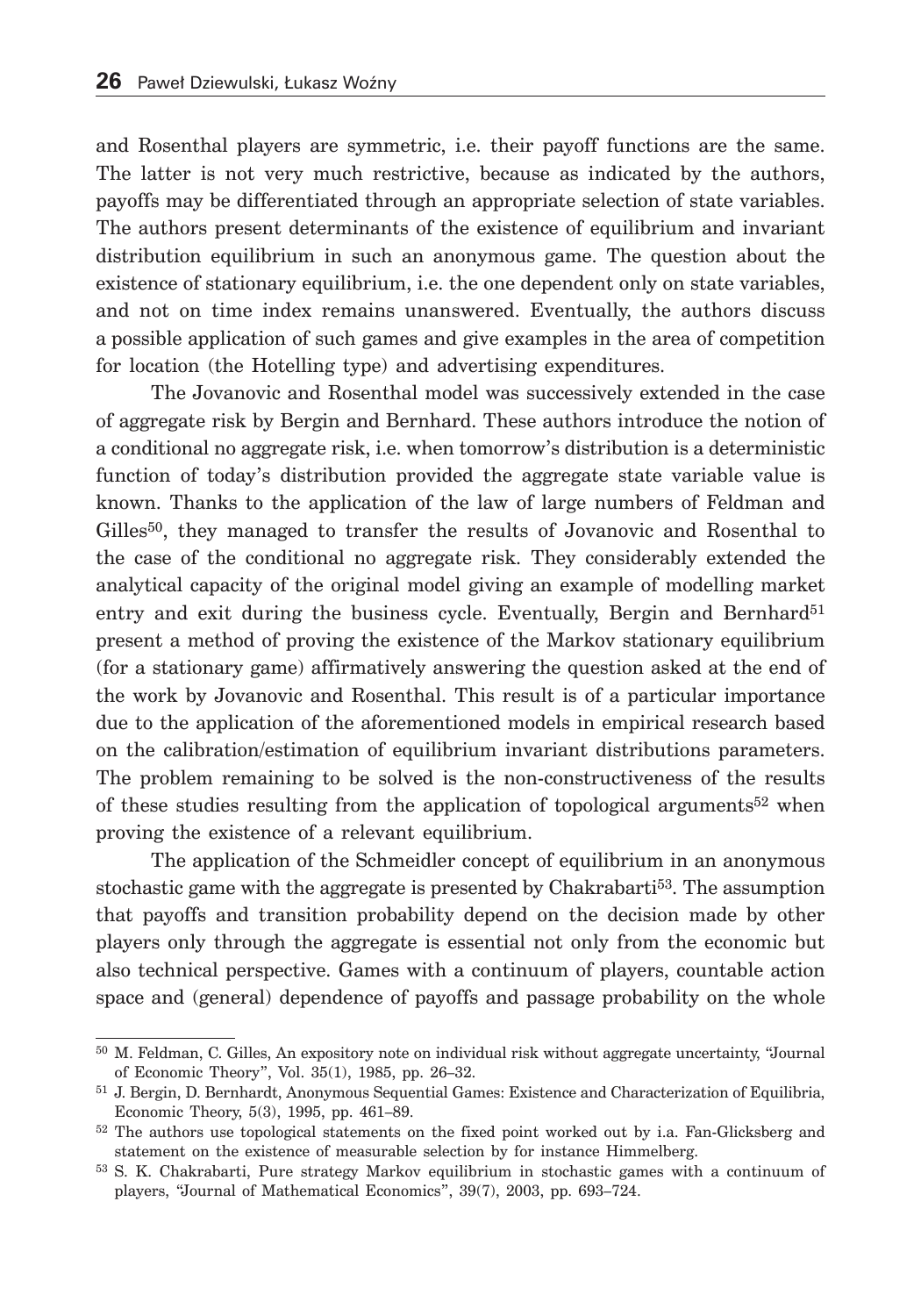and Rosenthal players are symmetric, i.e. their payoff functions are the same. The latter is not very much restrictive, because as indicated by the authors, payoffs may be differentiated through an appropriate selection of state variables. The authors present determinants of the existence of equilibrium and invariant distribution equilibrium in such an anonymous game. The question about the existence of stationary equilibrium, i.e. the one dependent only on state variables, and not on time index remains unanswered. Eventually, the authors discuss a possible application of such games and give examples in the area of competition for location (the Hotelling type) and advertising expenditures.

The Jovanovic and Rosenthal model was successively extended in the case of aggregate risk by Bergin and Bernhard. These authors introduce the notion of a conditional no aggregate risk, i.e. when tomorrow's distribution is a deterministic function of today's distribution provided the aggregate state variable value is known. Thanks to the application of the law of large numbers of Feldman and Gilles[50], they managed to transfer the results of Jovanovic and Rosenthal to the case of the conditional no aggregate risk. They considerably extended the analytical capacity of the original model giving an example of modelling market entry and exit during the business cycle. Eventually, Bergin and Bernhard[51] present a method of proving the existence of the Markov stationary equilibrium (for a stationary game) affirmatively answering the question asked at the end of the work by Jovanovic and Rosenthal. This result is of a particular importance due to the application of the aforementioned models in empirical research based on the calibration/estimation of equilibrium invariant distributions parameters. The problem remaining to be solved is the non-constructiveness of the results of these studies resulting from the application of topological arguments[52] when proving the existence of a relevant equilibrium.

The application of the Schmeidler concept of equilibrium in an anonymous stochastic game with the aggregate is presented by Chakrabarti[53]. The assumption that payoffs and transition probability depend on the decision made by other players only through the aggregate is essential not only from the economic but also technical perspective. Games with a continuum of players, countable action space and (general) dependence of payoffs and passage probability on the whole

---

[50] M. Feldman, C. Gilles, An expository note on individual risk without aggregate uncertainty, "Journal of Economic Theory", Vol. 35(1), 1985, pp. 26–32.

[51] J. Bergin, D. Bernhardt, Anonymous Sequential Games: Existence and Characterization of Equilibria, Economic Theory, 5(3), 1995, pp. 461–89.

[52] The authors use topological statements on the fixed point worked out by i.a. Fan-Glicksberg and statement on the existence of measurable selection by for instance Himmelberg.

[53] S. K. Chakrabarti, Pure strategy Markov equilibrium in stochastic games with a continuum of players, "Journal of Mathematical Economics", 39(7), 2003, pp. 693–724.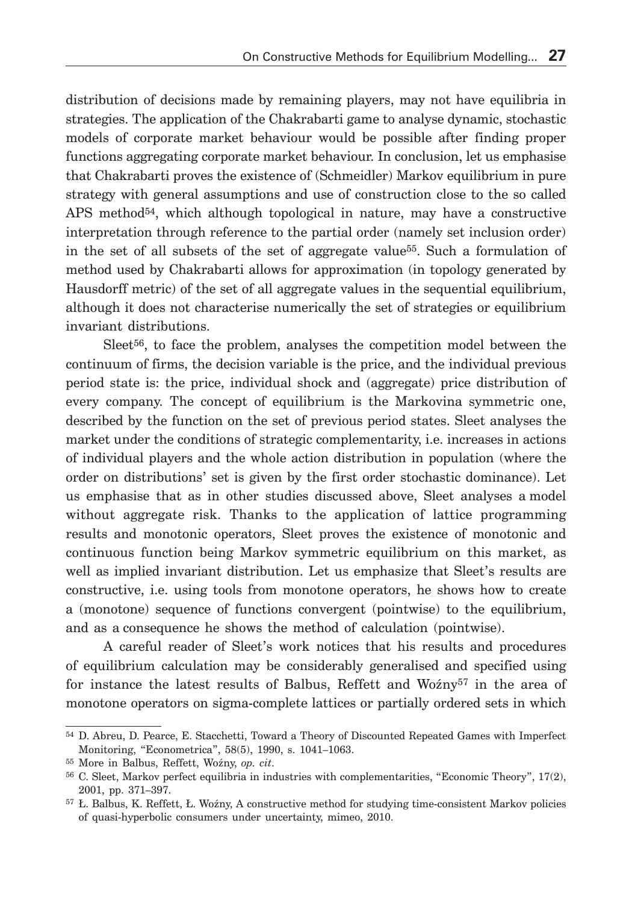distribution of decisions made by remaining players, may not have equilibria in strategies. The application of the Chakrabarti game to analyse dynamic, stochastic models of corporate market behaviour would be possible after finding proper functions aggregating corporate market behaviour. In conclusion, let us emphasise that Chakrabarti proves the existence of (Schmeidler) Markov equilibrium in pure strategy with general assumptions and use of construction close to the so called APS method[54], which although topological in nature, may have a constructive interpretation through reference to the partial order (namely set inclusion order) in the set of all subsets of the set of aggregate value[55]. Such a formulation of method used by Chakrabarti allows for approximation (in topology generated by Hausdorff metric) of the set of all aggregate values in the sequential equilibrium, although it does not characterise numerically the set of strategies or equilibrium invariant distributions.

Sleet[56], to face the problem, analyses the competition model between the continuum of firms, the decision variable is the price, and the individual previous period state is: the price, individual shock and (aggregate) price distribution of every company. The concept of equilibrium is the Markovina symmetric one, described by the function on the set of previous period states. Sleet analyses the market under the conditions of strategic complementarity, i.e. increases in actions of individual players and the whole action distribution in population (where the order on distributions' set is given by the first order stochastic dominance). Let us emphasise that as in other studies discussed above, Sleet analyses a model without aggregate risk. Thanks to the application of lattice programming results and monotonic operators, Sleet proves the existence of monotonic and continuous function being Markov symmetric equilibrium on this market, as well as implied invariant distribution. Let us emphasize that Sleet's results are constructive, i.e. using tools from monotone operators, he shows how to create a (monotone) sequence of functions convergent (pointwise) to the equilibrium, and as a consequence he shows the method of calculation (pointwise).

A careful reader of Sleet's work notices that his results and procedures of equilibrium calculation may be considerably generalised and specified using for instance the latest results of Balbus, Reffett and Woźny[57] in the area of monotone operators on sigma-complete lattices or partially ordered sets in which

---

[54] D. Abreu, D. Pearce, E. Stacchetti, Toward a Theory of Discounted Repeated Games with Imperfect Monitoring, "Econometrica", 58(5), 1990, s. 1041–1063.

[55] More in Balbus, Reffett, Woźny, *op. cit*.

[56] C. Sleet, Markov perfect equilibria in industries with complementarities, "Economic Theory", 17(2), 2001, pp. 371–397.

[57] Ł. Balbus, K. Reffett, Ł. Woźny, A constructive method for studying time-consistent Markov policies of quasi-hyperbolic consumers under uncertainty, mimeo, 2010.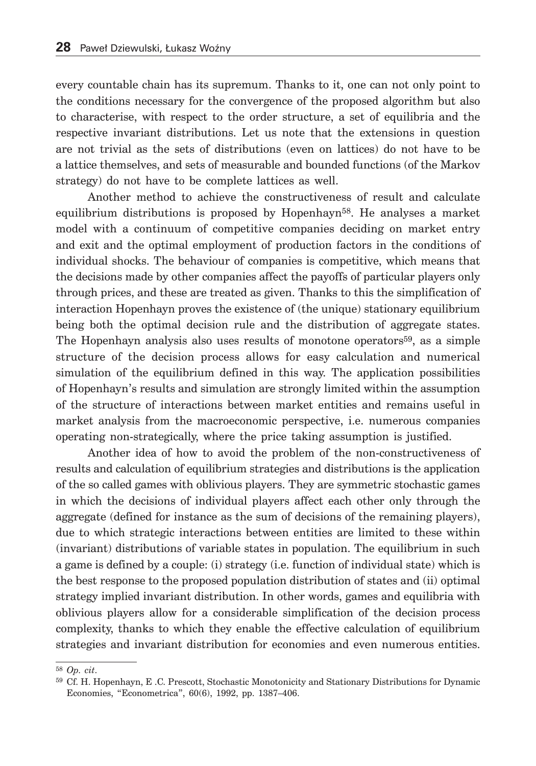every countable chain has its supremum. Thanks to it, one can not only point to the conditions necessary for the convergence of the proposed algorithm but also to characterise, with respect to the order structure, a set of equilibria and the respective invariant distributions. Let us note that the extensions in question are not trivial as the sets of distributions (even on lattices) do not have to be a lattice themselves, and sets of measurable and bounded functions (of the Markov strategy) do not have to be complete lattices as well.

Another method to achieve the constructiveness of result and calculate equilibrium distributions is proposed by Hopenhayn[58]. He analyses a market model with a continuum of competitive companies deciding on market entry and exit and the optimal employment of production factors in the conditions of individual shocks. The behaviour of companies is competitive, which means that the decisions made by other companies affect the payoffs of particular players only through prices, and these are treated as given. Thanks to this the simplification of interaction Hopenhayn proves the existence of (the unique) stationary equilibrium being both the optimal decision rule and the distribution of aggregate states. The Hopenhayn analysis also uses results of monotone operators[59], as a simple structure of the decision process allows for easy calculation and numerical simulation of the equilibrium defined in this way. The application possibilities of Hopenhayn's results and simulation are strongly limited within the assumption of the structure of interactions between market entities and remains useful in market analysis from the macroeconomic perspective, i.e. numerous companies operating non-strategically, where the price taking assumption is justified.

Another idea of how to avoid the problem of the non-constructiveness of results and calculation of equilibrium strategies and distributions is the application of the so called games with oblivious players. They are symmetric stochastic games in which the decisions of individual players affect each other only through the aggregate (defined for instance as the sum of decisions of the remaining players), due to which strategic interactions between entities are limited to these within (invariant) distributions of variable states in population. The equilibrium in such a game is defined by a couple: (i) strategy (i.e. function of individual state) which is the best response to the proposed population distribution of states and (ii) optimal strategy implied invariant distribution. In other words, games and equilibria with oblivious players allow for a considerable simplification of the decision process complexity, thanks to which they enable the effective calculation of equilibrium strategies and invariant distribution for economies and even numerous entities.

---

[58] *Op. cit*.

[59] Cf. H. Hopenhayn, E .C. Prescott, Stochastic Monotonicity and Stationary Distributions for Dynamic Economies, "Econometrica", 60(6), 1992, pp. 1387–406.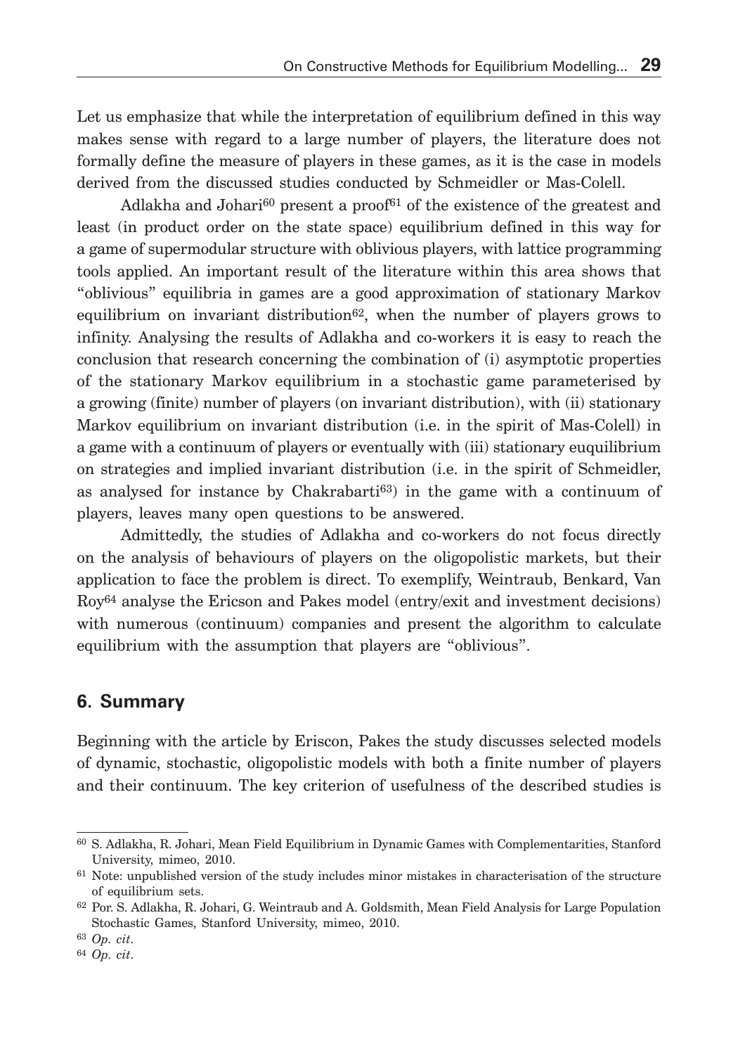Let us emphasize that while the interpretation of equilibrium defined in this way makes sense with regard to a large number of players, the literature does not formally define the measure of players in these games, as it is the case in models derived from the discussed studies conducted by Schmeidler or Mas-Colell.

Adlakha and Johari[60] present a proof[61] of the existence of the greatest and least (in product order on the state space) equilibrium defined in this way for a game of supermodular structure with oblivious players, with lattice programming tools applied. An important result of the literature within this area shows that "oblivious" equilibria in games are a good approximation of stationary Markov equilibrium on invariant distribution[62], when the number of players grows to infinity. Analysing the results of Adlakha and co-workers it is easy to reach the conclusion that research concerning the combination of (i) asymptotic properties of the stationary Markov equilibrium in a stochastic game parameterised by a growing (finite) number of players (on invariant distribution), with (ii) stationary Markov equilibrium on invariant distribution (i.e. in the spirit of Mas-Colell) in a game with a continuum of players or eventually with (iii) stationary euquilibrium on strategies and implied invariant distribution (i.e. in the spirit of Schmeidler, as analysed for instance by Chakrabarti[63]) in the game with a continuum of players, leaves many open questions to be answered.

Admittedly, the studies of Adlakha and co-workers do not focus directly on the analysis of behaviours of players on the oligopolistic markets, but their application to face the problem is direct. To exemplify, Weintraub, Benkard, Van Roy[64] analyse the Ericson and Pakes model (entry/exit and investment decisions) with numerous (continuum) companies and present the algorithm to calculate equilibrium with the assumption that players are "oblivious".

## 6. Summary

Beginning with the article by Eriscon, Pakes the study discusses selected models of dynamic, stochastic, oligopolistic models with both a finite number of players and their continuum. The key criterion of usefulness of the described studies is

---

[60] S. Adlakha, R. Johari, Mean Field Equilibrium in Dynamic Games with Complementarities, Stanford University, mimeo, 2010.

[61] Note: unpublished version of the study includes minor mistakes in characterisation of the structure of equilibrium sets.

[62] Por. S. Adlakha, R. Johari, G. Weintraub and A. Goldsmith, Mean Field Analysis for Large Population Stochastic Games, Stanford University, mimeo, 2010.

[63] *Op. cit*.

[64] *Op. cit*.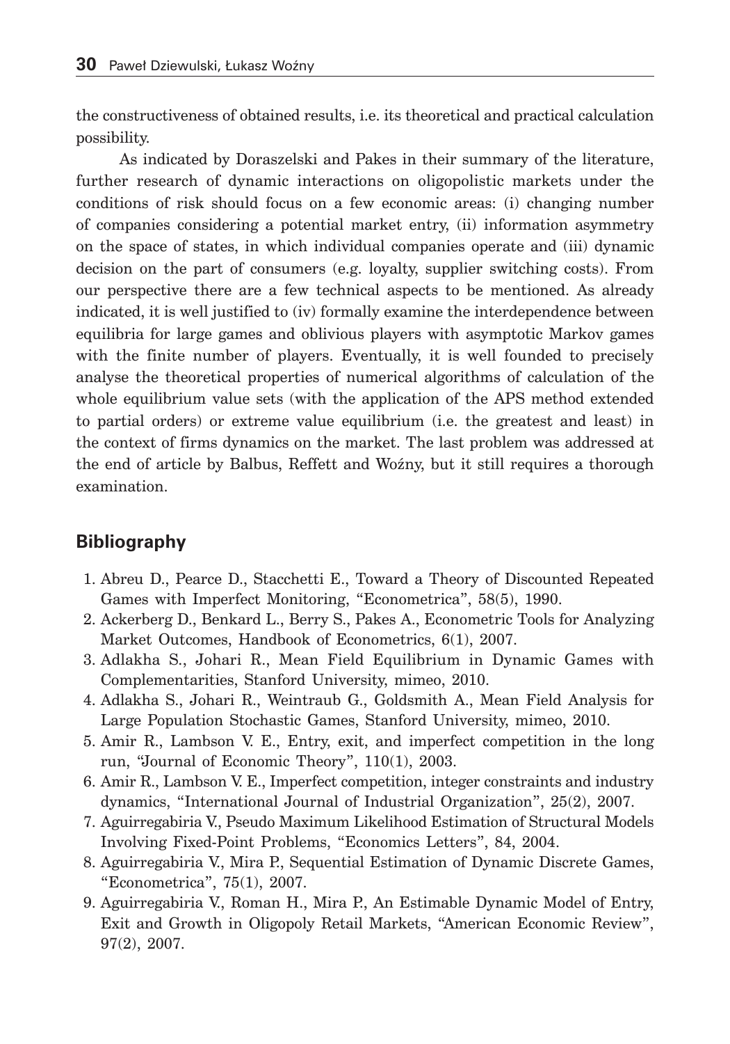the constructiveness of obtained results, i.e. its theoretical and practical calculation possibility.

As indicated by Doraszelski and Pakes in their summary of the literature, further research of dynamic interactions on oligopolistic markets under the conditions of risk should focus on a few economic areas: (i) changing number of companies considering a potential market entry, (ii) information asymmetry on the space of states, in which individual companies operate and (iii) dynamic decision on the part of consumers (e.g. loyalty, supplier switching costs). From our perspective there are a few technical aspects to be mentioned. As already indicated, it is well justified to (iv) formally examine the interdependence between equilibria for large games and oblivious players with asymptotic Markov games with the finite number of players. Eventually, it is well founded to precisely analyse the theoretical properties of numerical algorithms of calculation of the whole equilibrium value sets (with the application of the APS method extended to partial orders) or extreme value equilibrium (i.e. the greatest and least) in the context of firms dynamics on the market. The last problem was addressed at the end of article by Balbus, Reffett and Woźny, but it still requires a thorough examination.

## Bibliography

1. Abreu D., Pearce D., Stacchetti E., Toward a Theory of Discounted Repeated Games with Imperfect Monitoring, "Econometrica", 58(5), 1990.
2. Ackerberg D., Benkard L., Berry S., Pakes A., Econometric Tools for Analyzing Market Outcomes, Handbook of Econometrics, 6(1), 2007.
3. Adlakha S., Johari R., Mean Field Equilibrium in Dynamic Games with Complementarities, Stanford University, mimeo, 2010.
4. Adlakha S., Johari R., Weintraub G., Goldsmith A., Mean Field Analysis for Large Population Stochastic Games, Stanford University, mimeo, 2010.
5. Amir R., Lambson V. E., Entry, exit, and imperfect competition in the long run, "Journal of Economic Theory", 110(1), 2003.
6. Amir R., Lambson V. E., Imperfect competition, integer constraints and industry dynamics, "International Journal of Industrial Organization", 25(2), 2007.
7. Aguirregabiria V., Pseudo Maximum Likelihood Estimation of Structural Models Involving Fixed-Point Problems, "Economics Letters", 84, 2004.
8. Aguirregabiria V., Mira P., Sequential Estimation of Dynamic Discrete Games, "Econometrica", 75(1), 2007.
9. Aguirregabiria V., Roman H., Mira P., An Estimable Dynamic Model of Entry, Exit and Growth in Oligopoly Retail Markets, "American Economic Review", 97(2), 2007.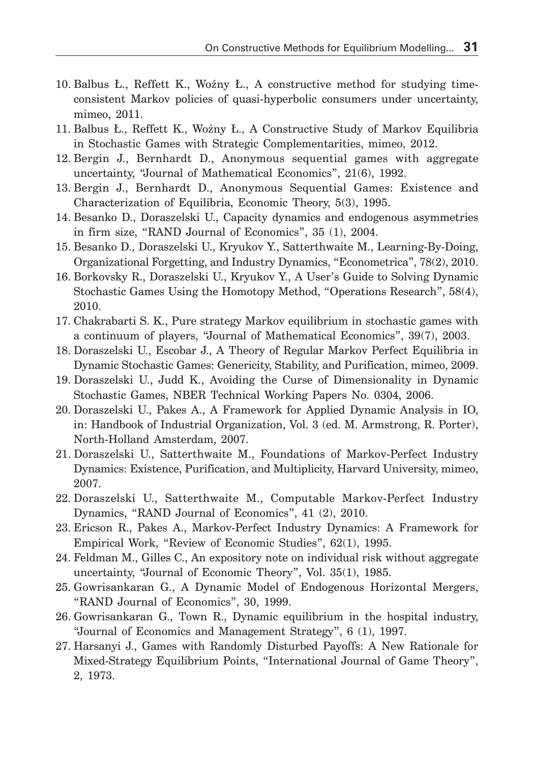10. Balbus Ł., Reffett K., Woźny Ł., A constructive method for studying time-consistent Markov policies of quasi-hyperbolic consumers under uncertainty, mimeo, 2011.
11. Balbus Ł., Reffett K., Woźny Ł., A Constructive Study of Markov Equilibria in Stochastic Games with Strategic Complementarities, mimeo, 2012.
12. Bergin J., Bernhardt D., Anonymous sequential games with aggregate uncertainty, "Journal of Mathematical Economics", 21(6), 1992.
13. Bergin J., Bernhardt D., Anonymous Sequential Games: Existence and Characterization of Equilibria, Economic Theory, 5(3), 1995.
14. Besanko D., Doraszelski U., Capacity dynamics and endogenous asymmetries in firm size, "RAND Journal of Economics", 35 (1), 2004.
15. Besanko D., Doraszelski U., Kryukov Y., Satterthwaite M., Learning-By-Doing, Organizational Forgetting, and Industry Dynamics, "Econometrica", 78(2), 2010.
16. Borkovsky R., Doraszelski U., Kryukov Y., A User's Guide to Solving Dynamic Stochastic Games Using the Homotopy Method, "Operations Research", 58(4), 2010.
17. Chakrabarti S. K., Pure strategy Markov equilibrium in stochastic games with a continuum of players, "Journal of Mathematical Economics", 39(7), 2003.
18. Doraszelski U., Escobar J., A Theory of Regular Markov Perfect Equilibria in Dynamic Stochastic Games: Genericity, Stability, and Purification, mimeo, 2009.
19. Doraszelski U., Judd K., Avoiding the Curse of Dimensionality in Dynamic Stochastic Games, NBER Technical Working Papers No. 0304, 2006.
20. Doraszelski U., Pakes A., A Framework for Applied Dynamic Analysis in IO, in: Handbook of Industrial Organization, Vol. 3 (ed. M. Armstrong, R. Porter), North-Holland Amsterdam, 2007.
21. Doraszelski U., Satterthwaite M., Foundations of Markov-Perfect Industry Dynamics: Existence, Purification, and Multiplicity, Harvard University, mimeo, 2007.
22. Doraszelski U., Satterthwaite M., Computable Markov-Perfect Industry Dynamics, "RAND Journal of Economics", 41 (2), 2010.
23. Ericson R., Pakes A., Markov-Perfect Industry Dynamics: A Framework for Empirical Work, "Review of Economic Studies", 62(1), 1995.
24. Feldman M., Gilles C., An expository note on individual risk without aggregate uncertainty, "Journal of Economic Theory", Vol. 35(1), 1985.
25. Gowrisankaran G., A Dynamic Model of Endogenous Horizontal Mergers, "RAND Journal of Economics", 30, 1999.
26. Gowrisankaran G., Town R., Dynamic equilibrium in the hospital industry, "Journal of Economics and Management Strategy", 6 (1), 1997.
27. Harsanyi J., Games with Randomly Disturbed Payoffs: A New Rationale for Mixed-Strategy Equilibrium Points, "International Journal of Game Theory", 2, 1973.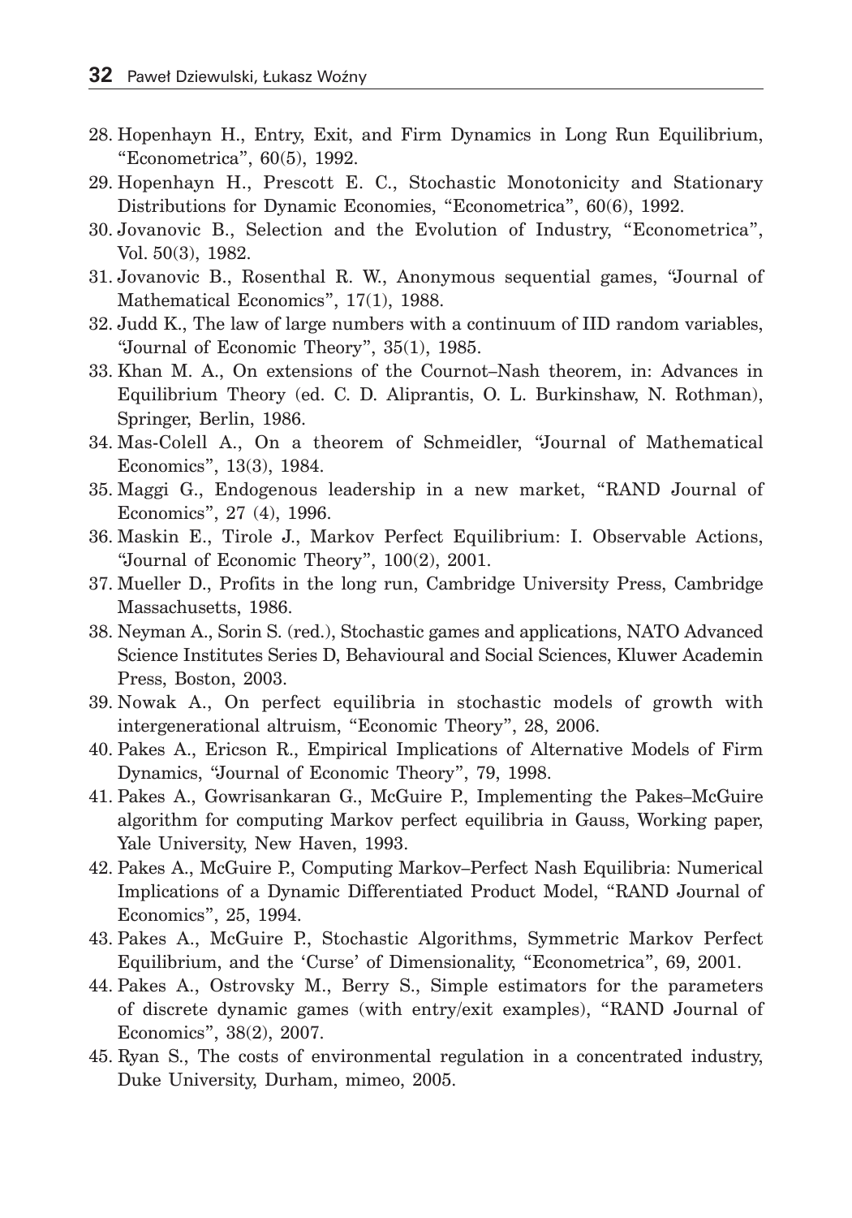28. Hopenhayn H., Entry, Exit, and Firm Dynamics in Long Run Equilibrium, "Econometrica", 60(5), 1992.
29. Hopenhayn H., Prescott E. C., Stochastic Monotonicity and Stationary Distributions for Dynamic Economies, "Econometrica", 60(6), 1992.
30. Jovanovic B., Selection and the Evolution of Industry, "Econometrica", Vol. 50(3), 1982.
31. Jovanovic B., Rosenthal R. W., Anonymous sequential games, "Journal of Mathematical Economics", 17(1), 1988.
32. Judd K., The law of large numbers with a continuum of IID random variables, "Journal of Economic Theory", 35(1), 1985.
33. Khan M. A., On extensions of the Cournot–Nash theorem, in: Advances in Equilibrium Theory (ed. C. D. Aliprantis, O. L. Burkinshaw, N. Rothman), Springer, Berlin, 1986.
34. Mas-Colell A., On a theorem of Schmeidler, "Journal of Mathematical Economics", 13(3), 1984.
35. Maggi G., Endogenous leadership in a new market, "RAND Journal of Economics", 27 (4), 1996.
36. Maskin E., Tirole J., Markov Perfect Equilibrium: I. Observable Actions, "Journal of Economic Theory", 100(2), 2001.
37. Mueller D., Profits in the long run, Cambridge University Press, Cambridge Massachusetts, 1986.
38. Neyman A., Sorin S. (red.), Stochastic games and applications, NATO Advanced Science Institutes Series D, Behavioural and Social Sciences, Kluwer Academin Press, Boston, 2003.
39. Nowak A., On perfect equilibria in stochastic models of growth with intergenerational altruism, "Economic Theory", 28, 2006.
40. Pakes A., Ericson R., Empirical Implications of Alternative Models of Firm Dynamics, "Journal of Economic Theory", 79, 1998.
41. Pakes A., Gowrisankaran G., McGuire P., Implementing the Pakes–McGuire algorithm for computing Markov perfect equilibria in Gauss, Working paper, Yale University, New Haven, 1993.
42. Pakes A., McGuire P., Computing Markov–Perfect Nash Equilibria: Numerical Implications of a Dynamic Differentiated Product Model, "RAND Journal of Economics", 25, 1994.
43. Pakes A., McGuire P., Stochastic Algorithms, Symmetric Markov Perfect Equilibrium, and the 'Curse' of Dimensionality, "Econometrica", 69, 2001.
44. Pakes A., Ostrovsky M., Berry S., Simple estimators for the parameters of discrete dynamic games (with entry/exit examples), "RAND Journal of Economics", 38(2), 2007.
45. Ryan S., The costs of environmental regulation in a concentrated industry, Duke University, Durham, mimeo, 2005.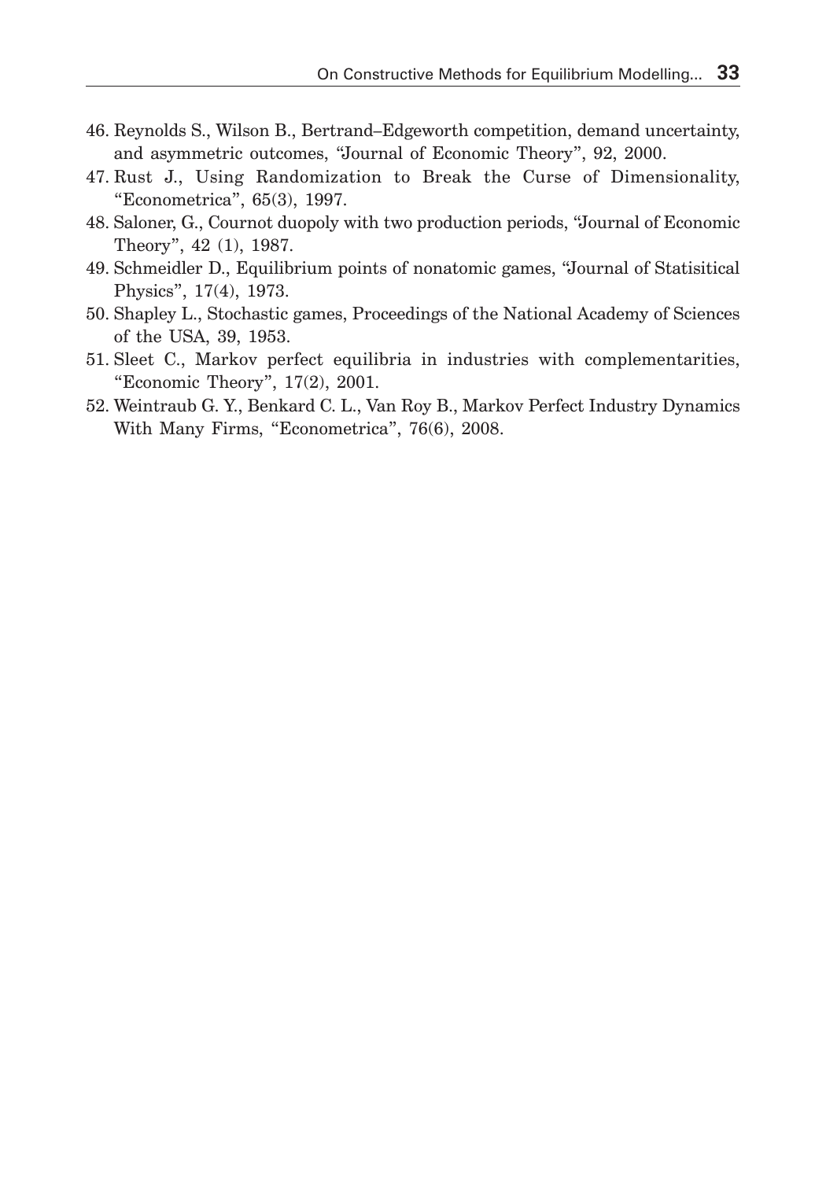46. Reynolds S., Wilson B., Bertrand–Edgeworth competition, demand uncertainty, and asymmetric outcomes, "Journal of Economic Theory", 92, 2000.
47. Rust J., Using Randomization to Break the Curse of Dimensionality, "Econometrica", 65(3), 1997.
48. Saloner, G., Cournot duopoly with two production periods, "Journal of Economic Theory", 42 (1), 1987.
49. Schmeidler D., Equilibrium points of nonatomic games, "Journal of Statisitical Physics", 17(4), 1973.
50. Shapley L., Stochastic games, Proceedings of the National Academy of Sciences of the USA, 39, 1953.
51. Sleet C., Markov perfect equilibria in industries with complementarities, "Economic Theory", 17(2), 2001.
52. Weintraub G. Y., Benkard C. L., Van Roy B., Markov Perfect Industry Dynamics With Many Firms, "Econometrica", 76(6), 2008.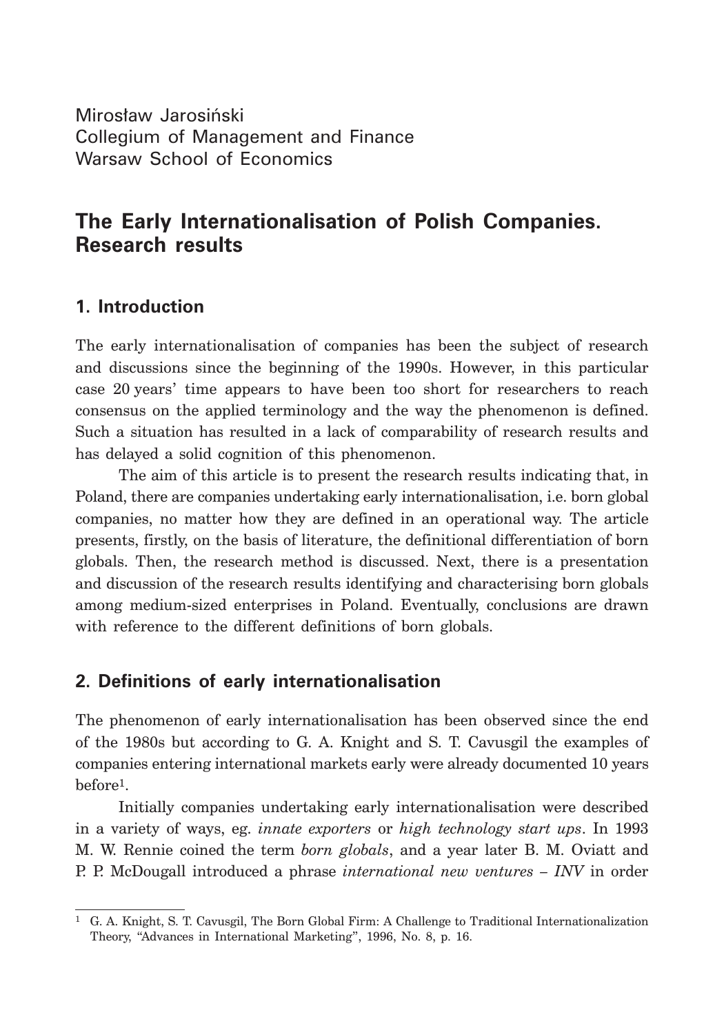Mirosław Jarosiński
Collegium of Management and Finance
Warsaw School of Economics

# The Early Internationalisation of Polish Companies. Research results

## 1. Introduction

The early internationalisation of companies has been the subject of research and discussions since the beginning of the 1990s. However, in this particular case 20 years' time appears to have been too short for researchers to reach consensus on the applied terminology and the way the phenomenon is defined. Such a situation has resulted in a lack of comparability of research results and has delayed a solid cognition of this phenomenon.

The aim of this article is to present the research results indicating that, in Poland, there are companies undertaking early internationalisation, i.e. born global companies, no matter how they are defined in an operational way. The article presents, firstly, on the basis of literature, the definitional differentiation of born globals. Then, the research method is discussed. Next, there is a presentation and discussion of the research results identifying and characterising born globals among medium-sized enterprises in Poland. Eventually, conclusions are drawn with reference to the different definitions of born globals.

## 2. Definitions of early internationalisation

The phenomenon of early internationalisation has been observed since the end of the 1980s but according to G. A. Knight and S. T. Cavusgil the examples of companies entering international markets early were already documented 10 years before[1].

Initially companies undertaking early internationalisation were described in a variety of ways, eg. *innate exporters* or *high technology start ups*. In 1993 M. W. Rennie coined the term *born globals*, and a year later B. M. Oviatt and P. P. McDougall introduced a phrase *international new ventures – INV* in order

---

[1] G. A. Knight, S. T. Cavusgil, The Born Global Firm: A Challenge to Traditional Internationalization Theory, "Advances in International Marketing", 1996, No. 8, p. 16.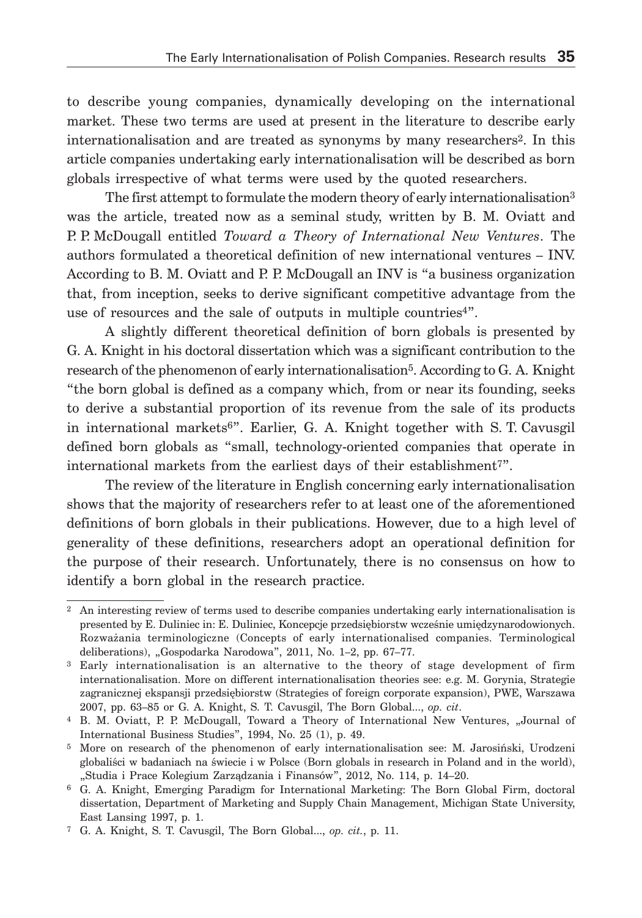to describe young companies, dynamically developing on the international market. These two terms are used at present in the literature to describe early internationalisation and are treated as synonyms by many researchers[2]. In this article companies undertaking early internationalisation will be described as born globals irrespective of what terms were used by the quoted researchers.

The first attempt to formulate the modern theory of early internationalisation[3] was the article, treated now as a seminal study, written by B. M. Oviatt and P. P. McDougall entitled *Toward a Theory of International New Ventures*. The authors formulated a theoretical definition of new international ventures – INV. According to B. M. Oviatt and P. P. McDougall an INV is "a business organization that, from inception, seeks to derive significant competitive advantage from the use of resources and the sale of outputs in multiple countries[4]".

A slightly different theoretical definition of born globals is presented by G. A. Knight in his doctoral dissertation which was a significant contribution to the research of the phenomenon of early internationalisation[5]. According to G. A. Knight "the born global is defined as a company which, from or near its founding, seeks to derive a substantial proportion of its revenue from the sale of its products in international markets[6]". Earlier, G. A. Knight together with S. T. Cavusgil defined born globals as "small, technology-oriented companies that operate in international markets from the earliest days of their establishment[7]".

The review of the literature in English concerning early internationalisation shows that the majority of researchers refer to at least one of the aforementioned definitions of born globals in their publications. However, due to a high level of generality of these definitions, researchers adopt an operational definition for the purpose of their research. Unfortunately, there is no consensus on how to identify a born global in the research practice.

---

[2] An interesting review of terms used to describe companies undertaking early internationalisation is presented by E. Duliniec in: E. Duliniec, Koncepcje przedsiębiorstw wcześnie umiędzynarodowionych. Rozważania terminologiczne (Concepts of early internationalised companies. Terminological deliberations), „Gospodarka Narodowa", 2011, No. 1–2, pp. 67–77.

[3] Early internationalisation is an alternative to the theory of stage development of firm internationalisation. More on different internationalisation theories see: e.g. M. Gorynia, Strategie zagranicznej ekspansji przedsiębiorstw (Strategies of foreign corporate expansion), PWE, Warszawa 2007, pp. 63–85 or G. A. Knight, S. T. Cavusgil, The Born Global..., *op. cit*.

[4] B. M. Oviatt, P. P. McDougall, Toward a Theory of International New Ventures, „Journal of International Business Studies", 1994, No. 25 (1), p. 49.

[5] More on research of the phenomenon of early internationalisation see: M. Jarosiński, Urodzeni globaliści w badaniach na świecie i w Polsce (Born globals in research in Poland and in the world), „Studia i Prace Kolegium Zarządzania i Finansów", 2012, No. 114, p. 14–20.

[6] G. A. Knight, Emerging Paradigm for International Marketing: The Born Global Firm, doctoral dissertation, Department of Marketing and Supply Chain Management, Michigan State University, East Lansing 1997, p. 1.

[7] G. A. Knight, S. T. Cavusgil, The Born Global..., *op. cit.*, p. 11.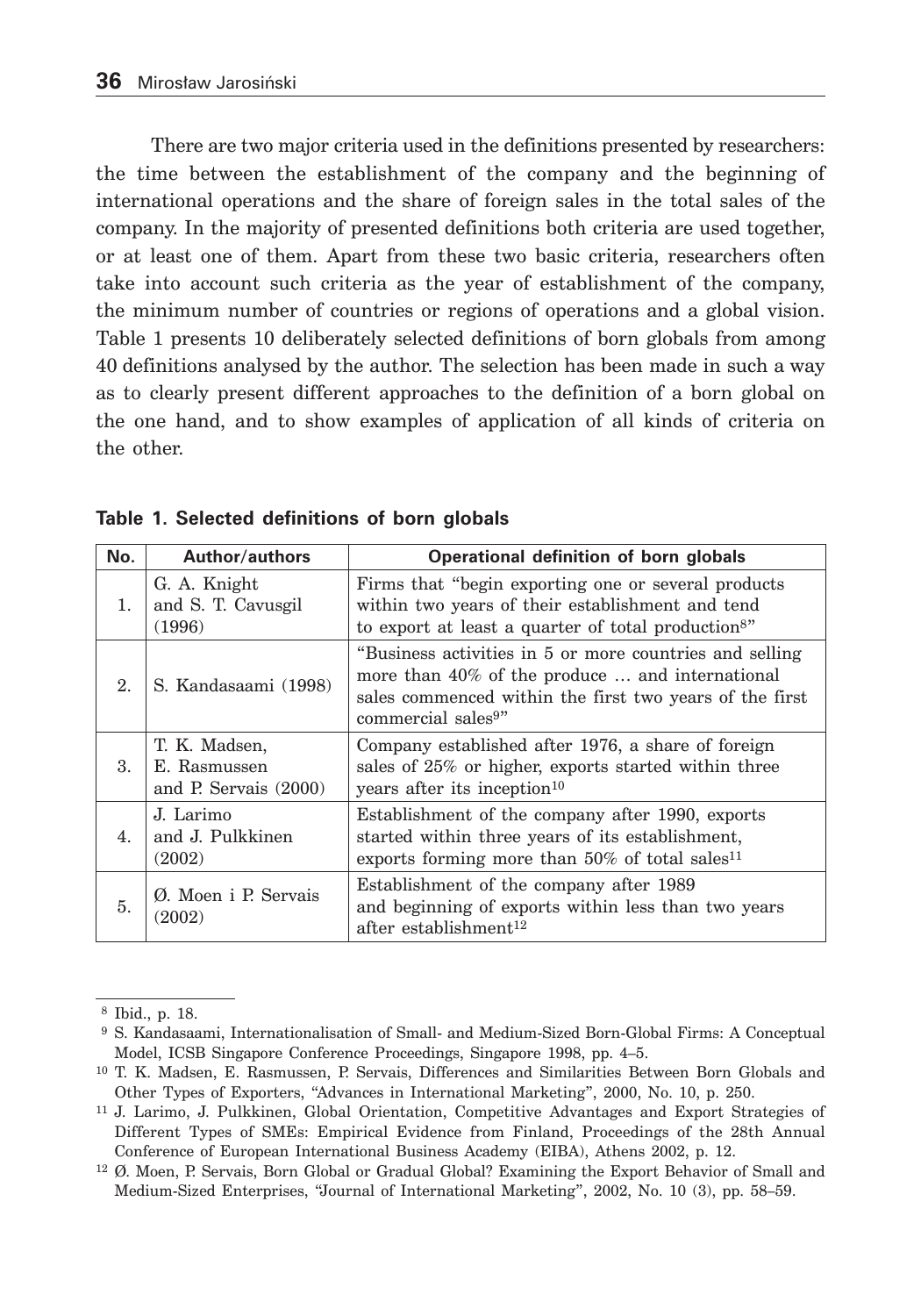There are two major criteria used in the definitions presented by researchers: the time between the establishment of the company and the beginning of international operations and the share of foreign sales in the total sales of the company. In the majority of presented definitions both criteria are used together, or at least one of them. Apart from these two basic criteria, researchers often take into account such criteria as the year of establishment of the company, the minimum number of countries or regions of operations and a global vision. Table 1 presents 10 deliberately selected definitions of born globals from among 40 definitions analysed by the author. The selection has been made in such a way as to clearly present different approaches to the definition of a born global on the one hand, and to show examples of application of all kinds of criteria on the other.

**Table 1. Selected definitions of born globals**

| No. | Author/authors | Operational definition of born globals |
|---|---|---|
| 1. | G. A. Knight and S. T. Cavusgil (1996) | Firms that "begin exporting one or several products within two years of their establishment and tend to export at least a quarter of total production[8]" |
| 2. | S. Kandasaami (1998) | "Business activities in 5 or more countries and selling more than 40% of the produce … and international sales commenced within the first two years of the first commercial sales[9]" |
| 3. | T. K. Madsen, E. Rasmussen and P. Servais (2000) | Company established after 1976, a share of foreign sales of 25% or higher, exports started within three years after its inception[10] |
| 4. | J. Larimo and J. Pulkkinen (2002) | Establishment of the company after 1990, exports started within three years of its establishment, exports forming more than 50% of total sales[11] |
| 5. | Ø. Moen i P. Servais (2002) | Establishment of the company after 1989 and beginning of exports within less than two years after establishment[12] |

[8] Ibid., p. 18.

[9] S. Kandasaami, Internationalisation of Small- and Medium-Sized Born-Global Firms: A Conceptual Model, ICSB Singapore Conference Proceedings, Singapore 1998, pp. 4–5.

[10] T. K. Madsen, E. Rasmussen, P. Servais, Differences and Similarities Between Born Globals and Other Types of Exporters, "Advances in International Marketing", 2000, No. 10, p. 250.

[11] J. Larimo, J. Pulkkinen, Global Orientation, Competitive Advantages and Export Strategies of Different Types of SMEs: Empirical Evidence from Finland, Proceedings of the 28th Annual Conference of European International Business Academy (EIBA), Athens 2002, p. 12.

[12] Ø. Moen, P. Servais, Born Global or Gradual Global? Examining the Export Behavior of Small and Medium-Sized Enterprises, "Journal of International Marketing", 2002, No. 10 (3), pp. 58–59.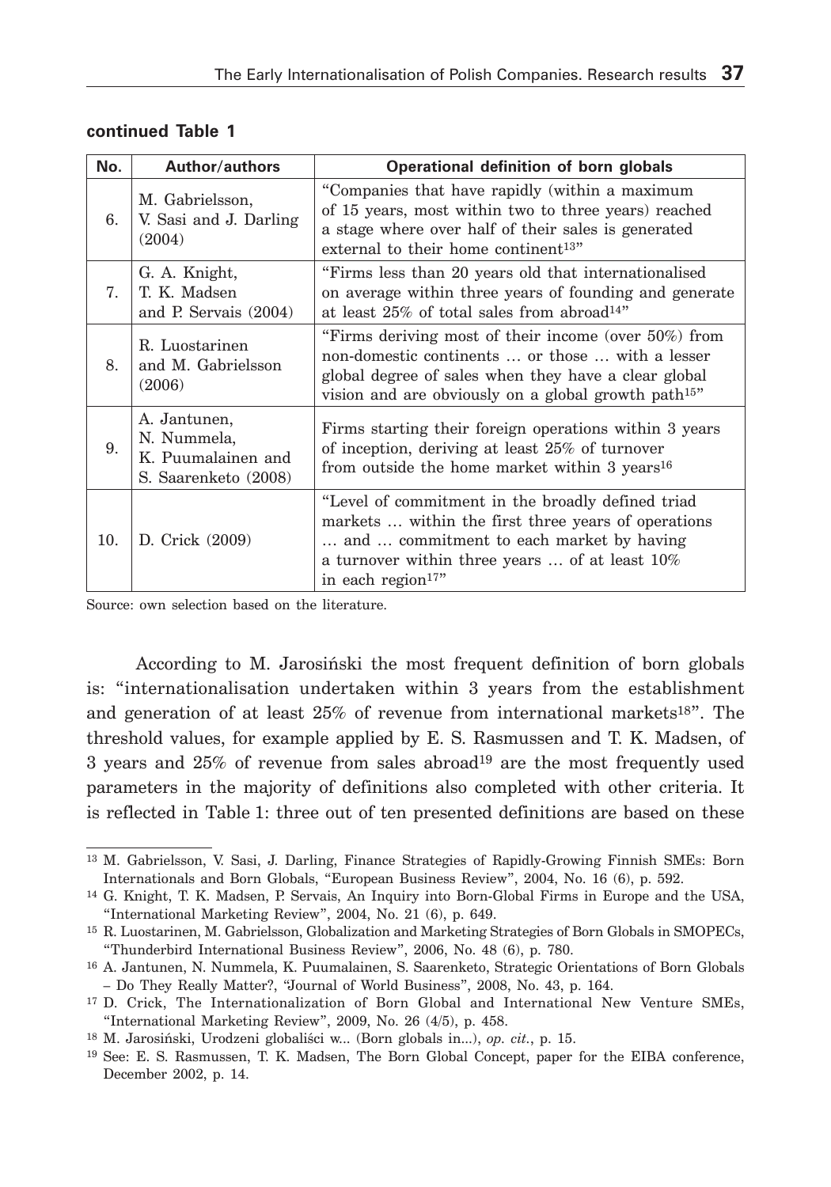**continued Table 1**

| No. | Author/authors | Operational definition of born globals |
|---|---|---|
| 6. | M. Gabrielsson, V. Sasi and J. Darling (2004) | "Companies that have rapidly (within a maximum of 15 years, most within two to three years) reached a stage where over half of their sales is generated external to their home continent[13]" |
| 7. | G. A. Knight, T. K. Madsen and P. Servais (2004) | "Firms less than 20 years old that internationalised on average within three years of founding and generate at least 25% of total sales from abroad[14]" |
| 8. | R. Luostarinen and M. Gabrielsson (2006) | "Firms deriving most of their income (over 50%) from non-domestic continents … or those … with a lesser global degree of sales when they have a clear global vision and are obviously on a global growth path[15]" |
| 9. | A. Jantunen, N. Nummela, K. Puumalainen and S. Saarenketo (2008) | Firms starting their foreign operations within 3 years of inception, deriving at least 25% of turnover from outside the home market within 3 years[16] |
| 10. | D. Crick (2009) | "Level of commitment in the broadly defined triad markets … within the first three years of operations … and … commitment to each market by having a turnover within three years … of at least 10% in each region[17]" |

Source: own selection based on the literature.

According to M. Jarosiński the most frequent definition of born globals is: "internationalisation undertaken within 3 years from the establishment and generation of at least 25% of revenue from international markets[18]". The threshold values, for example applied by E. S. Rasmussen and T. K. Madsen, of 3 years and 25% of revenue from sales abroad[19] are the most frequently used parameters in the majority of definitions also completed with other criteria. It is reflected in Table 1: three out of ten presented definitions are based on these

---

[13] M. Gabrielsson, V. Sasi, J. Darling, Finance Strategies of Rapidly-Growing Finnish SMEs: Born Internationals and Born Globals, "European Business Review", 2004, No. 16 (6), p. 592.

[14] G. Knight, T. K. Madsen, P. Servais, An Inquiry into Born-Global Firms in Europe and the USA, "International Marketing Review", 2004, No. 21 (6), p. 649.

[15] R. Luostarinen, M. Gabrielsson, Globalization and Marketing Strategies of Born Globals in SMOPECs, "Thunderbird International Business Review", 2006, No. 48 (6), p. 780.

[16] A. Jantunen, N. Nummela, K. Puumalainen, S. Saarenketo, Strategic Orientations of Born Globals – Do They Really Matter?, "Journal of World Business", 2008, No. 43, p. 164.

[17] D. Crick, The Internationalization of Born Global and International New Venture SMEs, "International Marketing Review", 2009, No. 26 (4/5), p. 458.

[18] M. Jarosiński, Urodzeni globaliści w... (Born globals in...), *op. cit.*, p. 15.

[19] See: E. S. Rasmussen, T. K. Madsen, The Born Global Concept, paper for the EIBA conference, December 2002, p. 14.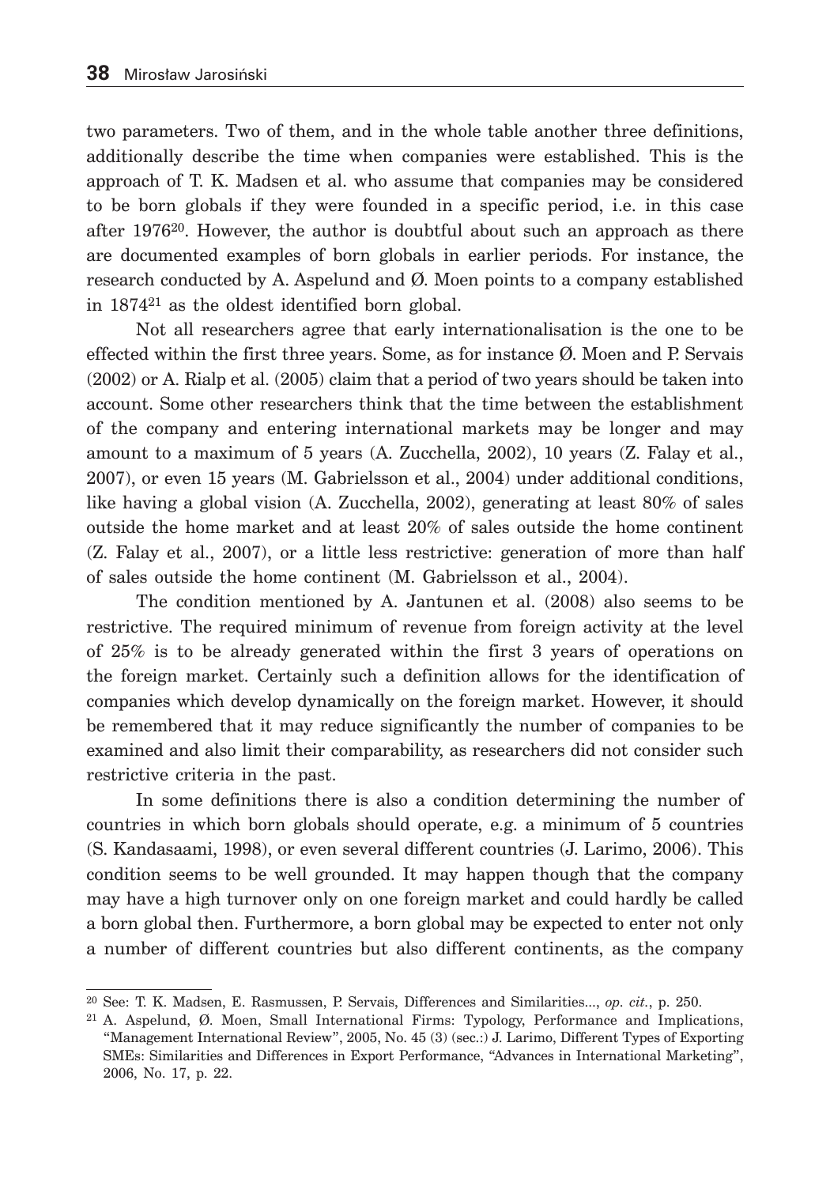two parameters. Two of them, and in the whole table another three definitions, additionally describe the time when companies were established. This is the approach of T. K. Madsen et al. who assume that companies may be considered to be born globals if they were founded in a specific period, i.e. in this case after 1976[20]. However, the author is doubtful about such an approach as there are documented examples of born globals in earlier periods. For instance, the research conducted by A. Aspelund and Ø. Moen points to a company established in 1874[21] as the oldest identified born global.

Not all researchers agree that early internationalisation is the one to be effected within the first three years. Some, as for instance Ø. Moen and P. Servais (2002) or A. Rialp et al. (2005) claim that a period of two years should be taken into account. Some other researchers think that the time between the establishment of the company and entering international markets may be longer and may amount to a maximum of 5 years (A. Zucchella, 2002), 10 years (Z. Falay et al., 2007), or even 15 years (M. Gabrielsson et al., 2004) under additional conditions, like having a global vision (A. Zucchella, 2002), generating at least 80% of sales outside the home market and at least 20% of sales outside the home continent (Z. Falay et al., 2007), or a little less restrictive: generation of more than half of sales outside the home continent (M. Gabrielsson et al., 2004).

The condition mentioned by A. Jantunen et al. (2008) also seems to be restrictive. The required minimum of revenue from foreign activity at the level of 25% is to be already generated within the first 3 years of operations on the foreign market. Certainly such a definition allows for the identification of companies which develop dynamically on the foreign market. However, it should be remembered that it may reduce significantly the number of companies to be examined and also limit their comparability, as researchers did not consider such restrictive criteria in the past.

In some definitions there is also a condition determining the number of countries in which born globals should operate, e.g. a minimum of 5 countries (S. Kandasaami, 1998), or even several different countries (J. Larimo, 2006). This condition seems to be well grounded. It may happen though that the company may have a high turnover only on one foreign market and could hardly be called a born global then. Furthermore, a born global may be expected to enter not only a number of different countries but also different continents, as the company

---

[20] See: T. K. Madsen, E. Rasmussen, P. Servais, Differences and Similarities..., *op. cit.*, p. 250.

[21] A. Aspelund, Ø. Moen, Small International Firms: Typology, Performance and Implications, "Management International Review", 2005, No. 45 (3) (sec.:) J. Larimo, Different Types of Exporting SMEs: Similarities and Differences in Export Performance, "Advances in International Marketing", 2006, No. 17, p. 22.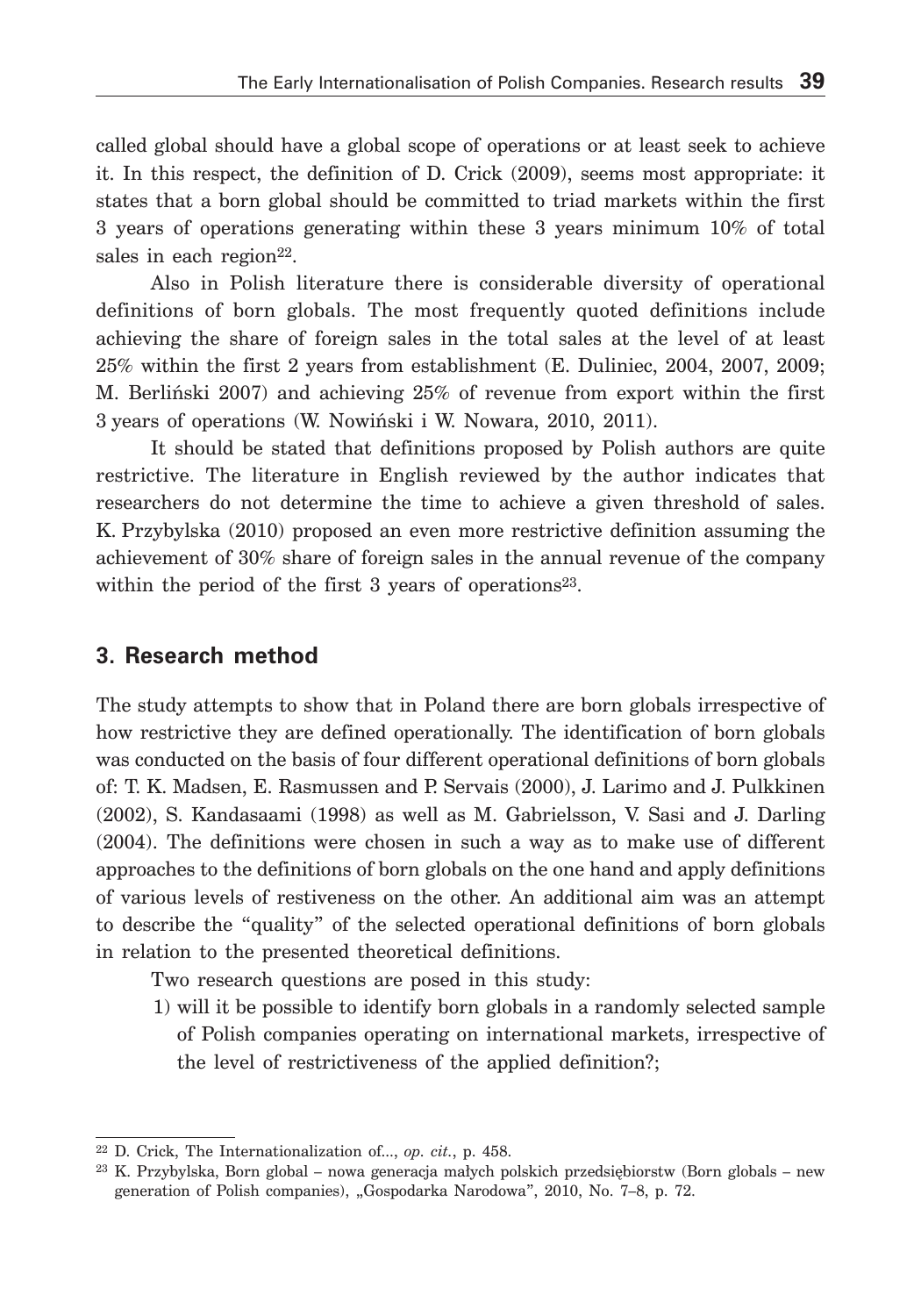called global should have a global scope of operations or at least seek to achieve it. In this respect, the definition of D. Crick (2009), seems most appropriate: it states that a born global should be committed to triad markets within the first 3 years of operations generating within these 3 years minimum 10% of total sales in each region[22].

Also in Polish literature there is considerable diversity of operational definitions of born globals. The most frequently quoted definitions include achieving the share of foreign sales in the total sales at the level of at least 25% within the first 2 years from establishment (E. Duliniec, 2004, 2007, 2009; M. Berliński 2007) and achieving 25% of revenue from export within the first 3 years of operations (W. Nowiński i W. Nowara, 2010, 2011).

It should be stated that definitions proposed by Polish authors are quite restrictive. The literature in English reviewed by the author indicates that researchers do not determine the time to achieve a given threshold of sales. K. Przybylska (2010) proposed an even more restrictive definition assuming the achievement of 30% share of foreign sales in the annual revenue of the company within the period of the first 3 years of operations[23].

## 3. Research method

The study attempts to show that in Poland there are born globals irrespective of how restrictive they are defined operationally. The identification of born globals was conducted on the basis of four different operational definitions of born globals of: T. K. Madsen, E. Rasmussen and P. Servais (2000), J. Larimo and J. Pulkkinen (2002), S. Kandasaami (1998) as well as M. Gabrielsson, V. Sasi and J. Darling (2004). The definitions were chosen in such a way as to make use of different approaches to the definitions of born globals on the one hand and apply definitions of various levels of restiveness on the other. An additional aim was an attempt to describe the "quality" of the selected operational definitions of born globals in relation to the presented theoretical definitions.

Two research questions are posed in this study:

1) will it be possible to identify born globals in a randomly selected sample of Polish companies operating on international markets, irrespective of the level of restrictiveness of the applied definition?;

---

[22] D. Crick, The Internationalization of..., *op. cit.*, p. 458.

[23] K. Przybylska, Born global – nowa generacja małych polskich przedsiębiorstw (Born globals – new generation of Polish companies), „Gospodarka Narodowa", 2010, No. 7–8, p. 72.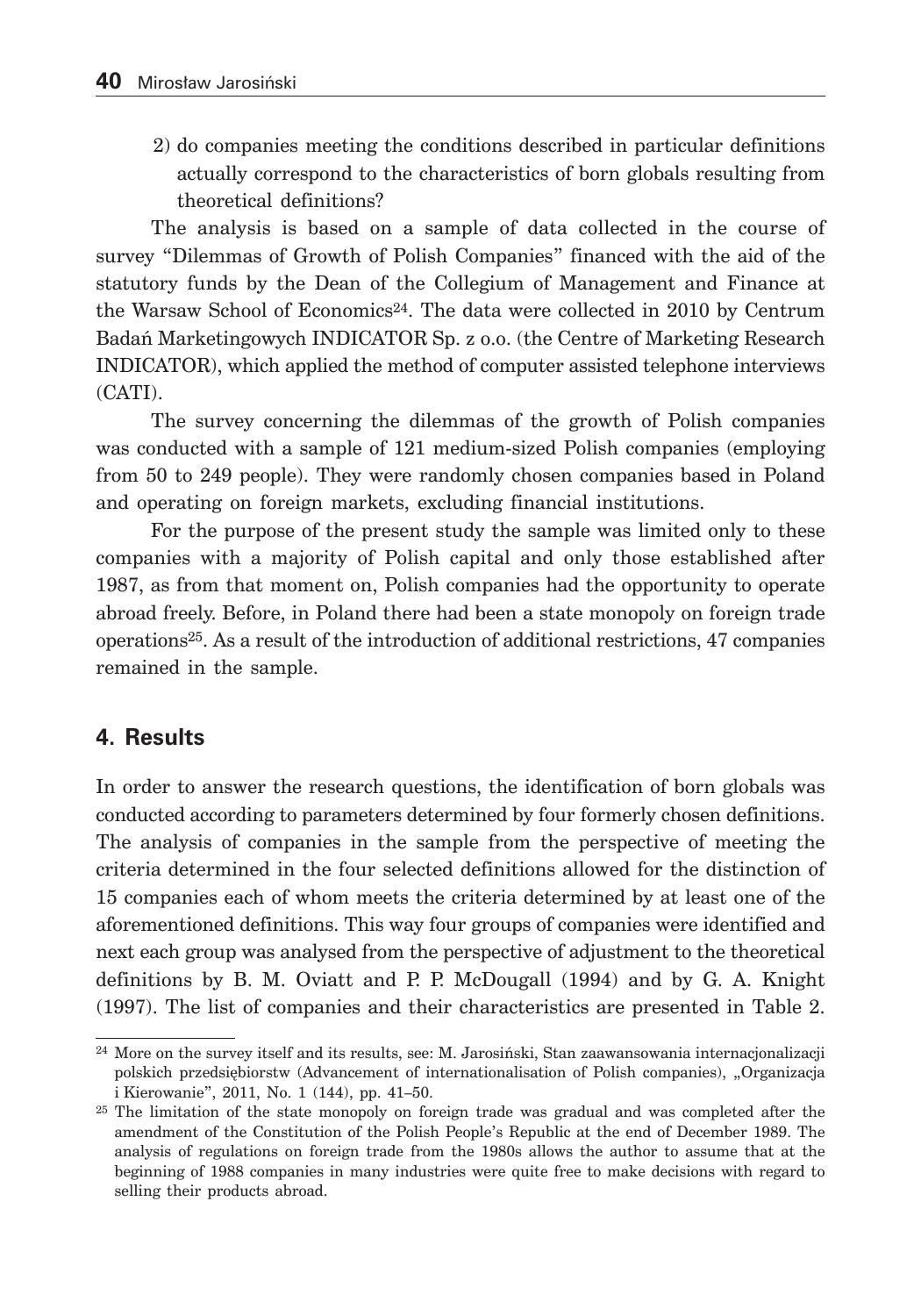2) do companies meeting the conditions described in particular definitions actually correspond to the characteristics of born globals resulting from theoretical definitions?

The analysis is based on a sample of data collected in the course of survey "Dilemmas of Growth of Polish Companies" financed with the aid of the statutory funds by the Dean of the Collegium of Management and Finance at the Warsaw School of Economics[24]. The data were collected in 2010 by Centrum Badań Marketingowych INDICATOR Sp. z o.o. (the Centre of Marketing Research INDICATOR), which applied the method of computer assisted telephone interviews (CATI).

The survey concerning the dilemmas of the growth of Polish companies was conducted with a sample of 121 medium-sized Polish companies (employing from 50 to 249 people). They were randomly chosen companies based in Poland and operating on foreign markets, excluding financial institutions.

For the purpose of the present study the sample was limited only to these companies with a majority of Polish capital and only those established after 1987, as from that moment on, Polish companies had the opportunity to operate abroad freely. Before, in Poland there had been a state monopoly on foreign trade operations[25]. As a result of the introduction of additional restrictions, 47 companies remained in the sample.

## 4. Results

In order to answer the research questions, the identification of born globals was conducted according to parameters determined by four formerly chosen definitions. The analysis of companies in the sample from the perspective of meeting the criteria determined in the four selected definitions allowed for the distinction of 15 companies each of whom meets the criteria determined by at least one of the aforementioned definitions. This way four groups of companies were identified and next each group was analysed from the perspective of adjustment to the theoretical definitions by B. M. Oviatt and P. P. McDougall (1994) and by G. A. Knight (1997). The list of companies and their characteristics are presented in Table 2.

---

[24] More on the survey itself and its results, see: M. Jarosiński, Stan zaawansowania internacjonalizacji polskich przedsiębiorstw (Advancement of internationalisation of Polish companies), „Organizacja i Kierowanie", 2011, No. 1 (144), pp. 41–50.

[25] The limitation of the state monopoly on foreign trade was gradual and was completed after the amendment of the Constitution of the Polish People's Republic at the end of December 1989. The analysis of regulations on foreign trade from the 1980s allows the author to assume that at the beginning of 1988 companies in many industries were quite free to make decisions with regard to selling their products abroad.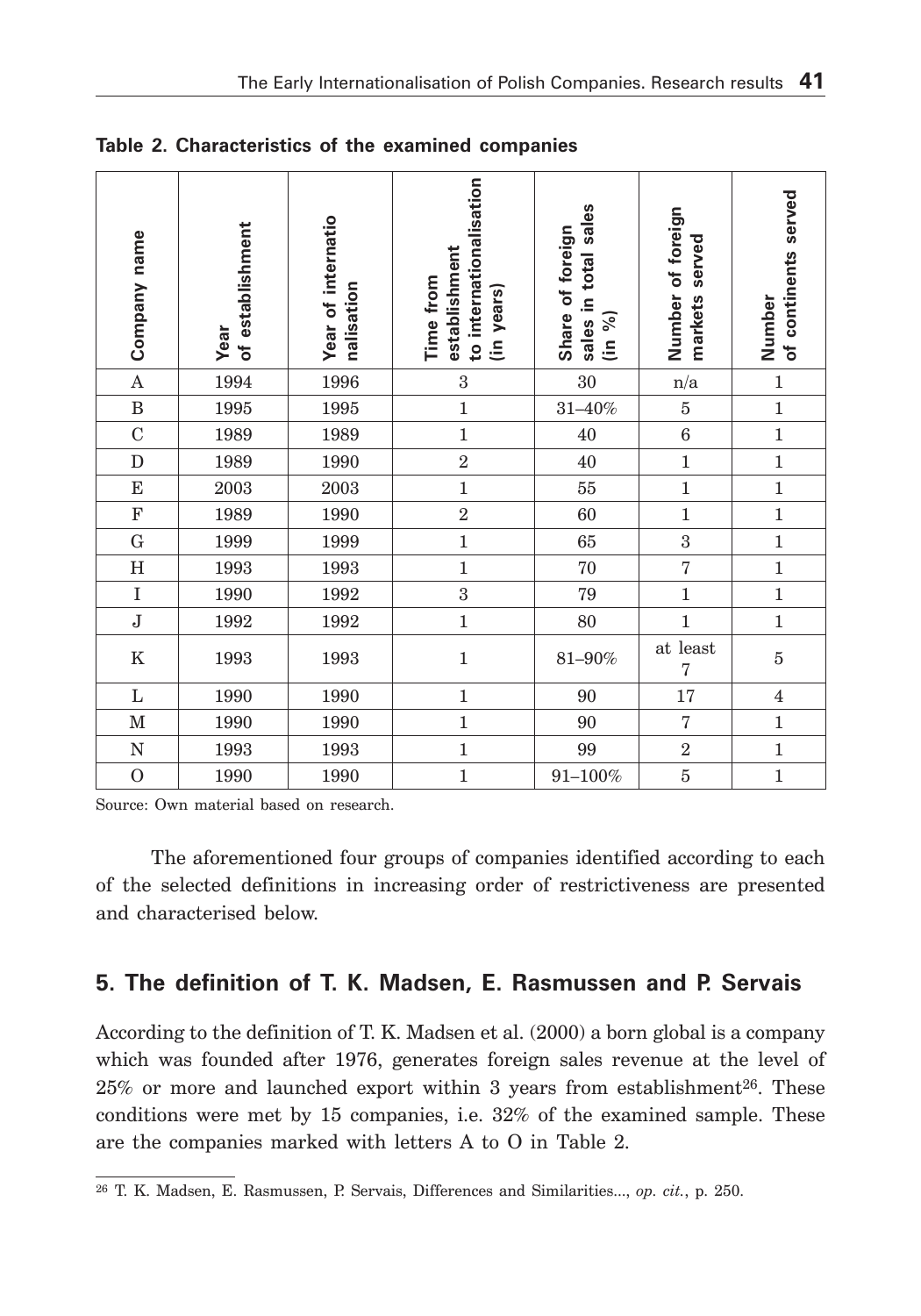**Table 2. Characteristics of the examined companies**

| Company name | Year of establishment | Year of internationalisation | Time from establishment to internationalisation (in years) | Share of foreign sales in total sales (in %) | Number of foreign markets served | Number of continents served |
|---|---|---|---|---|---|---|
| A | 1994 | 1996 | 3 | 30 | n/a | 1 |
| B | 1995 | 1995 | 1 | 31–40% | 5 | 1 |
| C | 1989 | 1989 | 1 | 40 | 6 | 1 |
| D | 1989 | 1990 | 2 | 40 | 1 | 1 |
| E | 2003 | 2003 | 1 | 55 | 1 | 1 |
| F | 1989 | 1990 | 2 | 60 | 1 | 1 |
| G | 1999 | 1999 | 1 | 65 | 3 | 1 |
| H | 1993 | 1993 | 1 | 70 | 7 | 1 |
| I | 1990 | 1992 | 3 | 79 | 1 | 1 |
| J | 1992 | 1992 | 1 | 80 | 1 | 1 |
| K | 1993 | 1993 | 1 | 81–90% | at least 7 | 5 |
| L | 1990 | 1990 | 1 | 90 | 17 | 4 |
| M | 1990 | 1990 | 1 | 90 | 7 | 1 |
| N | 1993 | 1993 | 1 | 99 | 2 | 1 |
| O | 1990 | 1990 | 1 | 91–100% | 5 | 1 |

Source: Own material based on research.

The aforementioned four groups of companies identified according to each of the selected definitions in increasing order of restrictiveness are presented and characterised below.

## 5. The definition of T. K. Madsen, E. Rasmussen and P. Servais

According to the definition of T. K. Madsen et al. (2000) a born global is a company which was founded after 1976, generates foreign sales revenue at the level of 25% or more and launched export within 3 years from establishment[26]. These conditions were met by 15 companies, i.e. 32% of the examined sample. These are the companies marked with letters A to O in Table 2.

[26] T. K. Madsen, E. Rasmussen, P. Servais, Differences and Similarities..., *op. cit.*, p. 250.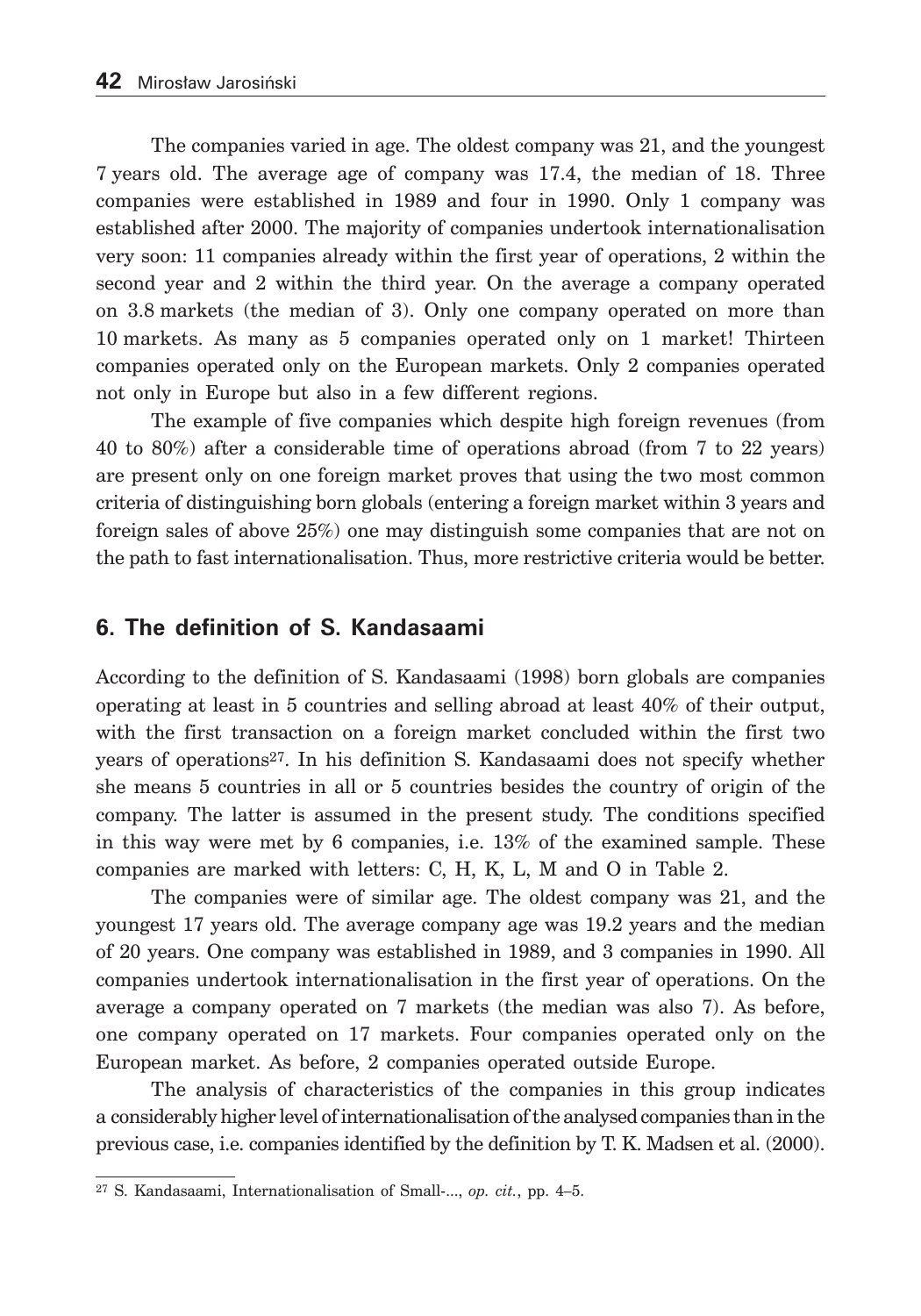The companies varied in age. The oldest company was 21, and the youngest 7 years old. The average age of company was 17.4, the median of 18. Three companies were established in 1989 and four in 1990. Only 1 company was established after 2000. The majority of companies undertook internationalisation very soon: 11 companies already within the first year of operations, 2 within the second year and 2 within the third year. On the average a company operated on 3.8 markets (the median of 3). Only one company operated on more than 10 markets. As many as 5 companies operated only on 1 market! Thirteen companies operated only on the European markets. Only 2 companies operated not only in Europe but also in a few different regions.

The example of five companies which despite high foreign revenues (from 40 to 80%) after a considerable time of operations abroad (from 7 to 22 years) are present only on one foreign market proves that using the two most common criteria of distinguishing born globals (entering a foreign market within 3 years and foreign sales of above 25%) one may distinguish some companies that are not on the path to fast internationalisation. Thus, more restrictive criteria would be better.

## 6. The definition of S. Kandasaami

According to the definition of S. Kandasaami (1998) born globals are companies operating at least in 5 countries and selling abroad at least 40% of their output, with the first transaction on a foreign market concluded within the first two years of operations[27]. In his definition S. Kandasaami does not specify whether she means 5 countries in all or 5 countries besides the country of origin of the company. The latter is assumed in the present study. The conditions specified in this way were met by 6 companies, i.e. 13% of the examined sample. These companies are marked with letters: C, H, K, L, M and O in Table 2.

The companies were of similar age. The oldest company was 21, and the youngest 17 years old. The average company age was 19.2 years and the median of 20 years. One company was established in 1989, and 3 companies in 1990. All companies undertook internationalisation in the first year of operations. On the average a company operated on 7 markets (the median was also 7). As before, one company operated on 17 markets. Four companies operated only on the European market. As before, 2 companies operated outside Europe.

The analysis of characteristics of the companies in this group indicates a considerably higher level of internationalisation of the analysed companies than in the previous case, i.e. companies identified by the definition by T. K. Madsen et al. (2000).

---

[27] S. Kandasaami, Internationalisation of Small-..., *op. cit.*, pp. 4–5.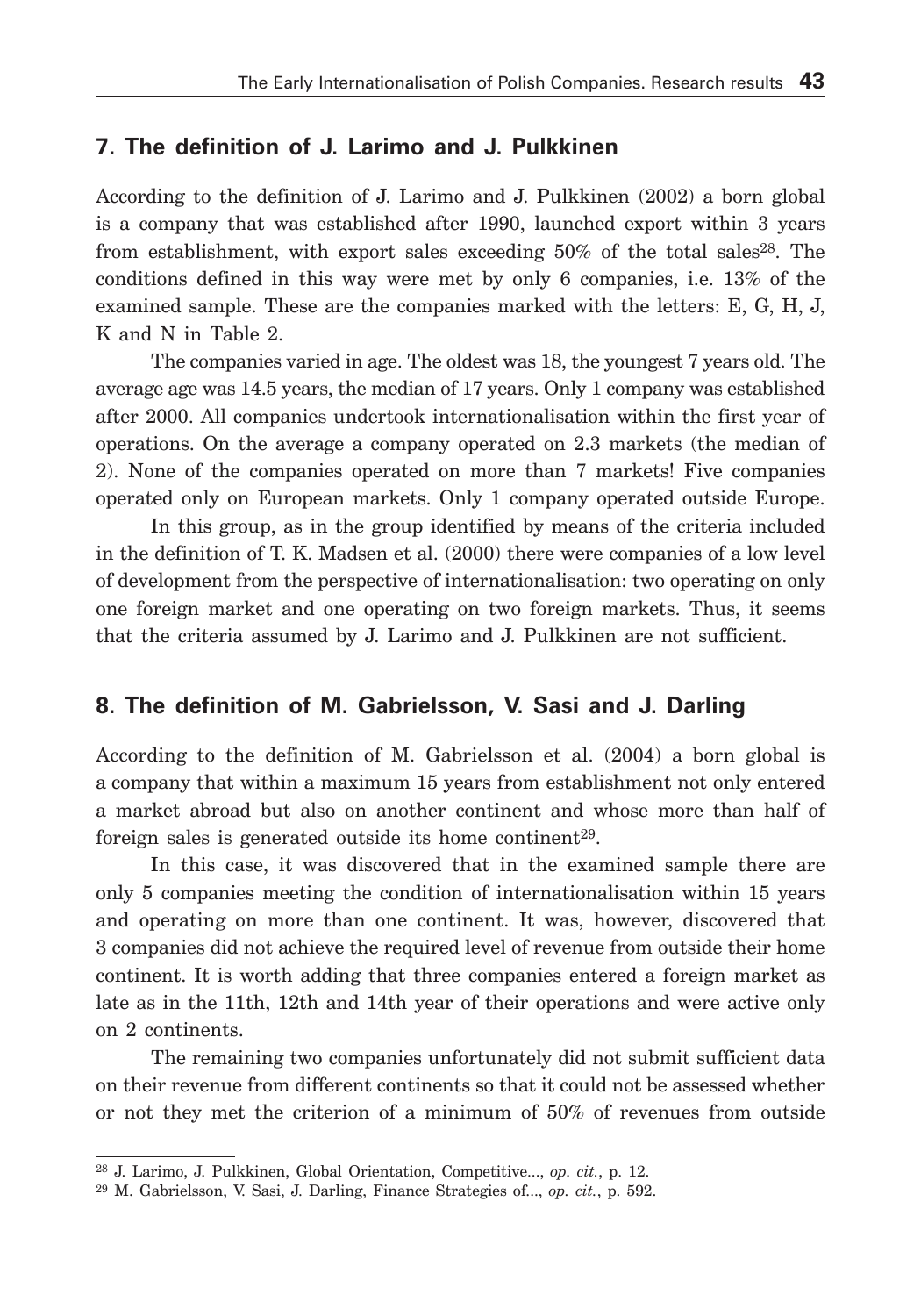## 7. The definition of J. Larimo and J. Pulkkinen

According to the definition of J. Larimo and J. Pulkkinen (2002) a born global is a company that was established after 1990, launched export within 3 years from establishment, with export sales exceeding 50% of the total sales[28]. The conditions defined in this way were met by only 6 companies, i.e. 13% of the examined sample. These are the companies marked with the letters: E, G, H, J, K and N in Table 2.

The companies varied in age. The oldest was 18, the youngest 7 years old. The average age was 14.5 years, the median of 17 years. Only 1 company was established after 2000. All companies undertook internationalisation within the first year of operations. On the average a company operated on 2.3 markets (the median of 2). None of the companies operated on more than 7 markets! Five companies operated only on European markets. Only 1 company operated outside Europe.

In this group, as in the group identified by means of the criteria included in the definition of T. K. Madsen et al. (2000) there were companies of a low level of development from the perspective of internationalisation: two operating on only one foreign market and one operating on two foreign markets. Thus, it seems that the criteria assumed by J. Larimo and J. Pulkkinen are not sufficient.

## 8. The definition of M. Gabrielsson, V. Sasi and J. Darling

According to the definition of M. Gabrielsson et al. (2004) a born global is a company that within a maximum 15 years from establishment not only entered a market abroad but also on another continent and whose more than half of foreign sales is generated outside its home continent[29].

In this case, it was discovered that in the examined sample there are only 5 companies meeting the condition of internationalisation within 15 years and operating on more than one continent. It was, however, discovered that 3 companies did not achieve the required level of revenue from outside their home continent. It is worth adding that three companies entered a foreign market as late as in the 11th, 12th and 14th year of their operations and were active only on 2 continents.

The remaining two companies unfortunately did not submit sufficient data on their revenue from different continents so that it could not be assessed whether or not they met the criterion of a minimum of 50% of revenues from outside

---

[28] J. Larimo, J. Pulkkinen, Global Orientation, Competitive..., *op. cit.*, p. 12.

[29] M. Gabrielsson, V. Sasi, J. Darling, Finance Strategies of..., *op. cit.*, p. 592.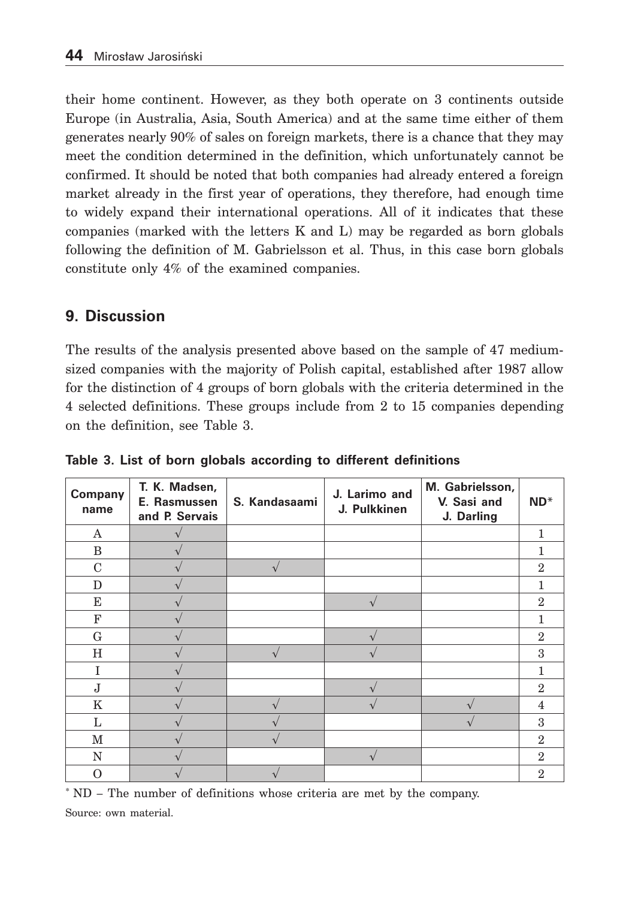their home continent. However, as they both operate on 3 continents outside Europe (in Australia, Asia, South America) and at the same time either of them generates nearly 90% of sales on foreign markets, there is a chance that they may meet the condition determined in the definition, which unfortunately cannot be confirmed. It should be noted that both companies had already entered a foreign market already in the first year of operations, they therefore, had enough time to widely expand their international operations. All of it indicates that these companies (marked with the letters K and L) may be regarded as born globals following the definition of M. Gabrielsson et al. Thus, in this case born globals constitute only 4% of the examined companies.

## 9. Discussion

The results of the analysis presented above based on the sample of 47 medium-sized companies with the majority of Polish capital, established after 1987 allow for the distinction of 4 groups of born globals with the criteria determined in the 4 selected definitions. These groups include from 2 to 15 companies depending on the definition, see Table 3.

**Table 3. List of born globals according to different definitions**

| Company name | T. K. Madsen, E. Rasmussen and P. Servais | S. Kandasaami | J. Larimo and J. Pulkkinen | M. Gabrielsson, V. Sasi and J. Darling | ND* |
|---|---|---|---|---|---|
| A | √ | | | | 1 |
| B | √ | | | | 1 |
| C | √ | √ | | | 2 |
| D | √ | | | | 1 |
| E | √ | | √ | | 2 |
| F | √ | | | | 1 |
| G | √ | | √ | | 2 |
| H | √ | √ | √ | | 3 |
| I | √ | | | | 1 |
| J | √ | | √ | | 2 |
| K | √ | √ | √ | √ | 4 |
| L | √ | √ | | √ | 3 |
| M | √ | √ | | | 2 |
| N | √ | | √ | | 2 |
| O | √ | √ | | | 2 |

* ND – The number of definitions whose criteria are met by the company.

Source: own material.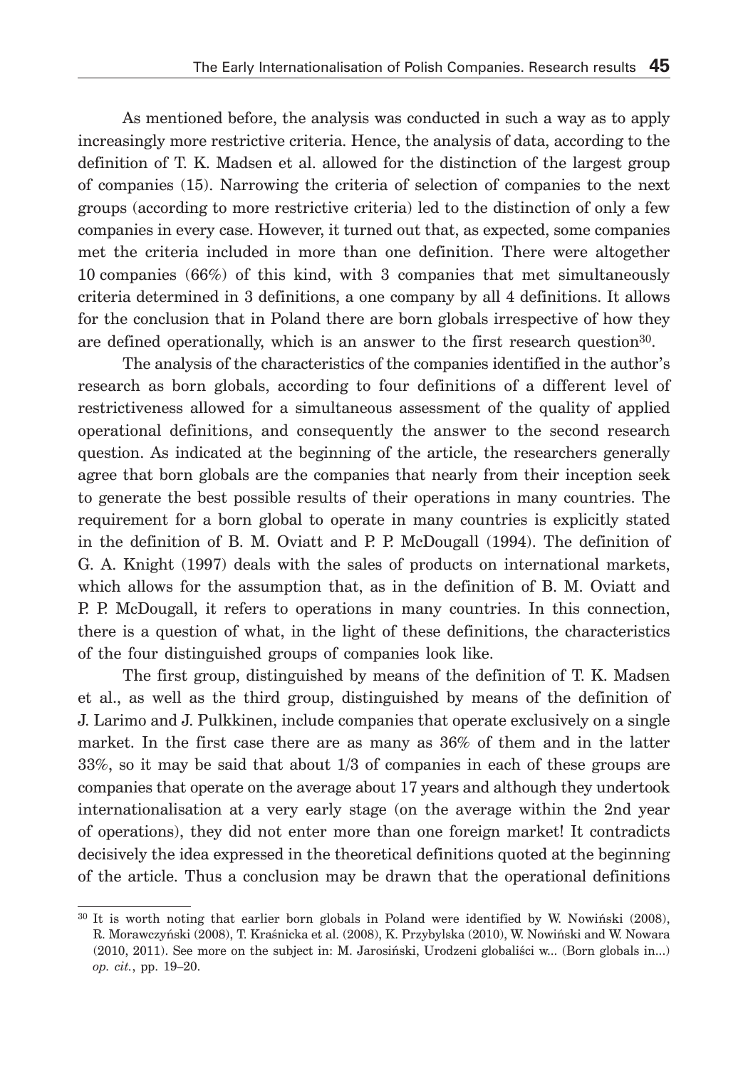As mentioned before, the analysis was conducted in such a way as to apply increasingly more restrictive criteria. Hence, the analysis of data, according to the definition of T. K. Madsen et al. allowed for the distinction of the largest group of companies (15). Narrowing the criteria of selection of companies to the next groups (according to more restrictive criteria) led to the distinction of only a few companies in every case. However, it turned out that, as expected, some companies met the criteria included in more than one definition. There were altogether 10 companies (66%) of this kind, with 3 companies that met simultaneously criteria determined in 3 definitions, a one company by all 4 definitions. It allows for the conclusion that in Poland there are born globals irrespective of how they are defined operationally, which is an answer to the first research question[30].

The analysis of the characteristics of the companies identified in the author's research as born globals, according to four definitions of a different level of restrictiveness allowed for a simultaneous assessment of the quality of applied operational definitions, and consequently the answer to the second research question. As indicated at the beginning of the article, the researchers generally agree that born globals are the companies that nearly from their inception seek to generate the best possible results of their operations in many countries. The requirement for a born global to operate in many countries is explicitly stated in the definition of B. M. Oviatt and P. P. McDougall (1994). The definition of G. A. Knight (1997) deals with the sales of products on international markets, which allows for the assumption that, as in the definition of B. M. Oviatt and P. P. McDougall, it refers to operations in many countries. In this connection, there is a question of what, in the light of these definitions, the characteristics of the four distinguished groups of companies look like.

The first group, distinguished by means of the definition of T. K. Madsen et al., as well as the third group, distinguished by means of the definition of J. Larimo and J. Pulkkinen, include companies that operate exclusively on a single market. In the first case there are as many as 36% of them and in the latter 33%, so it may be said that about 1/3 of companies in each of these groups are companies that operate on the average about 17 years and although they undertook internationalisation at a very early stage (on the average within the 2nd year of operations), they did not enter more than one foreign market! It contradicts decisively the idea expressed in the theoretical definitions quoted at the beginning of the article. Thus a conclusion may be drawn that the operational definitions

[30] It is worth noting that earlier born globals in Poland were identified by W. Nowiński (2008), R. Morawczyński (2008), T. Kraśnicka et al. (2008), K. Przybylska (2010), W. Nowiński and W. Nowara (2010, 2011). See more on the subject in: M. Jarosiński, Urodzeni globaliści w... (Born globals in...) *op. cit.*, pp. 19–20.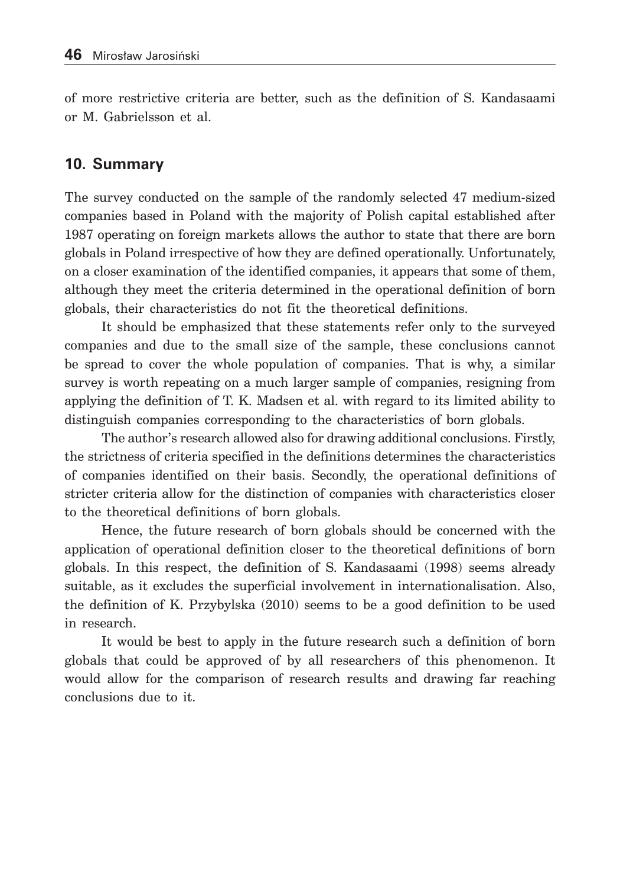of more restrictive criteria are better, such as the definition of S. Kandasaami or M. Gabrielsson et al.

## 10. Summary

The survey conducted on the sample of the randomly selected 47 medium-sized companies based in Poland with the majority of Polish capital established after 1987 operating on foreign markets allows the author to state that there are born globals in Poland irrespective of how they are defined operationally. Unfortunately, on a closer examination of the identified companies, it appears that some of them, although they meet the criteria determined in the operational definition of born globals, their characteristics do not fit the theoretical definitions.

It should be emphasized that these statements refer only to the surveyed companies and due to the small size of the sample, these conclusions cannot be spread to cover the whole population of companies. That is why, a similar survey is worth repeating on a much larger sample of companies, resigning from applying the definition of T. K. Madsen et al. with regard to its limited ability to distinguish companies corresponding to the characteristics of born globals.

The author's research allowed also for drawing additional conclusions. Firstly, the strictness of criteria specified in the definitions determines the characteristics of companies identified on their basis. Secondly, the operational definitions of stricter criteria allow for the distinction of companies with characteristics closer to the theoretical definitions of born globals.

Hence, the future research of born globals should be concerned with the application of operational definition closer to the theoretical definitions of born globals. In this respect, the definition of S. Kandasaami (1998) seems already suitable, as it excludes the superficial involvement in internationalisation. Also, the definition of K. Przybylska (2010) seems to be a good definition to be used in research.

It would be best to apply in the future research such a definition of born globals that could be approved of by all researchers of this phenomenon. It would allow for the comparison of research results and drawing far reaching conclusions due to it.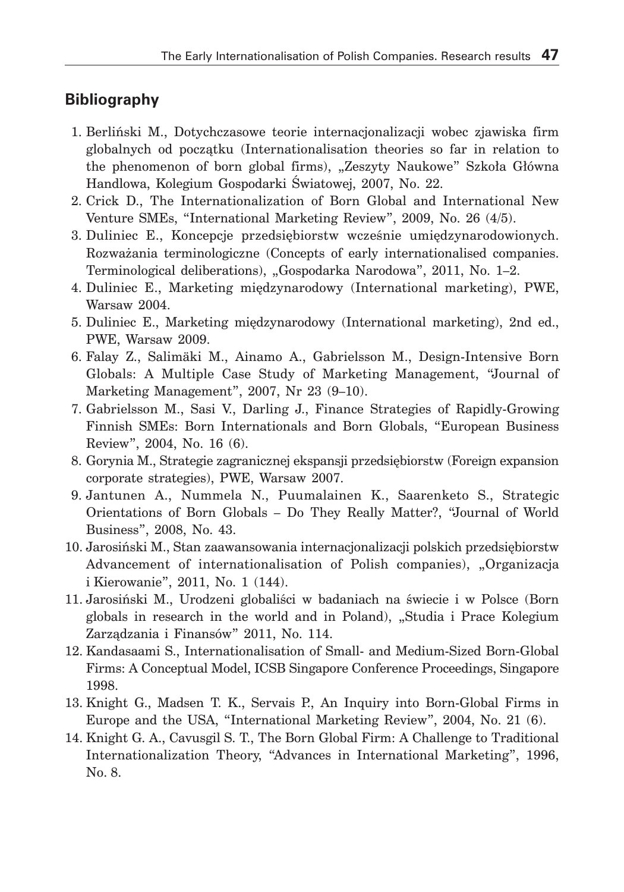## Bibliography

1. Berliński M., Dotychczasowe teorie internacjonalizacji wobec zjawiska firm globalnych od początku (Internationalisation theories so far in relation to the phenomenon of born global firms), „Zeszyty Naukowe" Szkoła Główna Handlowa, Kolegium Gospodarki Światowej, 2007, No. 22.
2. Crick D., The Internationalization of Born Global and International New Venture SMEs, "International Marketing Review", 2009, No. 26 (4/5).
3. Duliniec E., Koncepcje przedsiębiorstw wcześnie umiędzynarodowionych. Rozważania terminologiczne (Concepts of early internationalised companies. Terminological deliberations), „Gospodarka Narodowa", 2011, No. 1–2.
4. Duliniec E., Marketing międzynarodowy (International marketing), PWE, Warsaw 2004.
5. Duliniec E., Marketing międzynarodowy (International marketing), 2nd ed., PWE, Warsaw 2009.
6. Falay Z., Salimäki M., Ainamo A., Gabrielsson M., Design-Intensive Born Globals: A Multiple Case Study of Marketing Management, "Journal of Marketing Management", 2007, Nr 23 (9–10).
7. Gabrielsson M., Sasi V., Darling J., Finance Strategies of Rapidly-Growing Finnish SMEs: Born Internationals and Born Globals, "European Business Review", 2004, No. 16 (6).
8. Gorynia M., Strategie zagranicznej ekspansji przedsiębiorstw (Foreign expansion corporate strategies), PWE, Warsaw 2007.
9. Jantunen A., Nummela N., Puumalainen K., Saarenketo S., Strategic Orientations of Born Globals – Do They Really Matter?, "Journal of World Business", 2008, No. 43.
10. Jarosiński M., Stan zaawansowania internacjonalizacji polskich przedsiębiorstw Advancement of internationalisation of Polish companies), „Organizacja i Kierowanie", 2011, No. 1 (144).
11. Jarosiński M., Urodzeni globaliści w badaniach na świecie i w Polsce (Born globals in research in the world and in Poland), „Studia i Prace Kolegium Zarządzania i Finansów" 2011, No. 114.
12. Kandasaami S., Internationalisation of Small- and Medium-Sized Born-Global Firms: A Conceptual Model, ICSB Singapore Conference Proceedings, Singapore 1998.
13. Knight G., Madsen T. K., Servais P., An Inquiry into Born-Global Firms in Europe and the USA, "International Marketing Review", 2004, No. 21 (6).
14. Knight G. A., Cavusgil S. T., The Born Global Firm: A Challenge to Traditional Internationalization Theory, "Advances in International Marketing", 1996, No. 8.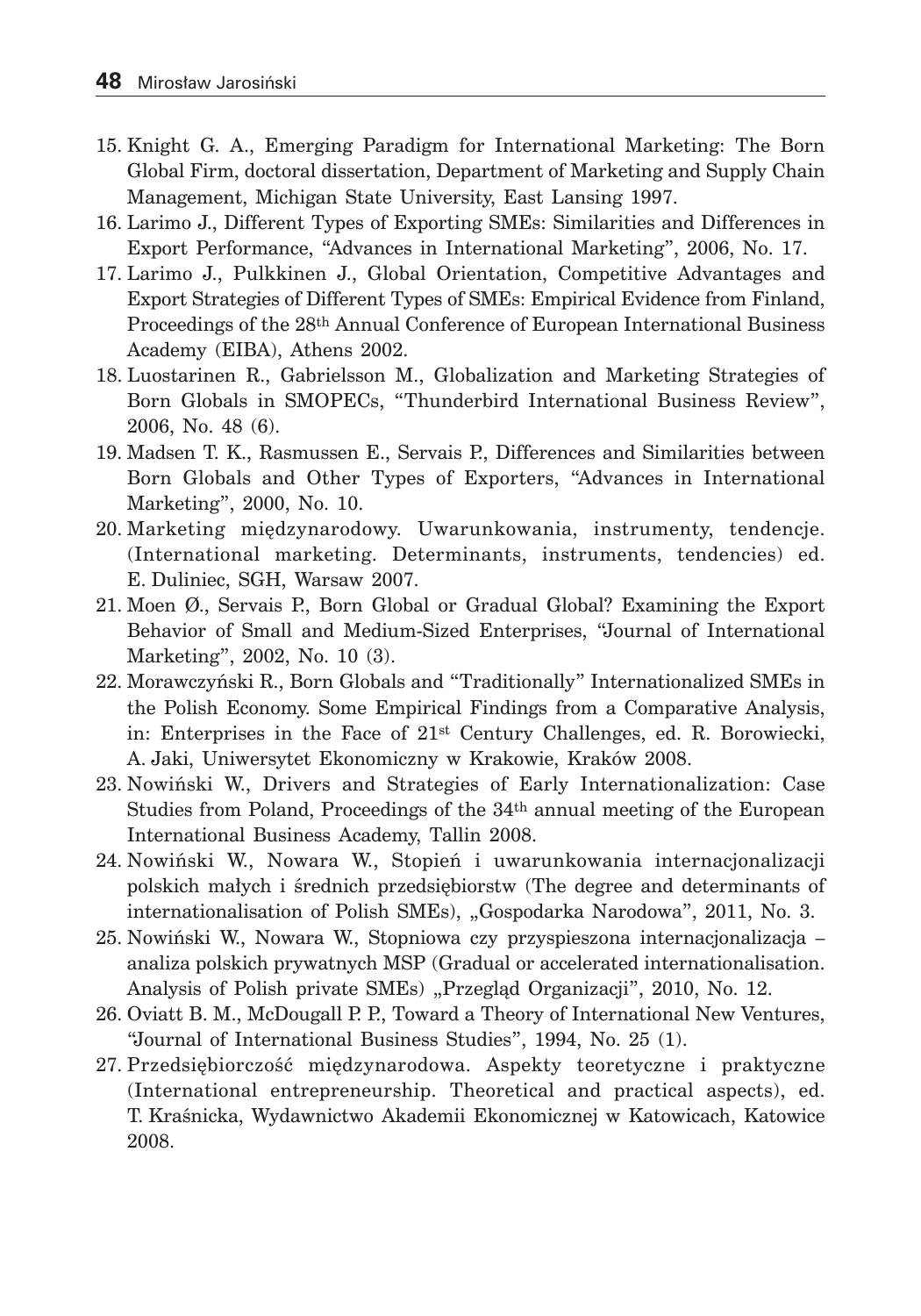15. Knight G. A., Emerging Paradigm for International Marketing: The Born Global Firm, doctoral dissertation, Department of Marketing and Supply Chain Management, Michigan State University, East Lansing 1997.
16. Larimo J., Different Types of Exporting SMEs: Similarities and Differences in Export Performance, "Advances in International Marketing", 2006, No. 17.
17. Larimo J., Pulkkinen J., Global Orientation, Competitive Advantages and Export Strategies of Different Types of SMEs: Empirical Evidence from Finland, Proceedings of the 28th Annual Conference of European International Business Academy (EIBA), Athens 2002.
18. Luostarinen R., Gabrielsson M., Globalization and Marketing Strategies of Born Globals in SMOPECs, "Thunderbird International Business Review", 2006, No. 48 (6).
19. Madsen T. K., Rasmussen E., Servais P., Differences and Similarities between Born Globals and Other Types of Exporters, "Advances in International Marketing", 2000, No. 10.
20. Marketing międzynarodowy. Uwarunkowania, instrumenty, tendencje. (International marketing. Determinants, instruments, tendencies) ed. E. Duliniec, SGH, Warsaw 2007.
21. Moen Ø., Servais P., Born Global or Gradual Global? Examining the Export Behavior of Small and Medium-Sized Enterprises, "Journal of International Marketing", 2002, No. 10 (3).
22. Morawczyński R., Born Globals and "Traditionally" Internationalized SMEs in the Polish Economy. Some Empirical Findings from a Comparative Analysis, in: Enterprises in the Face of 21st Century Challenges, ed. R. Borowiecki, A. Jaki, Uniwersytet Ekonomiczny w Krakowie, Kraków 2008.
23. Nowiński W., Drivers and Strategies of Early Internationalization: Case Studies from Poland, Proceedings of the 34th annual meeting of the European International Business Academy, Tallin 2008.
24. Nowiński W., Nowara W., Stopień i uwarunkowania internacjonalizacji polskich małych i średnich przedsiębiorstw (The degree and determinants of internationalisation of Polish SMEs), „Gospodarka Narodowa", 2011, No. 3.
25. Nowiński W., Nowara W., Stopniowa czy przyspieszona internacjonalizacja – analiza polskich prywatnych MSP (Gradual or accelerated internationalisation. Analysis of Polish private SMEs) „Przegląd Organizacji", 2010, No. 12.
26. Oviatt B. M., McDougall P. P., Toward a Theory of International New Ventures, "Journal of International Business Studies", 1994, No. 25 (1).
27. Przedsiębiorczość międzynarodowa. Aspekty teoretyczne i praktyczne (International entrepreneurship. Theoretical and practical aspects), ed. T. Kraśnicka, Wydawnictwo Akademii Ekonomicznej w Katowicach, Katowice 2008.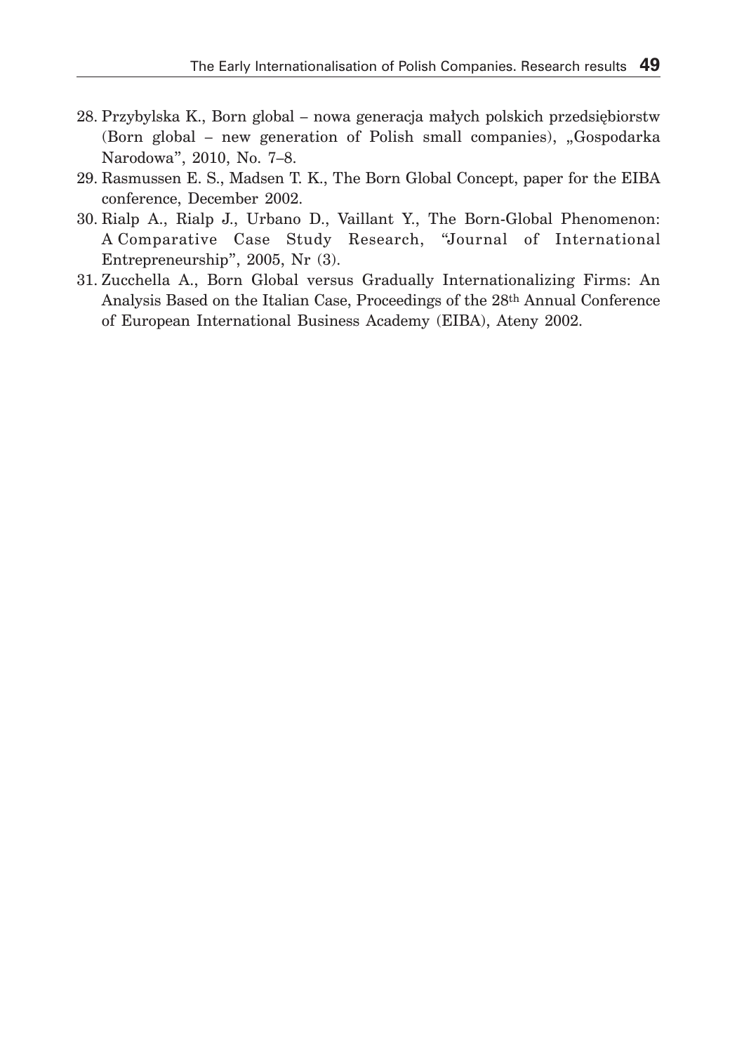28. Przybylska K., Born global – nowa generacja małych polskich przedsiębiorstw (Born global – new generation of Polish small companies), „Gospodarka Narodowa", 2010, No. 7–8.
29. Rasmussen E. S., Madsen T. K., The Born Global Concept, paper for the EIBA conference, December 2002.
30. Rialp A., Rialp J., Urbano D., Vaillant Y., The Born-Global Phenomenon: A Comparative Case Study Research, "Journal of International Entrepreneurship", 2005, Nr (3).
31. Zucchella A., Born Global versus Gradually Internationalizing Firms: An Analysis Based on the Italian Case, Proceedings of the 28th Annual Conference of European International Business Academy (EIBA), Ateny 2002.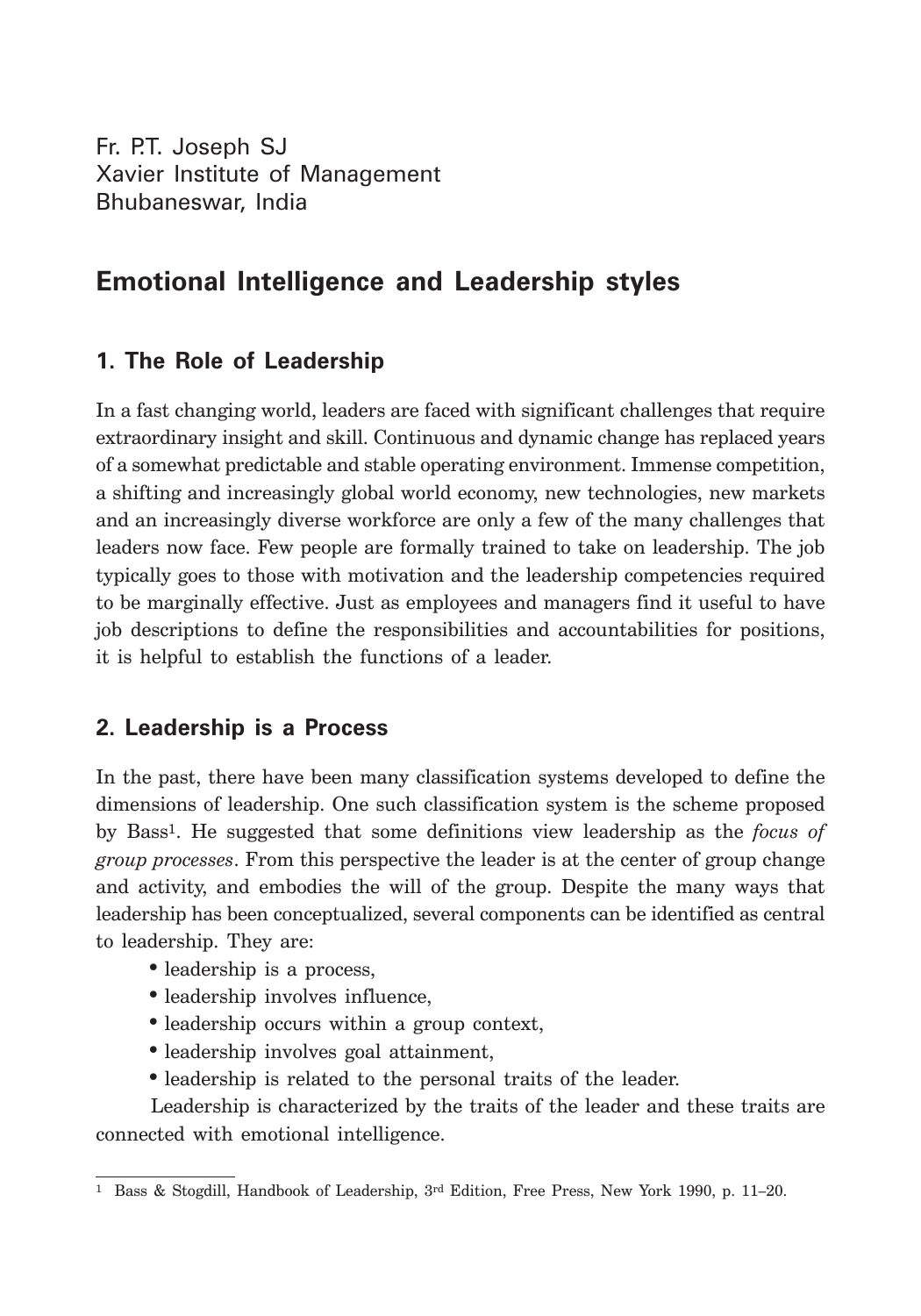Fr. P.T. Joseph SJ
Xavier Institute of Management
Bhubaneswar, India

# Emotional Intelligence and Leadership styles

## 1. The Role of Leadership

In a fast changing world, leaders are faced with significant challenges that require extraordinary insight and skill. Continuous and dynamic change has replaced years of a somewhat predictable and stable operating environment. Immense competition, a shifting and increasingly global world economy, new technologies, new markets and an increasingly diverse workforce are only a few of the many challenges that leaders now face. Few people are formally trained to take on leadership. The job typically goes to those with motivation and the leadership competencies required to be marginally effective. Just as employees and managers find it useful to have job descriptions to define the responsibilities and accountabilities for positions, it is helpful to establish the functions of a leader.

## 2. Leadership is a Process

In the past, there have been many classification systems developed to define the dimensions of leadership. One such classification system is the scheme proposed by Bass[1]. He suggested that some definitions view leadership as the *focus of group processes*. From this perspective the leader is at the center of group change and activity, and embodies the will of the group. Despite the many ways that leadership has been conceptualized, several components can be identified as central to leadership. They are:

- leadership is a process,
- leadership involves influence,
- leadership occurs within a group context,
- leadership involves goal attainment,
- leadership is related to the personal traits of the leader.

Leadership is characterized by the traits of the leader and these traits are connected with emotional intelligence.

---

[1] Bass & Stogdill, Handbook of Leadership, 3rd Edition, Free Press, New York 1990, p. 11–20.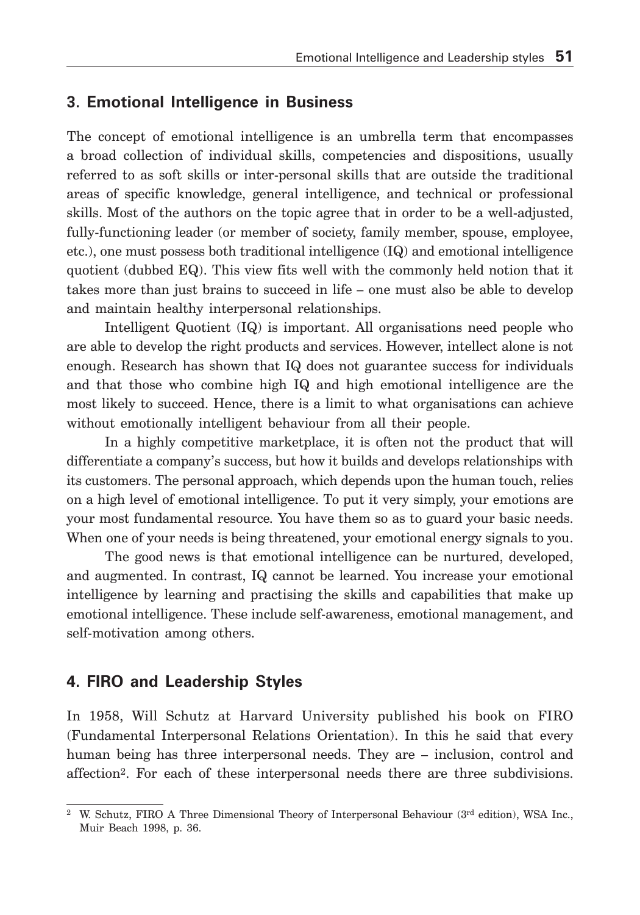## 3. Emotional Intelligence in Business

The concept of emotional intelligence is an umbrella term that encompasses a broad collection of individual skills, competencies and dispositions, usually referred to as soft skills or inter-personal skills that are outside the traditional areas of specific knowledge, general intelligence, and technical or professional skills. Most of the authors on the topic agree that in order to be a well-adjusted, fully-functioning leader (or member of society, family member, spouse, employee, etc.), one must possess both traditional intelligence (IQ) and emotional intelligence quotient (dubbed EQ). This view fits well with the commonly held notion that it takes more than just brains to succeed in life – one must also be able to develop and maintain healthy interpersonal relationships.

Intelligent Quotient (IQ) is important. All organisations need people who are able to develop the right products and services. However, intellect alone is not enough. Research has shown that IQ does not guarantee success for individuals and that those who combine high IQ and high emotional intelligence are the most likely to succeed. Hence, there is a limit to what organisations can achieve without emotionally intelligent behaviour from all their people.

In a highly competitive marketplace, it is often not the product that will differentiate a company's success, but how it builds and develops relationships with its customers. The personal approach, which depends upon the human touch, relies on a high level of emotional intelligence. To put it very simply, your emotions are your most fundamental resource. You have them so as to guard your basic needs. When one of your needs is being threatened, your emotional energy signals to you.

The good news is that emotional intelligence can be nurtured, developed, and augmented. In contrast, IQ cannot be learned. You increase your emotional intelligence by learning and practising the skills and capabilities that make up emotional intelligence. These include self-awareness, emotional management, and self-motivation among others.

## 4. FIRO and Leadership Styles

In 1958, Will Schutz at Harvard University published his book on FIRO (Fundamental Interpersonal Relations Orientation). In this he said that every human being has three interpersonal needs. They are – inclusion, control and affection[2]. For each of these interpersonal needs there are three subdivisions.

[2] W. Schutz, FIRO A Three Dimensional Theory of Interpersonal Behaviour (3rd edition), WSA Inc., Muir Beach 1998, p. 36.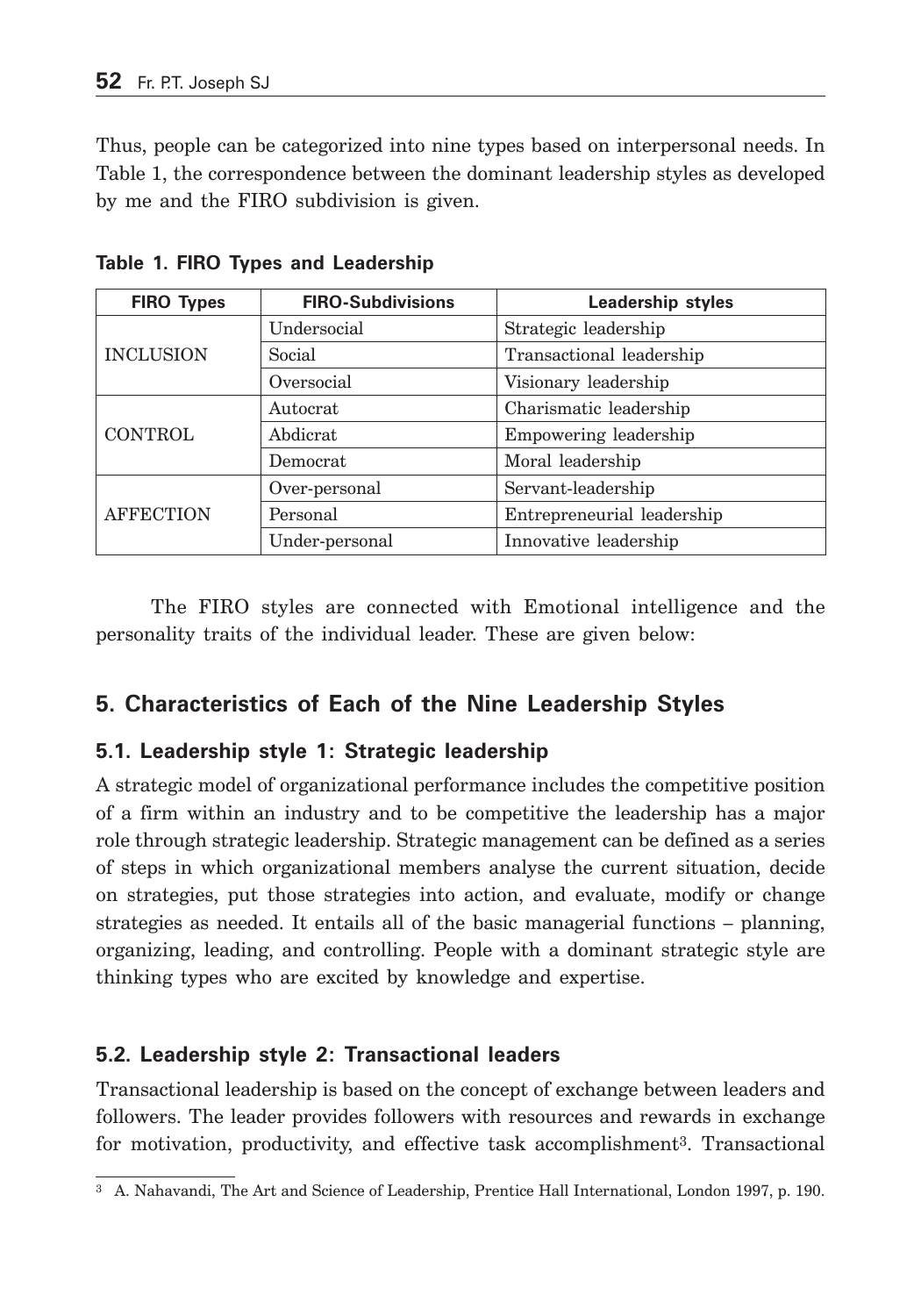Thus, people can be categorized into nine types based on interpersonal needs. In Table 1, the correspondence between the dominant leadership styles as developed by me and the FIRO subdivision is given.

**Table 1. FIRO Types and Leadership**

| FIRO Types | FIRO-Subdivisions | Leadership styles |
|---|---|---|
| INCLUSION | Undersocial | Strategic leadership |
| | Social | Transactional leadership |
| | Oversocial | Visionary leadership |
| CONTROL | Autocrat | Charismatic leadership |
| | Abdicrat | Empowering leadership |
| | Democrat | Moral leadership |
| AFFECTION | Over-personal | Servant-leadership |
| | Personal | Entrepreneurial leadership |
| | Under-personal | Innovative leadership |

The FIRO styles are connected with Emotional intelligence and the personality traits of the individual leader. These are given below:

## 5. Characteristics of Each of the Nine Leadership Styles

### 5.1. Leadership style 1: Strategic leadership

A strategic model of organizational performance includes the competitive position of a firm within an industry and to be competitive the leadership has a major role through strategic leadership. Strategic management can be defined as a series of steps in which organizational members analyse the current situation, decide on strategies, put those strategies into action, and evaluate, modify or change strategies as needed. It entails all of the basic managerial functions – planning, organizing, leading, and controlling. People with a dominant strategic style are thinking types who are excited by knowledge and expertise.

### 5.2. Leadership style 2: Transactional leaders

Transactional leadership is based on the concept of exchange between leaders and followers. The leader provides followers with resources and rewards in exchange for motivation, productivity, and effective task accomplishment[3]. Transactional

[3] A. Nahavandi, The Art and Science of Leadership, Prentice Hall International, London 1997, p. 190.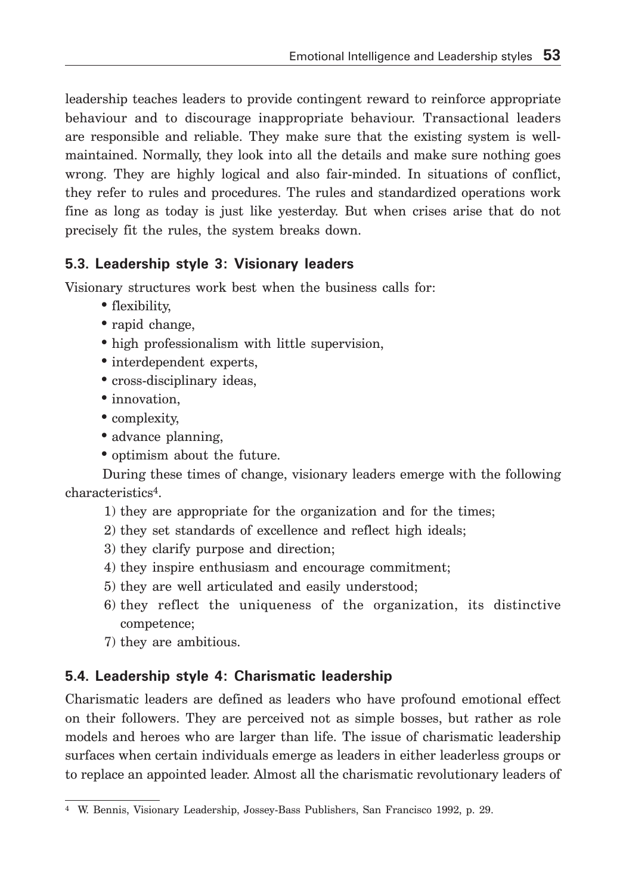leadership teaches leaders to provide contingent reward to reinforce appropriate behaviour and to discourage inappropriate behaviour. Transactional leaders are responsible and reliable. They make sure that the existing system is well-maintained. Normally, they look into all the details and make sure nothing goes wrong. They are highly logical and also fair-minded. In situations of conflict, they refer to rules and procedures. The rules and standardized operations work fine as long as today is just like yesterday. But when crises arise that do not precisely fit the rules, the system breaks down.

### 5.3. Leadership style 3: Visionary leaders

Visionary structures work best when the business calls for:

- flexibility,
- rapid change,
- high professionalism with little supervision,
- interdependent experts,
- cross-disciplinary ideas,
- innovation,
- complexity,
- advance planning,
- optimism about the future.

During these times of change, visionary leaders emerge with the following characteristics[4].

1) they are appropriate for the organization and for the times;
2) they set standards of excellence and reflect high ideals;
3) they clarify purpose and direction;
4) they inspire enthusiasm and encourage commitment;
5) they are well articulated and easily understood;
6) they reflect the uniqueness of the organization, its distinctive competence;
7) they are ambitious.

### 5.4. Leadership style 4: Charismatic leadership

Charismatic leaders are defined as leaders who have profound emotional effect on their followers. They are perceived not as simple bosses, but rather as role models and heroes who are larger than life. The issue of charismatic leadership surfaces when certain individuals emerge as leaders in either leaderless groups or to replace an appointed leader. Almost all the charismatic revolutionary leaders of

---

[4] W. Bennis, Visionary Leadership, Jossey-Bass Publishers, San Francisco 1992, p. 29.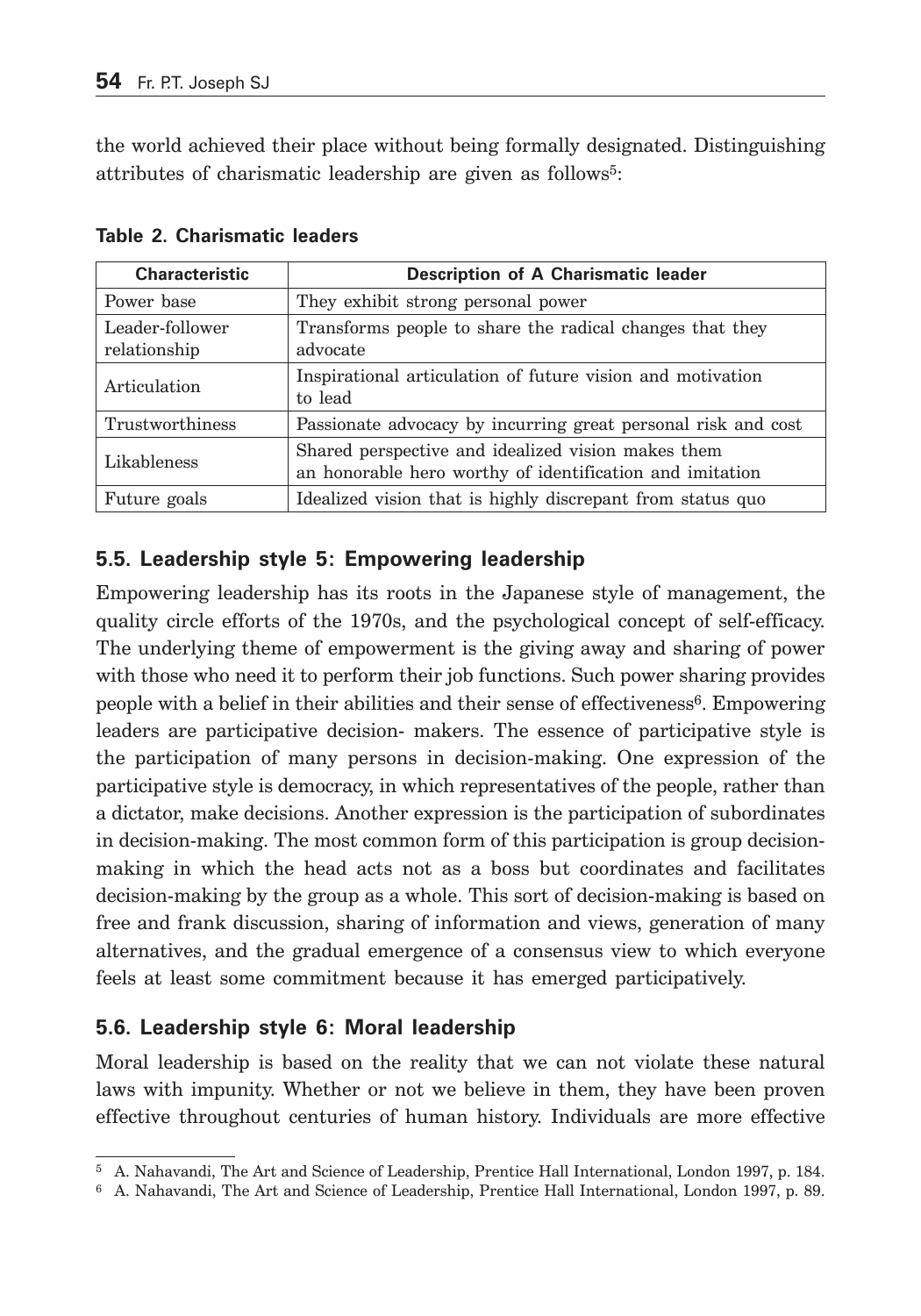the world achieved their place without being formally designated. Distinguishing attributes of charismatic leadership are given as follows[5]:

**Table 2. Charismatic leaders**

| Characteristic | Description of A Charismatic leader |
|---|---|
| Power base | They exhibit strong personal power |
| Leader-follower relationship | Transforms people to share the radical changes that they advocate |
| Articulation | Inspirational articulation of future vision and motivation to lead |
| Trustworthiness | Passionate advocacy by incurring great personal risk and cost |
| Likableness | Shared perspective and idealized vision makes them an honorable hero worthy of identification and imitation |
| Future goals | Idealized vision that is highly discrepant from status quo |

## 5.5. Leadership style 5: Empowering leadership

Empowering leadership has its roots in the Japanese style of management, the quality circle efforts of the 1970s, and the psychological concept of self-efficacy. The underlying theme of empowerment is the giving away and sharing of power with those who need it to perform their job functions. Such power sharing provides people with a belief in their abilities and their sense of effectiveness[6]. Empowering leaders are participative decision- makers. The essence of participative style is the participation of many persons in decision-making. One expression of the participative style is democracy, in which representatives of the people, rather than a dictator, make decisions. Another expression is the participation of subordinates in decision-making. The most common form of this participation is group decision-making in which the head acts not as a boss but coordinates and facilitates decision-making by the group as a whole. This sort of decision-making is based on free and frank discussion, sharing of information and views, generation of many alternatives, and the gradual emergence of a consensus view to which everyone feels at least some commitment because it has emerged participatively.

## 5.6. Leadership style 6: Moral leadership

Moral leadership is based on the reality that we can not violate these natural laws with impunity. Whether or not we believe in them, they have been proven effective throughout centuries of human history. Individuals are more effective

---

[5] A. Nahavandi, The Art and Science of Leadership, Prentice Hall International, London 1997, p. 184.

[6] A. Nahavandi, The Art and Science of Leadership, Prentice Hall International, London 1997, p. 89.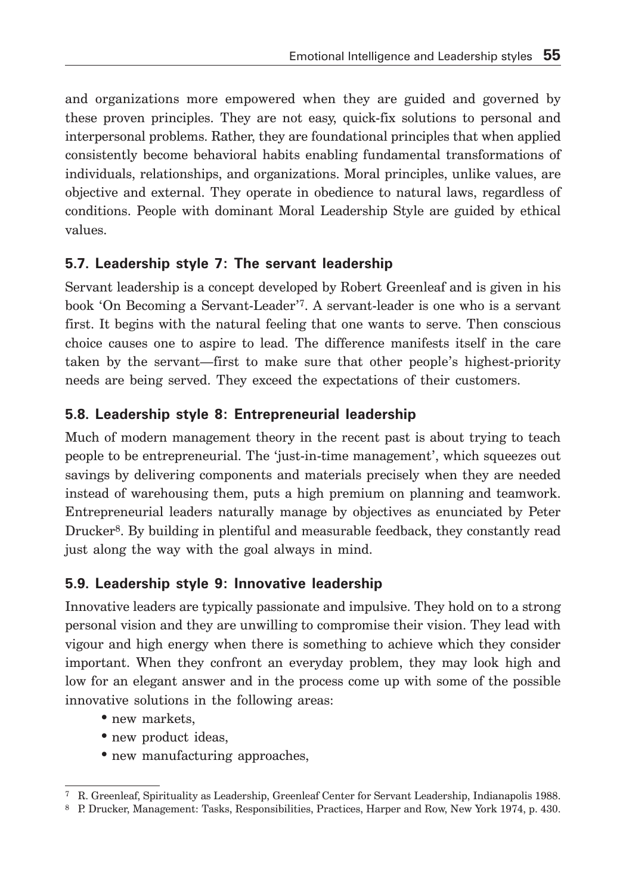and organizations more empowered when they are guided and governed by these proven principles. They are not easy, quick-fix solutions to personal and interpersonal problems. Rather, they are foundational principles that when applied consistently become behavioral habits enabling fundamental transformations of individuals, relationships, and organizations. Moral principles, unlike values, are objective and external. They operate in obedience to natural laws, regardless of conditions. People with dominant Moral Leadership Style are guided by ethical values.

### 5.7. Leadership style 7: The servant leadership

Servant leadership is a concept developed by Robert Greenleaf and is given in his book 'On Becoming a Servant-Leader'[7]. A servant-leader is one who is a servant first. It begins with the natural feeling that one wants to serve. Then conscious choice causes one to aspire to lead. The difference manifests itself in the care taken by the servant—first to make sure that other people's highest-priority needs are being served. They exceed the expectations of their customers.

### 5.8. Leadership style 8: Entrepreneurial leadership

Much of modern management theory in the recent past is about trying to teach people to be entrepreneurial. The 'just-in-time management', which squeezes out savings by delivering components and materials precisely when they are needed instead of warehousing them, puts a high premium on planning and teamwork. Entrepreneurial leaders naturally manage by objectives as enunciated by Peter Drucker[8]. By building in plentiful and measurable feedback, they constantly read just along the way with the goal always in mind.

### 5.9. Leadership style 9: Innovative leadership

Innovative leaders are typically passionate and impulsive. They hold on to a strong personal vision and they are unwilling to compromise their vision. They lead with vigour and high energy when there is something to achieve which they consider important. When they confront an everyday problem, they may look high and low for an elegant answer and in the process come up with some of the possible innovative solutions in the following areas:

- new markets,
- new product ideas,
- new manufacturing approaches,

---

[7] R. Greenleaf, Spirituality as Leadership, Greenleaf Center for Servant Leadership, Indianapolis 1988.

[8] P. Drucker, Management: Tasks, Responsibilities, Practices, Harper and Row, New York 1974, p. 430.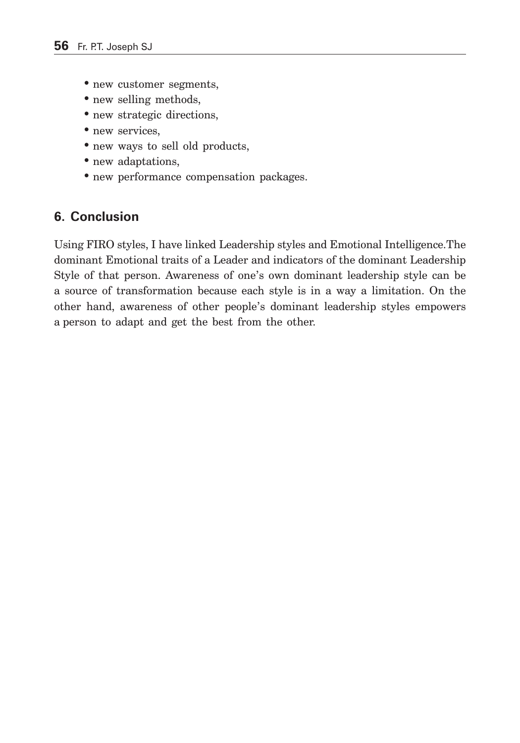- new customer segments,
- new selling methods,
- new strategic directions,
- new services,
- new ways to sell old products,
- new adaptations,
- new performance compensation packages.

## 6. Conclusion

Using FIRO styles, I have linked Leadership styles and Emotional Intelligence.The dominant Emotional traits of a Leader and indicators of the dominant Leadership Style of that person. Awareness of one's own dominant leadership style can be a source of transformation because each style is in a way a limitation. On the other hand, awareness of other people's dominant leadership styles empowers a person to adapt and get the best from the other.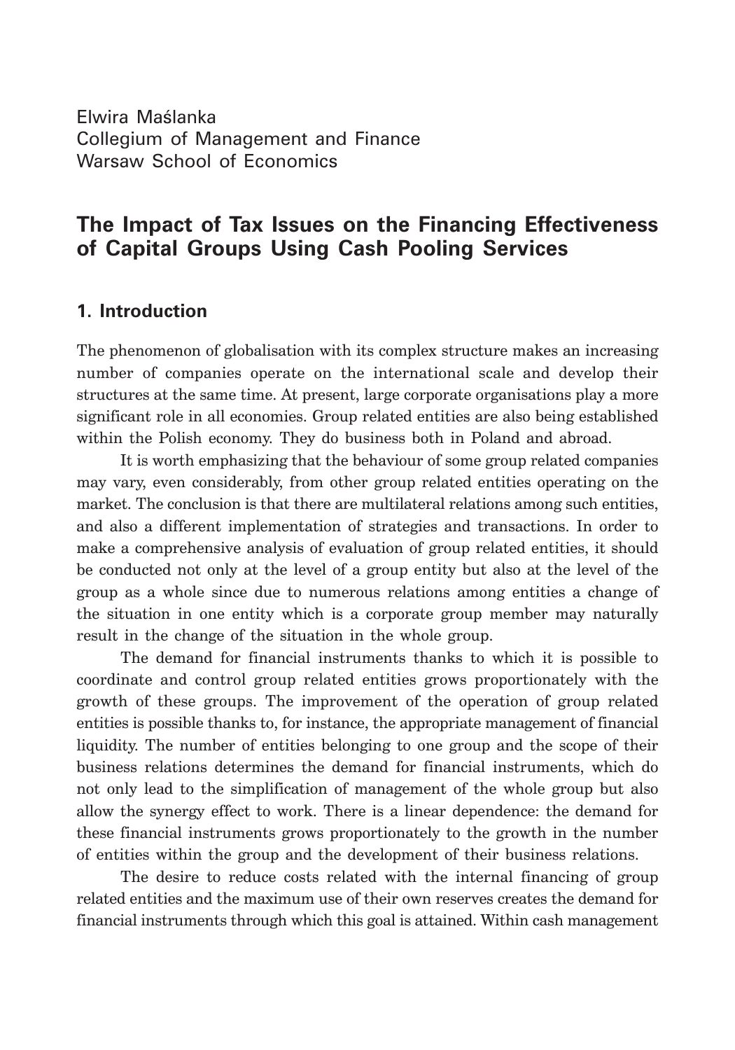Elwira Maślanka
Collegium of Management and Finance
Warsaw School of Economics

# The Impact of Tax Issues on the Financing Effectiveness of Capital Groups Using Cash Pooling Services

## 1. Introduction

The phenomenon of globalisation with its complex structure makes an increasing number of companies operate on the international scale and develop their structures at the same time. At present, large corporate organisations play a more significant role in all economies. Group related entities are also being established within the Polish economy. They do business both in Poland and abroad.

It is worth emphasizing that the behaviour of some group related companies may vary, even considerably, from other group related entities operating on the market. The conclusion is that there are multilateral relations among such entities, and also a different implementation of strategies and transactions. In order to make a comprehensive analysis of evaluation of group related entities, it should be conducted not only at the level of a group entity but also at the level of the group as a whole since due to numerous relations among entities a change of the situation in one entity which is a corporate group member may naturally result in the change of the situation in the whole group.

The demand for financial instruments thanks to which it is possible to coordinate and control group related entities grows proportionately with the growth of these groups. The improvement of the operation of group related entities is possible thanks to, for instance, the appropriate management of financial liquidity. The number of entities belonging to one group and the scope of their business relations determines the demand for financial instruments, which do not only lead to the simplification of management of the whole group but also allow the synergy effect to work. There is a linear dependence: the demand for these financial instruments grows proportionately to the growth in the number of entities within the group and the development of their business relations.

The desire to reduce costs related with the internal financing of group related entities and the maximum use of their own reserves creates the demand for financial instruments through which this goal is attained. Within cash management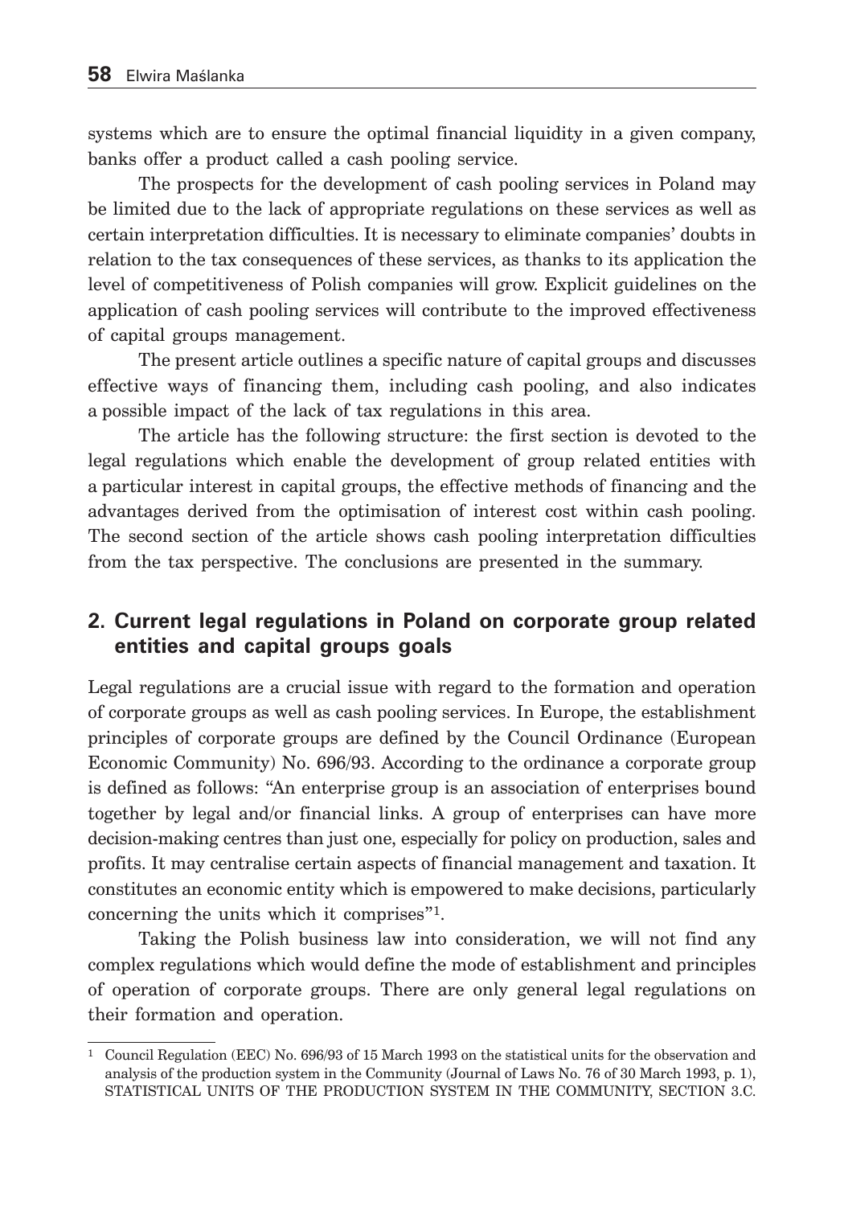systems which are to ensure the optimal financial liquidity in a given company, banks offer a product called a cash pooling service.

The prospects for the development of cash pooling services in Poland may be limited due to the lack of appropriate regulations on these services as well as certain interpretation difficulties. It is necessary to eliminate companies' doubts in relation to the tax consequences of these services, as thanks to its application the level of competitiveness of Polish companies will grow. Explicit guidelines on the application of cash pooling services will contribute to the improved effectiveness of capital groups management.

The present article outlines a specific nature of capital groups and discusses effective ways of financing them, including cash pooling, and also indicates a possible impact of the lack of tax regulations in this area.

The article has the following structure: the first section is devoted to the legal regulations which enable the development of group related entities with a particular interest in capital groups, the effective methods of financing and the advantages derived from the optimisation of interest cost within cash pooling. The second section of the article shows cash pooling interpretation difficulties from the tax perspective. The conclusions are presented in the summary.

## 2. Current legal regulations in Poland on corporate group related entities and capital groups goals

Legal regulations are a crucial issue with regard to the formation and operation of corporate groups as well as cash pooling services. In Europe, the establishment principles of corporate groups are defined by the Council Ordinance (European Economic Community) No. 696/93. According to the ordinance a corporate group is defined as follows: "An enterprise group is an association of enterprises bound together by legal and/or financial links. A group of enterprises can have more decision-making centres than just one, especially for policy on production, sales and profits. It may centralise certain aspects of financial management and taxation. It constitutes an economic entity which is empowered to make decisions, particularly concerning the units which it comprises"[1].

Taking the Polish business law into consideration, we will not find any complex regulations which would define the mode of establishment and principles of operation of corporate groups. There are only general legal regulations on their formation and operation.

[1] Council Regulation (EEC) No. 696/93 of 15 March 1993 on the statistical units for the observation and analysis of the production system in the Community (Journal of Laws No. 76 of 30 March 1993, p. 1), STATISTICAL UNITS OF THE PRODUCTION SYSTEM IN THE COMMUNITY, SECTION 3.C.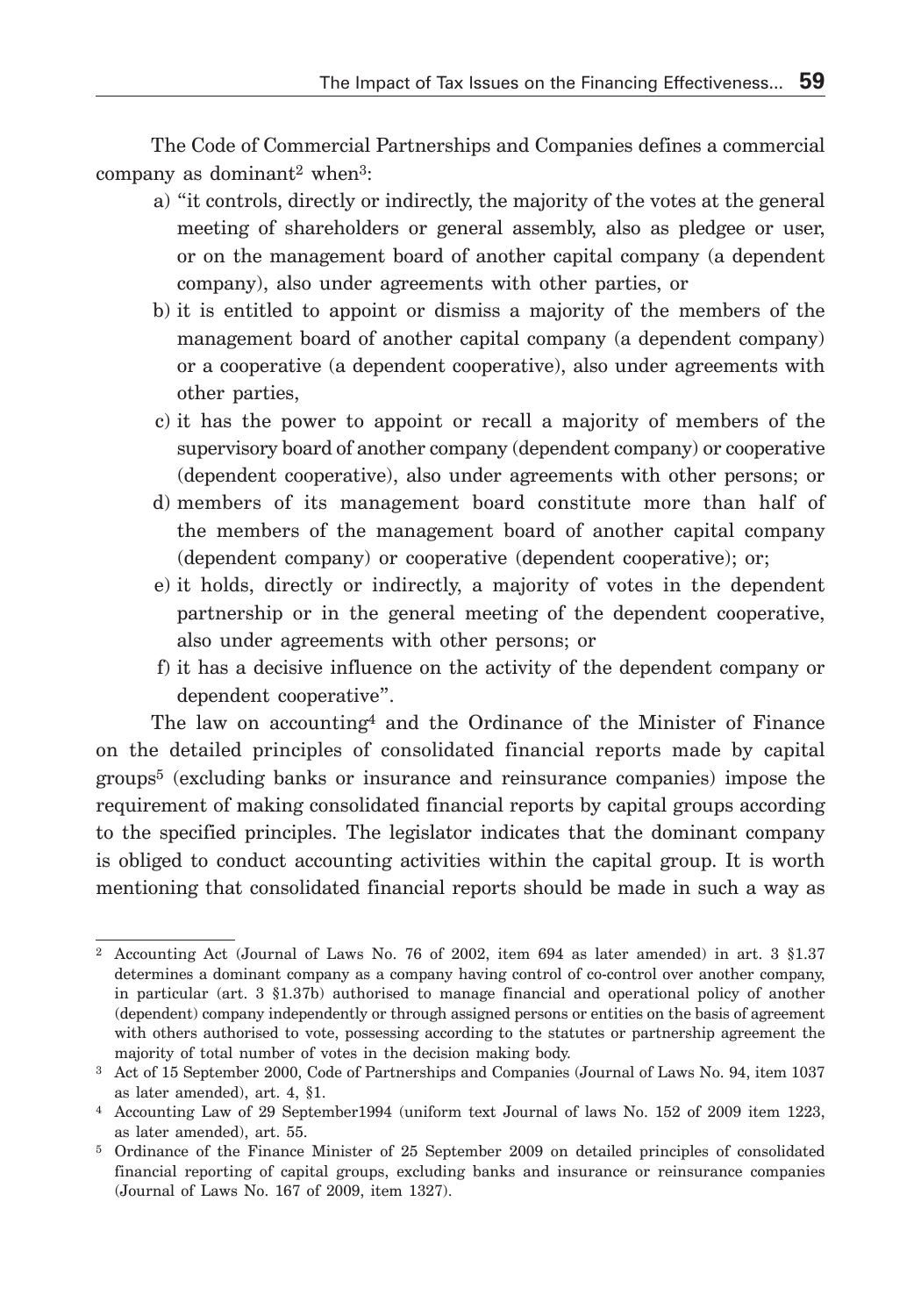The Code of Commercial Partnerships and Companies defines a commercial company as dominant[2] when[3]:

a) "it controls, directly or indirectly, the majority of the votes at the general meeting of shareholders or general assembly, also as pledgee or user, or on the management board of another capital company (a dependent company), also under agreements with other parties, or
b) it is entitled to appoint or dismiss a majority of the members of the management board of another capital company (a dependent company) or a cooperative (a dependent cooperative), also under agreements with other parties,
c) it has the power to appoint or recall a majority of members of the supervisory board of another company (dependent company) or cooperative (dependent cooperative), also under agreements with other persons; or
d) members of its management board constitute more than half of the members of the management board of another capital company (dependent company) or cooperative (dependent cooperative); or;
e) it holds, directly or indirectly, a majority of votes in the dependent partnership or in the general meeting of the dependent cooperative, also under agreements with other persons; or
f) it has a decisive influence on the activity of the dependent company or dependent cooperative".

The law on accounting[4] and the Ordinance of the Minister of Finance on the detailed principles of consolidated financial reports made by capital groups[5] (excluding banks or insurance and reinsurance companies) impose the requirement of making consolidated financial reports by capital groups according to the specified principles. The legislator indicates that the dominant company is obliged to conduct accounting activities within the capital group. It is worth mentioning that consolidated financial reports should be made in such a way as

---

[2] Accounting Act (Journal of Laws No. 76 of 2002, item 694 as later amended) in art. 3 §1.37 determines a dominant company as a company having control of co-control over another company, in particular (art. 3 §1.37b) authorised to manage financial and operational policy of another (dependent) company independently or through assigned persons or entities on the basis of agreement with others authorised to vote, possessing according to the statutes or partnership agreement the majority of total number of votes in the decision making body.

[3] Act of 15 September 2000, Code of Partnerships and Companies (Journal of Laws No. 94, item 1037 as later amended), art. 4, §1.

[4] Accounting Law of 29 September1994 (uniform text Journal of laws No. 152 of 2009 item 1223, as later amended), art. 55.

[5] Ordinance of the Finance Minister of 25 September 2009 on detailed principles of consolidated financial reporting of capital groups, excluding banks and insurance or reinsurance companies (Journal of Laws No. 167 of 2009, item 1327).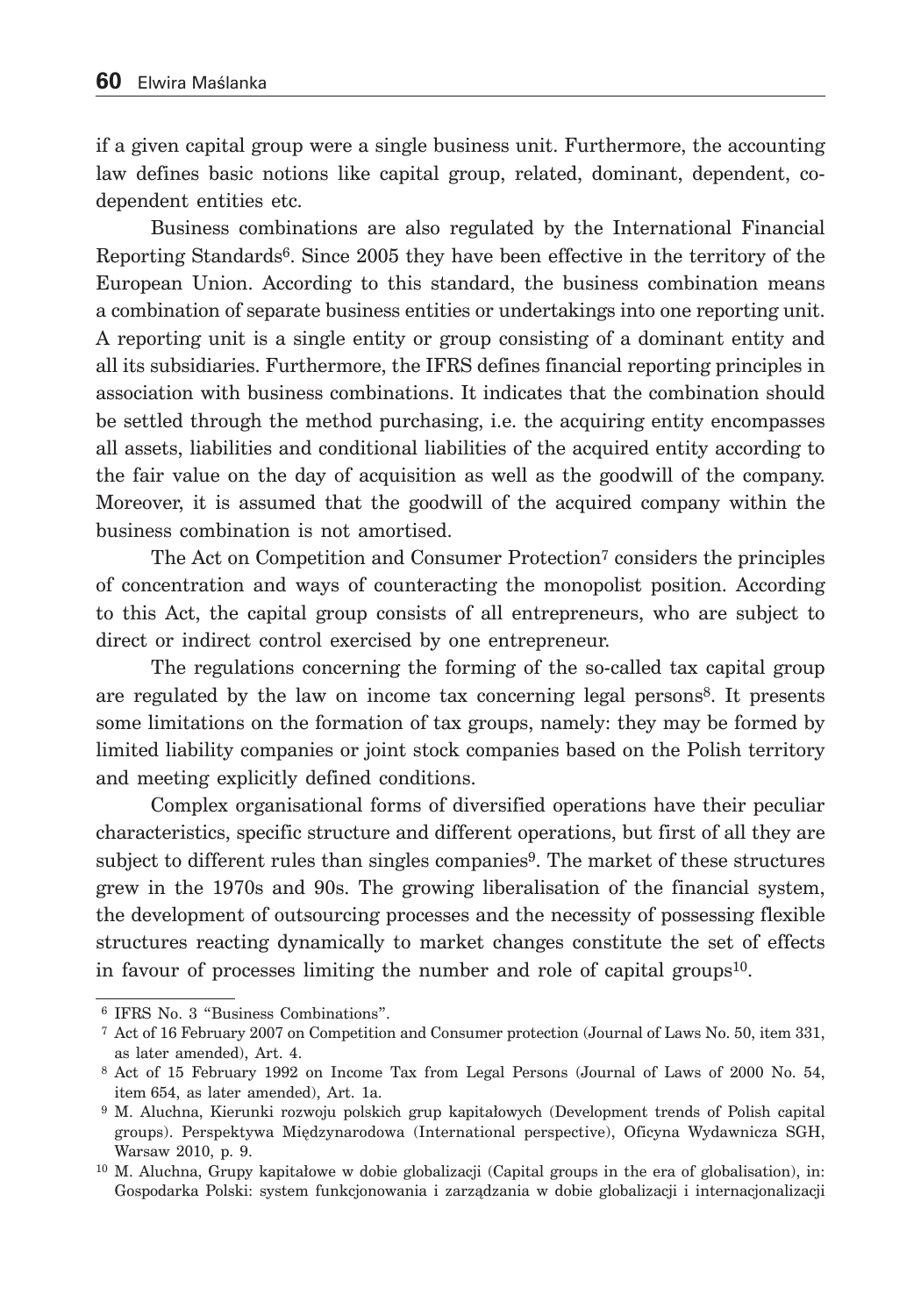if a given capital group were a single business unit. Furthermore, the accounting law defines basic notions like capital group, related, dominant, dependent, co-dependent entities etc.

Business combinations are also regulated by the International Financial Reporting Standards[6]. Since 2005 they have been effective in the territory of the European Union. According to this standard, the business combination means a combination of separate business entities or undertakings into one reporting unit. A reporting unit is a single entity or group consisting of a dominant entity and all its subsidiaries. Furthermore, the IFRS defines financial reporting principles in association with business combinations. It indicates that the combination should be settled through the method purchasing, i.e. the acquiring entity encompasses all assets, liabilities and conditional liabilities of the acquired entity according to the fair value on the day of acquisition as well as the goodwill of the company. Moreover, it is assumed that the goodwill of the acquired company within the business combination is not amortised.

The Act on Competition and Consumer Protection[7] considers the principles of concentration and ways of counteracting the monopolist position. According to this Act, the capital group consists of all entrepreneurs, who are subject to direct or indirect control exercised by one entrepreneur.

The regulations concerning the forming of the so-called tax capital group are regulated by the law on income tax concerning legal persons[8]. It presents some limitations on the formation of tax groups, namely: they may be formed by limited liability companies or joint stock companies based on the Polish territory and meeting explicitly defined conditions.

Complex organisational forms of diversified operations have their peculiar characteristics, specific structure and different operations, but first of all they are subject to different rules than singles companies[9]. The market of these structures grew in the 1970s and 90s. The growing liberalisation of the financial system, the development of outsourcing processes and the necessity of possessing flexible structures reacting dynamically to market changes constitute the set of effects in favour of processes limiting the number and role of capital groups[10].

---

[6] IFRS No. 3 "Business Combinations".

[7] Act of 16 February 2007 on Competition and Consumer protection (Journal of Laws No. 50, item 331, as later amended), Art. 4.

[8] Act of 15 February 1992 on Income Tax from Legal Persons (Journal of Laws of 2000 No. 54, item 654, as later amended), Art. 1a.

[9] M. Aluchna, Kierunki rozwoju polskich grup kapitałowych (Development trends of Polish capital groups). Perspektywa Międzynarodowa (International perspective), Oficyna Wydawnicza SGH, Warsaw 2010, p. 9.

[10] M. Aluchna, Grupy kapitałowe w dobie globalizacji (Capital groups in the era of globalisation), in: Gospodarka Polski: system funkcjonowania i zarządzania w dobie globalizacji i internacjonalizacji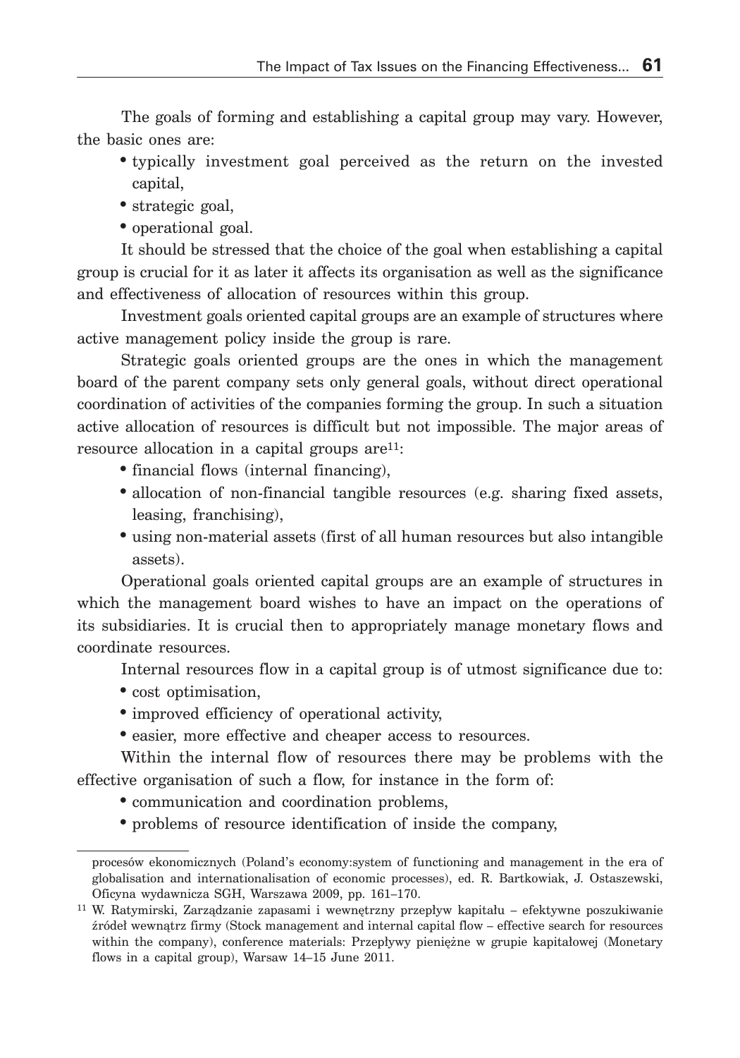The goals of forming and establishing a capital group may vary. However, the basic ones are:

- typically investment goal perceived as the return on the invested capital,
- strategic goal,
- operational goal.

It should be stressed that the choice of the goal when establishing a capital group is crucial for it as later it affects its organisation as well as the significance and effectiveness of allocation of resources within this group.

Investment goals oriented capital groups are an example of structures where active management policy inside the group is rare.

Strategic goals oriented groups are the ones in which the management board of the parent company sets only general goals, without direct operational coordination of activities of the companies forming the group. In such a situation active allocation of resources is difficult but not impossible. The major areas of resource allocation in a capital groups are[11]:

- financial flows (internal financing),
- allocation of non-financial tangible resources (e.g. sharing fixed assets, leasing, franchising),
- using non-material assets (first of all human resources but also intangible assets).

Operational goals oriented capital groups are an example of structures in which the management board wishes to have an impact on the operations of its subsidiaries. It is crucial then to appropriately manage monetary flows and coordinate resources.

Internal resources flow in a capital group is of utmost significance due to:

- cost optimisation,
- improved efficiency of operational activity,
- easier, more effective and cheaper access to resources.

Within the internal flow of resources there may be problems with the effective organisation of such a flow, for instance in the form of:

- communication and coordination problems,
- problems of resource identification of inside the company,

---

procesów ekonomicznych (Poland's economy:system of functioning and management in the era of globalisation and internationalisation of economic processes), ed. R. Bartkowiak, J. Ostaszewski, Oficyna wydawnicza SGH, Warszawa 2009, pp. 161–170.

[11] W. Ratymirski, Zarządzanie zapasami i wewnętrzny przepływ kapitału – efektywne poszukiwanie źródeł wewnątrz firmy (Stock management and internal capital flow – effective search for resources within the company), conference materials: Przepływy pieniężne w grupie kapitałowej (Monetary flows in a capital group), Warsaw 14–15 June 2011.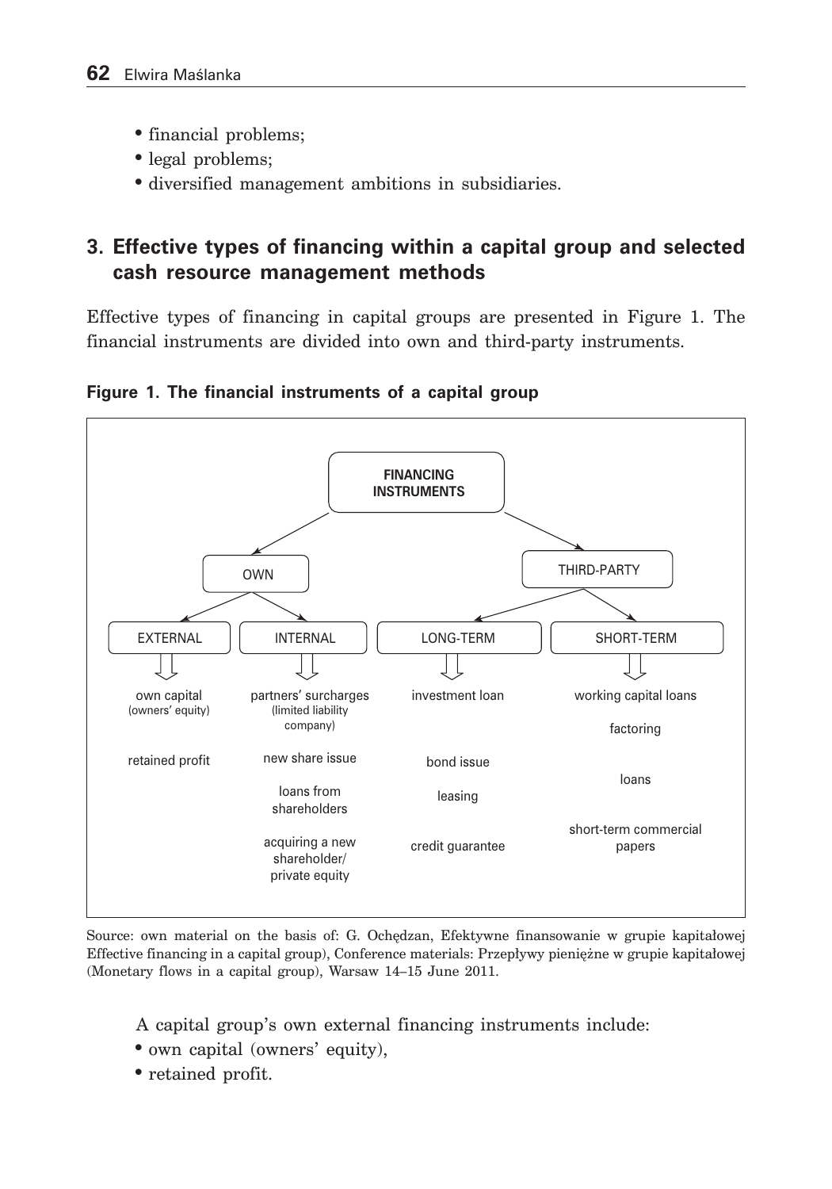- financial problems;
- legal problems;
- diversified management ambitions in subsidiaries.

## 3. Effective types of financing within a capital group and selected cash resource management methods

Effective types of financing in capital groups are presented in Figure 1. The financial instruments are divided into own and third-party instruments.

**Figure 1. The financial instruments of a capital group**

**FINANCING INSTRUMENTS**

| OWN | | THIRD-PARTY | |
|---|---|---|---|
| EXTERNAL | INTERNAL | LONG-TERM | SHORT-TERM |
| own capital (owners' equity) | partners' surcharges (limited liability company) | investment loan | working capital loans |
| retained profit | new share issue | bond issue | factoring |
| | loans from shareholders | leasing | loans |
| | acquiring a new shareholder/ private equity | credit guarantee | short-term commercial papers |

Source: own material on the basis of: G. Ochędzan, Efektywne finansowanie w grupie kapitałowej Effective financing in a capital group), Conference materials: Przepływy pieniężne w grupie kapitałowej (Monetary flows in a capital group), Warsaw 14–15 June 2011.

A capital group's own external financing instruments include:

- own capital (owners' equity),
- retained profit.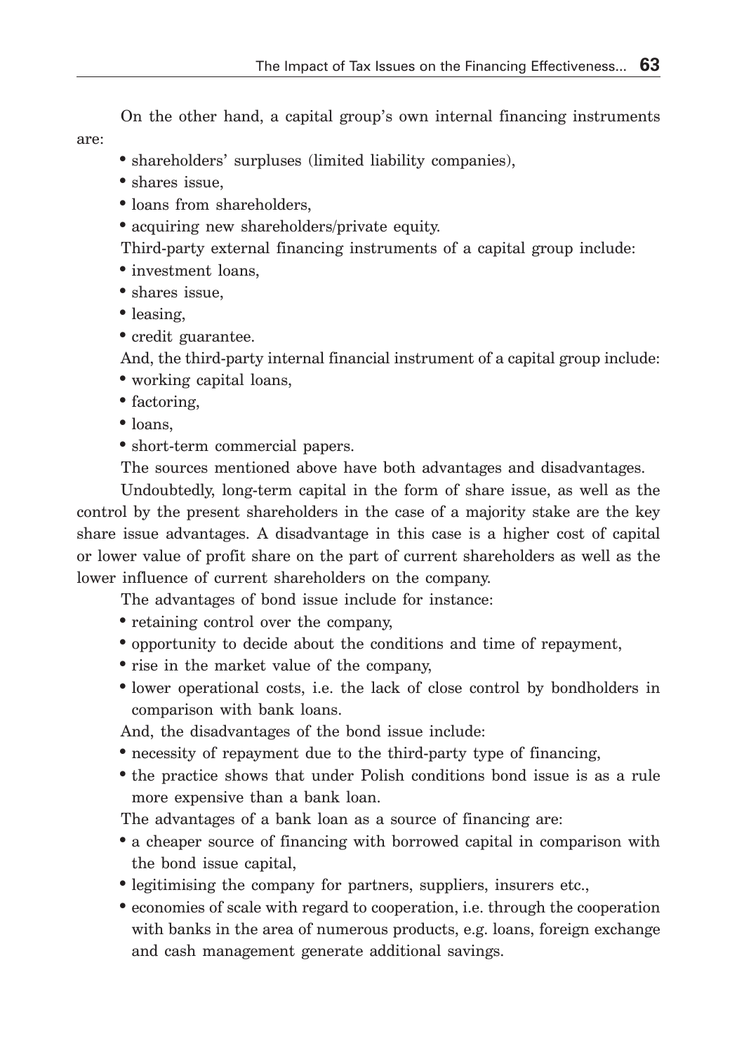On the other hand, a capital group's own internal financing instruments are:

- shareholders' surpluses (limited liability companies),
- shares issue,
- loans from shareholders,
- acquiring new shareholders/private equity.

Third-party external financing instruments of a capital group include:

- investment loans,
- shares issue,
- leasing,
- credit guarantee.

And, the third-party internal financial instrument of a capital group include:

- working capital loans,
- factoring,
- loans,
- short-term commercial papers.

The sources mentioned above have both advantages and disadvantages.

Undoubtedly, long-term capital in the form of share issue, as well as the control by the present shareholders in the case of a majority stake are the key share issue advantages. A disadvantage in this case is a higher cost of capital or lower value of profit share on the part of current shareholders as well as the lower influence of current shareholders on the company.

The advantages of bond issue include for instance:

- retaining control over the company,
- opportunity to decide about the conditions and time of repayment,
- rise in the market value of the company,
- lower operational costs, i.e. the lack of close control by bondholders in comparison with bank loans.

And, the disadvantages of the bond issue include:

- necessity of repayment due to the third-party type of financing,
- the practice shows that under Polish conditions bond issue is as a rule more expensive than a bank loan.

The advantages of a bank loan as a source of financing are:

- a cheaper source of financing with borrowed capital in comparison with the bond issue capital,
- legitimising the company for partners, suppliers, insurers etc.,
- economies of scale with regard to cooperation, i.e. through the cooperation with banks in the area of numerous products, e.g. loans, foreign exchange and cash management generate additional savings.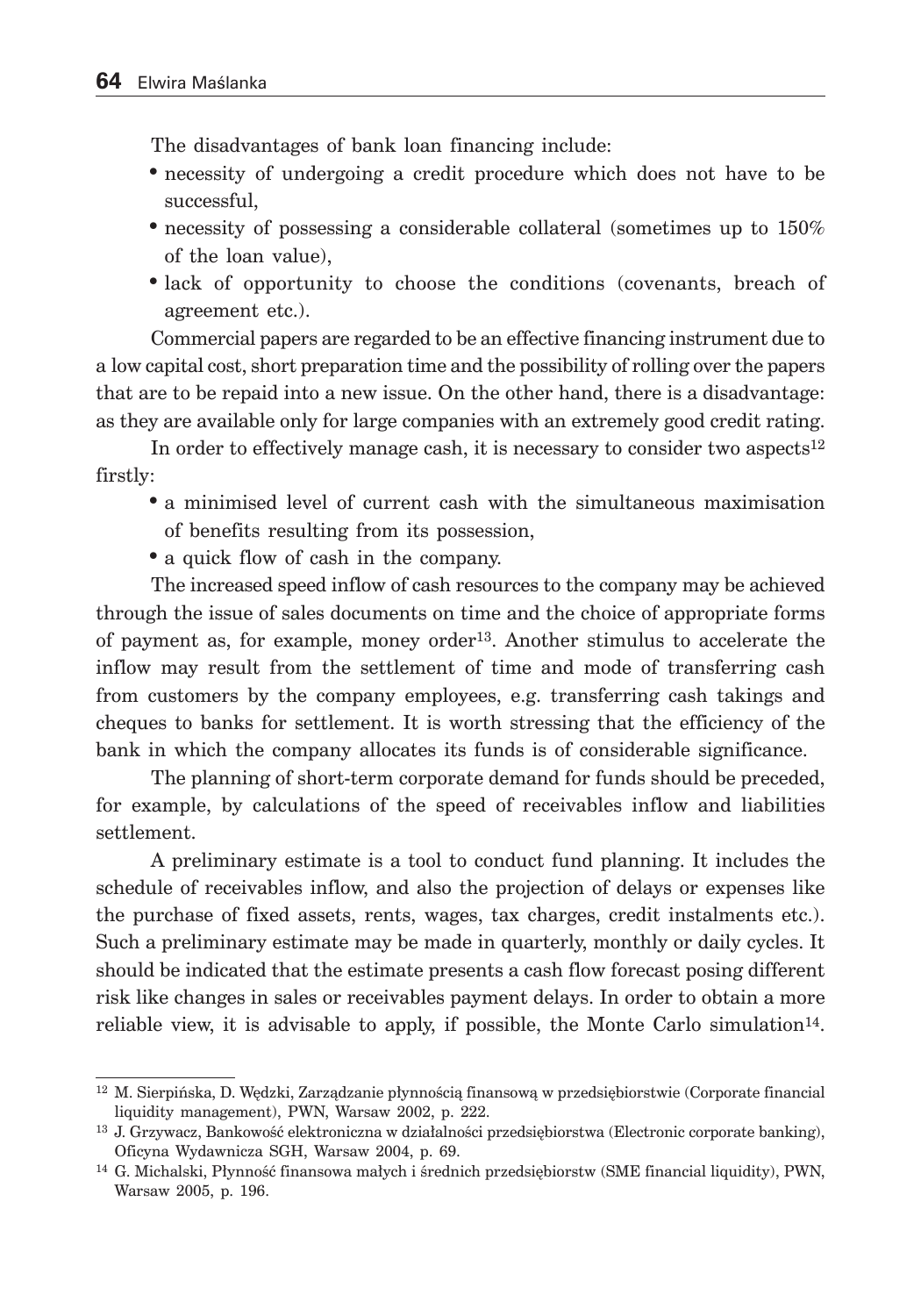The disadvantages of bank loan financing include:

- necessity of undergoing a credit procedure which does not have to be successful,
- necessity of possessing a considerable collateral (sometimes up to 150% of the loan value),
- lack of opportunity to choose the conditions (covenants, breach of agreement etc.).

Commercial papers are regarded to be an effective financing instrument due to a low capital cost, short preparation time and the possibility of rolling over the papers that are to be repaid into a new issue. On the other hand, there is a disadvantage: as they are available only for large companies with an extremely good credit rating.

In order to effectively manage cash, it is necessary to consider two aspects[12] firstly:

- a minimised level of current cash with the simultaneous maximisation of benefits resulting from its possession,
- a quick flow of cash in the company.

The increased speed inflow of cash resources to the company may be achieved through the issue of sales documents on time and the choice of appropriate forms of payment as, for example, money order[13]. Another stimulus to accelerate the inflow may result from the settlement of time and mode of transferring cash from customers by the company employees, e.g. transferring cash takings and cheques to banks for settlement. It is worth stressing that the efficiency of the bank in which the company allocates its funds is of considerable significance.

The planning of short-term corporate demand for funds should be preceded, for example, by calculations of the speed of receivables inflow and liabilities settlement.

A preliminary estimate is a tool to conduct fund planning. It includes the schedule of receivables inflow, and also the projection of delays or expenses like the purchase of fixed assets, rents, wages, tax charges, credit instalments etc.). Such a preliminary estimate may be made in quarterly, monthly or daily cycles. It should be indicated that the estimate presents a cash flow forecast posing different risk like changes in sales or receivables payment delays. In order to obtain a more reliable view, it is advisable to apply, if possible, the Monte Carlo simulation[14].

---

[12] M. Sierpińska, D. Wędzki, Zarządzanie płynnością finansową w przedsiębiorstwie (Corporate financial liquidity management), PWN, Warsaw 2002, p. 222.

[13] J. Grzywacz, Bankowość elektroniczna w działalności przedsiębiorstwa (Electronic corporate banking), Oficyna Wydawnicza SGH, Warsaw 2004, p. 69.

[14] G. Michalski, Płynność finansowa małych i średnich przedsiębiorstw (SME financial liquidity), PWN, Warsaw 2005, p. 196.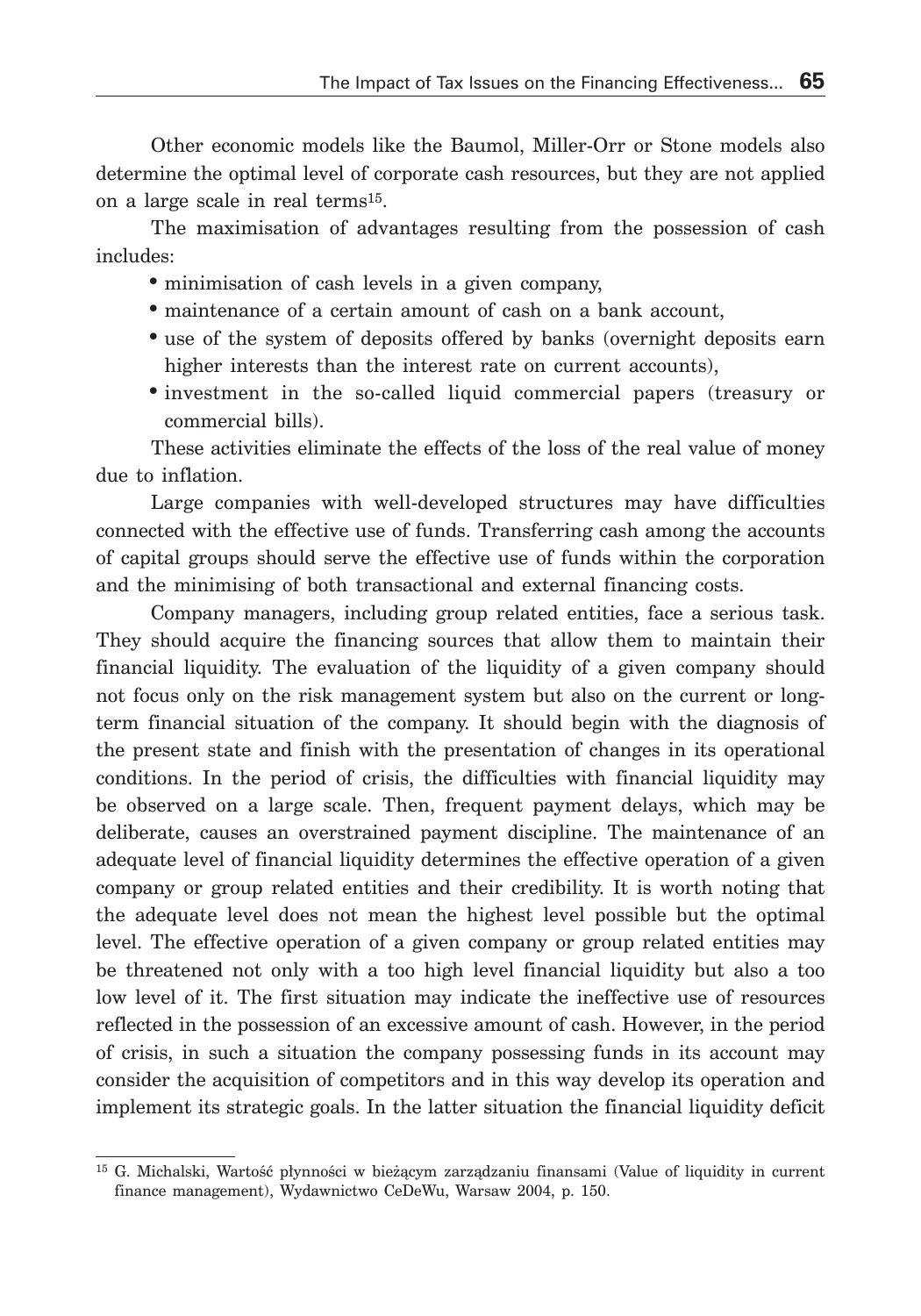Other economic models like the Baumol, Miller-Orr or Stone models also determine the optimal level of corporate cash resources, but they are not applied on a large scale in real terms[15].

The maximisation of advantages resulting from the possession of cash includes:

- minimisation of cash levels in a given company,
- maintenance of a certain amount of cash on a bank account,
- use of the system of deposits offered by banks (overnight deposits earn higher interests than the interest rate on current accounts),
- investment in the so-called liquid commercial papers (treasury or commercial bills).

These activities eliminate the effects of the loss of the real value of money due to inflation.

Large companies with well-developed structures may have difficulties connected with the effective use of funds. Transferring cash among the accounts of capital groups should serve the effective use of funds within the corporation and the minimising of both transactional and external financing costs.

Company managers, including group related entities, face a serious task. They should acquire the financing sources that allow them to maintain their financial liquidity. The evaluation of the liquidity of a given company should not focus only on the risk management system but also on the current or long-term financial situation of the company. It should begin with the diagnosis of the present state and finish with the presentation of changes in its operational conditions. In the period of crisis, the difficulties with financial liquidity may be observed on a large scale. Then, frequent payment delays, which may be deliberate, causes an overstrained payment discipline. The maintenance of an adequate level of financial liquidity determines the effective operation of a given company or group related entities and their credibility. It is worth noting that the adequate level does not mean the highest level possible but the optimal level. The effective operation of a given company or group related entities may be threatened not only with a too high level financial liquidity but also a too low level of it. The first situation may indicate the ineffective use of resources reflected in the possession of an excessive amount of cash. However, in the period of crisis, in such a situation the company possessing funds in its account may consider the acquisition of competitors and in this way develop its operation and implement its strategic goals. In the latter situation the financial liquidity deficit

---

[15] G. Michalski, Wartość płynności w bieżącym zarządzaniu finansami (Value of liquidity in current finance management), Wydawnictwo CeDeWu, Warsaw 2004, p. 150.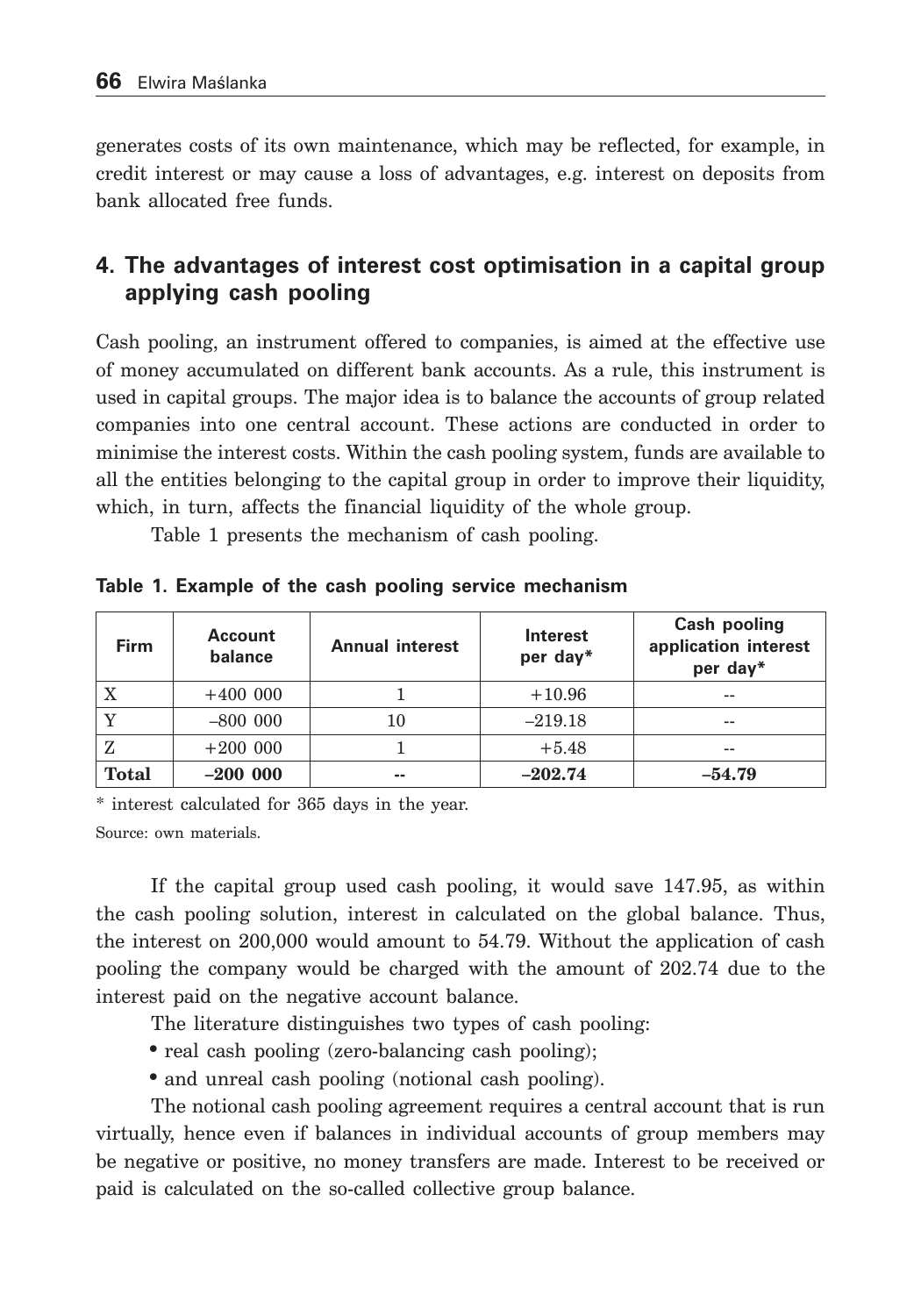generates costs of its own maintenance, which may be reflected, for example, in credit interest or may cause a loss of advantages, e.g. interest on deposits from bank allocated free funds.

## 4. The advantages of interest cost optimisation in a capital group applying cash pooling

Cash pooling, an instrument offered to companies, is aimed at the effective use of money accumulated on different bank accounts. As a rule, this instrument is used in capital groups. The major idea is to balance the accounts of group related companies into one central account. These actions are conducted in order to minimise the interest costs. Within the cash pooling system, funds are available to all the entities belonging to the capital group in order to improve their liquidity, which, in turn, affects the financial liquidity of the whole group.

Table 1 presents the mechanism of cash pooling.

**Table 1. Example of the cash pooling service mechanism**

| Firm | Account balance | Annual interest | Interest per day* | Cash pooling application interest per day* |
|---|---|---|---|---|
| X | +400 000 | 1 | +10.96 | -- |
| Y | –800 000 | 10 | –219.18 | -- |
| Z | +200 000 | 1 | +5.48 | -- |
| **Total** | **–200 000** | -- | **–202.74** | **–54.79** |

\* interest calculated for 365 days in the year.

Source: own materials.

If the capital group used cash pooling, it would save 147.95, as within the cash pooling solution, interest in calculated on the global balance. Thus, the interest on 200,000 would amount to 54.79. Without the application of cash pooling the company would be charged with the amount of 202.74 due to the interest paid on the negative account balance.

The literature distinguishes two types of cash pooling:

- real cash pooling (zero-balancing cash pooling);
- and unreal cash pooling (notional cash pooling).

The notional cash pooling agreement requires a central account that is run virtually, hence even if balances in individual accounts of group members may be negative or positive, no money transfers are made. Interest to be received or paid is calculated on the so-called collective group balance.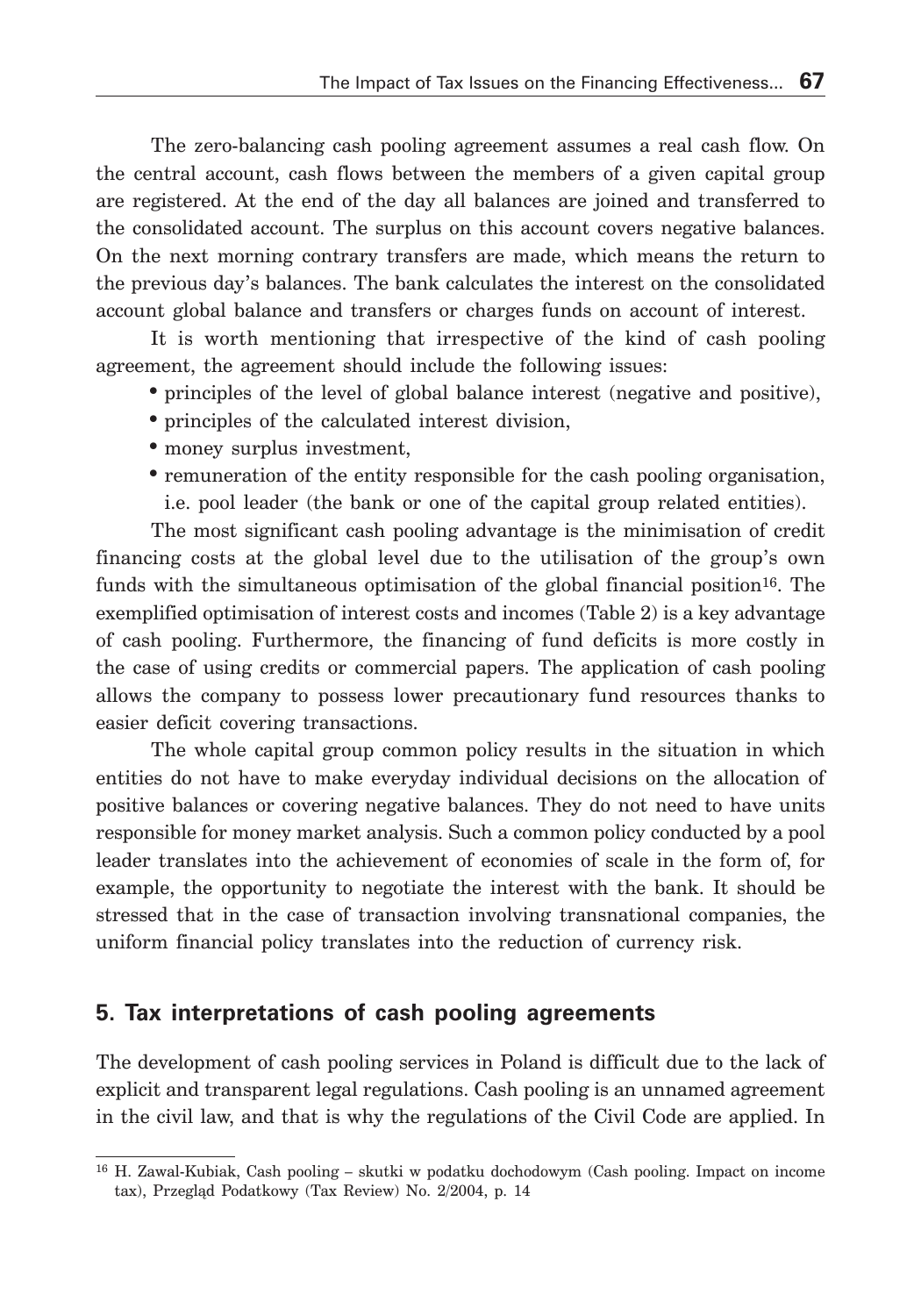The zero-balancing cash pooling agreement assumes a real cash flow. On the central account, cash flows between the members of a given capital group are registered. At the end of the day all balances are joined and transferred to the consolidated account. The surplus on this account covers negative balances. On the next morning contrary transfers are made, which means the return to the previous day's balances. The bank calculates the interest on the consolidated account global balance and transfers or charges funds on account of interest.

It is worth mentioning that irrespective of the kind of cash pooling agreement, the agreement should include the following issues:

- principles of the level of global balance interest (negative and positive),
- principles of the calculated interest division,
- money surplus investment,
- remuneration of the entity responsible for the cash pooling organisation, i.e. pool leader (the bank or one of the capital group related entities).

The most significant cash pooling advantage is the minimisation of credit financing costs at the global level due to the utilisation of the group's own funds with the simultaneous optimisation of the global financial position[16]. The exemplified optimisation of interest costs and incomes (Table 2) is a key advantage of cash pooling. Furthermore, the financing of fund deficits is more costly in the case of using credits or commercial papers. The application of cash pooling allows the company to possess lower precautionary fund resources thanks to easier deficit covering transactions.

The whole capital group common policy results in the situation in which entities do not have to make everyday individual decisions on the allocation of positive balances or covering negative balances. They do not need to have units responsible for money market analysis. Such a common policy conducted by a pool leader translates into the achievement of economies of scale in the form of, for example, the opportunity to negotiate the interest with the bank. It should be stressed that in the case of transaction involving transnational companies, the uniform financial policy translates into the reduction of currency risk.

## 5. Tax interpretations of cash pooling agreements

The development of cash pooling services in Poland is difficult due to the lack of explicit and transparent legal regulations. Cash pooling is an unnamed agreement in the civil law, and that is why the regulations of the Civil Code are applied. In

[16] H. Zawal-Kubiak, Cash pooling – skutki w podatku dochodowym (Cash pooling. Impact on income tax), Przegląd Podatkowy (Tax Review) No. 2/2004, p. 14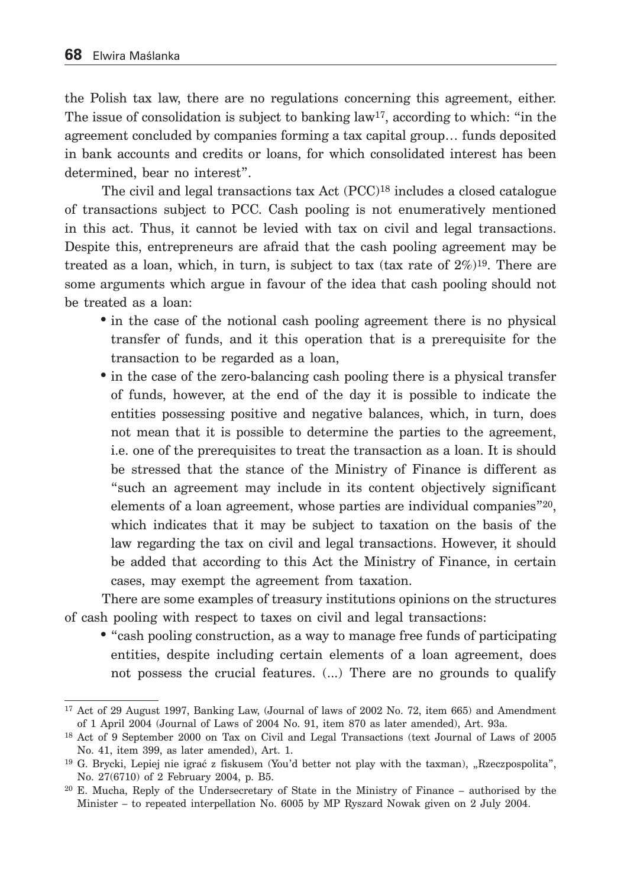the Polish tax law, there are no regulations concerning this agreement, either. The issue of consolidation is subject to banking law[17], according to which: "in the agreement concluded by companies forming a tax capital group… funds deposited in bank accounts and credits or loans, for which consolidated interest has been determined, bear no interest".

The civil and legal transactions tax Act (PCC)[18] includes a closed catalogue of transactions subject to PCC. Cash pooling is not enumeratively mentioned in this act. Thus, it cannot be levied with tax on civil and legal transactions. Despite this, entrepreneurs are afraid that the cash pooling agreement may be treated as a loan, which, in turn, is subject to tax (tax rate of 2%)[19]. There are some arguments which argue in favour of the idea that cash pooling should not be treated as a loan:

- in the case of the notional cash pooling agreement there is no physical transfer of funds, and it this operation that is a prerequisite for the transaction to be regarded as a loan,
- in the case of the zero-balancing cash pooling there is a physical transfer of funds, however, at the end of the day it is possible to indicate the entities possessing positive and negative balances, which, in turn, does not mean that it is possible to determine the parties to the agreement, i.e. one of the prerequisites to treat the transaction as a loan. It is should be stressed that the stance of the Ministry of Finance is different as "such an agreement may include in its content objectively significant elements of a loan agreement, whose parties are individual companies"[20], which indicates that it may be subject to taxation on the basis of the law regarding the tax on civil and legal transactions. However, it should be added that according to this Act the Ministry of Finance, in certain cases, may exempt the agreement from taxation.

There are some examples of treasury institutions opinions on the structures of cash pooling with respect to taxes on civil and legal transactions:

- "cash pooling construction, as a way to manage free funds of participating entities, despite including certain elements of a loan agreement, does not possess the crucial features. (...) There are no grounds to qualify

---

[17] Act of 29 August 1997, Banking Law, (Journal of laws of 2002 No. 72, item 665) and Amendment of 1 April 2004 (Journal of Laws of 2004 No. 91, item 870 as later amended), Art. 93a.

[18] Act of 9 September 2000 on Tax on Civil and Legal Transactions (text Journal of Laws of 2005 No. 41, item 399, as later amended), Art. 1.

[19] G. Brycki, Lepiej nie igrać z fiskusem (You'd better not play with the taxman), „Rzeczpospolita", No. 27(6710) of 2 February 2004, p. B5.

[20] E. Mucha, Reply of the Undersecretary of State in the Ministry of Finance – authorised by the Minister – to repeated interpellation No. 6005 by MP Ryszard Nowak given on 2 July 2004.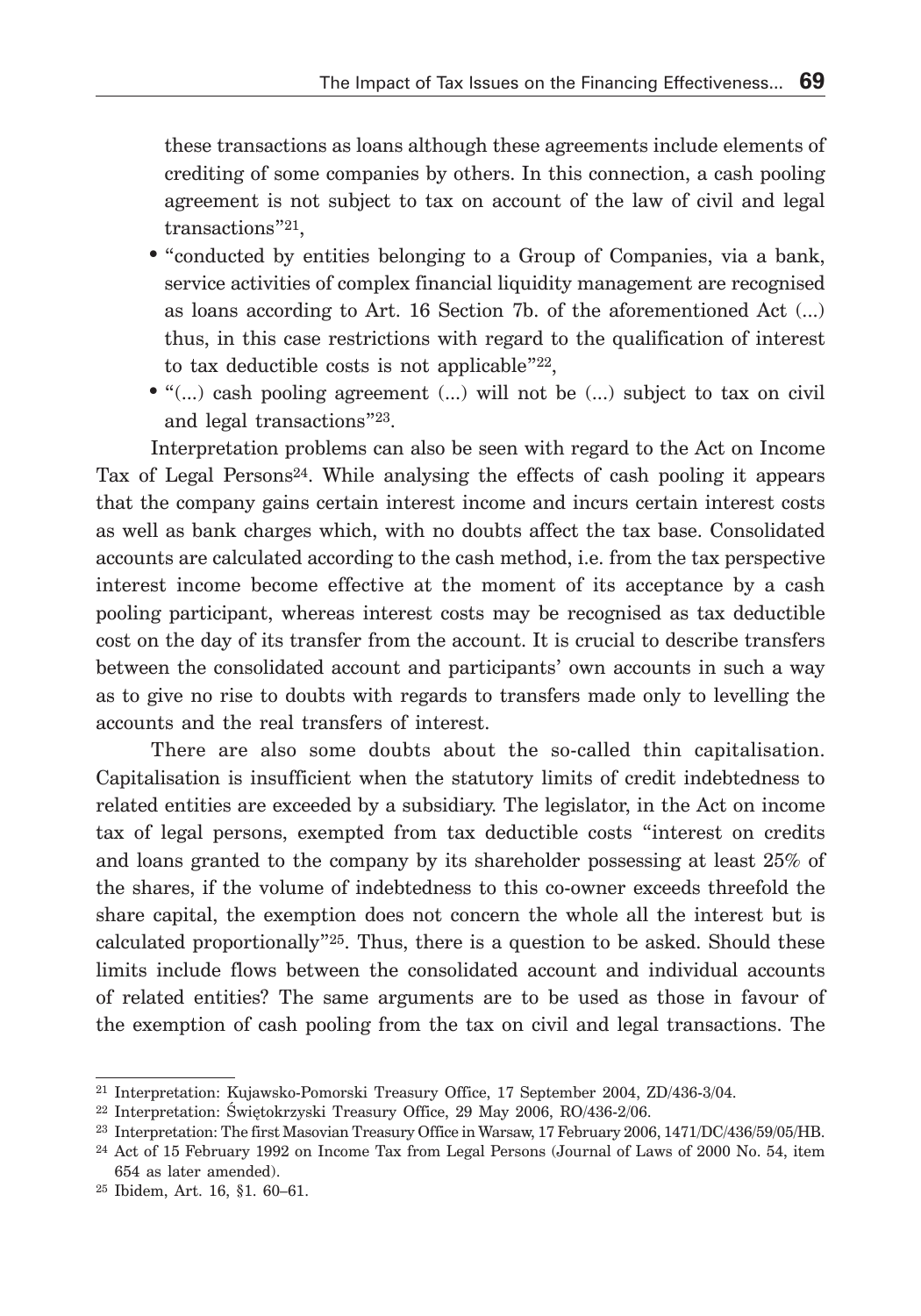these transactions as loans although these agreements include elements of crediting of some companies by others. In this connection, a cash pooling agreement is not subject to tax on account of the law of civil and legal transactions"[21],

- "conducted by entities belonging to a Group of Companies, via a bank, service activities of complex financial liquidity management are recognised as loans according to Art. 16 Section 7b. of the aforementioned Act (...) thus, in this case restrictions with regard to the qualification of interest to tax deductible costs is not applicable"[22],
- "(...) cash pooling agreement (...) will not be (...) subject to tax on civil and legal transactions"[23].

Interpretation problems can also be seen with regard to the Act on Income Tax of Legal Persons[24]. While analysing the effects of cash pooling it appears that the company gains certain interest income and incurs certain interest costs as well as bank charges which, with no doubts affect the tax base. Consolidated accounts are calculated according to the cash method, i.e. from the tax perspective interest income become effective at the moment of its acceptance by a cash pooling participant, whereas interest costs may be recognised as tax deductible cost on the day of its transfer from the account. It is crucial to describe transfers between the consolidated account and participants' own accounts in such a way as to give no rise to doubts with regards to transfers made only to levelling the accounts and the real transfers of interest.

There are also some doubts about the so-called thin capitalisation. Capitalisation is insufficient when the statutory limits of credit indebtedness to related entities are exceeded by a subsidiary. The legislator, in the Act on income tax of legal persons, exempted from tax deductible costs "interest on credits and loans granted to the company by its shareholder possessing at least 25% of the shares, if the volume of indebtedness to this co-owner exceeds threefold the share capital, the exemption does not concern the whole all the interest but is calculated proportionally"[25]. Thus, there is a question to be asked. Should these limits include flows between the consolidated account and individual accounts of related entities? The same arguments are to be used as those in favour of the exemption of cash pooling from the tax on civil and legal transactions. The

---

[21] Interpretation: Kujawsko-Pomorski Treasury Office, 17 September 2004, ZD/436-3/04.

[22] Interpretation: Świętokrzyski Treasury Office, 29 May 2006, RO/436-2/06.

[23] Interpretation: The first Masovian Treasury Office in Warsaw, 17 February 2006, 1471/DC/436/59/05/HB.

[24] Act of 15 February 1992 on Income Tax from Legal Persons (Journal of Laws of 2000 No. 54, item 654 as later amended).

[25] Ibidem, Art. 16, §1. 60–61.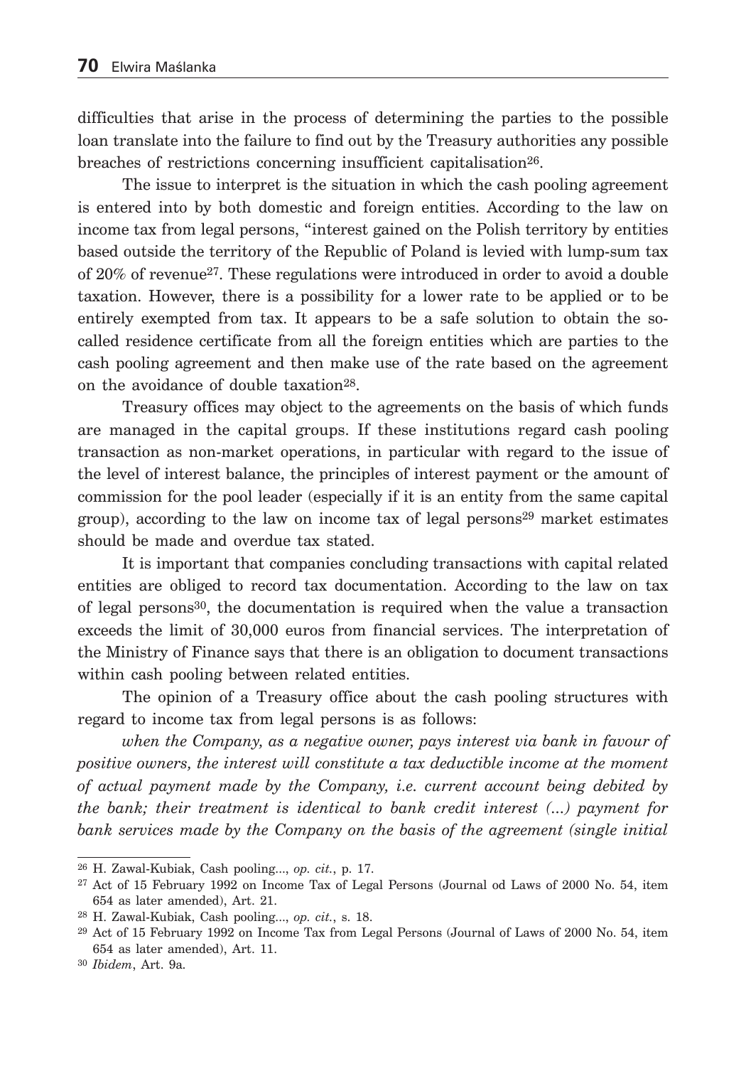difficulties that arise in the process of determining the parties to the possible loan translate into the failure to find out by the Treasury authorities any possible breaches of restrictions concerning insufficient capitalisation[26].

The issue to interpret is the situation in which the cash pooling agreement is entered into by both domestic and foreign entities. According to the law on income tax from legal persons, "interest gained on the Polish territory by entities based outside the territory of the Republic of Poland is levied with lump-sum tax of 20% of revenue[27]. These regulations were introduced in order to avoid a double taxation. However, there is a possibility for a lower rate to be applied or to be entirely exempted from tax. It appears to be a safe solution to obtain the so-called residence certificate from all the foreign entities which are parties to the cash pooling agreement and then make use of the rate based on the agreement on the avoidance of double taxation[28].

Treasury offices may object to the agreements on the basis of which funds are managed in the capital groups. If these institutions regard cash pooling transaction as non-market operations, in particular with regard to the issue of the level of interest balance, the principles of interest payment or the amount of commission for the pool leader (especially if it is an entity from the same capital group), according to the law on income tax of legal persons[29] market estimates should be made and overdue tax stated.

It is important that companies concluding transactions with capital related entities are obliged to record tax documentation. According to the law on tax of legal persons[30], the documentation is required when the value a transaction exceeds the limit of 30,000 euros from financial services. The interpretation of the Ministry of Finance says that there is an obligation to document transactions within cash pooling between related entities.

The opinion of a Treasury office about the cash pooling structures with regard to income tax from legal persons is as follows:

*when the Company, as a negative owner, pays interest via bank in favour of positive owners, the interest will constitute a tax deductible income at the moment of actual payment made by the Company, i.e. current account being debited by the bank; their treatment is identical to bank credit interest (...) payment for bank services made by the Company on the basis of the agreement (single initial*

---

[26] H. Zawal-Kubiak, Cash pooling..., *op. cit.*, p. 17.

[27] Act of 15 February 1992 on Income Tax of Legal Persons (Journal od Laws of 2000 No. 54, item 654 as later amended), Art. 21.

[28] H. Zawal-Kubiak, Cash pooling..., *op. cit.*, s. 18.

[29] Act of 15 February 1992 on Income Tax from Legal Persons (Journal of Laws of 2000 No. 54, item 654 as later amended), Art. 11.

[30] *Ibidem*, Art. 9a.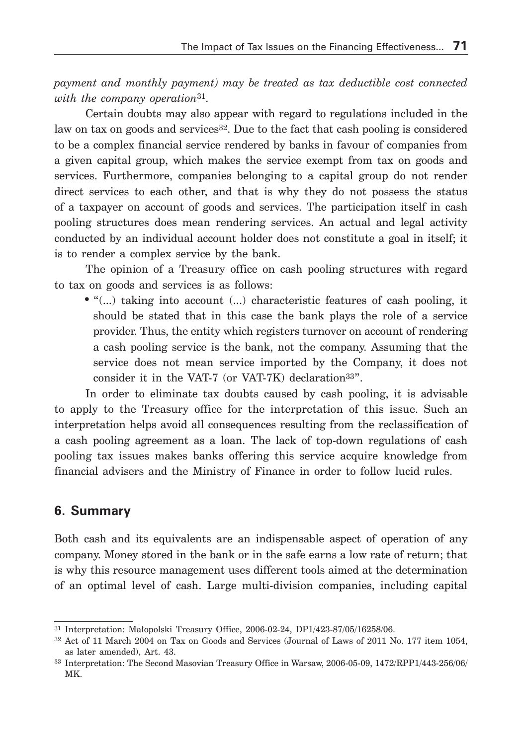*payment and monthly payment) may be treated as tax deductible cost connected with the company operation*[31].

Certain doubts may also appear with regard to regulations included in the law on tax on goods and services[32]. Due to the fact that cash pooling is considered to be a complex financial service rendered by banks in favour of companies from a given capital group, which makes the service exempt from tax on goods and services. Furthermore, companies belonging to a capital group do not render direct services to each other, and that is why they do not possess the status of a taxpayer on account of goods and services. The participation itself in cash pooling structures does mean rendering services. An actual and legal activity conducted by an individual account holder does not constitute a goal in itself; it is to render a complex service by the bank.

The opinion of a Treasury office on cash pooling structures with regard to tax on goods and services is as follows:

- "(...) taking into account (...) characteristic features of cash pooling, it should be stated that in this case the bank plays the role of a service provider. Thus, the entity which registers turnover on account of rendering a cash pooling service is the bank, not the company. Assuming that the service does not mean service imported by the Company, it does not consider it in the VAT-7 (or VAT-7K) declaration[33]".

In order to eliminate tax doubts caused by cash pooling, it is advisable to apply to the Treasury office for the interpretation of this issue. Such an interpretation helps avoid all consequences resulting from the reclassification of a cash pooling agreement as a loan. The lack of top-down regulations of cash pooling tax issues makes banks offering this service acquire knowledge from financial advisers and the Ministry of Finance in order to follow lucid rules.

## 6. Summary

Both cash and its equivalents are an indispensable aspect of operation of any company. Money stored in the bank or in the safe earns a low rate of return; that is why this resource management uses different tools aimed at the determination of an optimal level of cash. Large multi-division companies, including capital

---

[31] Interpretation: Małopolski Treasury Office, 2006-02-24, DP1/423-87/05/16258/06.

[32] Act of 11 March 2004 on Tax on Goods and Services (Journal of Laws of 2011 No. 177 item 1054, as later amended), Art. 43.

[33] Interpretation: The Second Masovian Treasury Office in Warsaw, 2006-05-09, 1472/RPP1/443-256/06/MK.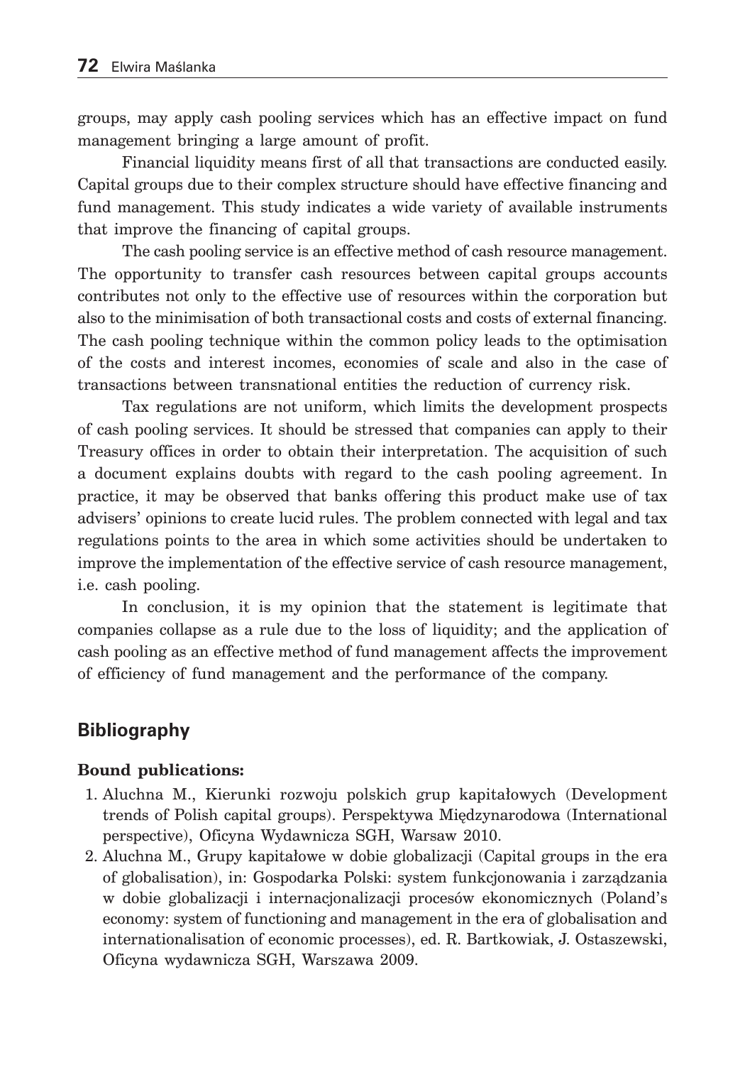groups, may apply cash pooling services which has an effective impact on fund management bringing a large amount of profit.

Financial liquidity means first of all that transactions are conducted easily. Capital groups due to their complex structure should have effective financing and fund management. This study indicates a wide variety of available instruments that improve the financing of capital groups.

The cash pooling service is an effective method of cash resource management. The opportunity to transfer cash resources between capital groups accounts contributes not only to the effective use of resources within the corporation but also to the minimisation of both transactional costs and costs of external financing. The cash pooling technique within the common policy leads to the optimisation of the costs and interest incomes, economies of scale and also in the case of transactions between transnational entities the reduction of currency risk.

Tax regulations are not uniform, which limits the development prospects of cash pooling services. It should be stressed that companies can apply to their Treasury offices in order to obtain their interpretation. The acquisition of such a document explains doubts with regard to the cash pooling agreement. In practice, it may be observed that banks offering this product make use of tax advisers' opinions to create lucid rules. The problem connected with legal and tax regulations points to the area in which some activities should be undertaken to improve the implementation of the effective service of cash resource management, i.e. cash pooling.

In conclusion, it is my opinion that the statement is legitimate that companies collapse as a rule due to the loss of liquidity; and the application of cash pooling as an effective method of fund management affects the improvement of efficiency of fund management and the performance of the company.

## Bibliography

**Bound publications:**

1. Aluchna M., Kierunki rozwoju polskich grup kapitałowych (Development trends of Polish capital groups). Perspektywa Międzynarodowa (International perspective), Oficyna Wydawnicza SGH, Warsaw 2010.
2. Aluchna M., Grupy kapitałowe w dobie globalizacji (Capital groups in the era of globalisation), in: Gospodarka Polski: system funkcjonowania i zarządzania w dobie globalizacji i internacjonalizacji procesów ekonomicznych (Poland's economy: system of functioning and management in the era of globalisation and internationalisation of economic processes), ed. R. Bartkowiak, J. Ostaszewski, Oficyna wydawnicza SGH, Warszawa 2009.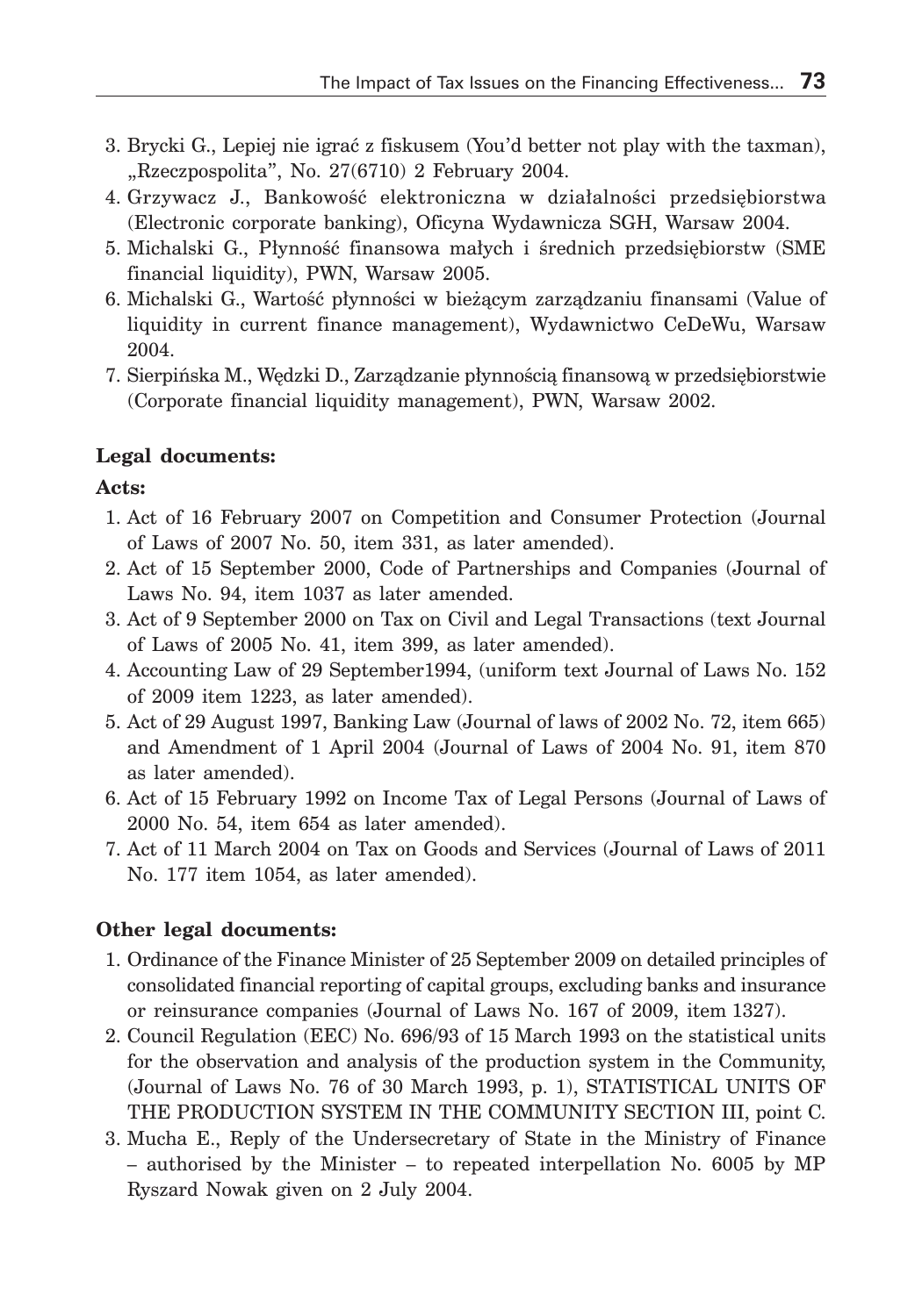3. Brycki G., Lepiej nie igrać z fiskusem (You'd better not play with the taxman), „Rzeczpospolita", No. 27(6710) 2 February 2004.
4. Grzywacz J., Bankowość elektroniczna w działalności przedsiębiorstwa (Electronic corporate banking), Oficyna Wydawnicza SGH, Warsaw 2004.
5. Michalski G., Płynność finansowa małych i średnich przedsiębiorstw (SME financial liquidity), PWN, Warsaw 2005.
6. Michalski G., Wartość płynności w bieżącym zarządzaniu finansami (Value of liquidity in current finance management), Wydawnictwo CeDeWu, Warsaw 2004.
7. Sierpińska M., Wędzki D., Zarządzanie płynnością finansową w przedsiębiorstwie (Corporate financial liquidity management), PWN, Warsaw 2002.

**Legal documents:**

**Acts:**

1. Act of 16 February 2007 on Competition and Consumer Protection (Journal of Laws of 2007 No. 50, item 331, as later amended).
2. Act of 15 September 2000, Code of Partnerships and Companies (Journal of Laws No. 94, item 1037 as later amended.
3. Act of 9 September 2000 on Tax on Civil and Legal Transactions (text Journal of Laws of 2005 No. 41, item 399, as later amended).
4. Accounting Law of 29 September1994, (uniform text Journal of Laws No. 152 of 2009 item 1223, as later amended).
5. Act of 29 August 1997, Banking Law (Journal of laws of 2002 No. 72, item 665) and Amendment of 1 April 2004 (Journal of Laws of 2004 No. 91, item 870 as later amended).
6. Act of 15 February 1992 on Income Tax of Legal Persons (Journal of Laws of 2000 No. 54, item 654 as later amended).
7. Act of 11 March 2004 on Tax on Goods and Services (Journal of Laws of 2011 No. 177 item 1054, as later amended).

**Other legal documents:**

1. Ordinance of the Finance Minister of 25 September 2009 on detailed principles of consolidated financial reporting of capital groups, excluding banks and insurance or reinsurance companies (Journal of Laws No. 167 of 2009, item 1327).
2. Council Regulation (EEC) No. 696/93 of 15 March 1993 on the statistical units for the observation and analysis of the production system in the Community, (Journal of Laws No. 76 of 30 March 1993, p. 1), STATISTICAL UNITS OF THE PRODUCTION SYSTEM IN THE COMMUNITY SECTION III, point C.
3. Mucha E., Reply of the Undersecretary of State in the Ministry of Finance – authorised by the Minister – to repeated interpellation No. 6005 by MP Ryszard Nowak given on 2 July 2004.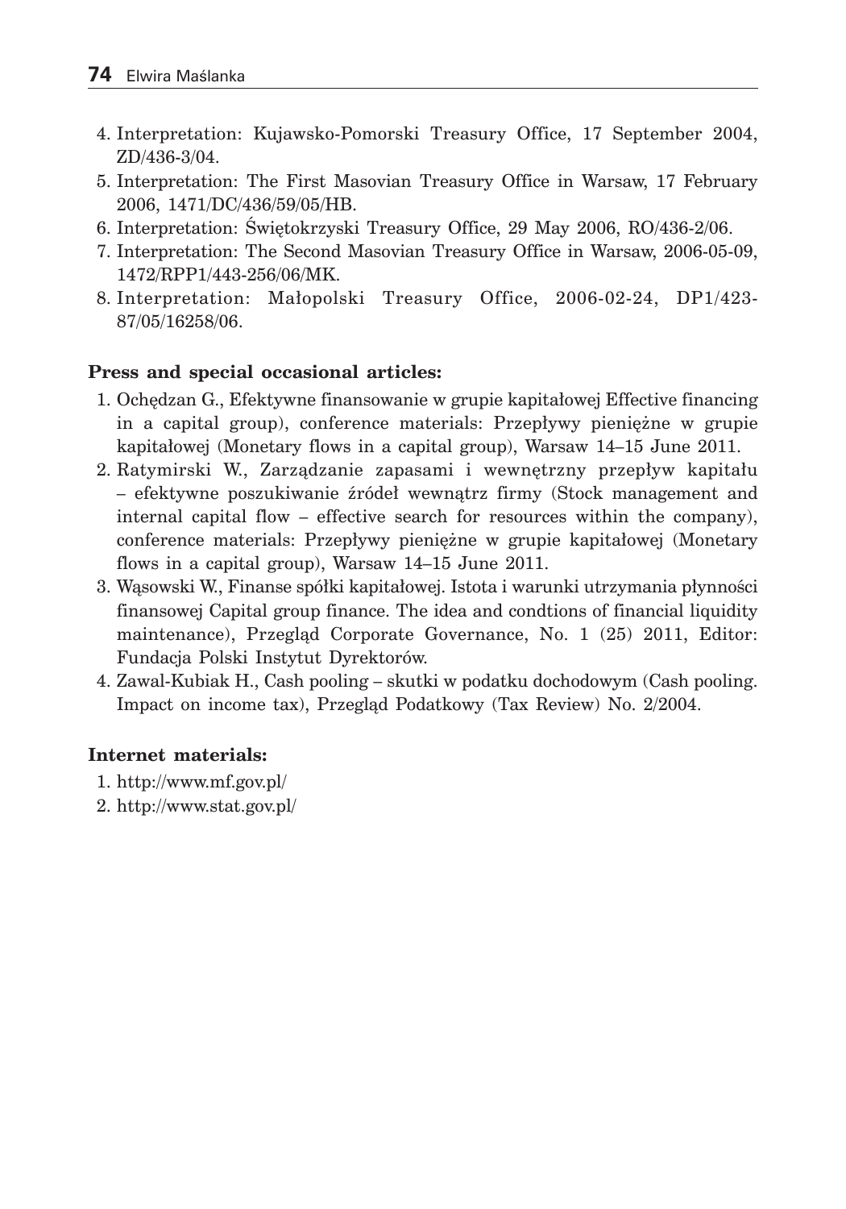4. Interpretation: Kujawsko-Pomorski Treasury Office, 17 September 2004, ZD/436-3/04.
5. Interpretation: The First Masovian Treasury Office in Warsaw, 17 February 2006, 1471/DC/436/59/05/HB.
6. Interpretation: Świętokrzyski Treasury Office, 29 May 2006, RO/436-2/06.
7. Interpretation: The Second Masovian Treasury Office in Warsaw, 2006-05-09, 1472/RPP1/443-256/06/MK.
8. Interpretation: Małopolski Treasury Office, 2006-02-24, DP1/423-87/05/16258/06.

**Press and special occasional articles:**

1. Ochędzan G., Efektywne finansowanie w grupie kapitałowej Effective financing in a capital group), conference materials: Przepływy pieniężne w grupie kapitałowej (Monetary flows in a capital group), Warsaw 14–15 June 2011.
2. Ratymirski W., Zarządzanie zapasami i wewnętrzny przepływ kapitału – efektywne poszukiwanie źródeł wewnątrz firmy (Stock management and internal capital flow – effective search for resources within the company), conference materials: Przepływy pieniężne w grupie kapitałowej (Monetary flows in a capital group), Warsaw 14–15 June 2011.
3. Wąsowski W., Finanse spółki kapitałowej. Istota i warunki utrzymania płynności finansowej Capital group finance. The idea and condtions of financial liquidity maintenance), Przegląd Corporate Governance, No. 1 (25) 2011, Editor: Fundacja Polski Instytut Dyrektorów.
4. Zawal-Kubiak H., Cash pooling – skutki w podatku dochodowym (Cash pooling. Impact on income tax), Przegląd Podatkowy (Tax Review) No. 2/2004.

**Internet materials:**

1. http://www.mf.gov.pl/
2. http://www.stat.gov.pl/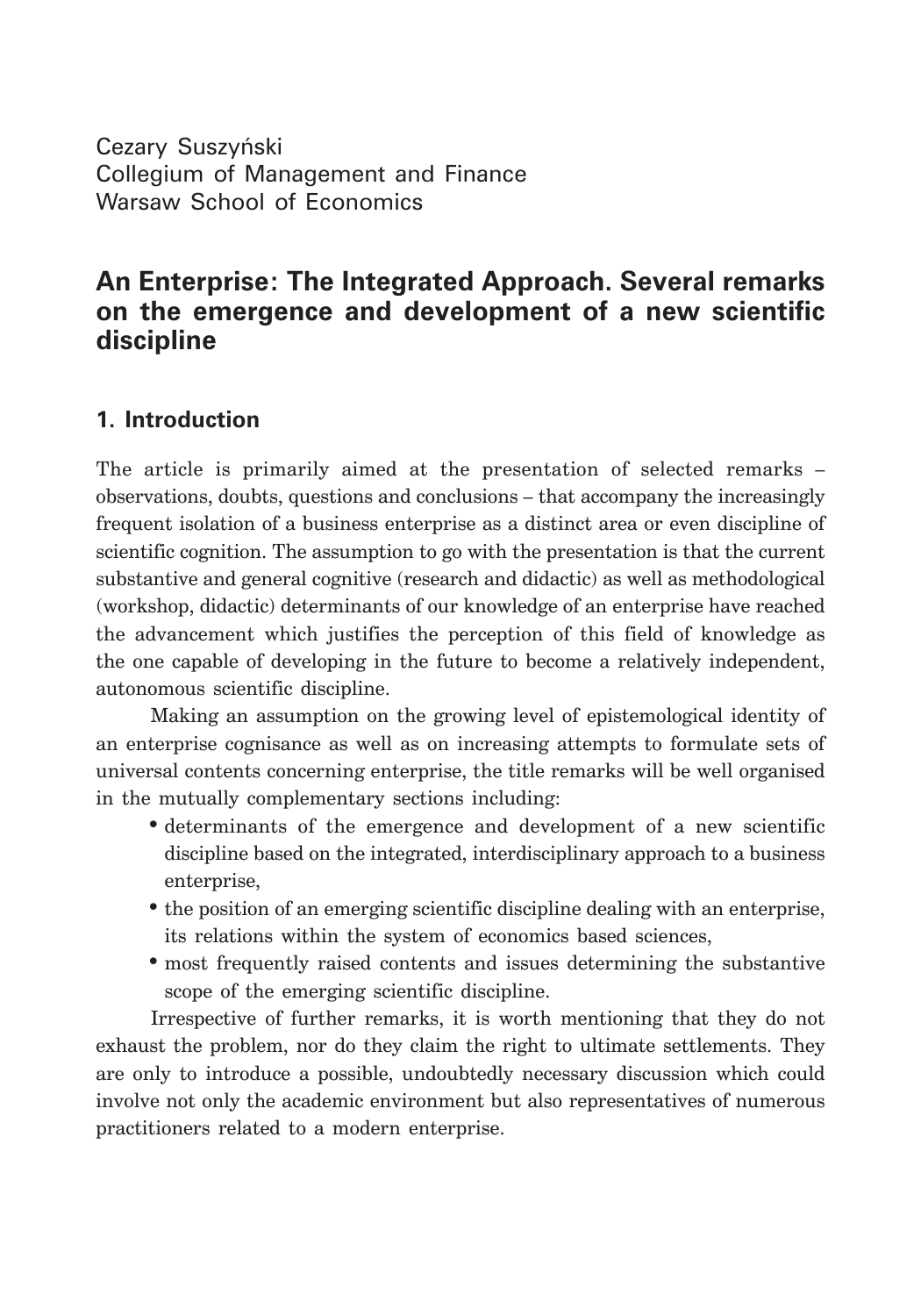Cezary Suszyński
Collegium of Management and Finance
Warsaw School of Economics

# An Enterprise: The Integrated Approach. Several remarks on the emergence and development of a new scientific discipline

## 1. Introduction

The article is primarily aimed at the presentation of selected remarks – observations, doubts, questions and conclusions – that accompany the increasingly frequent isolation of a business enterprise as a distinct area or even discipline of scientific cognition. The assumption to go with the presentation is that the current substantive and general cognitive (research and didactic) as well as methodological (workshop, didactic) determinants of our knowledge of an enterprise have reached the advancement which justifies the perception of this field of knowledge as the one capable of developing in the future to become a relatively independent, autonomous scientific discipline.

Making an assumption on the growing level of epistemological identity of an enterprise cognisance as well as on increasing attempts to formulate sets of universal contents concerning enterprise, the title remarks will be well organised in the mutually complementary sections including:

- determinants of the emergence and development of a new scientific discipline based on the integrated, interdisciplinary approach to a business enterprise,
- the position of an emerging scientific discipline dealing with an enterprise, its relations within the system of economics based sciences,
- most frequently raised contents and issues determining the substantive scope of the emerging scientific discipline.

Irrespective of further remarks, it is worth mentioning that they do not exhaust the problem, nor do they claim the right to ultimate settlements. They are only to introduce a possible, undoubtedly necessary discussion which could involve not only the academic environment but also representatives of numerous practitioners related to a modern enterprise.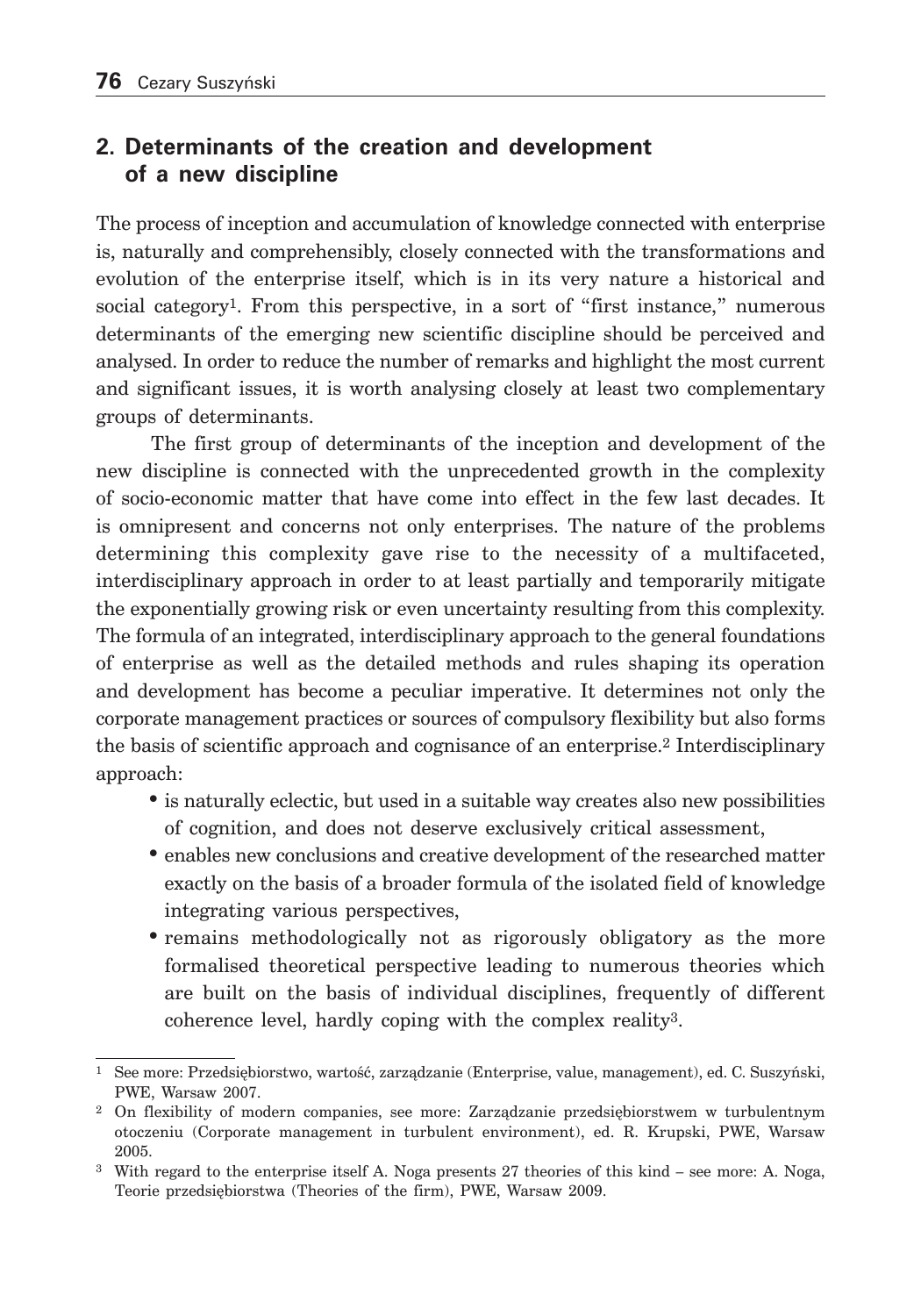## 2. Determinants of the creation and development of a new discipline

The process of inception and accumulation of knowledge connected with enterprise is, naturally and comprehensibly, closely connected with the transformations and evolution of the enterprise itself, which is in its very nature a historical and social category[1]. From this perspective, in a sort of "first instance," numerous determinants of the emerging new scientific discipline should be perceived and analysed. In order to reduce the number of remarks and highlight the most current and significant issues, it is worth analysing closely at least two complementary groups of determinants.

The first group of determinants of the inception and development of the new discipline is connected with the unprecedented growth in the complexity of socio-economic matter that have come into effect in the few last decades. It is omnipresent and concerns not only enterprises. The nature of the problems determining this complexity gave rise to the necessity of a multifaceted, interdisciplinary approach in order to at least partially and temporarily mitigate the exponentially growing risk or even uncertainty resulting from this complexity. The formula of an integrated, interdisciplinary approach to the general foundations of enterprise as well as the detailed methods and rules shaping its operation and development has become a peculiar imperative. It determines not only the corporate management practices or sources of compulsory flexibility but also forms the basis of scientific approach and cognisance of an enterprise.[2] Interdisciplinary approach:

- is naturally eclectic, but used in a suitable way creates also new possibilities of cognition, and does not deserve exclusively critical assessment,
- enables new conclusions and creative development of the researched matter exactly on the basis of a broader formula of the isolated field of knowledge integrating various perspectives,
- remains methodologically not as rigorously obligatory as the more formalised theoretical perspective leading to numerous theories which are built on the basis of individual disciplines, frequently of different coherence level, hardly coping with the complex reality[3].

---

[1] See more: Przedsiębiorstwo, wartość, zarządzanie (Enterprise, value, management), ed. C. Suszyński, PWE, Warsaw 2007.

[2] On flexibility of modern companies, see more: Zarządzanie przedsiębiorstwem w turbulentnym otoczeniu (Corporate management in turbulent environment), ed. R. Krupski, PWE, Warsaw 2005.

[3] With regard to the enterprise itself A. Noga presents 27 theories of this kind – see more: A. Noga, Teorie przedsiębiorstwa (Theories of the firm), PWE, Warsaw 2009.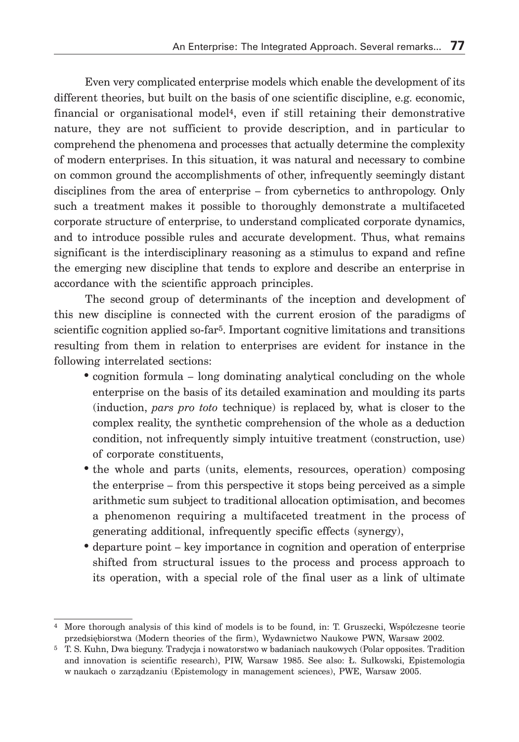Even very complicated enterprise models which enable the development of its different theories, but built on the basis of one scientific discipline, e.g. economic, financial or organisational model[4], even if still retaining their demonstrative nature, they are not sufficient to provide description, and in particular to comprehend the phenomena and processes that actually determine the complexity of modern enterprises. In this situation, it was natural and necessary to combine on common ground the accomplishments of other, infrequently seemingly distant disciplines from the area of enterprise – from cybernetics to anthropology. Only such a treatment makes it possible to thoroughly demonstrate a multifaceted corporate structure of enterprise, to understand complicated corporate dynamics, and to introduce possible rules and accurate development. Thus, what remains significant is the interdisciplinary reasoning as a stimulus to expand and refine the emerging new discipline that tends to explore and describe an enterprise in accordance with the scientific approach principles.

The second group of determinants of the inception and development of this new discipline is connected with the current erosion of the paradigms of scientific cognition applied so-far[5]. Important cognitive limitations and transitions resulting from them in relation to enterprises are evident for instance in the following interrelated sections:

- cognition formula – long dominating analytical concluding on the whole enterprise on the basis of its detailed examination and moulding its parts (induction, *pars pro toto* technique) is replaced by, what is closer to the complex reality, the synthetic comprehension of the whole as a deduction condition, not infrequently simply intuitive treatment (construction, use) of corporate constituents,
- the whole and parts (units, elements, resources, operation) composing the enterprise – from this perspective it stops being perceived as a simple arithmetic sum subject to traditional allocation optimisation, and becomes a phenomenon requiring a multifaceted treatment in the process of generating additional, infrequently specific effects (synergy),
- departure point – key importance in cognition and operation of enterprise shifted from structural issues to the process and process approach to its operation, with a special role of the final user as a link of ultimate

---

[4] More thorough analysis of this kind of models is to be found, in: T. Gruszecki, Współczesne teorie przedsiębiorstwa (Modern theories of the firm), Wydawnictwo Naukowe PWN, Warsaw 2002.

[5] T. S. Kuhn, Dwa bieguny. Tradycja i nowatorstwo w badaniach naukowych (Polar opposites. Tradition and innovation is scientific research), PIW, Warsaw 1985. See also: Ł. Sułkowski, Epistemologia w naukach o zarządzaniu (Epistemology in management sciences), PWE, Warsaw 2005.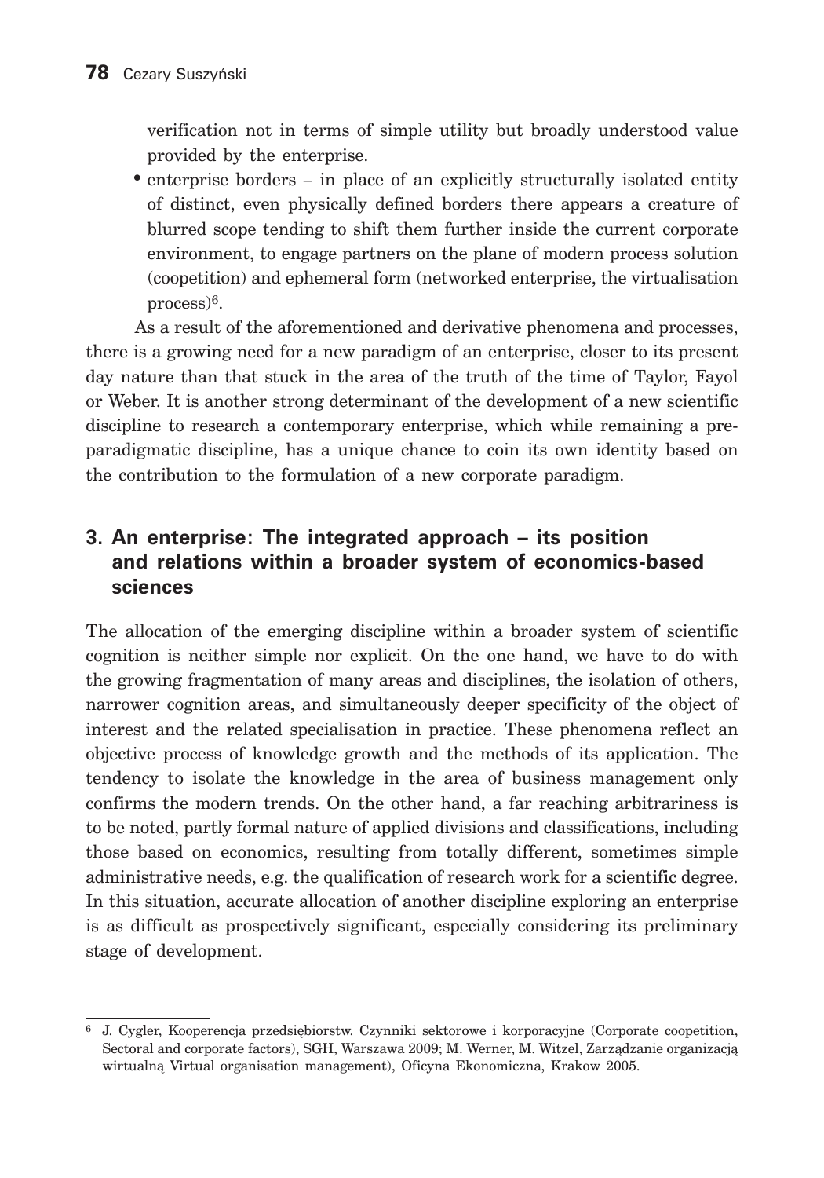verification not in terms of simple utility but broadly understood value provided by the enterprise.

- enterprise borders – in place of an explicitly structurally isolated entity of distinct, even physically defined borders there appears a creature of blurred scope tending to shift them further inside the current corporate environment, to engage partners on the plane of modern process solution (coopetition) and ephemeral form (networked enterprise, the virtualisation process)[6].

As a result of the aforementioned and derivative phenomena and processes, there is a growing need for a new paradigm of an enterprise, closer to its present day nature than that stuck in the area of the truth of the time of Taylor, Fayol or Weber. It is another strong determinant of the development of a new scientific discipline to research a contemporary enterprise, which while remaining a pre-paradigmatic discipline, has a unique chance to coin its own identity based on the contribution to the formulation of a new corporate paradigm.

## 3. An enterprise: The integrated approach – its position and relations within a broader system of economics-based sciences

The allocation of the emerging discipline within a broader system of scientific cognition is neither simple nor explicit. On the one hand, we have to do with the growing fragmentation of many areas and disciplines, the isolation of others, narrower cognition areas, and simultaneously deeper specificity of the object of interest and the related specialisation in practice. These phenomena reflect an objective process of knowledge growth and the methods of its application. The tendency to isolate the knowledge in the area of business management only confirms the modern trends. On the other hand, a far reaching arbitrariness is to be noted, partly formal nature of applied divisions and classifications, including those based on economics, resulting from totally different, sometimes simple administrative needs, e.g. the qualification of research work for a scientific degree. In this situation, accurate allocation of another discipline exploring an enterprise is as difficult as prospectively significant, especially considering its preliminary stage of development.

---

[6] J. Cygler, Kooperencja przedsiębiorstw. Czynniki sektorowe i korporacyjne (Corporate coopetition, Sectoral and corporate factors), SGH, Warszawa 2009; M. Werner, M. Witzel, Zarządzanie organizacją wirtualną Virtual organisation management), Oficyna Ekonomiczna, Krakow 2005.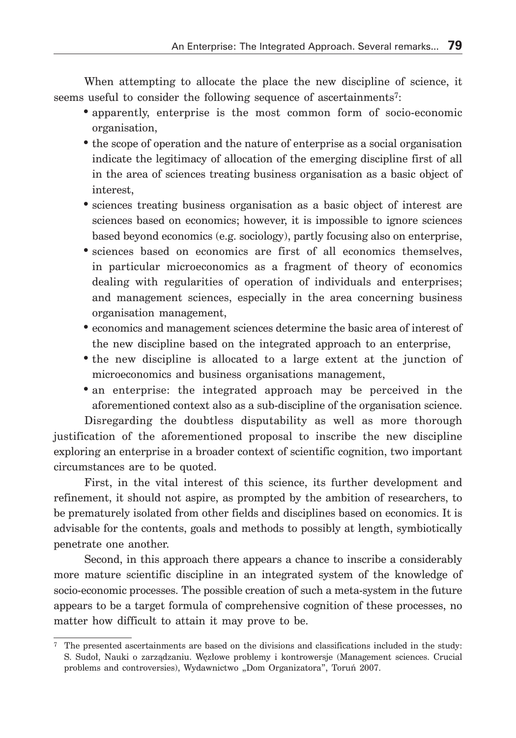When attempting to allocate the place the new discipline of science, it seems useful to consider the following sequence of ascertainments[7]:

- apparently, enterprise is the most common form of socio-economic organisation,
- the scope of operation and the nature of enterprise as a social organisation indicate the legitimacy of allocation of the emerging discipline first of all in the area of sciences treating business organisation as a basic object of interest,
- sciences treating business organisation as a basic object of interest are sciences based on economics; however, it is impossible to ignore sciences based beyond economics (e.g. sociology), partly focusing also on enterprise,
- sciences based on economics are first of all economics themselves, in particular microeconomics as a fragment of theory of economics dealing with regularities of operation of individuals and enterprises; and management sciences, especially in the area concerning business organisation management,
- economics and management sciences determine the basic area of interest of the new discipline based on the integrated approach to an enterprise,
- the new discipline is allocated to a large extent at the junction of microeconomics and business organisations management,
- an enterprise: the integrated approach may be perceived in the aforementioned context also as a sub-discipline of the organisation science.

Disregarding the doubtless disputability as well as more thorough justification of the aforementioned proposal to inscribe the new discipline exploring an enterprise in a broader context of scientific cognition, two important circumstances are to be quoted.

First, in the vital interest of this science, its further development and refinement, it should not aspire, as prompted by the ambition of researchers, to be prematurely isolated from other fields and disciplines based on economics. It is advisable for the contents, goals and methods to possibly at length, symbiotically penetrate one another.

Second, in this approach there appears a chance to inscribe a considerably more mature scientific discipline in an integrated system of the knowledge of socio-economic processes. The possible creation of such a meta-system in the future appears to be a target formula of comprehensive cognition of these processes, no matter how difficult to attain it may prove to be.

---

[7] The presented ascertainments are based on the divisions and classifications included in the study: S. Sudoł, Nauki o zarządzaniu. Węzłowe problemy i kontrowersje (Management sciences. Crucial problems and controversies), Wydawnictwo „Dom Organizatora", Toruń 2007.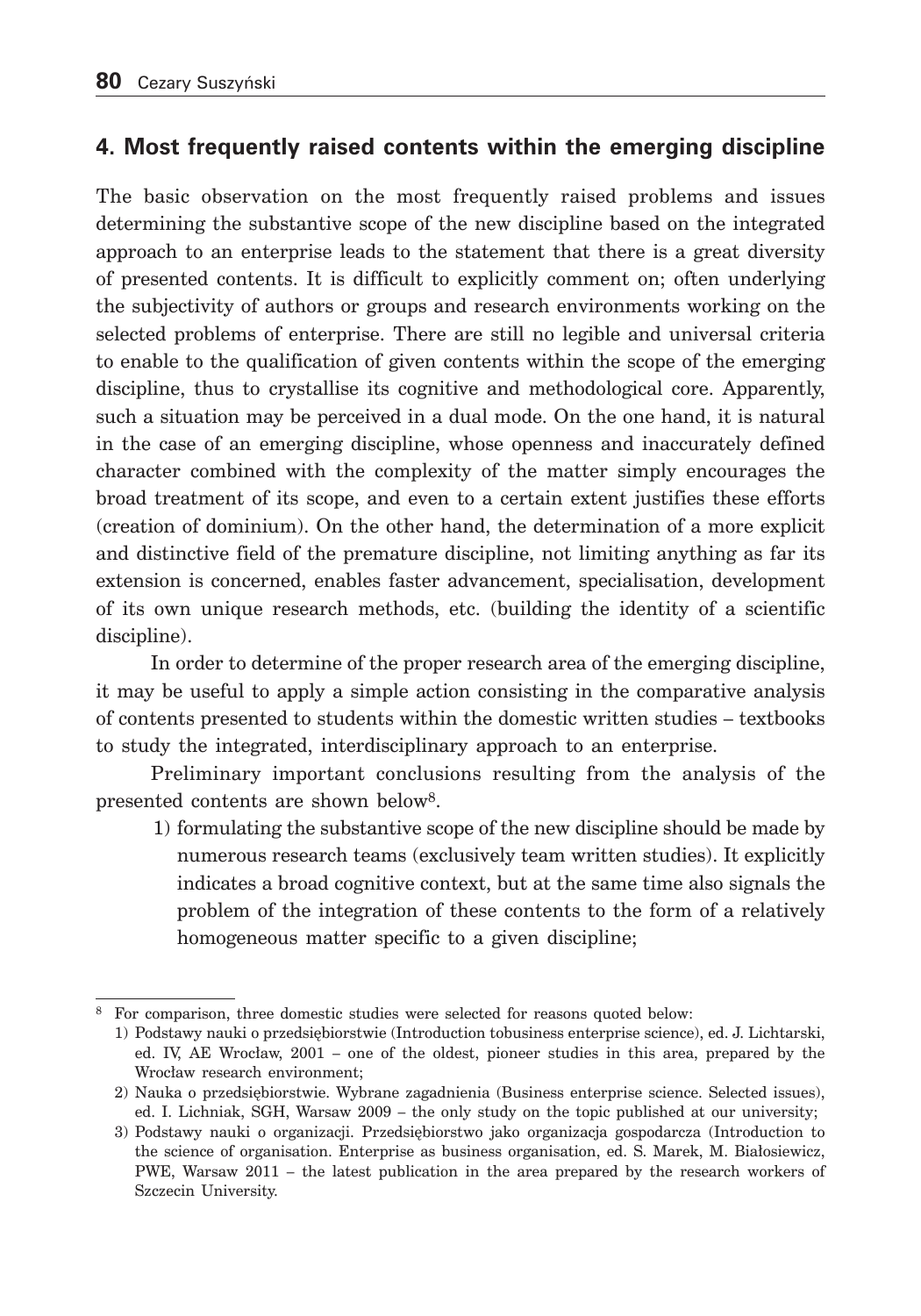## 4. Most frequently raised contents within the emerging discipline

The basic observation on the most frequently raised problems and issues determining the substantive scope of the new discipline based on the integrated approach to an enterprise leads to the statement that there is a great diversity of presented contents. It is difficult to explicitly comment on; often underlying the subjectivity of authors or groups and research environments working on the selected problems of enterprise. There are still no legible and universal criteria to enable to the qualification of given contents within the scope of the emerging discipline, thus to crystallise its cognitive and methodological core. Apparently, such a situation may be perceived in a dual mode. On the one hand, it is natural in the case of an emerging discipline, whose openness and inaccurately defined character combined with the complexity of the matter simply encourages the broad treatment of its scope, and even to a certain extent justifies these efforts (creation of dominium). On the other hand, the determination of a more explicit and distinctive field of the premature discipline, not limiting anything as far its extension is concerned, enables faster advancement, specialisation, development of its own unique research methods, etc. (building the identity of a scientific discipline).

In order to determine of the proper research area of the emerging discipline, it may be useful to apply a simple action consisting in the comparative analysis of contents presented to students within the domestic written studies – textbooks to study the integrated, interdisciplinary approach to an enterprise.

Preliminary important conclusions resulting from the analysis of the presented contents are shown below[8].

1) formulating the substantive scope of the new discipline should be made by numerous research teams (exclusively team written studies). It explicitly indicates a broad cognitive context, but at the same time also signals the problem of the integration of these contents to the form of a relatively homogeneous matter specific to a given discipline;

---

[8] For comparison, three domestic studies were selected for reasons quoted below:

1) Podstawy nauki o przedsiębiorstwie (Introduction tobusiness enterprise science), ed. J. Lichtarski, ed. IV, AE Wrocław, 2001 – one of the oldest, pioneer studies in this area, prepared by the Wrocław research environment;
2) Nauka o przedsiębiorstwie. Wybrane zagadnienia (Business enterprise science. Selected issues), ed. I. Lichniak, SGH, Warsaw 2009 – the only study on the topic published at our university;
3) Podstawy nauki o organizacji. Przedsiębiorstwo jako organizacja gospodarcza (Introduction to the science of organisation. Enterprise as business organisation, ed. S. Marek, M. Białosiewicz, PWE, Warsaw 2011 – the latest publication in the area prepared by the research workers of Szczecin University.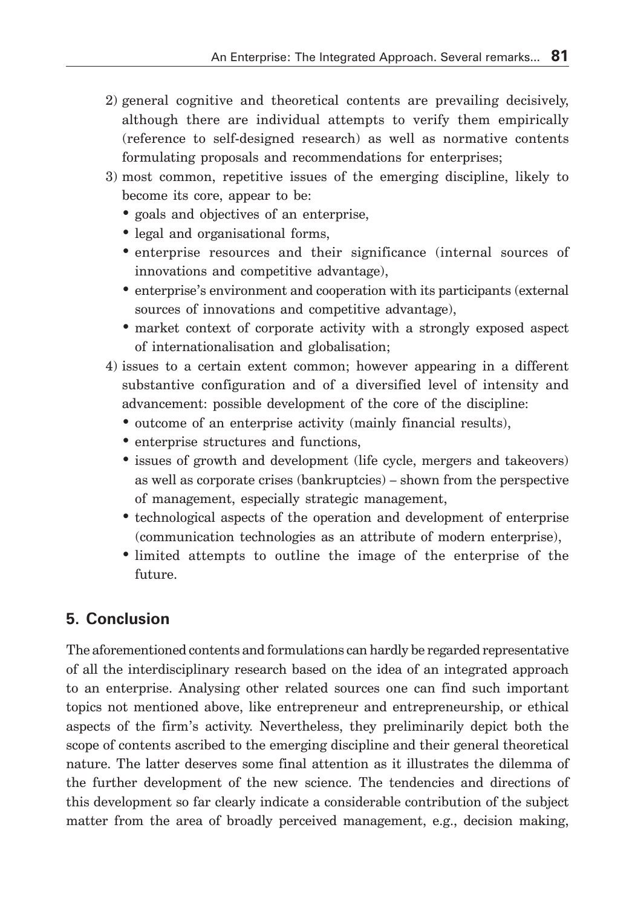2) general cognitive and theoretical contents are prevailing decisively, although there are individual attempts to verify them empirically (reference to self-designed research) as well as normative contents formulating proposals and recommendations for enterprises;
3) most common, repetitive issues of the emerging discipline, likely to become its core, appear to be:
   - goals and objectives of an enterprise,
   - legal and organisational forms,
   - enterprise resources and their significance (internal sources of innovations and competitive advantage),
   - enterprise's environment and cooperation with its participants (external sources of innovations and competitive advantage),
   - market context of corporate activity with a strongly exposed aspect of internationalisation and globalisation;
4) issues to a certain extent common; however appearing in a different substantive configuration and of a diversified level of intensity and advancement: possible development of the core of the discipline:
   - outcome of an enterprise activity (mainly financial results),
   - enterprise structures and functions,
   - issues of growth and development (life cycle, mergers and takeovers) as well as corporate crises (bankruptcies) – shown from the perspective of management, especially strategic management,
   - technological aspects of the operation and development of enterprise (communication technologies as an attribute of modern enterprise),
   - limited attempts to outline the image of the enterprise of the future.

## 5. Conclusion

The aforementioned contents and formulations can hardly be regarded representative of all the interdisciplinary research based on the idea of an integrated approach to an enterprise. Analysing other related sources one can find such important topics not mentioned above, like entrepreneur and entrepreneurship, or ethical aspects of the firm's activity. Nevertheless, they preliminarily depict both the scope of contents ascribed to the emerging discipline and their general theoretical nature. The latter deserves some final attention as it illustrates the dilemma of the further development of the new science. The tendencies and directions of this development so far clearly indicate a considerable contribution of the subject matter from the area of broadly perceived management, e.g., decision making,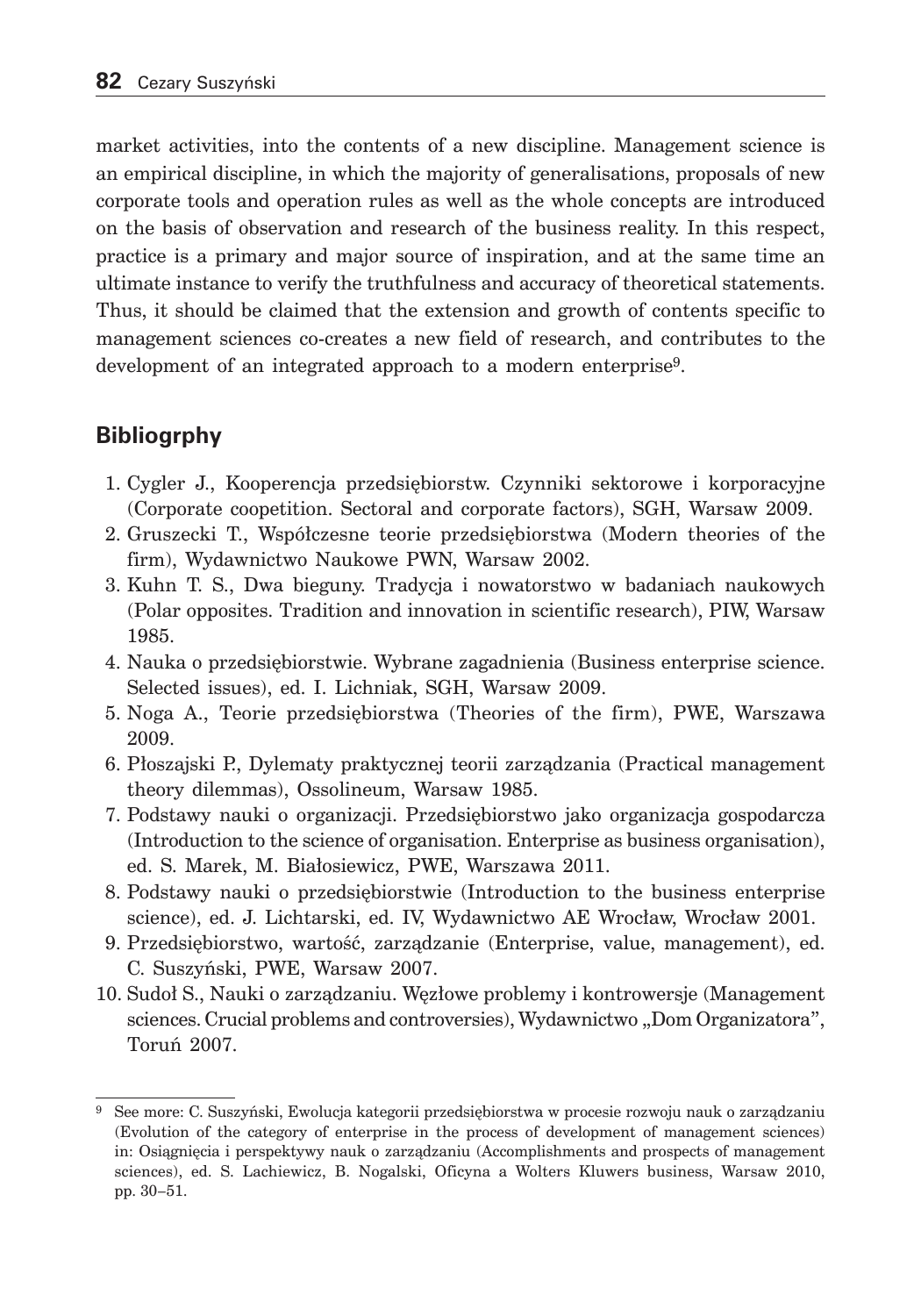market activities, into the contents of a new discipline. Management science is an empirical discipline, in which the majority of generalisations, proposals of new corporate tools and operation rules as well as the whole concepts are introduced on the basis of observation and research of the business reality. In this respect, practice is a primary and major source of inspiration, and at the same time an ultimate instance to verify the truthfulness and accuracy of theoretical statements. Thus, it should be claimed that the extension and growth of contents specific to management sciences co-creates a new field of research, and contributes to the development of an integrated approach to a modern enterprise[9].

## Bibliogrphy

1. Cygler J., Kooperencja przedsiębiorstw. Czynniki sektorowe i korporacyjne (Corporate coopetition. Sectoral and corporate factors), SGH, Warsaw 2009.
2. Gruszecki T., Współczesne teorie przedsiębiorstwa (Modern theories of the firm), Wydawnictwo Naukowe PWN, Warsaw 2002.
3. Kuhn T. S., Dwa bieguny. Tradycja i nowatorstwo w badaniach naukowych (Polar opposites. Tradition and innovation in scientific research), PIW, Warsaw 1985.
4. Nauka o przedsiębiorstwie. Wybrane zagadnienia (Business enterprise science. Selected issues), ed. I. Lichniak, SGH, Warsaw 2009.
5. Noga A., Teorie przedsiębiorstwa (Theories of the firm), PWE, Warszawa 2009.
6. Płoszajski P., Dylematy praktycznej teorii zarządzania (Practical management theory dilemmas), Ossolineum, Warsaw 1985.
7. Podstawy nauki o organizacji. Przedsiębiorstwo jako organizacja gospodarcza (Introduction to the science of organisation. Enterprise as business organisation), ed. S. Marek, M. Białosiewicz, PWE, Warszawa 2011.
8. Podstawy nauki o przedsiębiorstwie (Introduction to the business enterprise science), ed. J. Lichtarski, ed. IV, Wydawnictwo AE Wrocław, Wrocław 2001.
9. Przedsiębiorstwo, wartość, zarządzanie (Enterprise, value, management), ed. C. Suszyński, PWE, Warsaw 2007.
10. Sudoł S., Nauki o zarządzaniu. Węzłowe problemy i kontrowersje (Management sciences. Crucial problems and controversies), Wydawnictwo „Dom Organizatora", Toruń 2007.

[9] See more: C. Suszyński, Ewolucja kategorii przedsiębiorstwa w procesie rozwoju nauk o zarządzaniu (Evolution of the category of enterprise in the process of development of management sciences) in: Osiągnięcia i perspektywy nauk o zarządzaniu (Accomplishments and prospects of management sciences), ed. S. Lachiewicz, B. Nogalski, Oficyna a Wolters Kluwers business, Warsaw 2010, pp. 30–51.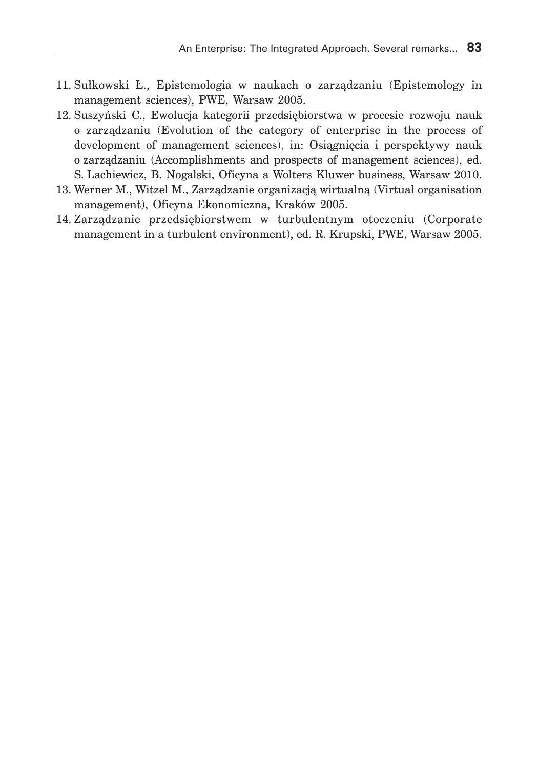11. Sułkowski Ł., Epistemologia w naukach o zarządzaniu (Epistemology in management sciences), PWE, Warsaw 2005.
12. Suszyński C., Ewolucja kategorii przedsiębiorstwa w procesie rozwoju nauk o zarządzaniu (Evolution of the category of enterprise in the process of development of management sciences), in: Osiągnięcia i perspektywy nauk o zarządzaniu (Accomplishments and prospects of management sciences), ed. S. Lachiewicz, B. Nogalski, Oficyna a Wolters Kluwer business, Warsaw 2010.
13. Werner M., Witzel M., Zarządzanie organizacją wirtualną (Virtual organisation management), Oficyna Ekonomiczna, Kraków 2005.
14. Zarządzanie przedsiębiorstwem w turbulentnym otoczeniu (Corporate management in a turbulent environment), ed. R. Krupski, PWE, Warsaw 2005.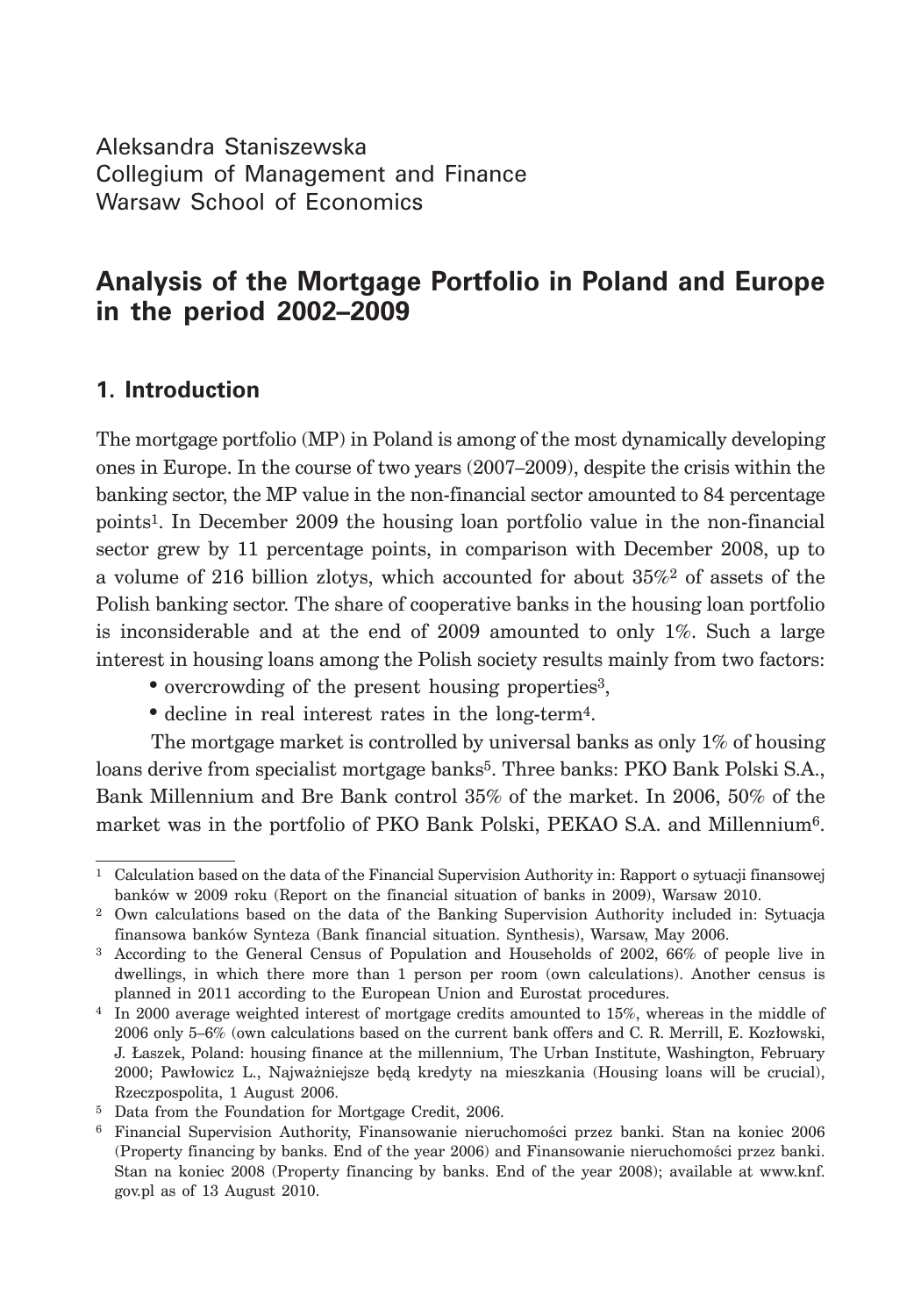Aleksandra Staniszewska
Collegium of Management and Finance
Warsaw School of Economics

# Analysis of the Mortgage Portfolio in Poland and Europe in the period 2002–2009

## 1. Introduction

The mortgage portfolio (MP) in Poland is among of the most dynamically developing ones in Europe. In the course of two years (2007–2009), despite the crisis within the banking sector, the MP value in the non-financial sector amounted to 84 percentage points[1]. In December 2009 the housing loan portfolio value in the non-financial sector grew by 11 percentage points, in comparison with December 2008, up to a volume of 216 billion zlotys, which accounted for about 35%[2] of assets of the Polish banking sector. The share of cooperative banks in the housing loan portfolio is inconsiderable and at the end of 2009 amounted to only 1%. Such a large interest in housing loans among the Polish society results mainly from two factors:

- overcrowding of the present housing properties[3],
- decline in real interest rates in the long-term[4].

The mortgage market is controlled by universal banks as only 1% of housing loans derive from specialist mortgage banks[5]. Three banks: PKO Bank Polski S.A., Bank Millennium and Bre Bank control 35% of the market. In 2006, 50% of the market was in the portfolio of PKO Bank Polski, PEKAO S.A. and Millennium[6].

---

[1] Calculation based on the data of the Financial Supervision Authority in: Rapport o sytuacji finansowej banków w 2009 roku (Report on the financial situation of banks in 2009), Warsaw 2010.

[2] Own calculations based on the data of the Banking Supervision Authority included in: Sytuacja finansowa banków Synteza (Bank financial situation. Synthesis), Warsaw, May 2006.

[3] According to the General Census of Population and Households of 2002, 66% of people live in dwellings, in which there more than 1 person per room (own calculations). Another census is planned in 2011 according to the European Union and Eurostat procedures.

[4] In 2000 average weighted interest of mortgage credits amounted to 15%, whereas in the middle of 2006 only 5–6% (own calculations based on the current bank offers and C. R. Merrill, E. Kozłowski, J. Łaszek, Poland: housing finance at the millennium, The Urban Institute, Washington, February 2000; Pawłowicz L., Najważniejsze będą kredyty na mieszkania (Housing loans will be crucial), Rzeczpospolita, 1 August 2006.

[5] Data from the Foundation for Mortgage Credit, 2006.

[6] Financial Supervision Authority, Finansowanie nieruchomości przez banki. Stan na koniec 2006 (Property financing by banks. End of the year 2006) and Finansowanie nieruchomości przez banki. Stan na koniec 2008 (Property financing by banks. End of the year 2008); available at www.knf.gov.pl as of 13 August 2010.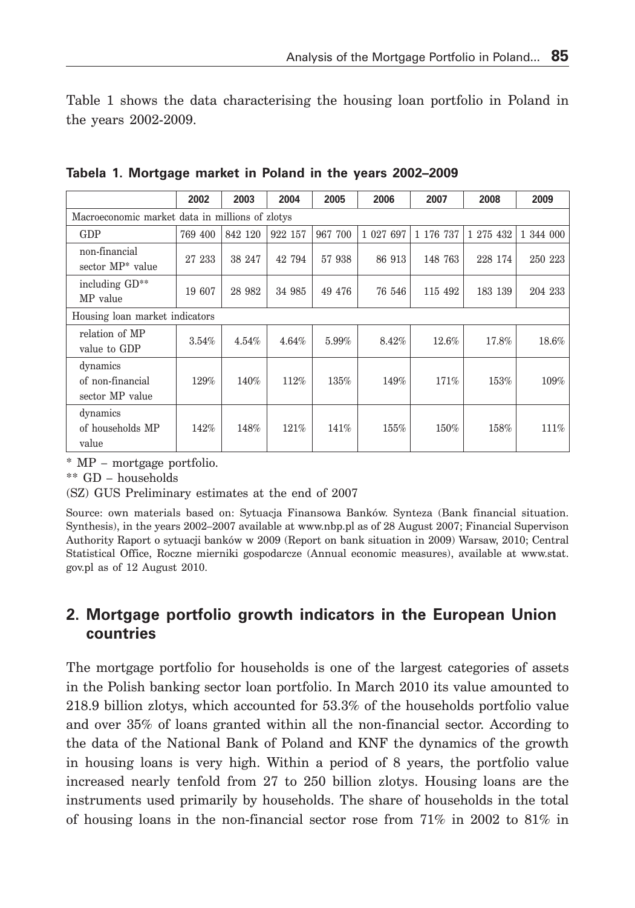Table 1 shows the data characterising the housing loan portfolio in Poland in the years 2002-2009.

**Tabela 1. Mortgage market in Poland in the years 2002–2009**

| | 2002 | 2003 | 2004 | 2005 | 2006 | 2007 | 2008 | 2009 |
|---|---|---|---|---|---|---|---|---|
| Macroeconomic market data in millions of zlotys | | | | | | | | |
| GDP | 769 400 | 842 120 | 922 157 | 967 700 | 1 027 697 | 1 176 737 | 1 275 432 | 1 344 000 |
| non-financial sector MP* value | 27 233 | 38 247 | 42 794 | 57 938 | 86 913 | 148 763 | 228 174 | 250 223 |
| including GD** MP value | 19 607 | 28 982 | 34 985 | 49 476 | 76 546 | 115 492 | 183 139 | 204 233 |
| Housing loan market indicators | | | | | | | | |
| relation of MP value to GDP | 3.54% | 4.54% | 4.64% | 5.99% | 8.42% | 12.6% | 17.8% | 18.6% |
| dynamics of non-financial sector MP value | 129% | 140% | 112% | 135% | 149% | 171% | 153% | 109% |
| dynamics of households MP value | 142% | 148% | 121% | 141% | 155% | 150% | 158% | 111% |

\* MP – mortgage portfolio.

\*\* GD – households

(SZ) GUS Preliminary estimates at the end of 2007

Source: own materials based on: Sytuacja Finansowa Banków. Synteza (Bank financial situation. Synthesis), in the years 2002–2007 available at www.nbp.pl as of 28 August 2007; Financial Supervison Authority Raport o sytuacji banków w 2009 (Report on bank situation in 2009) Warsaw, 2010; Central Statistical Office, Roczne mierniki gospodarcze (Annual economic measures), available at www.stat.gov.pl as of 12 August 2010.

## 2. Mortgage portfolio growth indicators in the European Union countries

The mortgage portfolio for households is one of the largest categories of assets in the Polish banking sector loan portfolio. In March 2010 its value amounted to 218.9 billion zlotys, which accounted for 53.3% of the households portfolio value and over 35% of loans granted within all the non-financial sector. According to the data of the National Bank of Poland and KNF the dynamics of the growth in housing loans is very high. Within a period of 8 years, the portfolio value increased nearly tenfold from 27 to 250 billion zlotys. Housing loans are the instruments used primarily by households. The share of households in the total of housing loans in the non-financial sector rose from 71% in 2002 to 81% in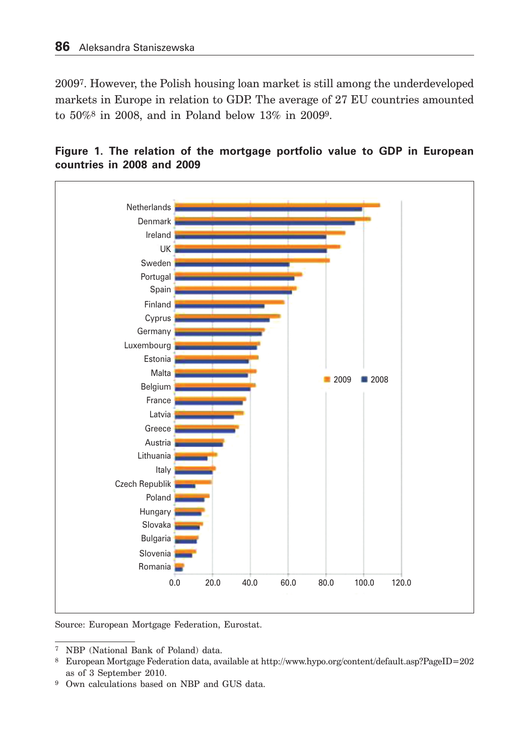2009[7]. However, the Polish housing loan market is still among the underdeveloped markets in Europe in relation to GDP. The average of 27 EU countries amounted to 50%[8] in 2008, and in Poland below 13% in 2009[9].

**Figure 1. The relation of the mortgage portfolio value to GDP in European countries in 2008 and 2009**

Source: European Mortgage Federation, Eurostat.

---

[7] NBP (National Bank of Poland) data.

[8] European Mortgage Federation data, available at http://www.hypo.org/content/default.asp?PageID=202 as of 3 September 2010.

[9] Own calculations based on NBP and GUS data.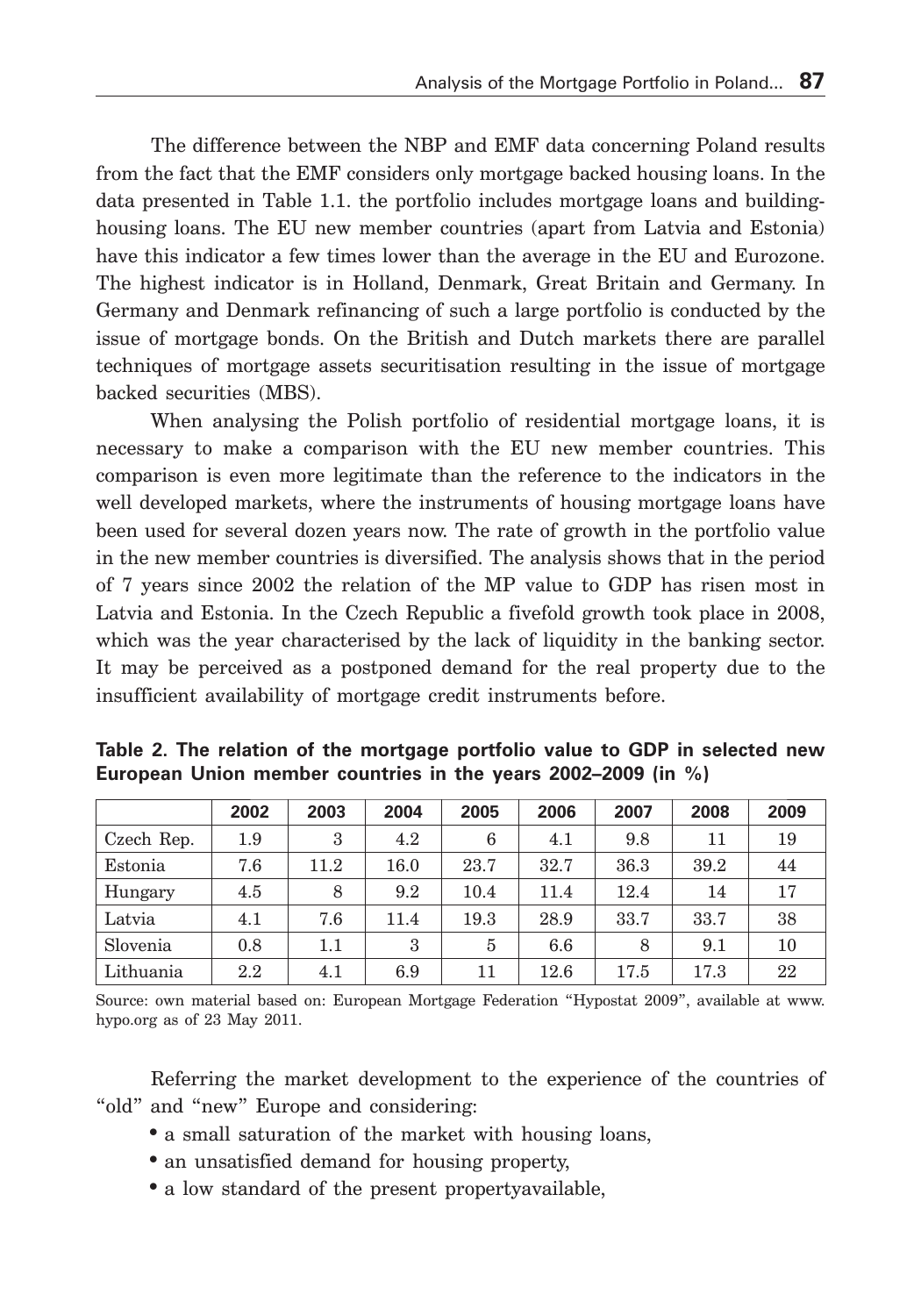The difference between the NBP and EMF data concerning Poland results from the fact that the EMF considers only mortgage backed housing loans. In the data presented in Table 1.1. the portfolio includes mortgage loans and building-housing loans. The EU new member countries (apart from Latvia and Estonia) have this indicator a few times lower than the average in the EU and Eurozone. The highest indicator is in Holland, Denmark, Great Britain and Germany. In Germany and Denmark refinancing of such a large portfolio is conducted by the issue of mortgage bonds. On the British and Dutch markets there are parallel techniques of mortgage assets securitisation resulting in the issue of mortgage backed securities (MBS).

When analysing the Polish portfolio of residential mortgage loans, it is necessary to make a comparison with the EU new member countries. This comparison is even more legitimate than the reference to the indicators in the well developed markets, where the instruments of housing mortgage loans have been used for several dozen years now. The rate of growth in the portfolio value in the new member countries is diversified. The analysis shows that in the period of 7 years since 2002 the relation of the MP value to GDP has risen most in Latvia and Estonia. In the Czech Republic a fivefold growth took place in 2008, which was the year characterised by the lack of liquidity in the banking sector. It may be perceived as a postponed demand for the real property due to the insufficient availability of mortgage credit instruments before.

**Table 2. The relation of the mortgage portfolio value to GDP in selected new European Union member countries in the years 2002–2009 (in %)**

| | 2002 | 2003 | 2004 | 2005 | 2006 | 2007 | 2008 | 2009 |
|---|---|---|---|---|---|---|---|---|
| Czech Rep. | 1.9 | 3 | 4.2 | 6 | 4.1 | 9.8 | 11 | 19 |
| Estonia | 7.6 | 11.2 | 16.0 | 23.7 | 32.7 | 36.3 | 39.2 | 44 |
| Hungary | 4.5 | 8 | 9.2 | 10.4 | 11.4 | 12.4 | 14 | 17 |
| Latvia | 4.1 | 7.6 | 11.4 | 19.3 | 28.9 | 33.7 | 33.7 | 38 |
| Slovenia | 0.8 | 1.1 | 3 | 5 | 6.6 | 8 | 9.1 | 10 |
| Lithuania | 2.2 | 4.1 | 6.9 | 11 | 12.6 | 17.5 | 17.3 | 22 |

Source: own material based on: European Mortgage Federation "Hypostat 2009", available at www.hypo.org as of 23 May 2011.

Referring the market development to the experience of the countries of "old" and "new" Europe and considering:

- a small saturation of the market with housing loans,
- an unsatisfied demand for housing property,
- a low standard of the present propertyavailable,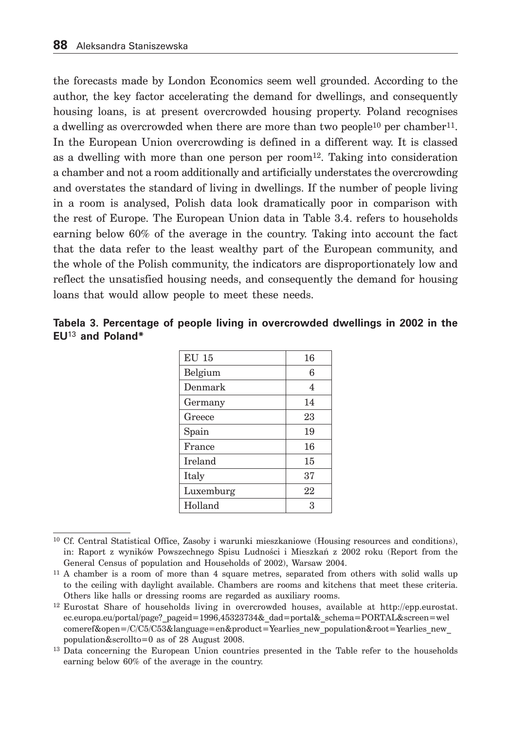the forecasts made by London Economics seem well grounded. According to the author, the key factor accelerating the demand for dwellings, and consequently housing loans, is at present overcrowded housing property. Poland recognises a dwelling as overcrowded when there are more than two people[10] per chamber[11]. In the European Union overcrowding is defined in a different way. It is classed as a dwelling with more than one person per room[12]. Taking into consideration a chamber and not a room additionally and artificially understates the overcrowding and overstates the standard of living in dwellings. If the number of people living in a room is analysed, Polish data look dramatically poor in comparison with the rest of Europe. The European Union data in Table 3.4. refers to households earning below 60% of the average in the country. Taking into account the fact that the data refer to the least wealthy part of the European community, and the whole of the Polish community, the indicators are disproportionately low and reflect the unsatisfied housing needs, and consequently the demand for housing loans that would allow people to meet these needs.

**Tabela 3. Percentage of people living in overcrowded dwellings in 2002 in the EU[13] and Poland***

| | |
|---|---|
| EU 15 | 16 |
| Belgium | 6 |
| Denmark | 4 |
| Germany | 14 |
| Greece | 23 |
| Spain | 19 |
| France | 16 |
| Ireland | 15 |
| Italy | 37 |
| Luxemburg | 22 |
| Holland | 3 |

[10] Cf. Central Statistical Office, Zasoby i warunki mieszkaniowe (Housing resources and conditions), in: Raport z wyników Powszechnego Spisu Ludności i Mieszkań z 2002 roku (Report from the General Census of population and Households of 2002), Warsaw 2004.

[11] A chamber is a room of more than 4 square metres, separated from others with solid walls up to the ceiling with daylight available. Chambers are rooms and kitchens that meet these criteria. Others like halls or dressing rooms are regarded as auxiliary rooms.

[12] Eurostat Share of households living in overcrowded houses, available at http://epp.eurostat.ec.europa.eu/portal/page?_pageid=1996,45323734&_dad=portal&_schema=PORTAL&screen=welcomeref&open=/C/C5/C53&language=en&product=Yearlies_new_population&root=Yearlies_new_population&scrollto=0 as of 28 August 2008.

[13] Data concerning the European Union countries presented in the Table refer to the households earning below 60% of the average in the country.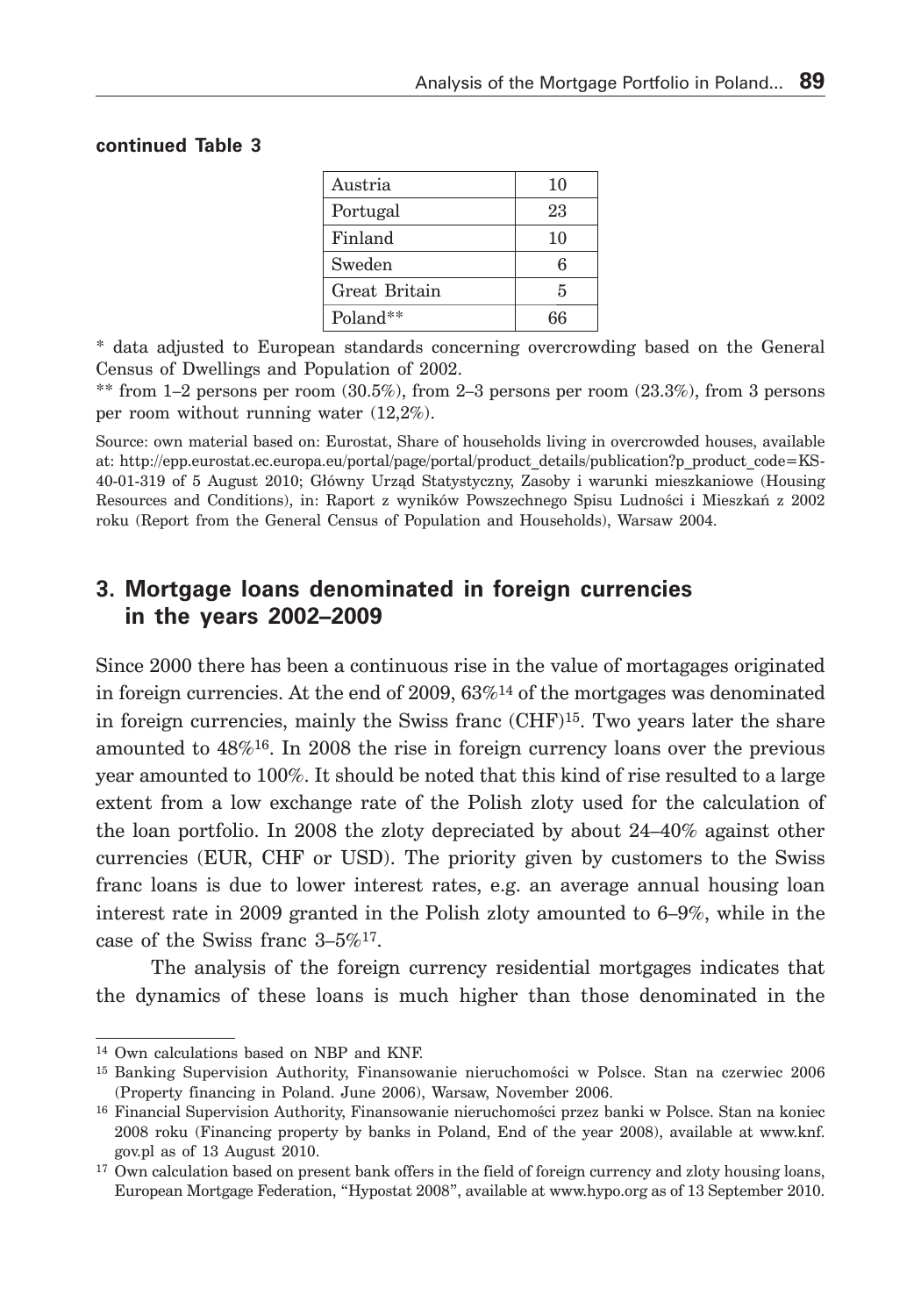**continued Table 3**

| | |
|---|---|
| Austria | 10 |
| Portugal | 23 |
| Finland | 10 |
| Sweden | 6 |
| Great Britain | 5 |
| Poland** | 66 |

* data adjusted to European standards concerning overcrowding based on the General Census of Dwellings and Population of 2002.

** from 1–2 persons per room (30.5%), from 2–3 persons per room (23.3%), from 3 persons per room without running water (12,2%).

Source: own material based on: Eurostat, Share of households living in overcrowded houses, available at: http://epp.eurostat.ec.europa.eu/portal/page/portal/product_details/publication?p_product_code=KS-40-01-319 of 5 August 2010; Główny Urząd Statystyczny, Zasoby i warunki mieszkaniowe (Housing Resources and Conditions), in: Raport z wyników Powszechnego Spisu Ludności i Mieszkań z 2002 roku (Report from the General Census of Population and Households), Warsaw 2004.

## 3. Mortgage loans denominated in foreign currencies in the years 2002–2009

Since 2000 there has been a continuous rise in the value of mortagages originated in foreign currencies. At the end of 2009, 63%[14] of the mortgages was denominated in foreign currencies, mainly the Swiss franc (CHF)[15]. Two years later the share amounted to 48%[16]. In 2008 the rise in foreign currency loans over the previous year amounted to 100%. It should be noted that this kind of rise resulted to a large extent from a low exchange rate of the Polish zloty used for the calculation of the loan portfolio. In 2008 the zloty depreciated by about 24–40% against other currencies (EUR, CHF or USD). The priority given by customers to the Swiss franc loans is due to lower interest rates, e.g. an average annual housing loan interest rate in 2009 granted in the Polish zloty amounted to 6–9%, while in the case of the Swiss franc 3–5%[17].

The analysis of the foreign currency residential mortgages indicates that the dynamics of these loans is much higher than those denominated in the

---

[14] Own calculations based on NBP and KNF.

[15] Banking Supervision Authority, Finansowanie nieruchomości w Polsce. Stan na czerwiec 2006 (Property financing in Poland. June 2006), Warsaw, November 2006.

[16] Financial Supervision Authority, Finansowanie nieruchomości przez banki w Polsce. Stan na koniec 2008 roku (Financing property by banks in Poland, End of the year 2008), available at www.knf.gov.pl as of 13 August 2010.

[17] Own calculation based on present bank offers in the field of foreign currency and zloty housing loans, European Mortgage Federation, "Hypostat 2008", available at www.hypo.org as of 13 September 2010.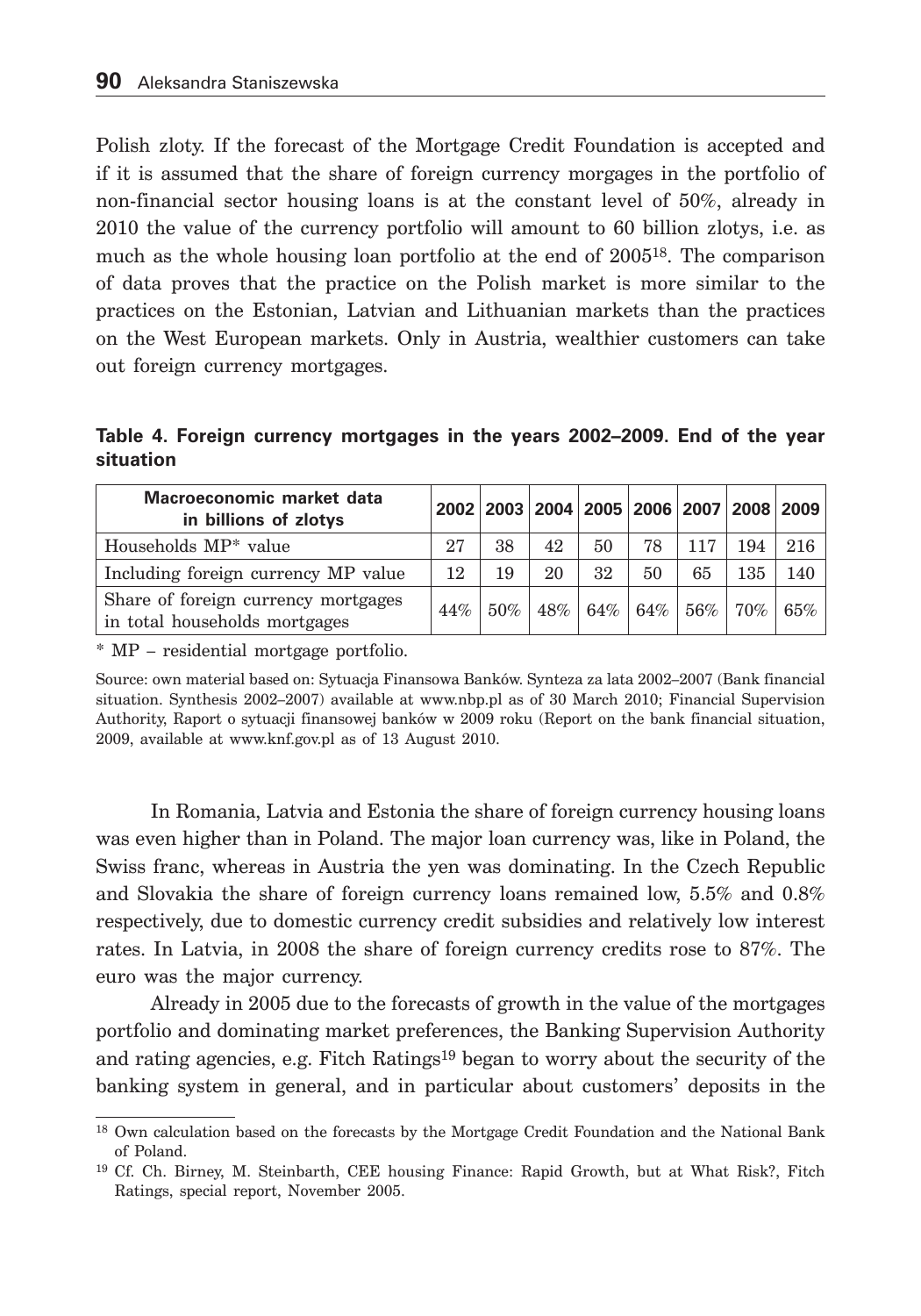Polish zloty. If the forecast of the Mortgage Credit Foundation is accepted and if it is assumed that the share of foreign currency morgages in the portfolio of non-financial sector housing loans is at the constant level of 50%, already in 2010 the value of the currency portfolio will amount to 60 billion zlotys, i.e. as much as the whole housing loan portfolio at the end of 2005[18]. The comparison of data proves that the practice on the Polish market is more similar to the practices on the Estonian, Latvian and Lithuanian markets than the practices on the West European markets. Only in Austria, wealthier customers can take out foreign currency mortgages.

**Table 4. Foreign currency mortgages in the years 2002–2009. End of the year situation**

| Macroeconomic market data in billions of zlotys | 2002 | 2003 | 2004 | 2005 | 2006 | 2007 | 2008 | 2009 |
|---|---|---|---|---|---|---|---|---|
| Households MP* value | 27 | 38 | 42 | 50 | 78 | 117 | 194 | 216 |
| Including foreign currency MP value | 12 | 19 | 20 | 32 | 50 | 65 | 135 | 140 |
| Share of foreign currency mortgages in total households mortgages | 44% | 50% | 48% | 64% | 64% | 56% | 70% | 65% |

* MP – residential mortgage portfolio.

Source: own material based on: Sytuacja Finansowa Banków. Synteza za lata 2002–2007 (Bank financial situation. Synthesis 2002–2007) available at www.nbp.pl as of 30 March 2010; Financial Supervision Authority, Raport o sytuacji finansowej banków w 2009 roku (Report on the bank financial situation, 2009, available at www.knf.gov.pl as of 13 August 2010.

In Romania, Latvia and Estonia the share of foreign currency housing loans was even higher than in Poland. The major loan currency was, like in Poland, the Swiss franc, whereas in Austria the yen was dominating. In the Czech Republic and Slovakia the share of foreign currency loans remained low, 5.5% and 0.8% respectively, due to domestic currency credit subsidies and relatively low interest rates. In Latvia, in 2008 the share of foreign currency credits rose to 87%. The euro was the major currency.

Already in 2005 due to the forecasts of growth in the value of the mortgages portfolio and dominating market preferences, the Banking Supervision Authority and rating agencies, e.g. Fitch Ratings[19] began to worry about the security of the banking system in general, and in particular about customers' deposits in the

[18] Own calculation based on the forecasts by the Mortgage Credit Foundation and the National Bank of Poland.

[19] Cf. Ch. Birney, M. Steinbarth, CEE housing Finance: Rapid Growth, but at What Risk?, Fitch Ratings, special report, November 2005.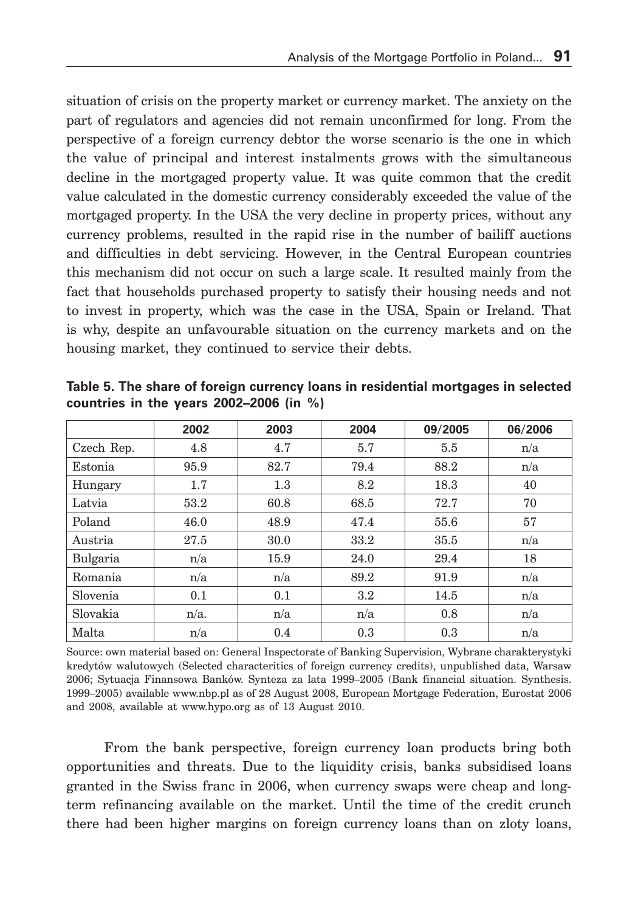situation of crisis on the property market or currency market. The anxiety on the part of regulators and agencies did not remain unconfirmed for long. From the perspective of a foreign currency debtor the worse scenario is the one in which the value of principal and interest instalments grows with the simultaneous decline in the mortgaged property value. It was quite common that the credit value calculated in the domestic currency considerably exceeded the value of the mortgaged property. In the USA the very decline in property prices, without any currency problems, resulted in the rapid rise in the number of bailiff auctions and difficulties in debt servicing. However, in the Central European countries this mechanism did not occur on such a large scale. It resulted mainly from the fact that households purchased property to satisfy their housing needs and not to invest in property, which was the case in the USA, Spain or Ireland. That is why, despite an unfavourable situation on the currency markets and on the housing market, they continued to service their debts.

**Table 5. The share of foreign currency loans in residential mortgages in selected countries in the years 2002–2006 (in %)**

| | 2002 | 2003 | 2004 | 09/2005 | 06/2006 |
|---|---|---|---|---|---|
| Czech Rep. | 4.8 | 4.7 | 5.7 | 5.5 | n/a |
| Estonia | 95.9 | 82.7 | 79.4 | 88.2 | n/a |
| Hungary | 1.7 | 1.3 | 8.2 | 18.3 | 40 |
| Latvia | 53.2 | 60.8 | 68.5 | 72.7 | 70 |
| Poland | 46.0 | 48.9 | 47.4 | 55.6 | 57 |
| Austria | 27.5 | 30.0 | 33.2 | 35.5 | n/a |
| Bulgaria | n/a | 15.9 | 24.0 | 29.4 | 18 |
| Romania | n/a | n/a | 89.2 | 91.9 | n/a |
| Slovenia | 0.1 | 0.1 | 3.2 | 14.5 | n/a |
| Slovakia | n/a. | n/a | n/a | 0.8 | n/a |
| Malta | n/a | 0.4 | 0.3 | 0.3 | n/a |

Source: own material based on: General Inspectorate of Banking Supervision, Wybrane charakterystyki kredytów walutowych (Selected characteritics of foreign currency credits), unpublished data, Warsaw 2006; Sytuacja Finansowa Banków. Synteza za lata 1999–2005 (Bank financial situation. Synthesis. 1999–2005) available www.nbp.pl as of 28 August 2008, European Mortgage Federation, Eurostat 2006 and 2008, available at www.hypo.org as of 13 August 2010.

From the bank perspective, foreign currency loan products bring both opportunities and threats. Due to the liquidity crisis, banks subsidised loans granted in the Swiss franc in 2006, when currency swaps were cheap and long-term refinancing available on the market. Until the time of the credit crunch there had been higher margins on foreign currency loans than on zloty loans,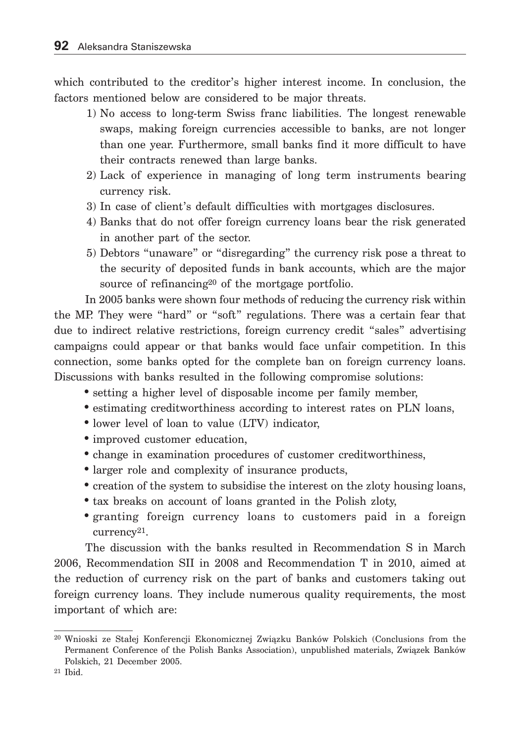which contributed to the creditor's higher interest income. In conclusion, the factors mentioned below are considered to be major threats.

1) No access to long-term Swiss franc liabilities. The longest renewable swaps, making foreign currencies accessible to banks, are not longer than one year. Furthermore, small banks find it more difficult to have their contracts renewed than large banks.
2) Lack of experience in managing of long term instruments bearing currency risk.
3) In case of client's default difficulties with mortgages disclosures.
4) Banks that do not offer foreign currency loans bear the risk generated in another part of the sector.
5) Debtors "unaware" or "disregarding" the currency risk pose a threat to the security of deposited funds in bank accounts, which are the major source of refinancing[20] of the mortgage portfolio.

In 2005 banks were shown four methods of reducing the currency risk within the MP. They were "hard" or "soft" regulations. There was a certain fear that due to indirect relative restrictions, foreign currency credit "sales" advertising campaigns could appear or that banks would face unfair competition. In this connection, some banks opted for the complete ban on foreign currency loans. Discussions with banks resulted in the following compromise solutions:

- setting a higher level of disposable income per family member,
- estimating creditworthiness according to interest rates on PLN loans,
- lower level of loan to value (LTV) indicator,
- improved customer education,
- change in examination procedures of customer creditworthiness,
- larger role and complexity of insurance products,
- creation of the system to subsidise the interest on the zloty housing loans,
- tax breaks on account of loans granted in the Polish zloty,
- granting foreign currency loans to customers paid in a foreign currency[21].

The discussion with the banks resulted in Recommendation S in March 2006, Recommendation SII in 2008 and Recommendation T in 2010, aimed at the reduction of currency risk on the part of banks and customers taking out foreign currency loans. They include numerous quality requirements, the most important of which are:

---

[20] Wnioski ze Stałej Konferencji Ekonomicznej Związku Banków Polskich (Conclusions from the Permanent Conference of the Polish Banks Association), unpublished materials, Związek Banków Polskich, 21 December 2005.

[21] Ibid.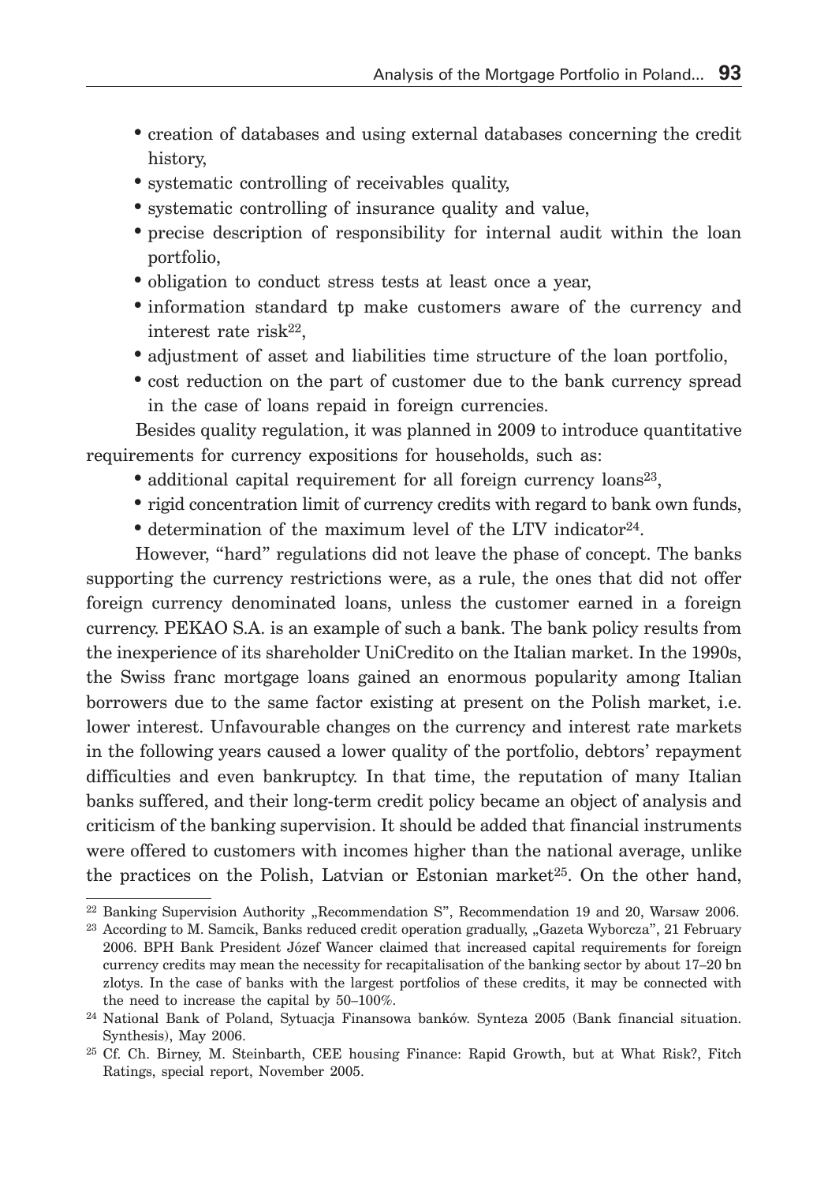- creation of databases and using external databases concerning the credit history,
- systematic controlling of receivables quality,
- systematic controlling of insurance quality and value,
- precise description of responsibility for internal audit within the loan portfolio,
- obligation to conduct stress tests at least once a year,
- information standard tp make customers aware of the currency and interest rate risk[22],
- adjustment of asset and liabilities time structure of the loan portfolio,
- cost reduction on the part of customer due to the bank currency spread in the case of loans repaid in foreign currencies.

Besides quality regulation, it was planned in 2009 to introduce quantitative requirements for currency expositions for households, such as:

- additional capital requirement for all foreign currency loans[23],
- rigid concentration limit of currency credits with regard to bank own funds,
- determination of the maximum level of the LTV indicator[24].

However, "hard" regulations did not leave the phase of concept. The banks supporting the currency restrictions were, as a rule, the ones that did not offer foreign currency denominated loans, unless the customer earned in a foreign currency. PEKAO S.A. is an example of such a bank. The bank policy results from the inexperience of its shareholder UniCredito on the Italian market. In the 1990s, the Swiss franc mortgage loans gained an enormous popularity among Italian borrowers due to the same factor existing at present on the Polish market, i.e. lower interest. Unfavourable changes on the currency and interest rate markets in the following years caused a lower quality of the portfolio, debtors' repayment difficulties and even bankruptcy. In that time, the reputation of many Italian banks suffered, and their long-term credit policy became an object of analysis and criticism of the banking supervision. It should be added that financial instruments were offered to customers with incomes higher than the national average, unlike the practices on the Polish, Latvian or Estonian market[25]. On the other hand,

---

[22] Banking Supervision Authority „Recommendation S", Recommendation 19 and 20, Warsaw 2006.

[23] According to M. Samcik, Banks reduced credit operation gradually, „Gazeta Wyborcza", 21 February 2006. BPH Bank President Józef Wancer claimed that increased capital requirements for foreign currency credits may mean the necessity for recapitalisation of the banking sector by about 17–20 bn zlotys. In the case of banks with the largest portfolios of these credits, it may be connected with the need to increase the capital by 50–100%.

[24] National Bank of Poland, Sytuacja Finansowa banków. Synteza 2005 (Bank financial situation. Synthesis), May 2006.

[25] Cf. Ch. Birney, M. Steinbarth, CEE housing Finance: Rapid Growth, but at What Risk?, Fitch Ratings, special report, November 2005.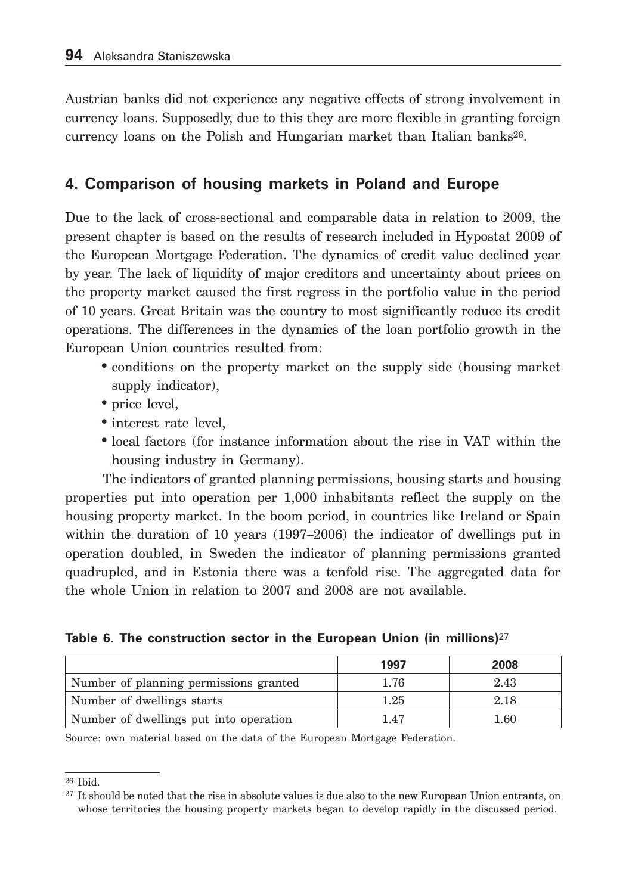Austrian banks did not experience any negative effects of strong involvement in currency loans. Supposedly, due to this they are more flexible in granting foreign currency loans on the Polish and Hungarian market than Italian banks[26].

## 4. Comparison of housing markets in Poland and Europe

Due to the lack of cross-sectional and comparable data in relation to 2009, the present chapter is based on the results of research included in Hypostat 2009 of the European Mortgage Federation. The dynamics of credit value declined year by year. The lack of liquidity of major creditors and uncertainty about prices on the property market caused the first regress in the portfolio value in the period of 10 years. Great Britain was the country to most significantly reduce its credit operations. The differences in the dynamics of the loan portfolio growth in the European Union countries resulted from:

- conditions on the property market on the supply side (housing market supply indicator),
- price level,
- interest rate level,
- local factors (for instance information about the rise in VAT within the housing industry in Germany).

The indicators of granted planning permissions, housing starts and housing properties put into operation per 1,000 inhabitants reflect the supply on the housing property market. In the boom period, in countries like Ireland or Spain within the duration of 10 years (1997–2006) the indicator of dwellings put in operation doubled, in Sweden the indicator of planning permissions granted quadrupled, and in Estonia there was a tenfold rise. The aggregated data for the whole Union in relation to 2007 and 2008 are not available.

**Table 6. The construction sector in the European Union (in millions)[27]**

| | 1997 | 2008 |
|---|---|---|
| Number of planning permissions granted | 1.76 | 2.43 |
| Number of dwellings starts | 1.25 | 2.18 |
| Number of dwellings put into operation | 1.47 | 1.60 |

Source: own material based on the data of the European Mortgage Federation.

[26] Ibid.

[27] It should be noted that the rise in absolute values is due also to the new European Union entrants, on whose territories the housing property markets began to develop rapidly in the discussed period.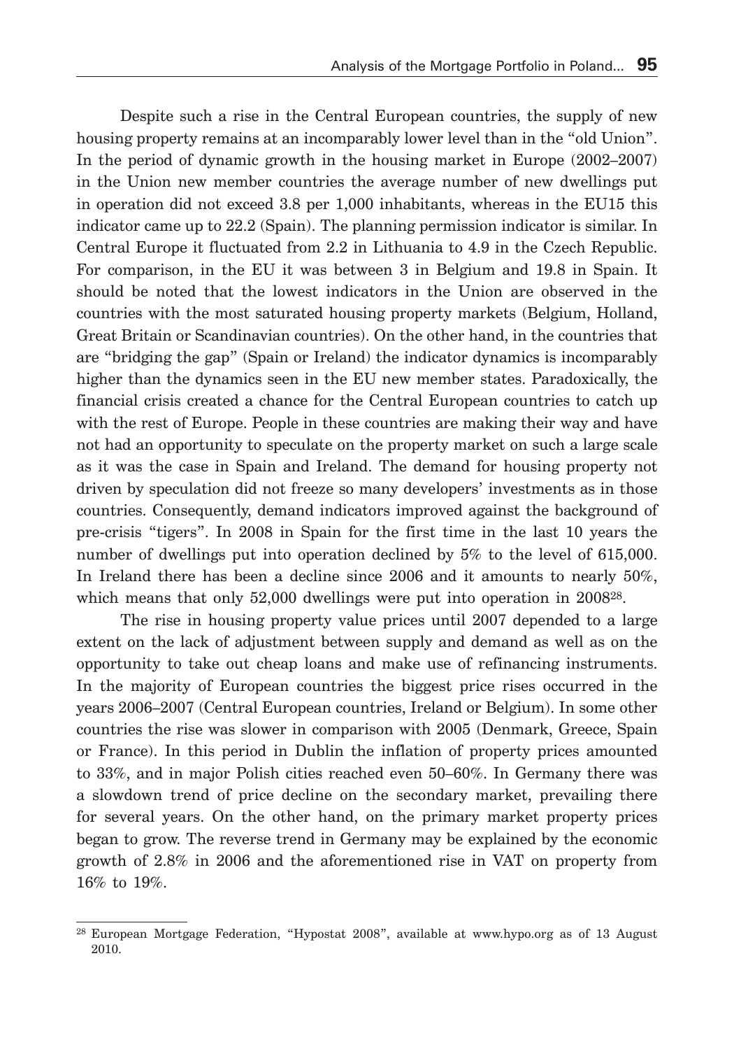Despite such a rise in the Central European countries, the supply of new housing property remains at an incomparably lower level than in the "old Union". In the period of dynamic growth in the housing market in Europe (2002–2007) in the Union new member countries the average number of new dwellings put in operation did not exceed 3.8 per 1,000 inhabitants, whereas in the EU15 this indicator came up to 22.2 (Spain). The planning permission indicator is similar. In Central Europe it fluctuated from 2.2 in Lithuania to 4.9 in the Czech Republic. For comparison, in the EU it was between 3 in Belgium and 19.8 in Spain. It should be noted that the lowest indicators in the Union are observed in the countries with the most saturated housing property markets (Belgium, Holland, Great Britain or Scandinavian countries). On the other hand, in the countries that are "bridging the gap" (Spain or Ireland) the indicator dynamics is incomparably higher than the dynamics seen in the EU new member states. Paradoxically, the financial crisis created a chance for the Central European countries to catch up with the rest of Europe. People in these countries are making their way and have not had an opportunity to speculate on the property market on such a large scale as it was the case in Spain and Ireland. The demand for housing property not driven by speculation did not freeze so many developers' investments as in those countries. Consequently, demand indicators improved against the background of pre-crisis "tigers". In 2008 in Spain for the first time in the last 10 years the number of dwellings put into operation declined by 5% to the level of 615,000. In Ireland there has been a decline since 2006 and it amounts to nearly 50%, which means that only 52,000 dwellings were put into operation in 2008[28].

The rise in housing property value prices until 2007 depended to a large extent on the lack of adjustment between supply and demand as well as on the opportunity to take out cheap loans and make use of refinancing instruments. In the majority of European countries the biggest price rises occurred in the years 2006–2007 (Central European countries, Ireland or Belgium). In some other countries the rise was slower in comparison with 2005 (Denmark, Greece, Spain or France). In this period in Dublin the inflation of property prices amounted to 33%, and in major Polish cities reached even 50–60%. In Germany there was a slowdown trend of price decline on the secondary market, prevailing there for several years. On the other hand, on the primary market property prices began to grow. The reverse trend in Germany may be explained by the economic growth of 2.8% in 2006 and the aforementioned rise in VAT on property from 16% to 19%.

---

[28] European Mortgage Federation, "Hypostat 2008", available at www.hypo.org as of 13 August 2010.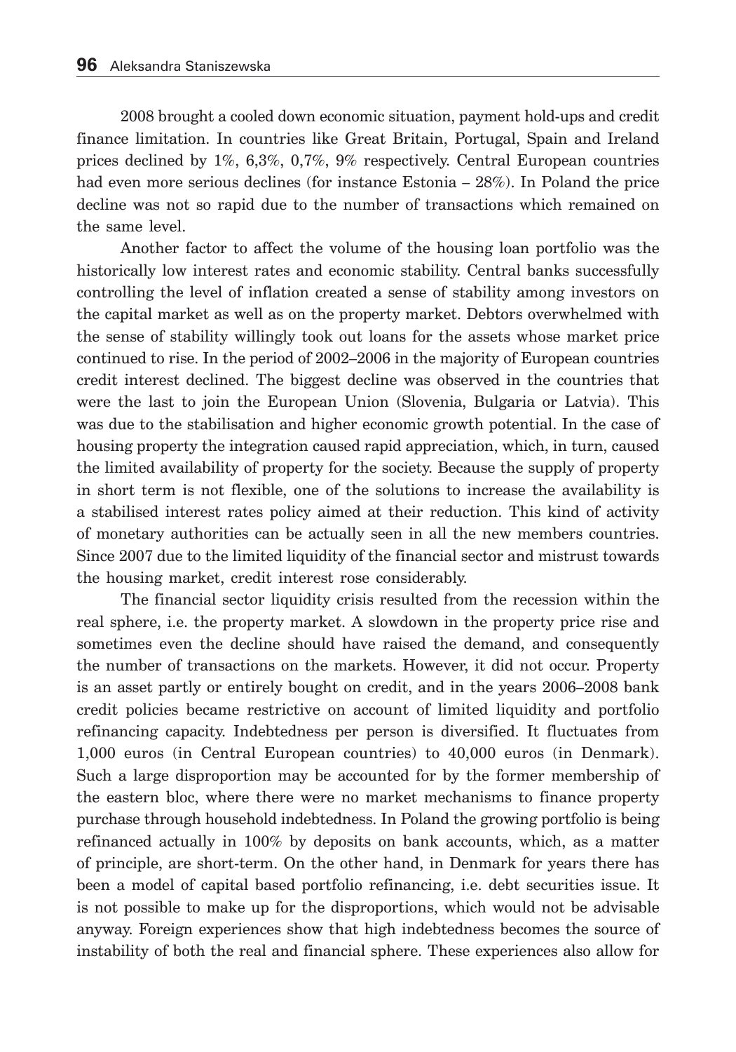2008 brought a cooled down economic situation, payment hold-ups and credit finance limitation. In countries like Great Britain, Portugal, Spain and Ireland prices declined by 1%, 6,3%, 0,7%, 9% respectively. Central European countries had even more serious declines (for instance Estonia – 28%). In Poland the price decline was not so rapid due to the number of transactions which remained on the same level.

Another factor to affect the volume of the housing loan portfolio was the historically low interest rates and economic stability. Central banks successfully controlling the level of inflation created a sense of stability among investors on the capital market as well as on the property market. Debtors overwhelmed with the sense of stability willingly took out loans for the assets whose market price continued to rise. In the period of 2002–2006 in the majority of European countries credit interest declined. The biggest decline was observed in the countries that were the last to join the European Union (Slovenia, Bulgaria or Latvia). This was due to the stabilisation and higher economic growth potential. In the case of housing property the integration caused rapid appreciation, which, in turn, caused the limited availability of property for the society. Because the supply of property in short term is not flexible, one of the solutions to increase the availability is a stabilised interest rates policy aimed at their reduction. This kind of activity of monetary authorities can be actually seen in all the new members countries. Since 2007 due to the limited liquidity of the financial sector and mistrust towards the housing market, credit interest rose considerably.

The financial sector liquidity crisis resulted from the recession within the real sphere, i.e. the property market. A slowdown in the property price rise and sometimes even the decline should have raised the demand, and consequently the number of transactions on the markets. However, it did not occur. Property is an asset partly or entirely bought on credit, and in the years 2006–2008 bank credit policies became restrictive on account of limited liquidity and portfolio refinancing capacity. Indebtedness per person is diversified. It fluctuates from 1,000 euros (in Central European countries) to 40,000 euros (in Denmark). Such a large disproportion may be accounted for by the former membership of the eastern bloc, where there were no market mechanisms to finance property purchase through household indebtedness. In Poland the growing portfolio is being refinanced actually in 100% by deposits on bank accounts, which, as a matter of principle, are short-term. On the other hand, in Denmark for years there has been a model of capital based portfolio refinancing, i.e. debt securities issue. It is not possible to make up for the disproportions, which would not be advisable anyway. Foreign experiences show that high indebtedness becomes the source of instability of both the real and financial sphere. These experiences also allow for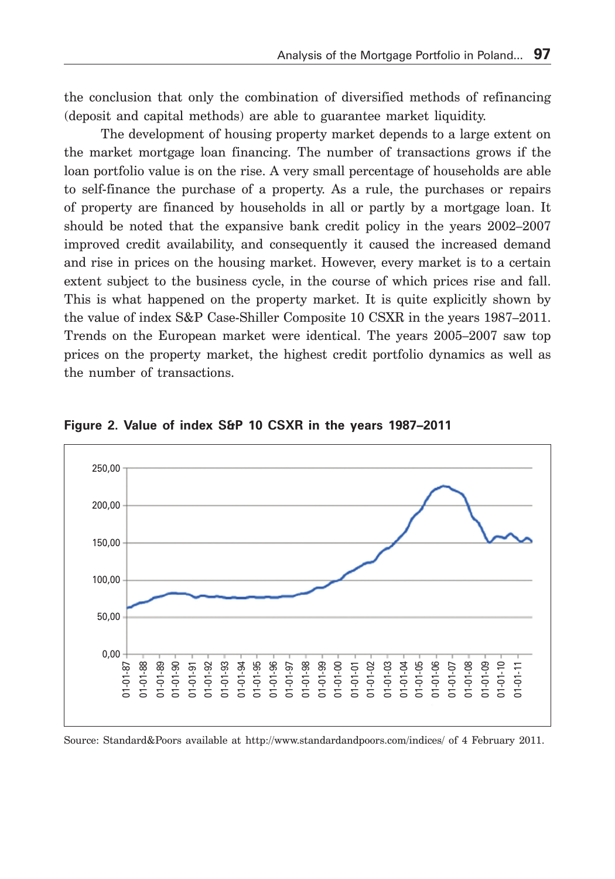the conclusion that only the combination of diversified methods of refinancing (deposit and capital methods) are able to guarantee market liquidity.

The development of housing property market depends to a large extent on the market mortgage loan financing. The number of transactions grows if the loan portfolio value is on the rise. A very small percentage of households are able to self-finance the purchase of a property. As a rule, the purchases or repairs of property are financed by households in all or partly by a mortgage loan. It should be noted that the expansive bank credit policy in the years 2002–2007 improved credit availability, and consequently it caused the increased demand and rise in prices on the housing market. However, every market is to a certain extent subject to the business cycle, in the course of which prices rise and fall. This is what happened on the property market. It is quite explicitly shown by the value of index S&P Case-Shiller Composite 10 CSXR in the years 1987–2011. Trends on the European market were identical. The years 2005–2007 saw top prices on the property market, the highest credit portfolio dynamics as well as the number of transactions.

**Figure 2. Value of index S&P 10 CSXR in the years 1987–2011**

Source: Standard&Poors available at http://www.standardandpoors.com/indices/ of 4 February 2011.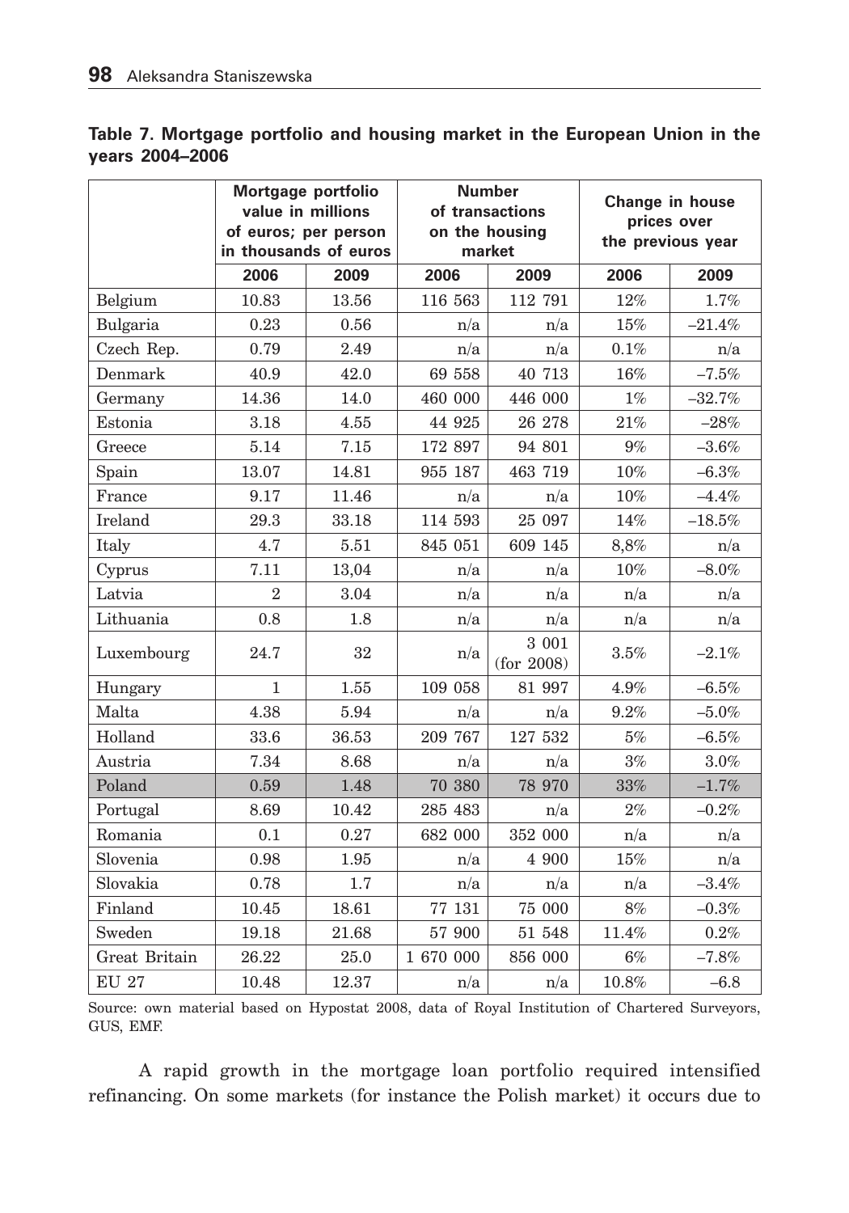**Table 7. Mortgage portfolio and housing market in the European Union in the years 2004–2006**

| | Mortgage portfolio value in millions of euros; per person in thousands of euros | | Number of transactions on the housing market | | Change in house prices over the previous year | |
|---|---|---|---|---|---|---|
| | 2006 | 2009 | 2006 | 2009 | 2006 | 2009 |
| Belgium | 10.83 | 13.56 | 116 563 | 112 791 | 12% | 1.7% |
| Bulgaria | 0.23 | 0.56 | n/a | n/a | 15% | –21.4% |
| Czech Rep. | 0.79 | 2.49 | n/a | n/a | 0.1% | n/a |
| Denmark | 40.9 | 42.0 | 69 558 | 40 713 | 16% | –7.5% |
| Germany | 14.36 | 14.0 | 460 000 | 446 000 | 1% | –32.7% |
| Estonia | 3.18 | 4.55 | 44 925 | 26 278 | 21% | –28% |
| Greece | 5.14 | 7.15 | 172 897 | 94 801 | 9% | –3.6% |
| Spain | 13.07 | 14.81 | 955 187 | 463 719 | 10% | –6.3% |
| France | 9.17 | 11.46 | n/a | n/a | 10% | –4.4% |
| Ireland | 29.3 | 33.18 | 114 593 | 25 097 | 14% | –18.5% |
| Italy | 4.7 | 5.51 | 845 051 | 609 145 | 8,8% | n/a |
| Cyprus | 7.11 | 13,04 | n/a | n/a | 10% | –8.0% |
| Latvia | 2 | 3.04 | n/a | n/a | n/a | n/a |
| Lithuania | 0.8 | 1.8 | n/a | n/a | n/a | n/a |
| Luxembourg | 24.7 | 32 | n/a | 3 001 (for 2008) | 3.5% | –2.1% |
| Hungary | 1 | 1.55 | 109 058 | 81 997 | 4.9% | –6.5% |
| Malta | 4.38 | 5.94 | n/a | n/a | 9.2% | –5.0% |
| Holland | 33.6 | 36.53 | 209 767 | 127 532 | 5% | –6.5% |
| Austria | 7.34 | 8.68 | n/a | n/a | 3% | 3.0% |
| Poland | 0.59 | 1.48 | 70 380 | 78 970 | 33% | –1.7% |
| Portugal | 8.69 | 10.42 | 285 483 | n/a | 2% | –0.2% |
| Romania | 0.1 | 0.27 | 682 000 | 352 000 | n/a | n/a |
| Slovenia | 0.98 | 1.95 | n/a | 4 900 | 15% | n/a |
| Slovakia | 0.78 | 1.7 | n/a | n/a | n/a | –3.4% |
| Finland | 10.45 | 18.61 | 77 131 | 75 000 | 8% | –0.3% |
| Sweden | 19.18 | 21.68 | 57 900 | 51 548 | 11.4% | 0.2% |
| Great Britain | 26.22 | 25.0 | 1 670 000 | 856 000 | 6% | –7.8% |
| EU 27 | 10.48 | 12.37 | n/a | n/a | 10.8% | –6.8 |

Source: own material based on Hypostat 2008, data of Royal Institution of Chartered Surveyors, GUS, EMF.

A rapid growth in the mortgage loan portfolio required intensified refinancing. On some markets (for instance the Polish market) it occurs due to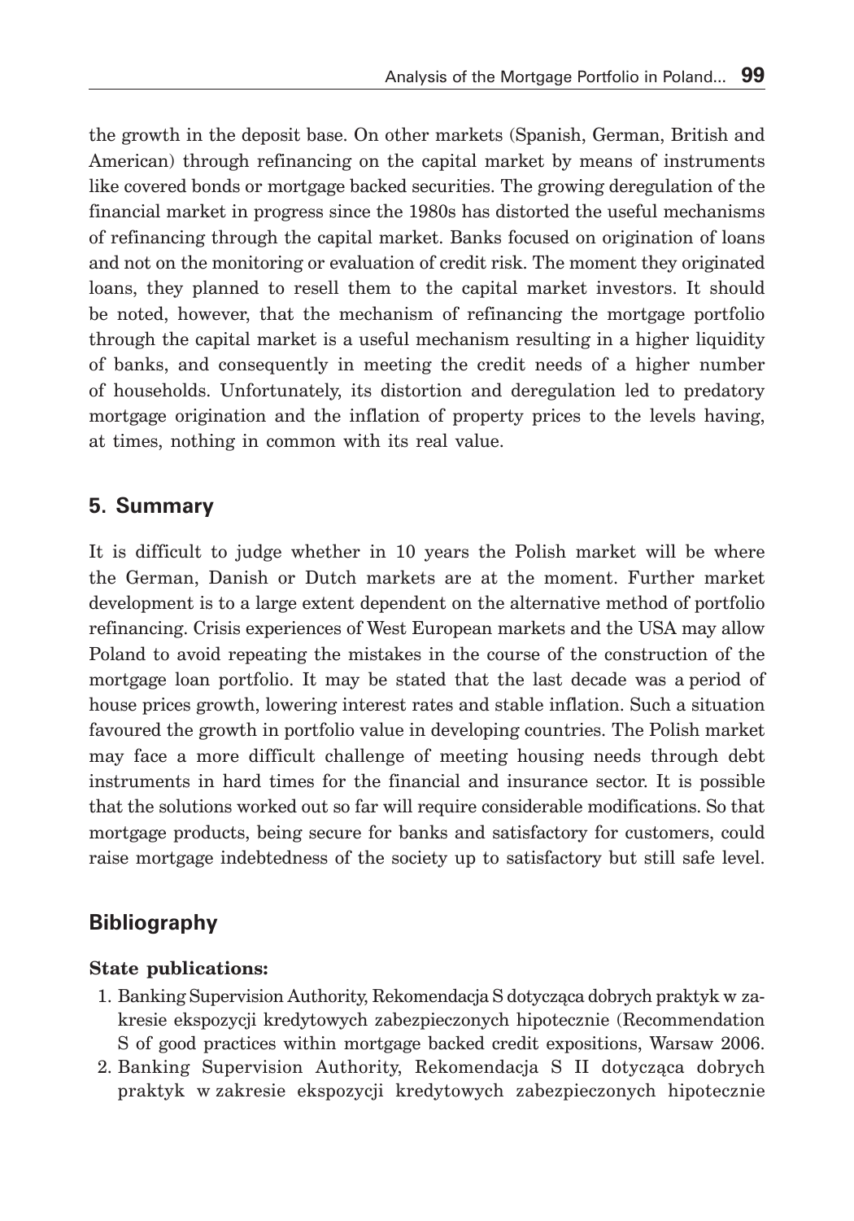the growth in the deposit base. On other markets (Spanish, German, British and American) through refinancing on the capital market by means of instruments like covered bonds or mortgage backed securities. The growing deregulation of the financial market in progress since the 1980s has distorted the useful mechanisms of refinancing through the capital market. Banks focused on origination of loans and not on the monitoring or evaluation of credit risk. The moment they originated loans, they planned to resell them to the capital market investors. It should be noted, however, that the mechanism of refinancing the mortgage portfolio through the capital market is a useful mechanism resulting in a higher liquidity of banks, and consequently in meeting the credit needs of a higher number of households. Unfortunately, its distortion and deregulation led to predatory mortgage origination and the inflation of property prices to the levels having, at times, nothing in common with its real value.

## 5. Summary

It is difficult to judge whether in 10 years the Polish market will be where the German, Danish or Dutch markets are at the moment. Further market development is to a large extent dependent on the alternative method of portfolio refinancing. Crisis experiences of West European markets and the USA may allow Poland to avoid repeating the mistakes in the course of the construction of the mortgage loan portfolio. It may be stated that the last decade was a period of house prices growth, lowering interest rates and stable inflation. Such a situation favoured the growth in portfolio value in developing countries. The Polish market may face a more difficult challenge of meeting housing needs through debt instruments in hard times for the financial and insurance sector. It is possible that the solutions worked out so far will require considerable modifications. So that mortgage products, being secure for banks and satisfactory for customers, could raise mortgage indebtedness of the society up to satisfactory but still safe level.

## Bibliography

**State publications:**

1. Banking Supervision Authority, Rekomendacja S dotycząca dobrych praktyk w zakresie ekspozycji kredytowych zabezpieczonych hipotecznie (Recommendation S of good practices within mortgage backed credit expositions, Warsaw 2006.
2. Banking Supervision Authority, Rekomendacja S II dotycząca dobrych praktyk w zakresie ekspozycji kredytowych zabezpieczonych hipotecznie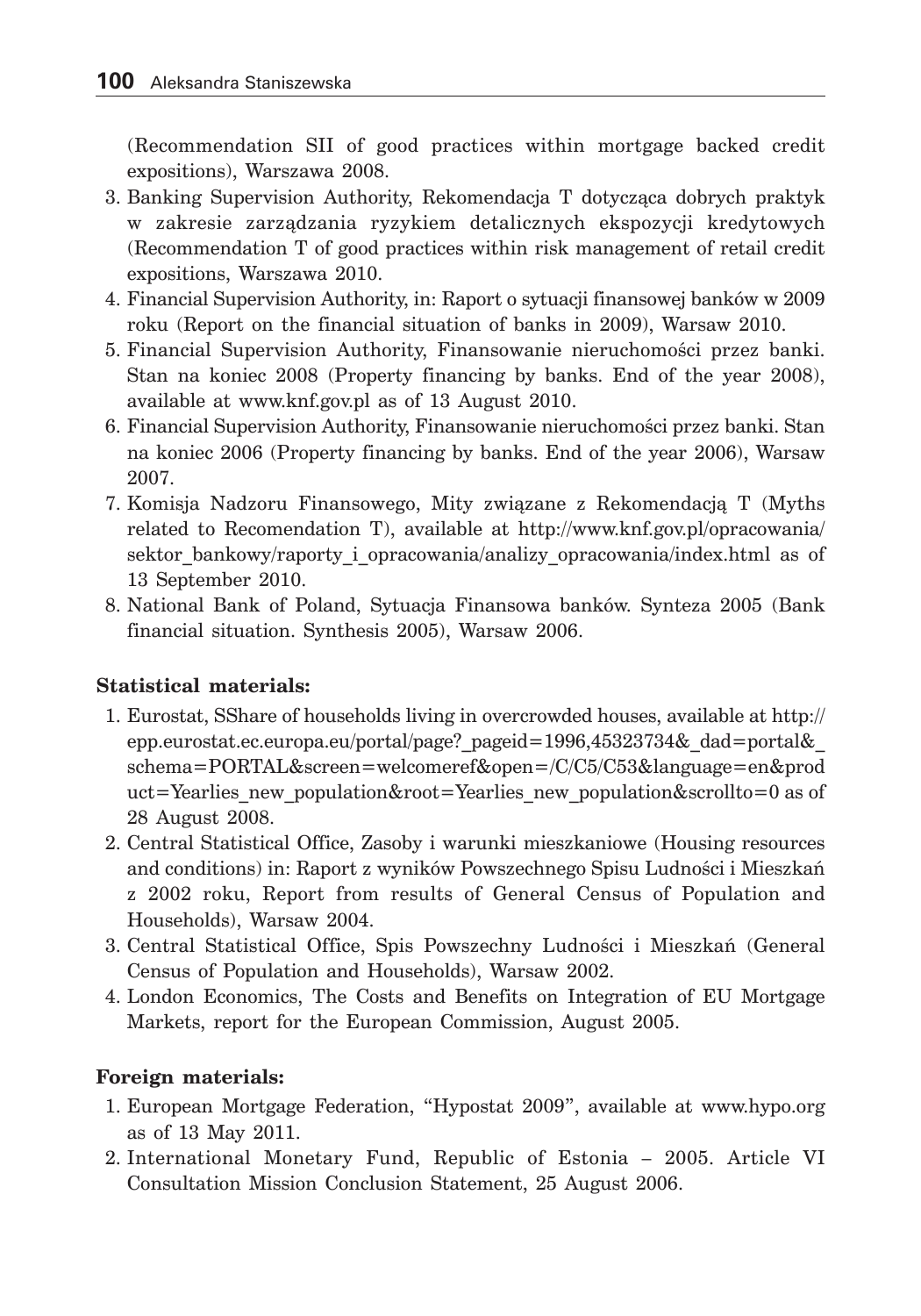(Recommendation SII of good practices within mortgage backed credit expositions), Warszawa 2008.

3. Banking Supervision Authority, Rekomendacja T dotycząca dobrych praktyk w zakresie zarządzania ryzykiem detalicznych ekspozycji kredytowych (Recommendation T of good practices within risk management of retail credit expositions, Warszawa 2010.
4. Financial Supervision Authority, in: Raport o sytuacji finansowej banków w 2009 roku (Report on the financial situation of banks in 2009), Warsaw 2010.
5. Financial Supervision Authority, Finansowanie nieruchomości przez banki. Stan na koniec 2008 (Property financing by banks. End of the year 2008), available at www.knf.gov.pl as of 13 August 2010.
6. Financial Supervision Authority, Finansowanie nieruchomości przez banki. Stan na koniec 2006 (Property financing by banks. End of the year 2006), Warsaw 2007.
7. Komisja Nadzoru Finansowego, Mity związane z Rekomendacją T (Myths related to Recomendation T), available at http://www.knf.gov.pl/opracowania/sektor_bankowy/raporty_i_opracowania/analizy_opracowania/index.html as of 13 September 2010.
8. National Bank of Poland, Sytuacja Finansowa banków. Synteza 2005 (Bank financial situation. Synthesis 2005), Warsaw 2006.

**Statistical materials:**

1. Eurostat, SShare of households living in overcrowded houses, available at http://epp.eurostat.ec.europa.eu/portal/page?_pageid=1996,45323734&_dad=portal&_schema=PORTAL&screen=welcomeref&open=/C/C5/C53&language=en&product=Yearlies_new_population&root=Yearlies_new_population&scrollto=0 as of 28 August 2008.
2. Central Statistical Office, Zasoby i warunki mieszkaniowe (Housing resources and conditions) in: Raport z wyników Powszechnego Spisu Ludności i Mieszkań z 2002 roku, Report from results of General Census of Population and Households), Warsaw 2004.
3. Central Statistical Office, Spis Powszechny Ludności i Mieszkań (General Census of Population and Households), Warsaw 2002.
4. London Economics, The Costs and Benefits on Integration of EU Mortgage Markets, report for the European Commission, August 2005.

**Foreign materials:**

1. European Mortgage Federation, "Hypostat 2009", available at www.hypo.org as of 13 May 2011.
2. International Monetary Fund, Republic of Estonia – 2005. Article VI Consultation Mission Conclusion Statement, 25 August 2006.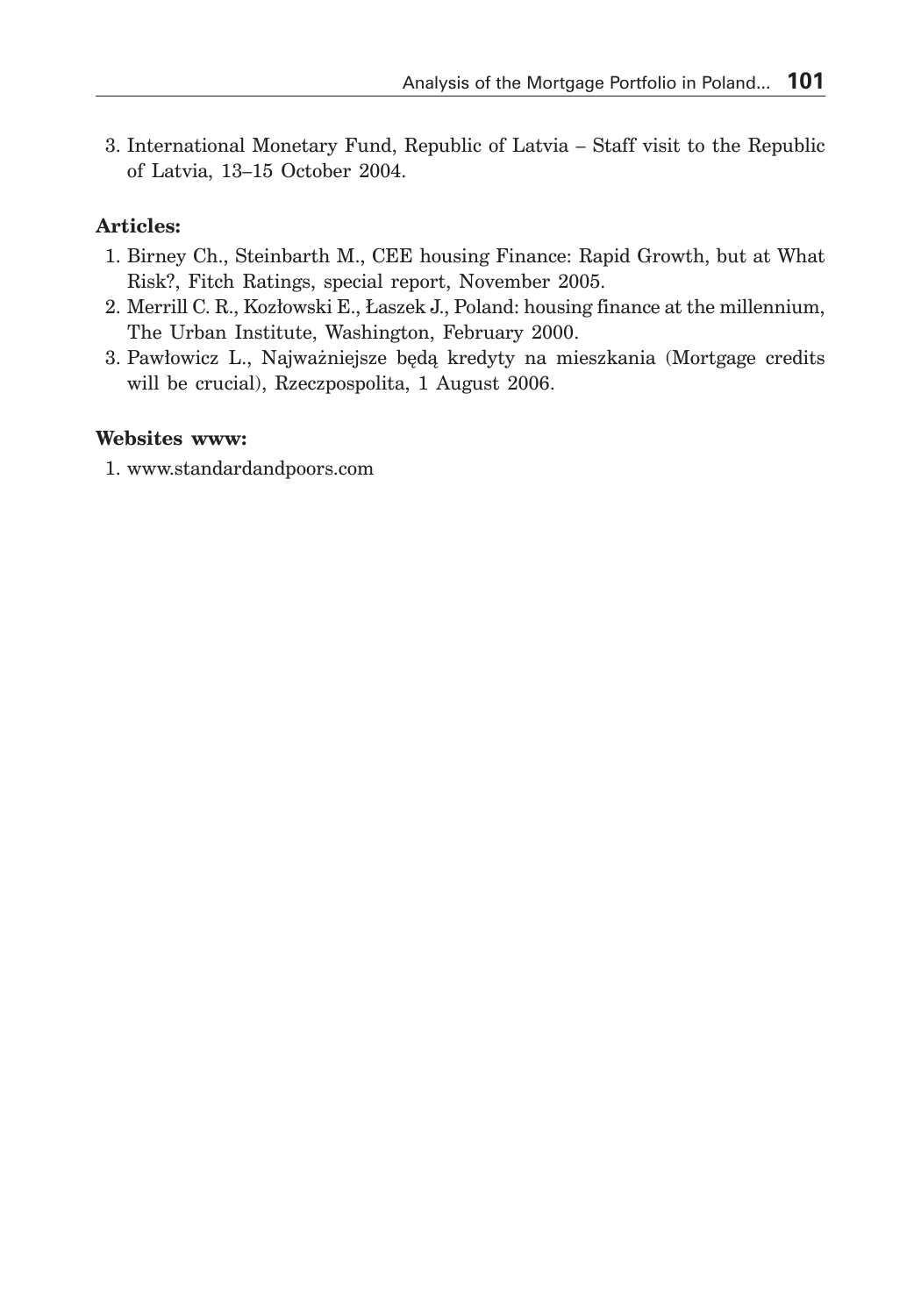3. International Monetary Fund, Republic of Latvia – Staff visit to the Republic of Latvia, 13–15 October 2004.

**Articles:**

1. Birney Ch., Steinbarth M., CEE housing Finance: Rapid Growth, but at What Risk?, Fitch Ratings, special report, November 2005.
2. Merrill C. R., Kozłowski E., Łaszek J., Poland: housing finance at the millennium, The Urban Institute, Washington, February 2000.
3. Pawłowicz L., Najważniejsze będą kredyty na mieszkania (Mortgage credits will be crucial), Rzeczpospolita, 1 August 2006.

**Websites www:**

1. www.standardandpoors.com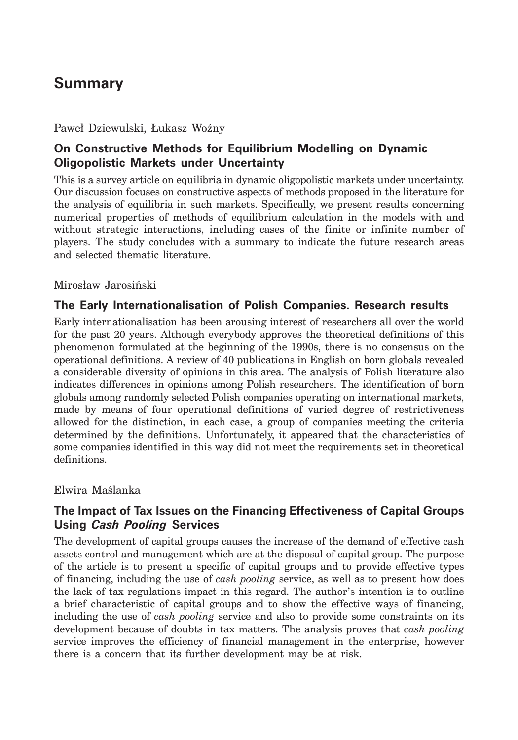# Summary

Paweł Dziewulski, Łukasz Woźny

## On Constructive Methods for Equilibrium Modelling on Dynamic Oligopolistic Markets under Uncertainty

This is a survey article on equilibria in dynamic oligopolistic markets under uncertainty. Our discussion focuses on constructive aspects of methods proposed in the literature for the analysis of equilibria in such markets. Specifically, we present results concerning numerical properties of methods of equilibrium calculation in the models with and without strategic interactions, including cases of the finite or infinite number of players. The study concludes with a summary to indicate the future research areas and selected thematic literature.

Mirosław Jarosiński

## The Early Internationalisation of Polish Companies. Research results

Early internationalisation has been arousing interest of researchers all over the world for the past 20 years. Although everybody approves the theoretical definitions of this phenomenon formulated at the beginning of the 1990s, there is no consensus on the operational definitions. A review of 40 publications in English on born globals revealed a considerable diversity of opinions in this area. The analysis of Polish literature also indicates differences in opinions among Polish researchers. The identification of born globals among randomly selected Polish companies operating on international markets, made by means of four operational definitions of varied degree of restrictiveness allowed for the distinction, in each case, a group of companies meeting the criteria determined by the definitions. Unfortunately, it appeared that the characteristics of some companies identified in this way did not meet the requirements set in theoretical definitions.

Elwira Maślanka

## The Impact of Tax Issues on the Financing Effectiveness of Capital Groups Using *Cash Pooling* Services

The development of capital groups causes the increase of the demand of effective cash assets control and management which are at the disposal of capital group. The purpose of the article is to present a specific of capital groups and to provide effective types of financing, including the use of *cash pooling* service, as well as to present how does the lack of tax regulations impact in this regard. The author's intention is to outline a brief characteristic of capital groups and to show the effective ways of financing, including the use of *cash pooling* service and also to provide some constraints on its development because of doubts in tax matters. The analysis proves that *cash pooling* service improves the efficiency of financial management in the enterprise, however there is a concern that its further development may be at risk.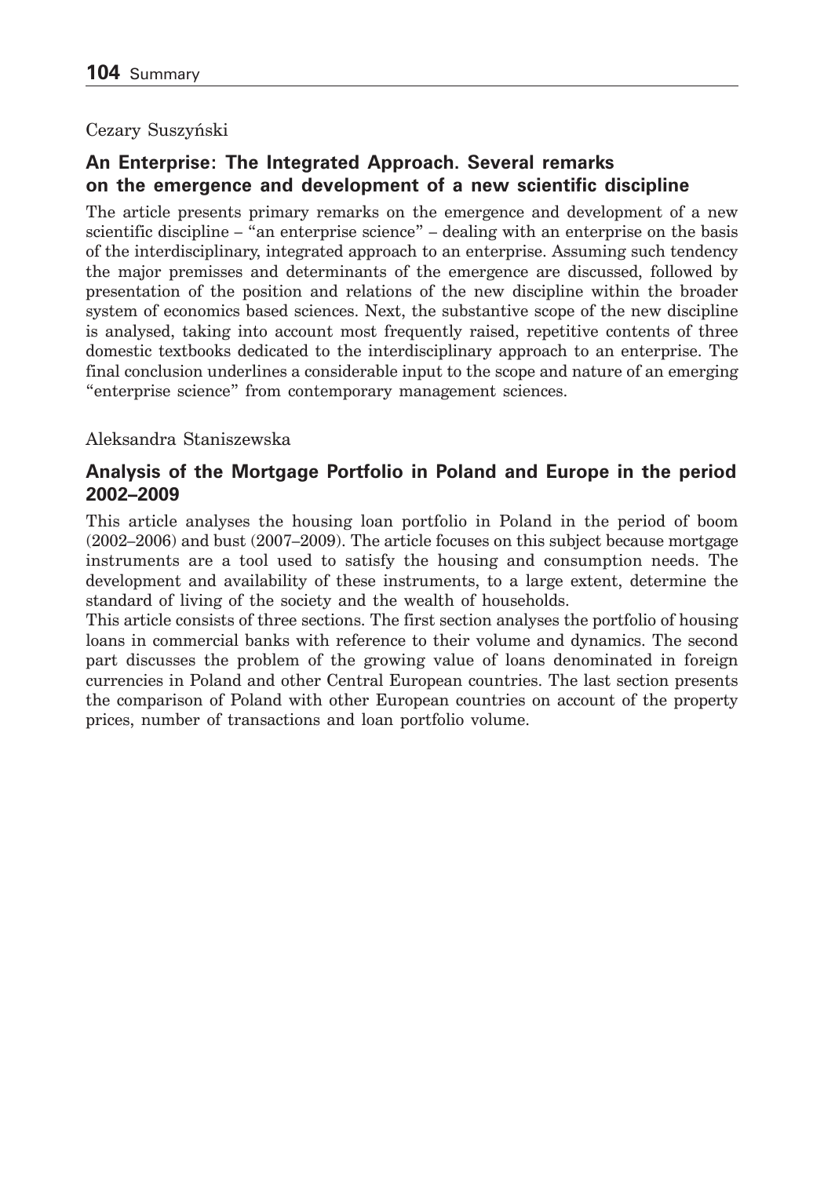Cezary Suszyński

## An Enterprise: The Integrated Approach. Several remarks on the emergence and development of a new scientific discipline

The article presents primary remarks on the emergence and development of a new scientific discipline – "an enterprise science" – dealing with an enterprise on the basis of the interdisciplinary, integrated approach to an enterprise. Assuming such tendency the major premisses and determinants of the emergence are discussed, followed by presentation of the position and relations of the new discipline within the broader system of economics based sciences. Next, the substantive scope of the new discipline is analysed, taking into account most frequently raised, repetitive contents of three domestic textbooks dedicated to the interdisciplinary approach to an enterprise. The final conclusion underlines a considerable input to the scope and nature of an emerging "enterprise science" from contemporary management sciences.

Aleksandra Staniszewska

## Analysis of the Mortgage Portfolio in Poland and Europe in the period 2002–2009

This article analyses the housing loan portfolio in Poland in the period of boom (2002–2006) and bust (2007–2009). The article focuses on this subject because mortgage instruments are a tool used to satisfy the housing and consumption needs. The development and availability of these instruments, to a large extent, determine the standard of living of the society and the wealth of households.

This article consists of three sections. The first section analyses the portfolio of housing loans in commercial banks with reference to their volume and dynamics. The second part discusses the problem of the growing value of loans denominated in foreign currencies in Poland and other Central European countries. The last section presents the comparison of Poland with other European countries on account of the property prices, number of transactions and loan portfolio volume.